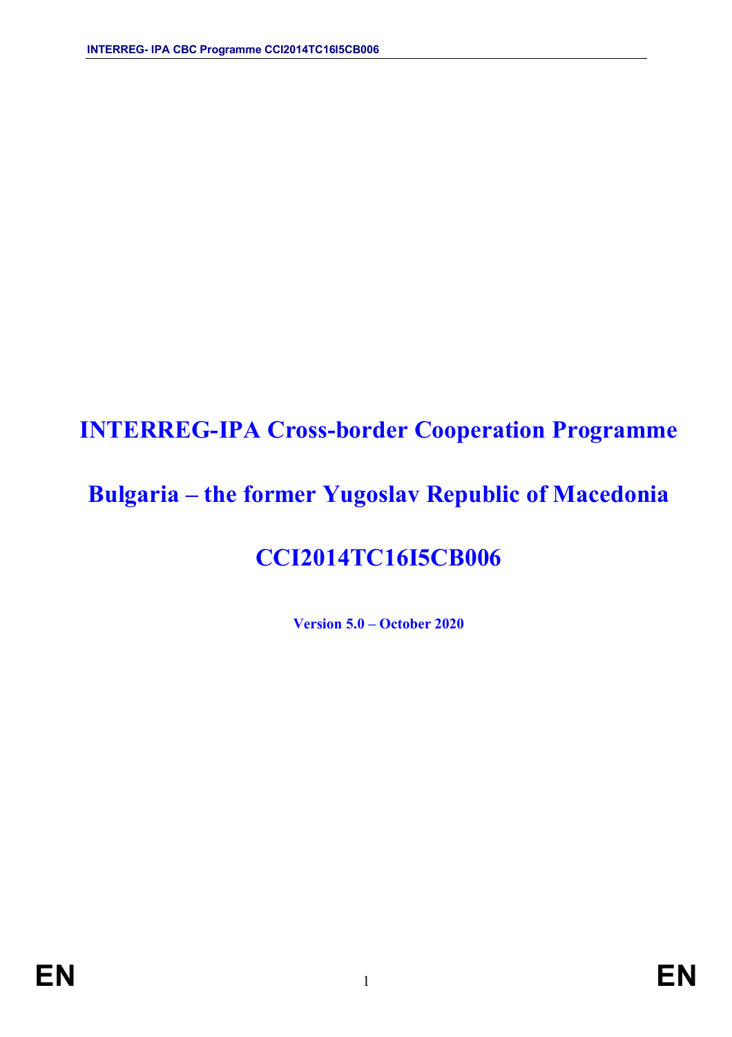# INTERREG-IPA Cross-border Cooperation Programme

# Bulgaria – the former Yugoslav Republic of Macedonia

# CCI2014TC16I5CB006

**Version 5.0 – October 2020**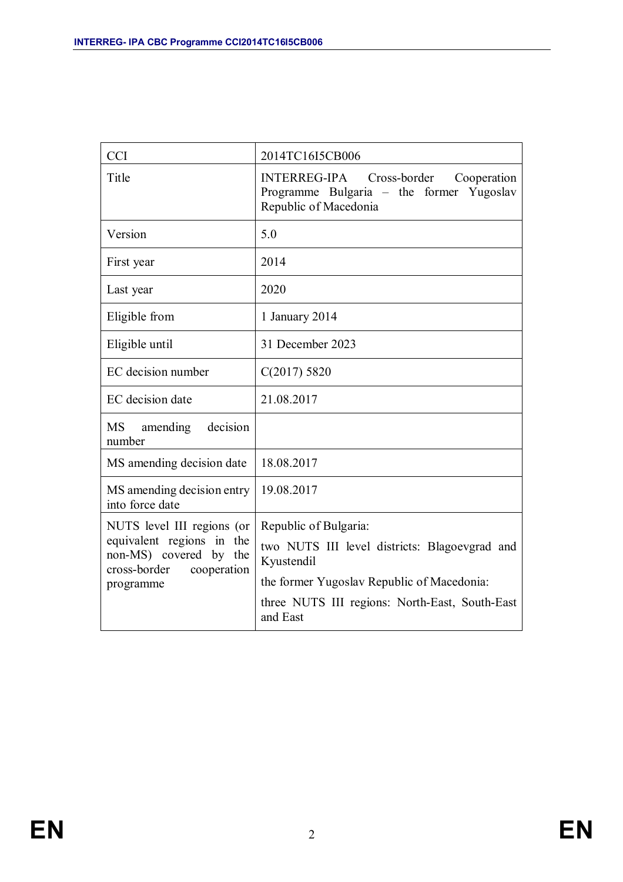| CCI | 2014TC16I5CB006 |
|---|---|
| Title | INTERREG-IPA Cross-border Cooperation Programme Bulgaria – the former Yugoslav Republic of Macedonia |
| Version | 5.0 |
| First year | 2014 |
| Last year | 2020 |
| Eligible from | 1 January 2014 |
| Eligible until | 31 December 2023 |
| EC decision number | C(2017) 5820 |
| EC decision date | 21.08.2017 |
| MS amending decision number | |
| MS amending decision date | 18.08.2017 |
| MS amending decision entry into force date | 19.08.2017 |
| NUTS level III regions (or equivalent regions in the non-MS) covered by the cross-border cooperation programme | Republic of Bulgaria:<br>two NUTS III level districts: Blagoevgrad and Kyustendil<br>the former Yugoslav Republic of Macedonia:<br>three NUTS III regions: North-East, South-East and East |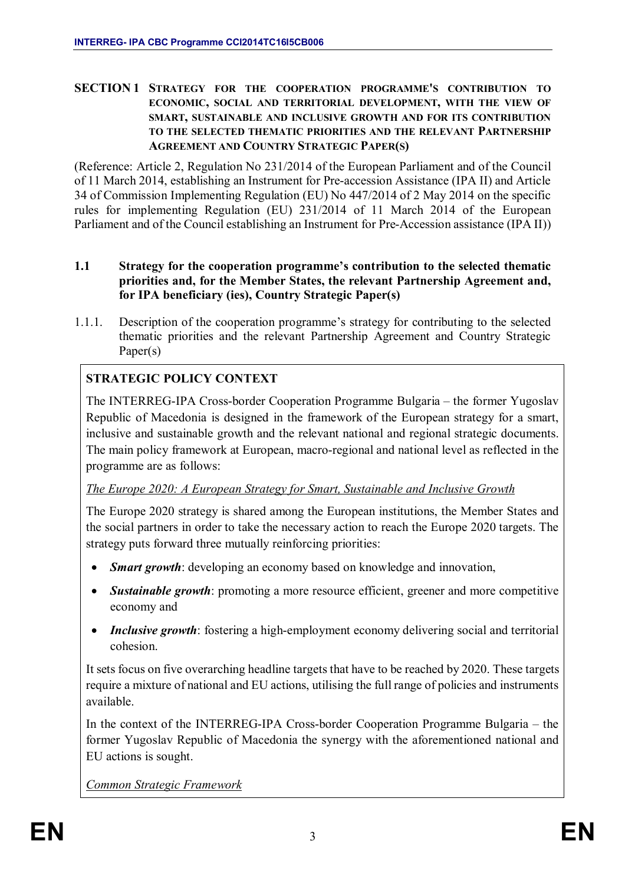# SECTION 1 STRATEGY FOR THE COOPERATION PROGRAMME'S CONTRIBUTION TO ECONOMIC, SOCIAL AND TERRITORIAL DEVELOPMENT, WITH THE VIEW OF SMART, SUSTAINABLE AND INCLUSIVE GROWTH AND FOR ITS CONTRIBUTION TO THE SELECTED THEMATIC PRIORITIES AND THE RELEVANT PARTNERSHIP AGREEMENT AND COUNTRY STRATEGIC PAPER(S)

(Reference: Article 2, Regulation No 231/2014 of the European Parliament and of the Council of 11 March 2014, establishing an Instrument for Pre-accession Assistance (IPA II) and Article 34 of Commission Implementing Regulation (EU) No 447/2014 of 2 May 2014 on the specific rules for implementing Regulation (EU) 231/2014 of 11 March 2014 of the European Parliament and of the Council establishing an Instrument for Pre-Accession assistance (IPA II))

## 1.1 Strategy for the cooperation programme's contribution to the selected thematic priorities and, for the Member States, the relevant Partnership Agreement and, for IPA beneficiary (ies), Country Strategic Paper(s)

1.1.1. Description of the cooperation programme's strategy for contributing to the selected thematic priorities and the relevant Partnership Agreement and Country Strategic Paper(s)

**STRATEGIC POLICY CONTEXT**

The INTERREG-IPA Cross-border Cooperation Programme Bulgaria – the former Yugoslav Republic of Macedonia is designed in the framework of the European strategy for a smart, inclusive and sustainable growth and the relevant national and regional strategic documents. The main policy framework at European, macro-regional and national level as reflected in the programme are as follows:

*The Europe 2020: A European Strategy for Smart, Sustainable and Inclusive Growth*

The Europe 2020 strategy is shared among the European institutions, the Member States and the social partners in order to take the necessary action to reach the Europe 2020 targets. The strategy puts forward three mutually reinforcing priorities:

- ***Smart growth***: developing an economy based on knowledge and innovation,
- ***Sustainable growth***: promoting a more resource efficient, greener and more competitive economy and
- ***Inclusive growth***: fostering a high-employment economy delivering social and territorial cohesion.

It sets focus on five overarching headline targets that have to be reached by 2020. These targets require a mixture of national and EU actions, utilising the full range of policies and instruments available.

In the context of the INTERREG-IPA Cross-border Cooperation Programme Bulgaria – the former Yugoslav Republic of Macedonia the synergy with the aforementioned national and EU actions is sought.

*Common Strategic Framework*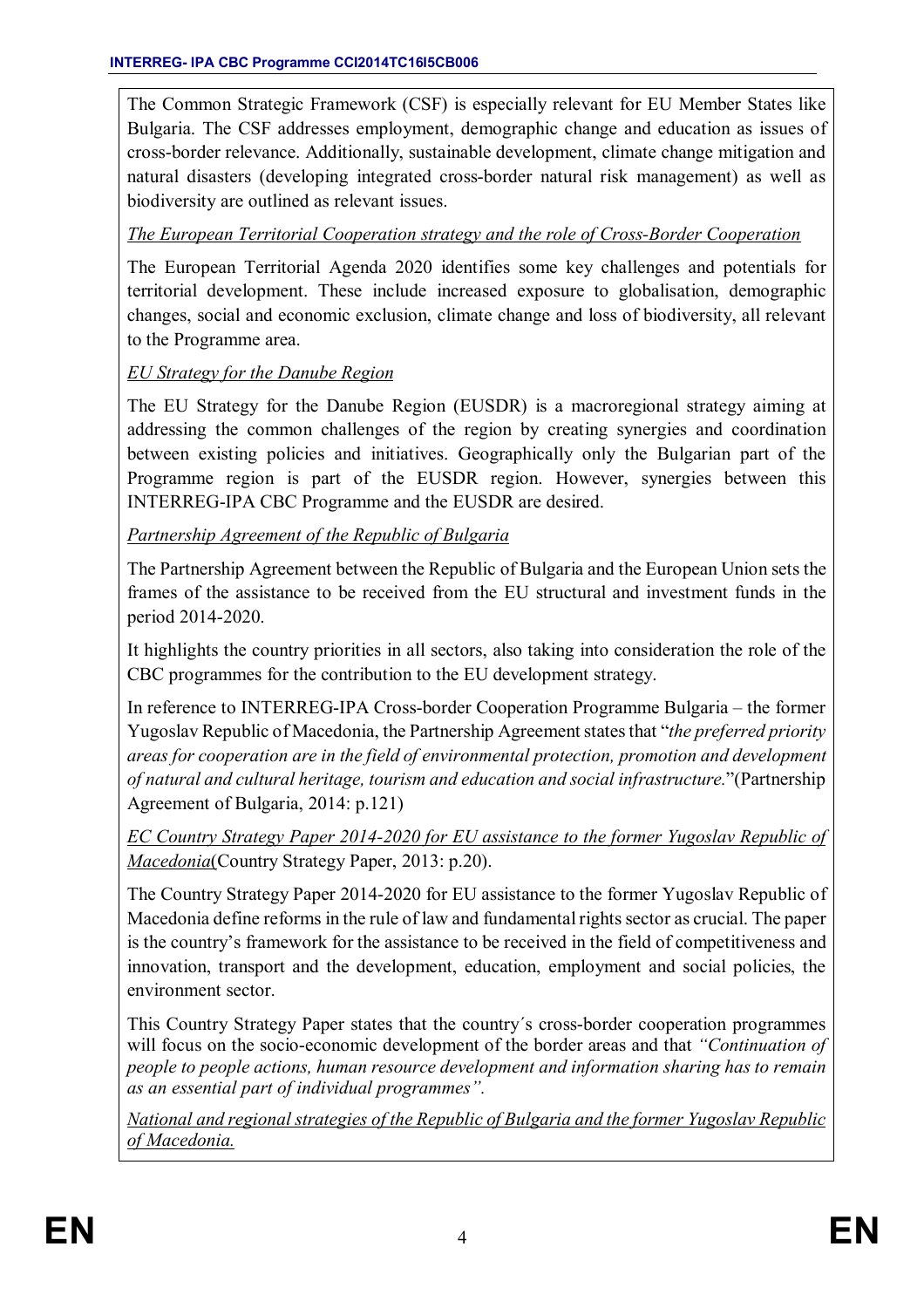The Common Strategic Framework (CSF) is especially relevant for EU Member States like Bulgaria. The CSF addresses employment, demographic change and education as issues of cross-border relevance. Additionally, sustainable development, climate change mitigation and natural disasters (developing integrated cross-border natural risk management) as well as biodiversity are outlined as relevant issues.

*The European Territorial Cooperation strategy and the role of Cross-Border Cooperation*

The European Territorial Agenda 2020 identifies some key challenges and potentials for territorial development. These include increased exposure to globalisation, demographic changes, social and economic exclusion, climate change and loss of biodiversity, all relevant to the Programme area.

*EU Strategy for the Danube Region*

The EU Strategy for the Danube Region (EUSDR) is a macroregional strategy aiming at addressing the common challenges of the region by creating synergies and coordination between existing policies and initiatives. Geographically only the Bulgarian part of the Programme region is part of the EUSDR region. However, synergies between this INTERREG-IPA CBC Programme and the EUSDR are desired.

*Partnership Agreement of the Republic of Bulgaria*

The Partnership Agreement between the Republic of Bulgaria and the European Union sets the frames of the assistance to be received from the EU structural and investment funds in the period 2014-2020.

It highlights the country priorities in all sectors, also taking into consideration the role of the CBC programmes for the contribution to the EU development strategy.

In reference to INTERREG-IPA Cross-border Cooperation Programme Bulgaria – the former Yugoslav Republic of Macedonia, the Partnership Agreement states that "*the preferred priority areas for cooperation are in the field of environmental protection, promotion and development of natural and cultural heritage, tourism and education and social infrastructure.*"(Partnership Agreement of Bulgaria, 2014: p.121)

*EC Country Strategy Paper 2014-2020 for EU assistance to the former Yugoslav Republic of Macedonia*(Country Strategy Paper, 2013: p.20).

The Country Strategy Paper 2014-2020 for EU assistance to the former Yugoslav Republic of Macedonia define reforms in the rule of law and fundamental rights sector as crucial. The paper is the country's framework for the assistance to be received in the field of competitiveness and innovation, transport and the development, education, employment and social policies, the environment sector.

This Country Strategy Paper states that the country´s cross-border cooperation programmes will focus on the socio-economic development of the border areas and that *"Continuation of people to people actions, human resource development and information sharing has to remain as an essential part of individual programmes".*

*National and regional strategies of the Republic of Bulgaria and the former Yugoslav Republic of Macedonia.*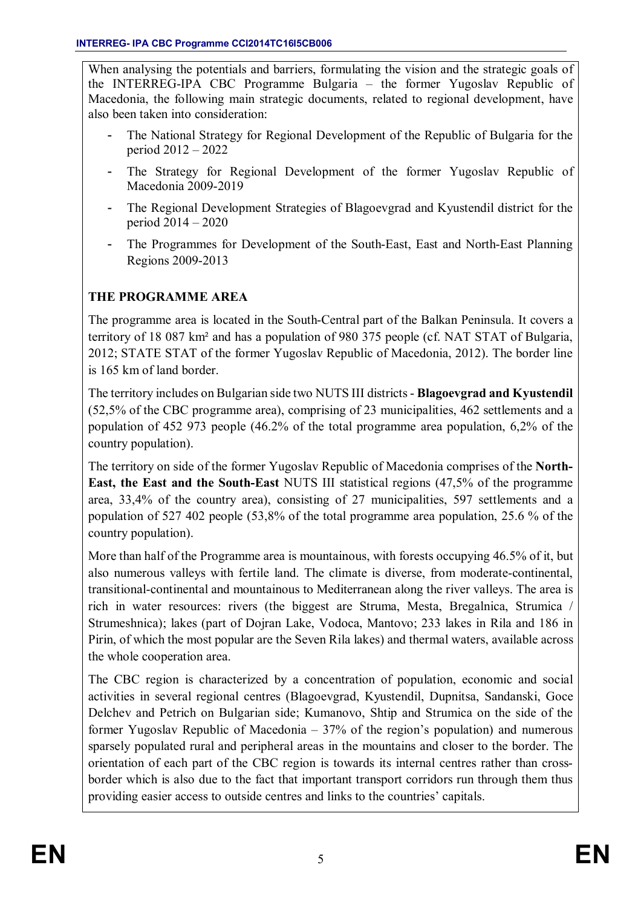When analysing the potentials and barriers, formulating the vision and the strategic goals of the INTERREG-IPA CBC Programme Bulgaria – the former Yugoslav Republic of Macedonia, the following main strategic documents, related to regional development, have also been taken into consideration:

- The National Strategy for Regional Development of the Republic of Bulgaria for the period 2012 – 2022
- The Strategy for Regional Development of the former Yugoslav Republic of Macedonia 2009-2019
- The Regional Development Strategies of Blagoevgrad and Kyustendil district for the period 2014 – 2020
- The Programmes for Development of the South-East, East and North-East Planning Regions 2009-2013

**THE PROGRAMME AREA**

The programme area is located in the South-Central part of the Balkan Peninsula. It covers a territory of 18 087 km² and has a population of 980 375 people (cf. NAT STAT of Bulgaria, 2012; STATE STAT of the former Yugoslav Republic of Macedonia, 2012). The border line is 165 km of land border.

The territory includes on Bulgarian side two NUTS III districts - **Blagoevgrad and Kyustendil** (52,5% of the CBC programme area), comprising of 23 municipalities, 462 settlements and a population of 452 973 people (46.2% of the total programme area population, 6,2% of the country population).

The territory on side of the former Yugoslav Republic of Macedonia comprises of the **North-East, the East and the South-East** NUTS III statistical regions (47,5% of the programme area, 33,4% of the country area), consisting of 27 municipalities, 597 settlements and a population of 527 402 people (53,8% of the total programme area population, 25.6 % of the country population).

More than half of the Programme area is mountainous, with forests occupying 46.5% of it, but also numerous valleys with fertile land. The climate is diverse, from moderate-continental, transitional-continental and mountainous to Mediterranean along the river valleys. The area is rich in water resources: rivers (the biggest are Struma, Mesta, Bregalnica, Strumica / Strumeshnica); lakes (part of Dojran Lake, Vodoca, Mantovo; 233 lakes in Rila and 186 in Pirin, of which the most popular are the Seven Rila lakes) and thermal waters, available across the whole cooperation area.

The CBC region is characterized by a concentration of population, economic and social activities in several regional centres (Blagoevgrad, Kyustendil, Dupnitsa, Sandanski, Goce Delchev and Petrich on Bulgarian side; Kumanovo, Shtip and Strumica on the side of the former Yugoslav Republic of Macedonia – 37% of the region's population) and numerous sparsely populated rural and peripheral areas in the mountains and closer to the border. The orientation of each part of the CBC region is towards its internal centres rather than cross-border which is also due to the fact that important transport corridors run through them thus providing easier access to outside centres and links to the countries' capitals.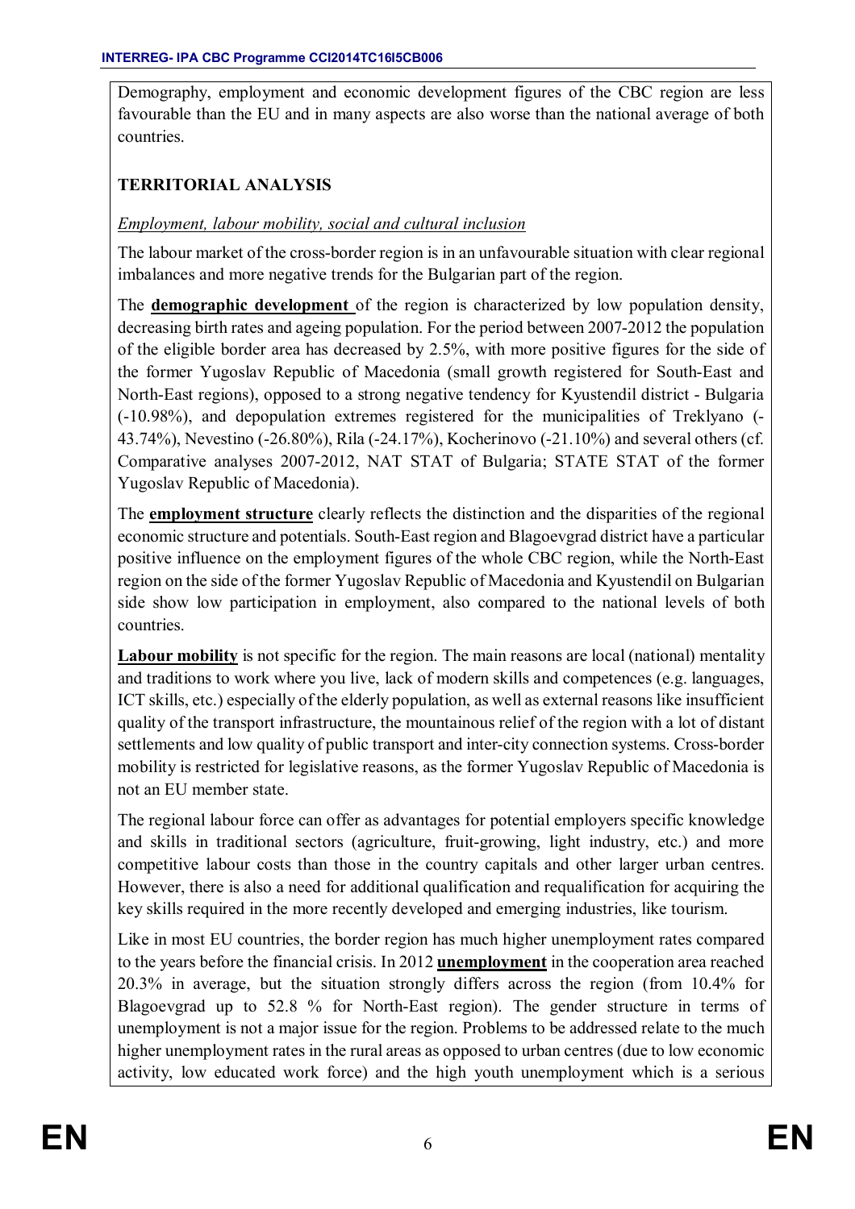Demography, employment and economic development figures of the CBC region are less favourable than the EU and in many aspects are also worse than the national average of both countries.

**TERRITORIAL ANALYSIS**

*Employment, labour mobility, social and cultural inclusion*

The labour market of the cross-border region is in an unfavourable situation with clear regional imbalances and more negative trends for the Bulgarian part of the region.

The **demographic development** of the region is characterized by low population density, decreasing birth rates and ageing population. For the period between 2007-2012 the population of the eligible border area has decreased by 2.5%, with more positive figures for the side of the former Yugoslav Republic of Macedonia (small growth registered for South-East and North-East regions), opposed to a strong negative tendency for Kyustendil district - Bulgaria (-10.98%), and depopulation extremes registered for the municipalities of Treklyano (-43.74%), Nevestino (-26.80%), Rila (-24.17%), Kocherinovo (-21.10%) and several others (cf. Comparative analyses 2007-2012, NAT STAT of Bulgaria; STATE STAT of the former Yugoslav Republic of Macedonia).

The **employment structure** clearly reflects the distinction and the disparities of the regional economic structure and potentials. South-East region and Blagoevgrad district have a particular positive influence on the employment figures of the whole CBC region, while the North-East region on the side of the former Yugoslav Republic of Macedonia and Kyustendil on Bulgarian side show low participation in employment, also compared to the national levels of both countries.

**Labour mobility** is not specific for the region. The main reasons are local (national) mentality and traditions to work where you live, lack of modern skills and competences (e.g. languages, ICT skills, etc.) especially of the elderly population, as well as external reasons like insufficient quality of the transport infrastructure, the mountainous relief of the region with a lot of distant settlements and low quality of public transport and inter-city connection systems. Cross-border mobility is restricted for legislative reasons, as the former Yugoslav Republic of Macedonia is not an EU member state.

The regional labour force can offer as advantages for potential employers specific knowledge and skills in traditional sectors (agriculture, fruit-growing, light industry, etc.) and more competitive labour costs than those in the country capitals and other larger urban centres. However, there is also a need for additional qualification and requalification for acquiring the key skills required in the more recently developed and emerging industries, like tourism.

Like in most EU countries, the border region has much higher unemployment rates compared to the years before the financial crisis. In 2012 **unemployment** in the cooperation area reached 20.3% in average, but the situation strongly differs across the region (from 10.4% for Blagoevgrad up to 52.8 % for North-East region). The gender structure in terms of unemployment is not a major issue for the region. Problems to be addressed relate to the much higher unemployment rates in the rural areas as opposed to urban centres (due to low economic activity, low educated work force) and the high youth unemployment which is a serious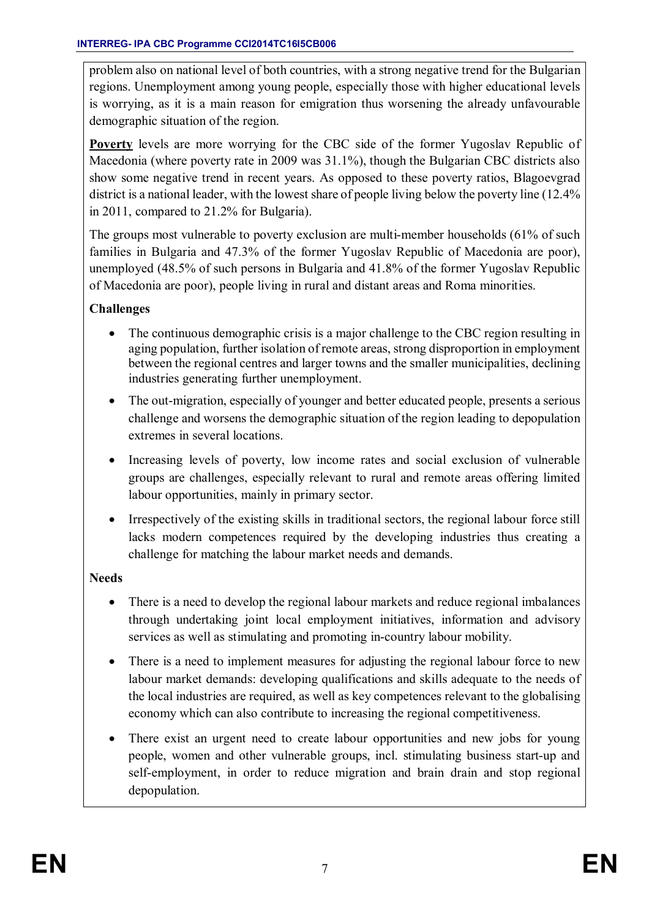problem also on national level of both countries, with a strong negative trend for the Bulgarian regions. Unemployment among young people, especially those with higher educational levels is worrying, as it is a main reason for emigration thus worsening the already unfavourable demographic situation of the region.

**Poverty** levels are more worrying for the CBC side of the former Yugoslav Republic of Macedonia (where poverty rate in 2009 was 31.1%), though the Bulgarian CBC districts also show some negative trend in recent years. As opposed to these poverty ratios, Blagoevgrad district is a national leader, with the lowest share of people living below the poverty line (12.4% in 2011, compared to 21.2% for Bulgaria).

The groups most vulnerable to poverty exclusion are multi-member households (61% of such families in Bulgaria and 47.3% of the former Yugoslav Republic of Macedonia are poor), unemployed (48.5% of such persons in Bulgaria and 41.8% of the former Yugoslav Republic of Macedonia are poor), people living in rural and distant areas and Roma minorities.

**Challenges**

- The continuous demographic crisis is a major challenge to the CBC region resulting in aging population, further isolation of remote areas, strong disproportion in employment between the regional centres and larger towns and the smaller municipalities, declining industries generating further unemployment.
- The out-migration, especially of younger and better educated people, presents a serious challenge and worsens the demographic situation of the region leading to depopulation extremes in several locations.
- Increasing levels of poverty, low income rates and social exclusion of vulnerable groups are challenges, especially relevant to rural and remote areas offering limited labour opportunities, mainly in primary sector.
- Irrespectively of the existing skills in traditional sectors, the regional labour force still lacks modern competences required by the developing industries thus creating a challenge for matching the labour market needs and demands.

**Needs**

- There is a need to develop the regional labour markets and reduce regional imbalances through undertaking joint local employment initiatives, information and advisory services as well as stimulating and promoting in-country labour mobility.
- There is a need to implement measures for adjusting the regional labour force to new labour market demands: developing qualifications and skills adequate to the needs of the local industries are required, as well as key competences relevant to the globalising economy which can also contribute to increasing the regional competitiveness.
- There exist an urgent need to create labour opportunities and new jobs for young people, women and other vulnerable groups, incl. stimulating business start-up and self-employment, in order to reduce migration and brain drain and stop regional depopulation.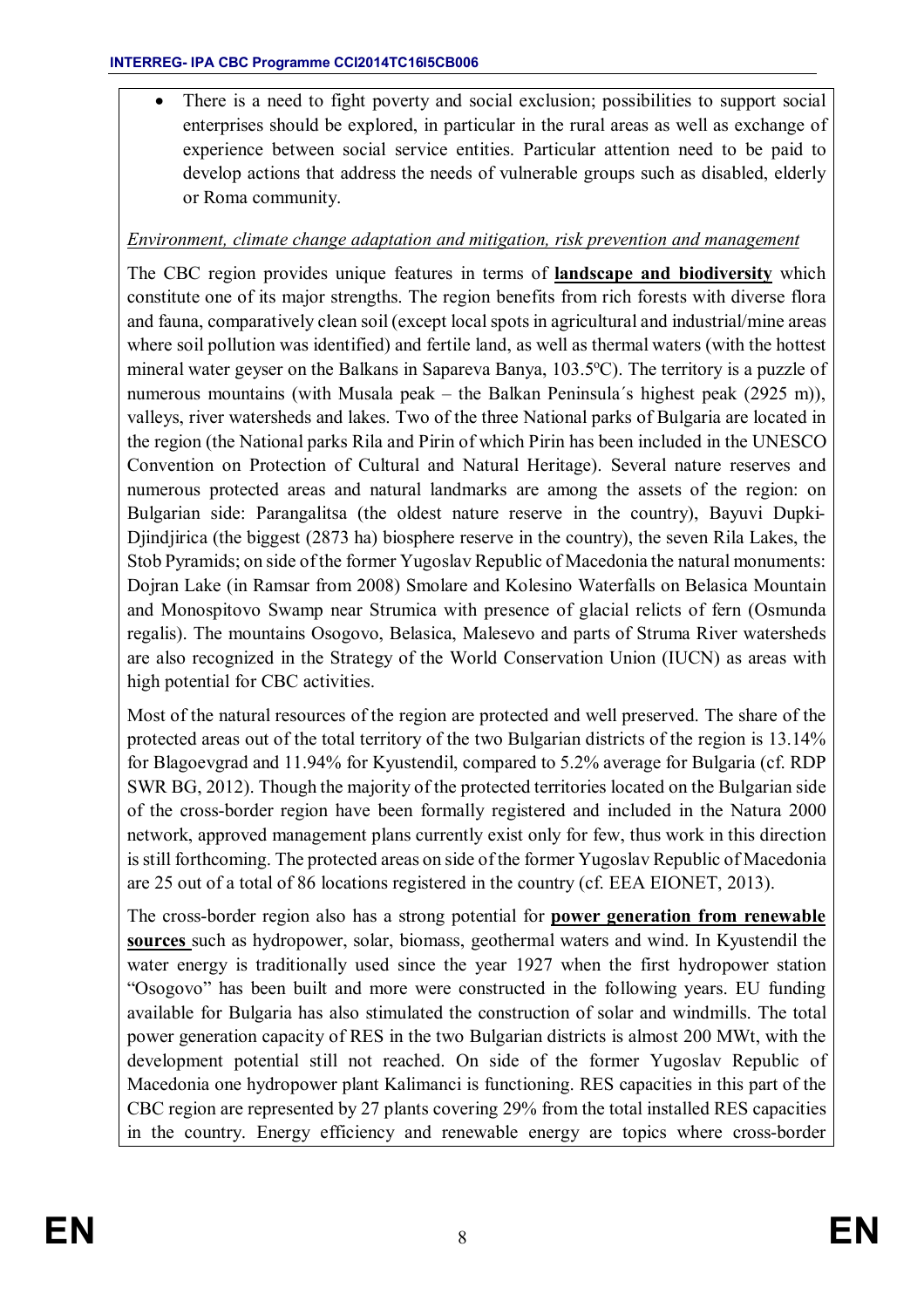- There is a need to fight poverty and social exclusion; possibilities to support social enterprises should be explored, in particular in the rural areas as well as exchange of experience between social service entities. Particular attention need to be paid to develop actions that address the needs of vulnerable groups such as disabled, elderly or Roma community.

*Environment, climate change adaptation and mitigation, risk prevention and management*

The CBC region provides unique features in terms of **landscape and biodiversity** which constitute one of its major strengths. The region benefits from rich forests with diverse flora and fauna, comparatively clean soil (except local spots in agricultural and industrial/mine areas where soil pollution was identified) and fertile land, as well as thermal waters (with the hottest mineral water geyser on the Balkans in Sapareva Banya, 103.5ºC). The territory is a puzzle of numerous mountains (with Musala peak – the Balkan Peninsula´s highest peak (2925 m)), valleys, river watersheds and lakes. Two of the three National parks of Bulgaria are located in the region (the National parks Rila and Pirin of which Pirin has been included in the UNESCO Convention on Protection of Cultural and Natural Heritage). Several nature reserves and numerous protected areas and natural landmarks are among the assets of the region: on Bulgarian side: Parangalitsa (the oldest nature reserve in the country), Bayuvi Dupki-Djindjirica (the biggest (2873 ha) biosphere reserve in the country), the seven Rila Lakes, the Stob Pyramids; on side of the former Yugoslav Republic of Macedonia the natural monuments: Dojran Lake (in Ramsar from 2008) Smolare and Kolesino Waterfalls on Belasica Mountain and Monospitovo Swamp near Strumica with presence of glacial relicts of fern (Osmunda regalis). The mountains Osogovo, Belasica, Malesevo and parts of Struma River watersheds are also recognized in the Strategy of the World Conservation Union (IUCN) as areas with high potential for CBC activities.

Most of the natural resources of the region are protected and well preserved. The share of the protected areas out of the total territory of the two Bulgarian districts of the region is 13.14% for Blagoevgrad and 11.94% for Kyustendil, compared to 5.2% average for Bulgaria (cf. RDP SWR BG, 2012). Though the majority of the protected territories located on the Bulgarian side of the cross-border region have been formally registered and included in the Natura 2000 network, approved management plans currently exist only for few, thus work in this direction is still forthcoming. The protected areas on side of the former Yugoslav Republic of Macedonia are 25 out of a total of 86 locations registered in the country (cf. EEA EIONET, 2013).

The cross-border region also has a strong potential for **power generation from renewable sources** such as hydropower, solar, biomass, geothermal waters and wind. In Kyustendil the water energy is traditionally used since the year 1927 when the first hydropower station "Osogovo" has been built and more were constructed in the following years. EU funding available for Bulgaria has also stimulated the construction of solar and windmills. The total power generation capacity of RES in the two Bulgarian districts is almost 200 MWt, with the development potential still not reached. On side of the former Yugoslav Republic of Macedonia one hydropower plant Kalimanci is functioning. RES capacities in this part of the CBC region are represented by 27 plants covering 29% from the total installed RES capacities in the country. Energy efficiency and renewable energy are topics where cross-border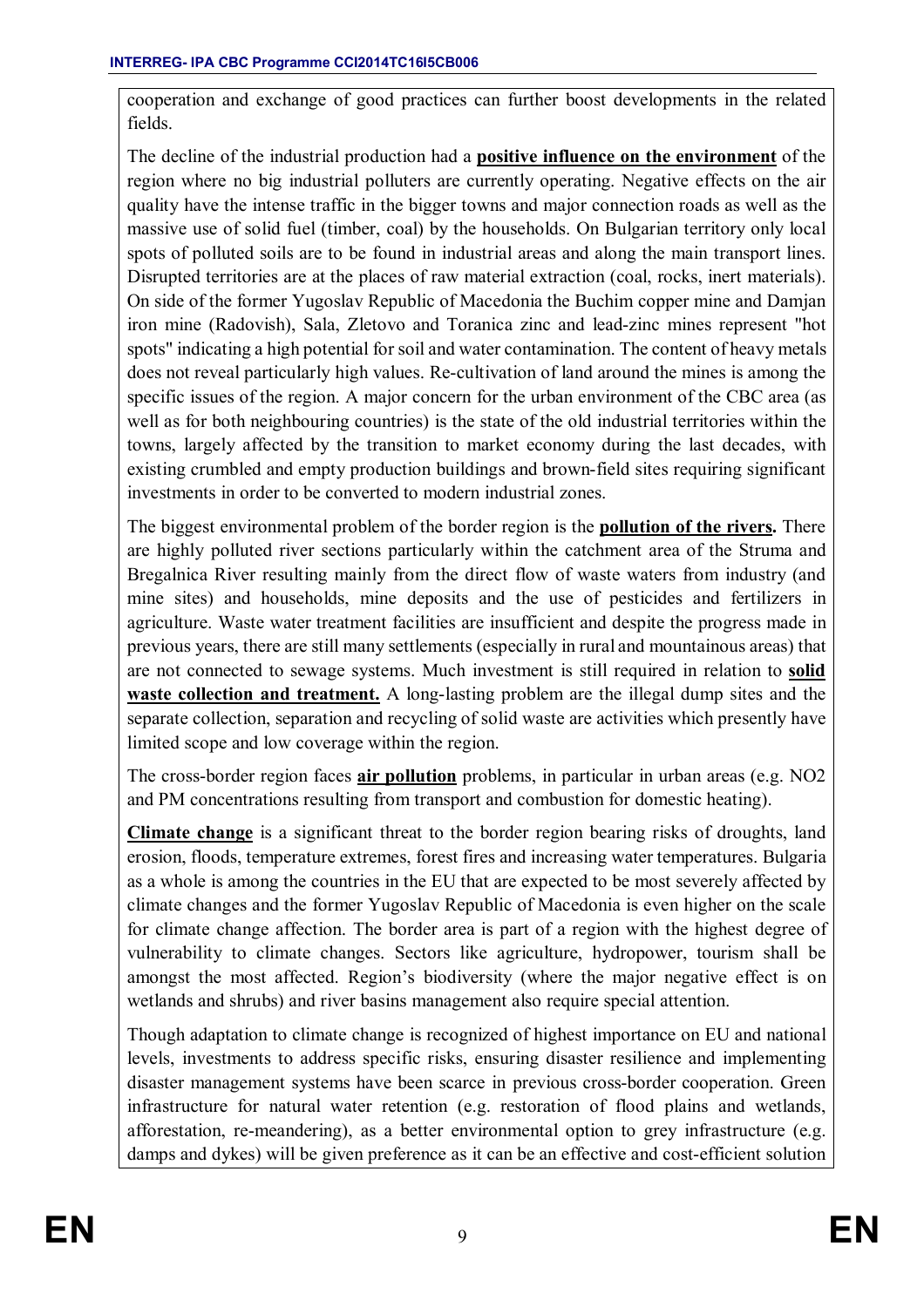cooperation and exchange of good practices can further boost developments in the related fields.

The decline of the industrial production had a **positive influence on the environment** of the region where no big industrial polluters are currently operating. Negative effects on the air quality have the intense traffic in the bigger towns and major connection roads as well as the massive use of solid fuel (timber, coal) by the households. On Bulgarian territory only local spots of polluted soils are to be found in industrial areas and along the main transport lines. Disrupted territories are at the places of raw material extraction (coal, rocks, inert materials). On side of the former Yugoslav Republic of Macedonia the Buchim copper mine and Damjan iron mine (Radovish), Sala, Zletovo and Toranica zinc and lead-zinc mines represent "hot spots" indicating a high potential for soil and water contamination. The content of heavy metals does not reveal particularly high values. Re-cultivation of land around the mines is among the specific issues of the region. A major concern for the urban environment of the CBC area (as well as for both neighbouring countries) is the state of the old industrial territories within the towns, largely affected by the transition to market economy during the last decades, with existing crumbled and empty production buildings and brown-field sites requiring significant investments in order to be converted to modern industrial zones.

The biggest environmental problem of the border region is the **pollution of the rivers.** There are highly polluted river sections particularly within the catchment area of the Struma and Bregalnica River resulting mainly from the direct flow of waste waters from industry (and mine sites) and households, mine deposits and the use of pesticides and fertilizers in agriculture. Waste water treatment facilities are insufficient and despite the progress made in previous years, there are still many settlements (especially in rural and mountainous areas) that are not connected to sewage systems. Much investment is still required in relation to **solid waste collection and treatment.** A long-lasting problem are the illegal dump sites and the separate collection, separation and recycling of solid waste are activities which presently have limited scope and low coverage within the region.

The cross-border region faces **air pollution** problems, in particular in urban areas (e.g. NO2 and PM concentrations resulting from transport and combustion for domestic heating).

**Climate change** is a significant threat to the border region bearing risks of droughts, land erosion, floods, temperature extremes, forest fires and increasing water temperatures. Bulgaria as a whole is among the countries in the EU that are expected to be most severely affected by climate changes and the former Yugoslav Republic of Macedonia is even higher on the scale for climate change affection. The border area is part of a region with the highest degree of vulnerability to climate changes. Sectors like agriculture, hydropower, tourism shall be amongst the most affected. Region's biodiversity (where the major negative effect is on wetlands and shrubs) and river basins management also require special attention.

Though adaptation to climate change is recognized of highest importance on EU and national levels, investments to address specific risks, ensuring disaster resilience and implementing disaster management systems have been scarce in previous cross-border cooperation. Green infrastructure for natural water retention (e.g. restoration of flood plains and wetlands, afforestation, re-meandering), as a better environmental option to grey infrastructure (e.g. damps and dykes) will be given preference as it can be an effective and cost-efficient solution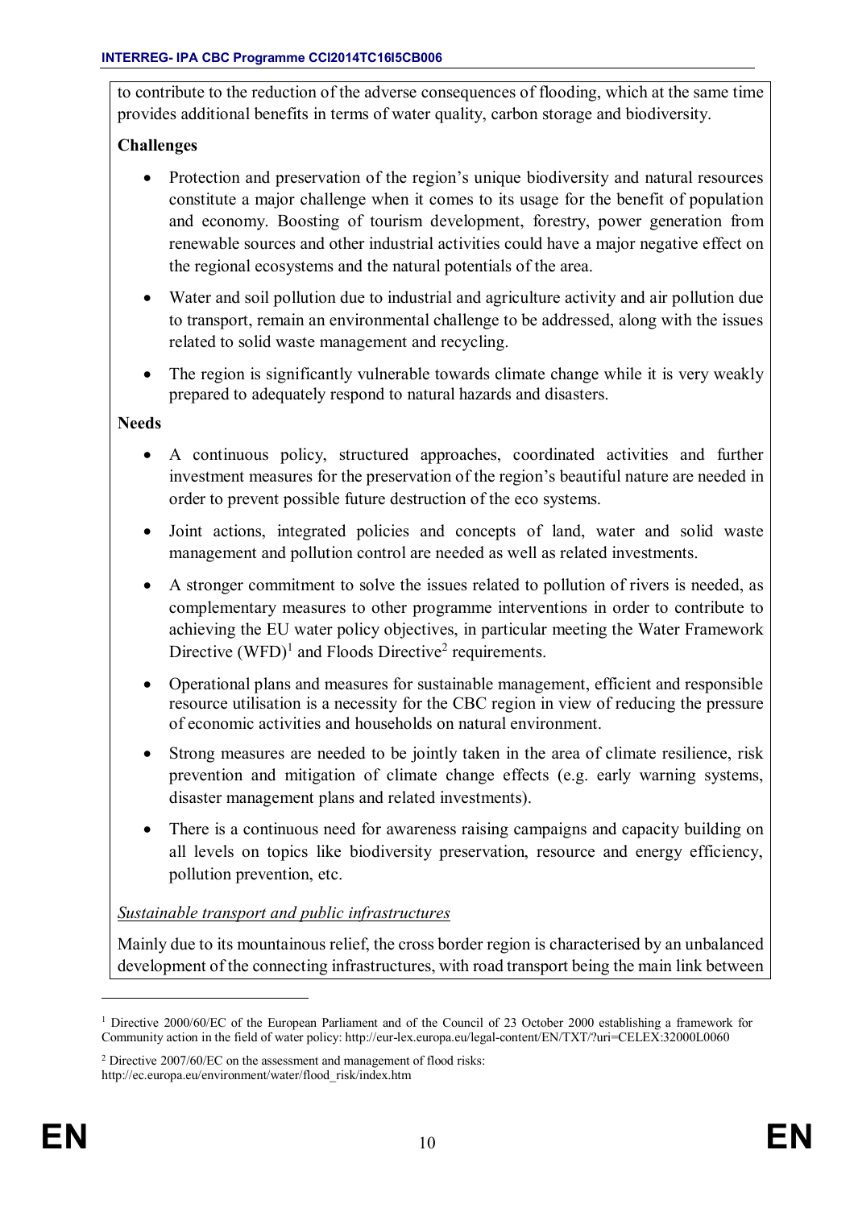to contribute to the reduction of the adverse consequences of flooding, which at the same time provides additional benefits in terms of water quality, carbon storage and biodiversity.

**Challenges**

- Protection and preservation of the region's unique biodiversity and natural resources constitute a major challenge when it comes to its usage for the benefit of population and economy. Boosting of tourism development, forestry, power generation from renewable sources and other industrial activities could have a major negative effect on the regional ecosystems and the natural potentials of the area.
- Water and soil pollution due to industrial and agriculture activity and air pollution due to transport, remain an environmental challenge to be addressed, along with the issues related to solid waste management and recycling.
- The region is significantly vulnerable towards climate change while it is very weakly prepared to adequately respond to natural hazards and disasters.

**Needs**

- A continuous policy, structured approaches, coordinated activities and further investment measures for the preservation of the region's beautiful nature are needed in order to prevent possible future destruction of the eco systems.
- Joint actions, integrated policies and concepts of land, water and solid waste management and pollution control are needed as well as related investments.
- A stronger commitment to solve the issues related to pollution of rivers is needed, as complementary measures to other programme interventions in order to contribute to achieving the EU water policy objectives, in particular meeting the Water Framework Directive (WFD)[1] and Floods Directive[2] requirements.
- Operational plans and measures for sustainable management, efficient and responsible resource utilisation is a necessity for the CBC region in view of reducing the pressure of economic activities and households on natural environment.
- Strong measures are needed to be jointly taken in the area of climate resilience, risk prevention and mitigation of climate change effects (e.g. early warning systems, disaster management plans and related investments).
- There is a continuous need for awareness raising campaigns and capacity building on all levels on topics like biodiversity preservation, resource and energy efficiency, pollution prevention, etc.

*Sustainable transport and public infrastructures*

Mainly due to its mountainous relief, the cross border region is characterised by an unbalanced development of the connecting infrastructures, with road transport being the main link between

---

[1] Directive 2000/60/EC of the European Parliament and of the Council of 23 October 2000 establishing a framework for Community action in the field of water policy: http://eur-lex.europa.eu/legal-content/EN/TXT/?uri=CELEX:32000L0060

[2] Directive 2007/60/EC on the assessment and management of flood risks: http://ec.europa.eu/environment/water/flood_risk/index.htm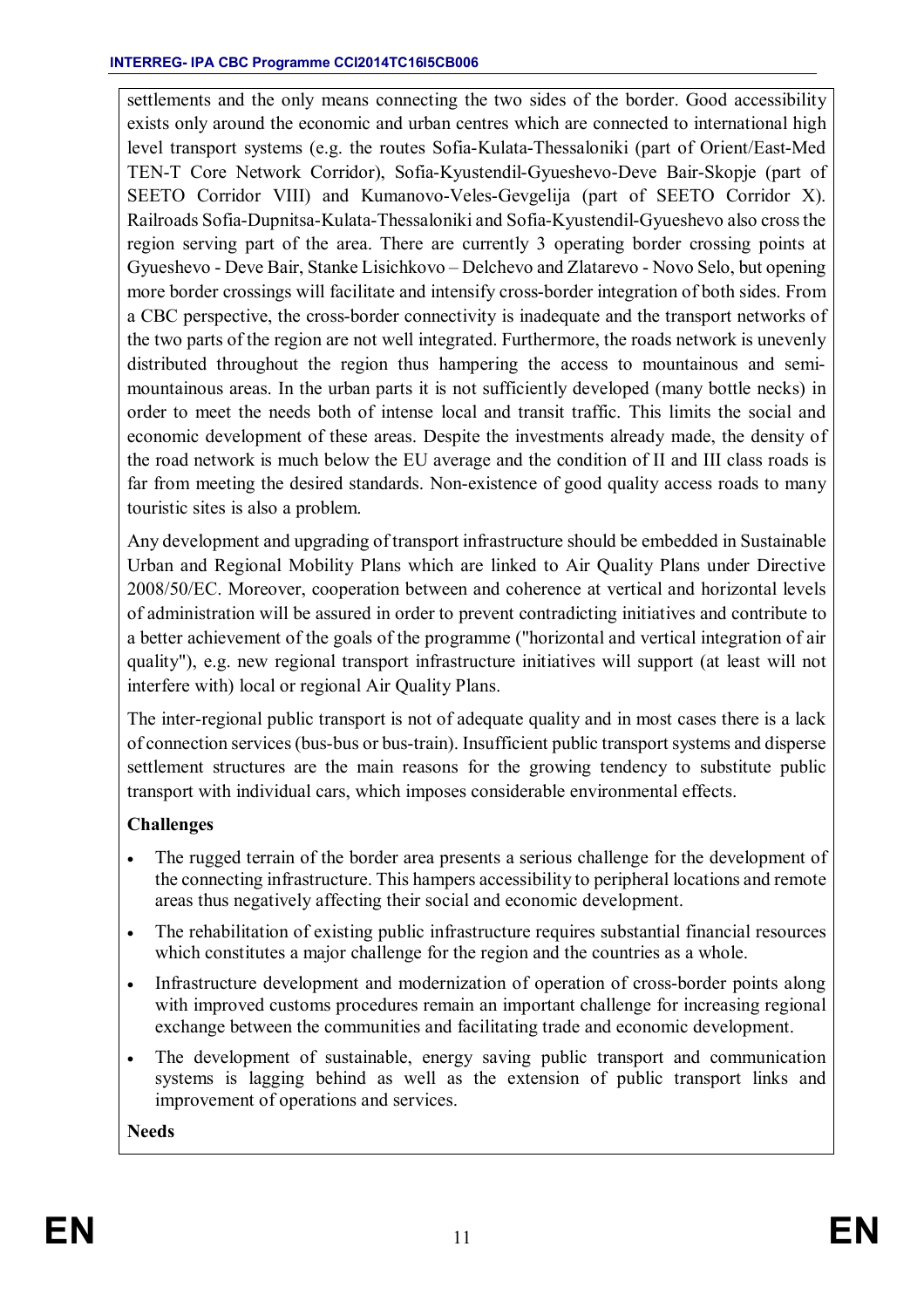settlements and the only means connecting the two sides of the border. Good accessibility exists only around the economic and urban centres which are connected to international high level transport systems (e.g. the routes Sofia-Kulata-Thessaloniki (part of Orient/East-Med TEN-T Core Network Corridor), Sofia-Kyustendil-Gyueshevo-Deve Bair-Skopje (part of SEETO Corridor VIII) and Kumanovo-Veles-Gevgelija (part of SEETO Corridor X). Railroads Sofia-Dupnitsa-Kulata-Thessaloniki and Sofia-Kyustendil-Gyueshevo also cross the region serving part of the area. There are currently 3 operating border crossing points at Gyueshevo - Deve Bair, Stanke Lisichkovo – Delchevo and Zlatarevo - Novo Selo, but opening more border crossings will facilitate and intensify cross-border integration of both sides. From a CBC perspective, the cross-border connectivity is inadequate and the transport networks of the two parts of the region are not well integrated. Furthermore, the roads network is unevenly distributed throughout the region thus hampering the access to mountainous and semi-mountainous areas. In the urban parts it is not sufficiently developed (many bottle necks) in order to meet the needs both of intense local and transit traffic. This limits the social and economic development of these areas. Despite the investments already made, the density of the road network is much below the EU average and the condition of II and III class roads is far from meeting the desired standards. Non-existence of good quality access roads to many touristic sites is also a problem.

Any development and upgrading of transport infrastructure should be embedded in Sustainable Urban and Regional Mobility Plans which are linked to Air Quality Plans under Directive 2008/50/EC. Moreover, cooperation between and coherence at vertical and horizontal levels of administration will be assured in order to prevent contradicting initiatives and contribute to a better achievement of the goals of the programme ("horizontal and vertical integration of air quality"), e.g. new regional transport infrastructure initiatives will support (at least will not interfere with) local or regional Air Quality Plans.

The inter-regional public transport is not of adequate quality and in most cases there is a lack of connection services (bus-bus or bus-train). Insufficient public transport systems and disperse settlement structures are the main reasons for the growing tendency to substitute public transport with individual cars, which imposes considerable environmental effects.

**Challenges**

- The rugged terrain of the border area presents a serious challenge for the development of the connecting infrastructure. This hampers accessibility to peripheral locations and remote areas thus negatively affecting their social and economic development.
- The rehabilitation of existing public infrastructure requires substantial financial resources which constitutes a major challenge for the region and the countries as a whole.
- Infrastructure development and modernization of operation of cross-border points along with improved customs procedures remain an important challenge for increasing regional exchange between the communities and facilitating trade and economic development.
- The development of sustainable, energy saving public transport and communication systems is lagging behind as well as the extension of public transport links and improvement of operations and services.

**Needs**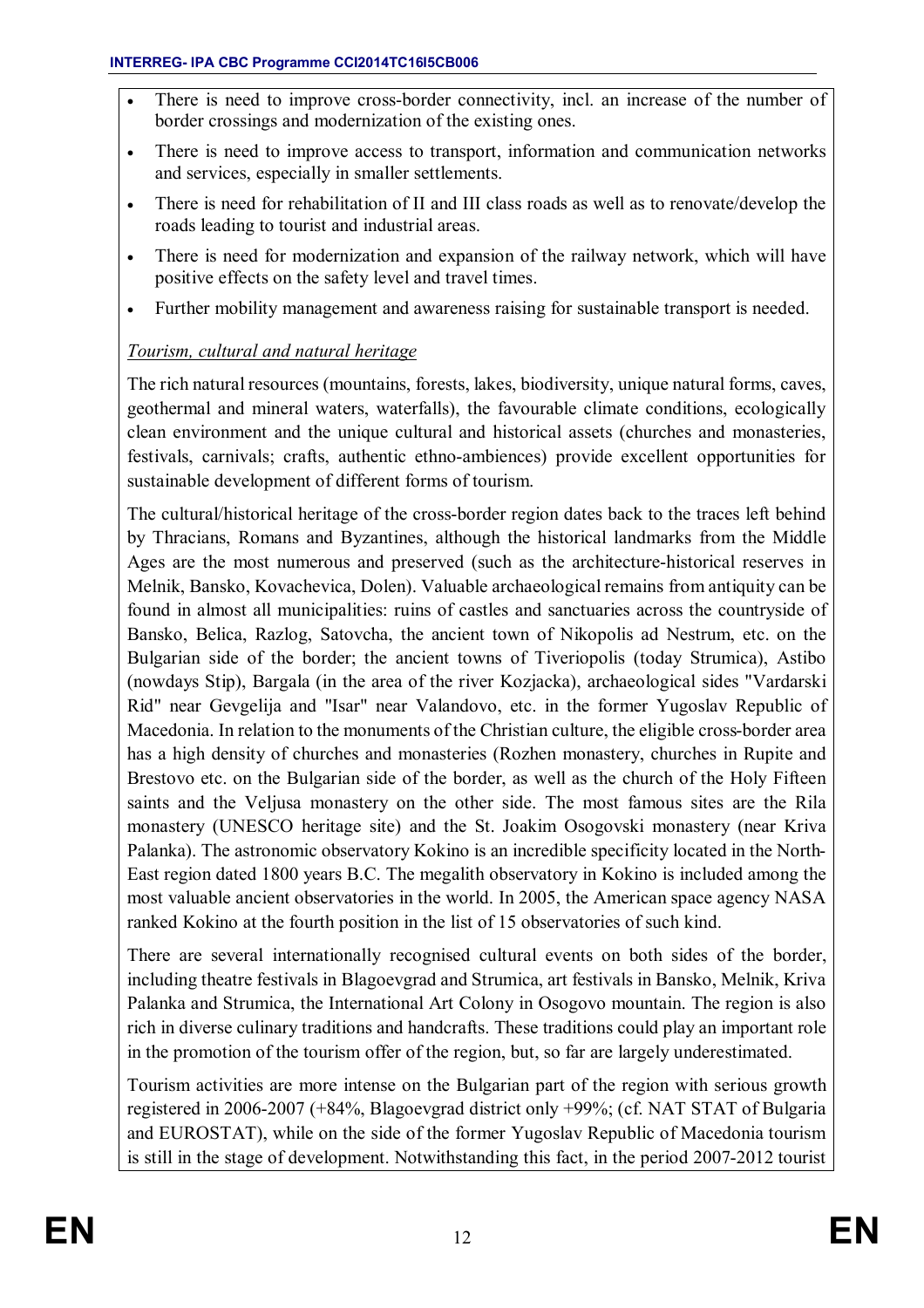- There is need to improve cross-border connectivity, incl. an increase of the number of border crossings and modernization of the existing ones.
- There is need to improve access to transport, information and communication networks and services, especially in smaller settlements.
- There is need for rehabilitation of II and III class roads as well as to renovate/develop the roads leading to tourist and industrial areas.
- There is need for modernization and expansion of the railway network, which will have positive effects on the safety level and travel times.
- Further mobility management and awareness raising for sustainable transport is needed.

*Tourism, cultural and natural heritage*

The rich natural resources (mountains, forests, lakes, biodiversity, unique natural forms, caves, geothermal and mineral waters, waterfalls), the favourable climate conditions, ecologically clean environment and the unique cultural and historical assets (churches and monasteries, festivals, carnivals; crafts, authentic ethno-ambiences) provide excellent opportunities for sustainable development of different forms of tourism.

The cultural/historical heritage of the cross-border region dates back to the traces left behind by Thracians, Romans and Byzantines, although the historical landmarks from the Middle Ages are the most numerous and preserved (such as the architecture-historical reserves in Melnik, Bansko, Kovachevica, Dolen). Valuable archaeological remains from antiquity can be found in almost all municipalities: ruins of castles and sanctuaries across the countryside of Bansko, Belica, Razlog, Satovcha, the ancient town of Nikopolis ad Nestrum, etc. on the Bulgarian side of the border; the ancient towns of Tiveriopolis (today Strumica), Astibo (nowdays Stip), Bargala (in the area of the river Kozjacka), archaeological sides "Vardarski Rid" near Gevgelija and "Isar" near Valandovo, etc. in the former Yugoslav Republic of Macedonia. In relation to the monuments of the Christian culture, the eligible cross-border area has a high density of churches and monasteries (Rozhen monastery, churches in Rupite and Brestovo etc. on the Bulgarian side of the border, as well as the church of the Holy Fifteen saints and the Veljusa monastery on the other side. The most famous sites are the Rila monastery (UNESCO heritage site) and the St. Joakim Osogovski monastery (near Kriva Palanka). The astronomic observatory Kokino is an incredible specificity located in the North-East region dated 1800 years B.C. The megalith observatory in Kokino is included among the most valuable ancient observatories in the world. In 2005, the American space agency NASA ranked Kokino at the fourth position in the list of 15 observatories of such kind.

There are several internationally recognised cultural events on both sides of the border, including theatre festivals in Blagoevgrad and Strumica, art festivals in Bansko, Melnik, Kriva Palanka and Strumica, the International Art Colony in Osogovo mountain. The region is also rich in diverse culinary traditions and handcrafts. These traditions could play an important role in the promotion of the tourism offer of the region, but, so far are largely underestimated.

Tourism activities are more intense on the Bulgarian part of the region with serious growth registered in 2006-2007 (+84%, Blagoevgrad district only +99%; (cf. NAT STAT of Bulgaria and EUROSTAT), while on the side of the former Yugoslav Republic of Macedonia tourism is still in the stage of development. Notwithstanding this fact, in the period 2007-2012 tourist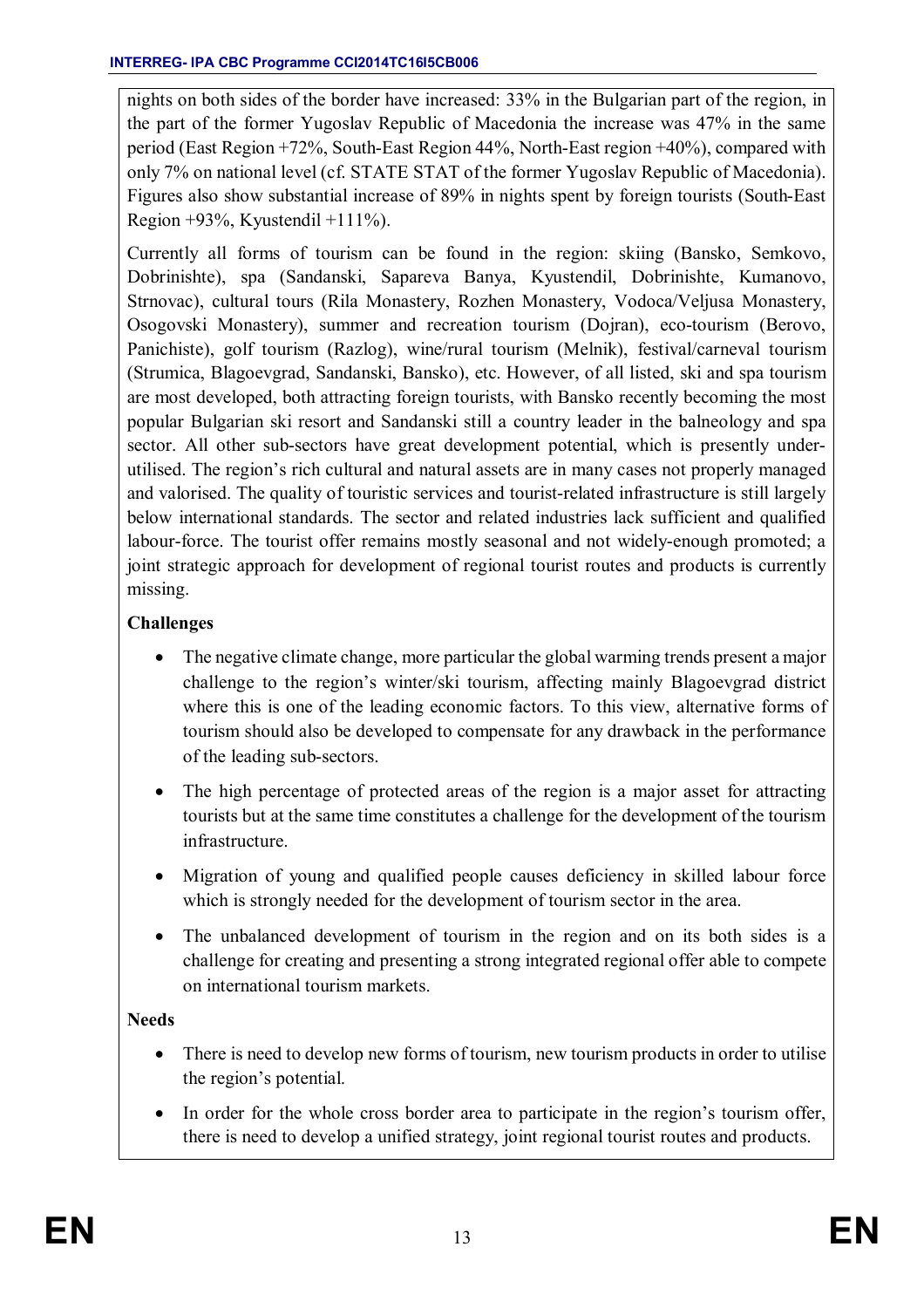nights on both sides of the border have increased: 33% in the Bulgarian part of the region, in the part of the former Yugoslav Republic of Macedonia the increase was 47% in the same period (East Region +72%, South-East Region 44%, North-East region +40%), compared with only 7% on national level (cf. STATE STAT of the former Yugoslav Republic of Macedonia). Figures also show substantial increase of 89% in nights spent by foreign tourists (South-East Region +93%, Kyustendil +111%).

Currently all forms of tourism can be found in the region: skiing (Bansko, Semkovo, Dobrinishte), spa (Sandanski, Sapareva Banya, Kyustendil, Dobrinishte, Kumanovo, Strnovac), cultural tours (Rila Monastery, Rozhen Monastery, Vodoca/Veljusa Monastery, Osogovski Monastery), summer and recreation tourism (Dojran), eco-tourism (Berovo, Panichiste), golf tourism (Razlog), wine/rural tourism (Melnik), festival/carneval tourism (Strumica, Blagoevgrad, Sandanski, Bansko), etc. However, of all listed, ski and spa tourism are most developed, both attracting foreign tourists, with Bansko recently becoming the most popular Bulgarian ski resort and Sandanski still a country leader in the balneology and spa sector. All other sub-sectors have great development potential, which is presently under-utilised. The region's rich cultural and natural assets are in many cases not properly managed and valorised. The quality of touristic services and tourist-related infrastructure is still largely below international standards. The sector and related industries lack sufficient and qualified labour-force. The tourist offer remains mostly seasonal and not widely-enough promoted; a joint strategic approach for development of regional tourist routes and products is currently missing.

**Challenges**

- The negative climate change, more particular the global warming trends present a major challenge to the region's winter/ski tourism, affecting mainly Blagoevgrad district where this is one of the leading economic factors. To this view, alternative forms of tourism should also be developed to compensate for any drawback in the performance of the leading sub-sectors.
- The high percentage of protected areas of the region is a major asset for attracting tourists but at the same time constitutes a challenge for the development of the tourism infrastructure.
- Migration of young and qualified people causes deficiency in skilled labour force which is strongly needed for the development of tourism sector in the area.
- The unbalanced development of tourism in the region and on its both sides is a challenge for creating and presenting a strong integrated regional offer able to compete on international tourism markets.

**Needs**

- There is need to develop new forms of tourism, new tourism products in order to utilise the region's potential.
- In order for the whole cross border area to participate in the region's tourism offer, there is need to develop a unified strategy, joint regional tourist routes and products.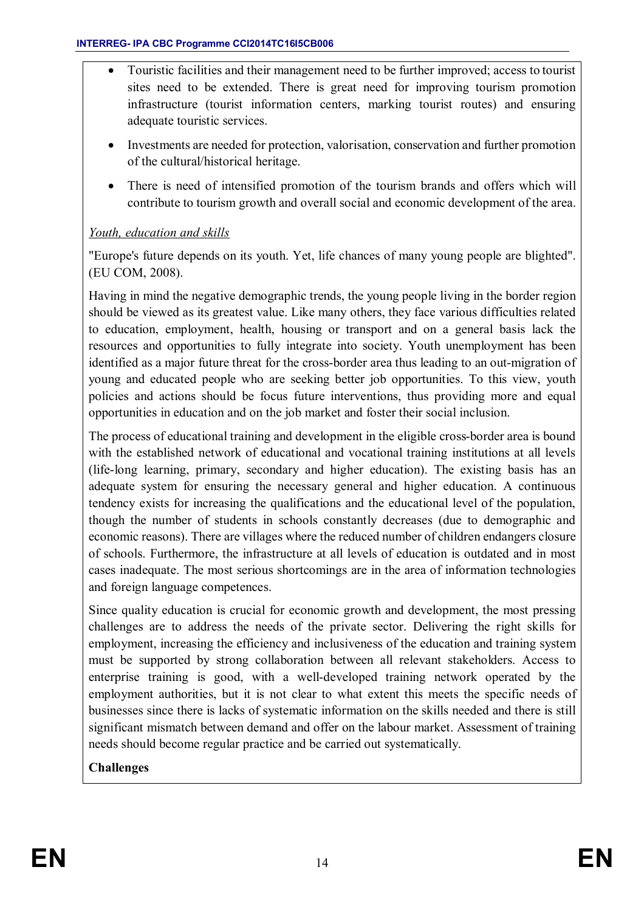- Touristic facilities and their management need to be further improved; access to tourist sites need to be extended. There is great need for improving tourism promotion infrastructure (tourist information centers, marking tourist routes) and ensuring adequate touristic services.
- Investments are needed for protection, valorisation, conservation and further promotion of the cultural/historical heritage.
- There is need of intensified promotion of the tourism brands and offers which will contribute to tourism growth and overall social and economic development of the area.

*Youth, education and skills*

"Europe's future depends on its youth. Yet, life chances of many young people are blighted". (EU COM, 2008).

Having in mind the negative demographic trends, the young people living in the border region should be viewed as its greatest value. Like many others, they face various difficulties related to education, employment, health, housing or transport and on a general basis lack the resources and opportunities to fully integrate into society. Youth unemployment has been identified as a major future threat for the cross-border area thus leading to an out-migration of young and educated people who are seeking better job opportunities. To this view, youth policies and actions should be focus future interventions, thus providing more and equal opportunities in education and on the job market and foster their social inclusion.

The process of educational training and development in the eligible cross-border area is bound with the established network of educational and vocational training institutions at all levels (life-long learning, primary, secondary and higher education). The existing basis has an adequate system for ensuring the necessary general and higher education. A continuous tendency exists for increasing the qualifications and the educational level of the population, though the number of students in schools constantly decreases (due to demographic and economic reasons). There are villages where the reduced number of children endangers closure of schools. Furthermore, the infrastructure at all levels of education is outdated and in most cases inadequate. The most serious shortcomings are in the area of information technologies and foreign language competences.

Since quality education is crucial for economic growth and development, the most pressing challenges are to address the needs of the private sector. Delivering the right skills for employment, increasing the efficiency and inclusiveness of the education and training system must be supported by strong collaboration between all relevant stakeholders. Access to enterprise training is good, with a well-developed training network operated by the employment authorities, but it is not clear to what extent this meets the specific needs of businesses since there is lacks of systematic information on the skills needed and there is still significant mismatch between demand and offer on the labour market. Assessment of training needs should become regular practice and be carried out systematically.

**Challenges**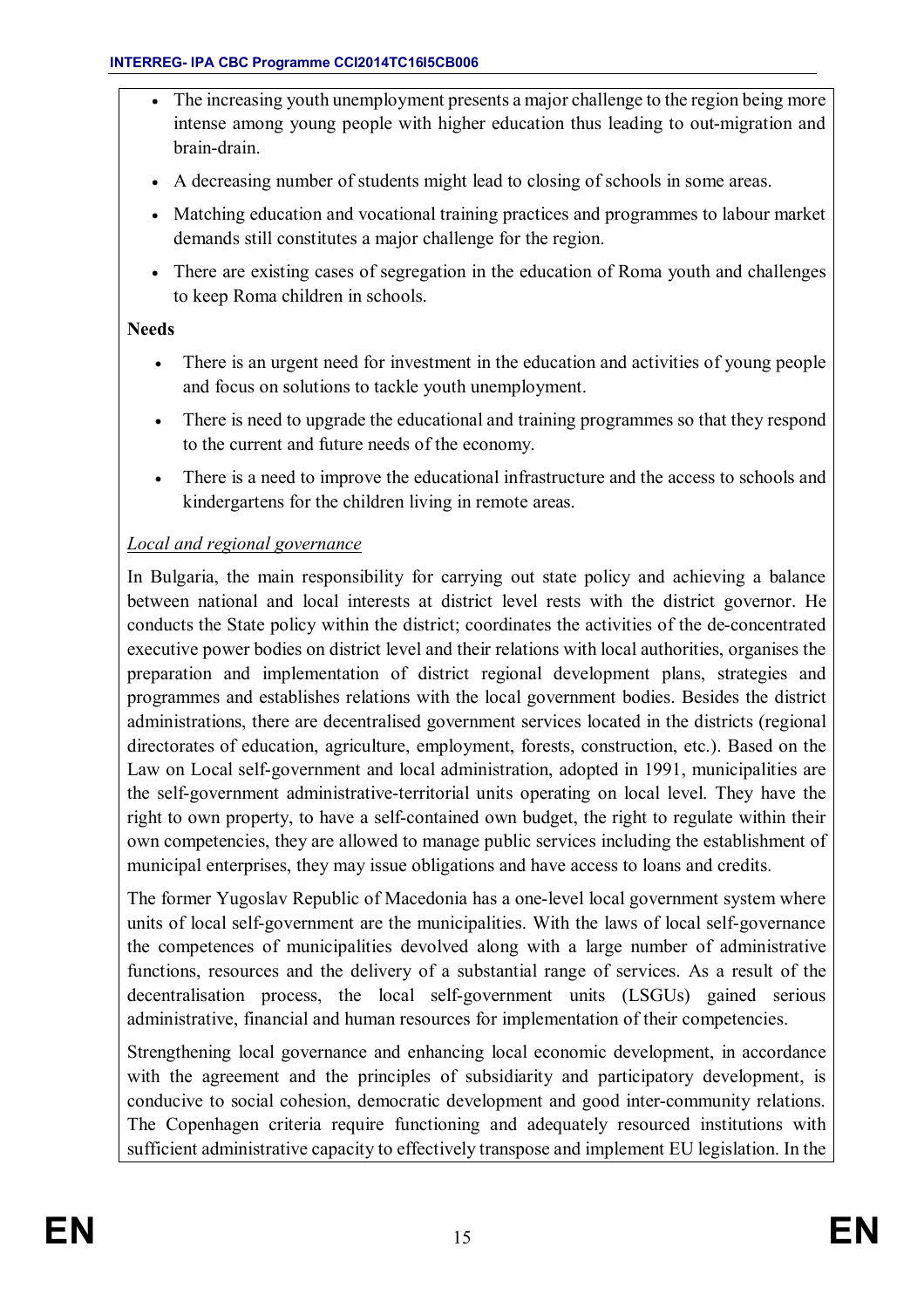- The increasing youth unemployment presents a major challenge to the region being more intense among young people with higher education thus leading to out-migration and brain-drain.
- A decreasing number of students might lead to closing of schools in some areas.
- Matching education and vocational training practices and programmes to labour market demands still constitutes a major challenge for the region.
- There are existing cases of segregation in the education of Roma youth and challenges to keep Roma children in schools.

**Needs**

- There is an urgent need for investment in the education and activities of young people and focus on solutions to tackle youth unemployment.
- There is need to upgrade the educational and training programmes so that they respond to the current and future needs of the economy.
- There is a need to improve the educational infrastructure and the access to schools and kindergartens for the children living in remote areas.

*Local and regional governance*

In Bulgaria, the main responsibility for carrying out state policy and achieving a balance between national and local interests at district level rests with the district governor. He conducts the State policy within the district; coordinates the activities of the de-concentrated executive power bodies on district level and their relations with local authorities, organises the preparation and implementation of district regional development plans, strategies and programmes and establishes relations with the local government bodies. Besides the district administrations, there are decentralised government services located in the districts (regional directorates of education, agriculture, employment, forests, construction, etc.). Based on the Law on Local self-government and local administration, adopted in 1991, municipalities are the self-government administrative-territorial units operating on local level. They have the right to own property, to have a self-contained own budget, the right to regulate within their own competencies, they are allowed to manage public services including the establishment of municipal enterprises, they may issue obligations and have access to loans and credits.

The former Yugoslav Republic of Macedonia has a one-level local government system where units of local self-government are the municipalities. With the laws of local self-governance the competences of municipalities devolved along with a large number of administrative functions, resources and the delivery of a substantial range of services. As a result of the decentralisation process, the local self-government units (LSGUs) gained serious administrative, financial and human resources for implementation of their competencies.

Strengthening local governance and enhancing local economic development, in accordance with the agreement and the principles of subsidiarity and participatory development, is conducive to social cohesion, democratic development and good inter-community relations. The Copenhagen criteria require functioning and adequately resourced institutions with sufficient administrative capacity to effectively transpose and implement EU legislation. In the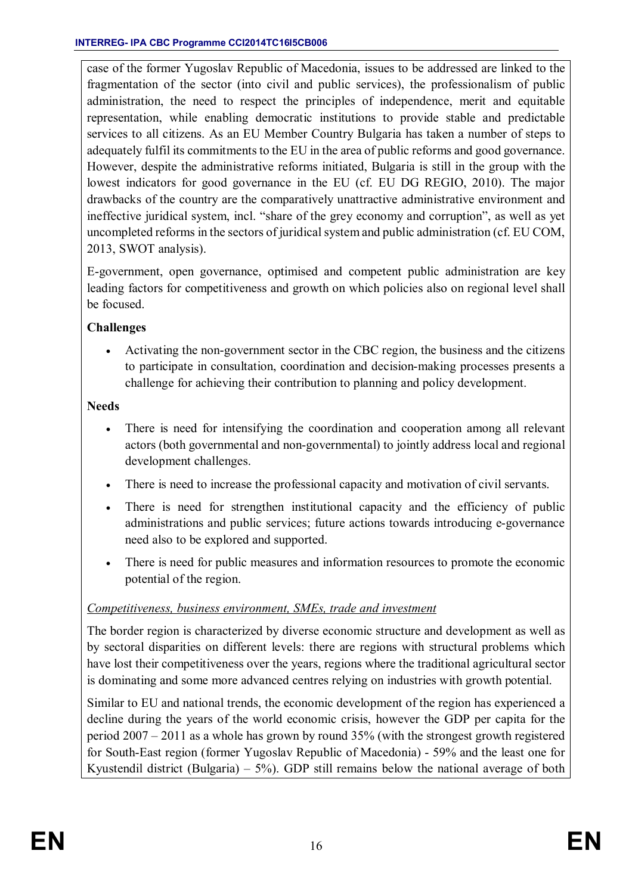case of the former Yugoslav Republic of Macedonia, issues to be addressed are linked to the fragmentation of the sector (into civil and public services), the professionalism of public administration, the need to respect the principles of independence, merit and equitable representation, while enabling democratic institutions to provide stable and predictable services to all citizens. As an EU Member Country Bulgaria has taken a number of steps to adequately fulfil its commitments to the EU in the area of public reforms and good governance. However, despite the administrative reforms initiated, Bulgaria is still in the group with the lowest indicators for good governance in the EU (cf. EU DG REGIO, 2010). The major drawbacks of the country are the comparatively unattractive administrative environment and ineffective juridical system, incl. "share of the grey economy and corruption", as well as yet uncompleted reforms in the sectors of juridical system and public administration (cf. EU COM, 2013, SWOT analysis).

E-government, open governance, optimised and competent public administration are key leading factors for competitiveness and growth on which policies also on regional level shall be focused.

**Challenges**

- Activating the non-government sector in the CBC region, the business and the citizens to participate in consultation, coordination and decision-making processes presents a challenge for achieving their contribution to planning and policy development.

**Needs**

- There is need for intensifying the coordination and cooperation among all relevant actors (both governmental and non-governmental) to jointly address local and regional development challenges.
- There is need to increase the professional capacity and motivation of civil servants.
- There is need for strengthen institutional capacity and the efficiency of public administrations and public services; future actions towards introducing e-governance need also to be explored and supported.
- There is need for public measures and information resources to promote the economic potential of the region.

*Competitiveness, business environment, SMEs, trade and investment*

The border region is characterized by diverse economic structure and development as well as by sectoral disparities on different levels: there are regions with structural problems which have lost their competitiveness over the years, regions where the traditional agricultural sector is dominating and some more advanced centres relying on industries with growth potential.

Similar to EU and national trends, the economic development of the region has experienced a decline during the years of the world economic crisis, however the GDP per capita for the period 2007 – 2011 as a whole has grown by round 35% (with the strongest growth registered for South-East region (former Yugoslav Republic of Macedonia) - 59% and the least one for Kyustendil district (Bulgaria) – 5%). GDP still remains below the national average of both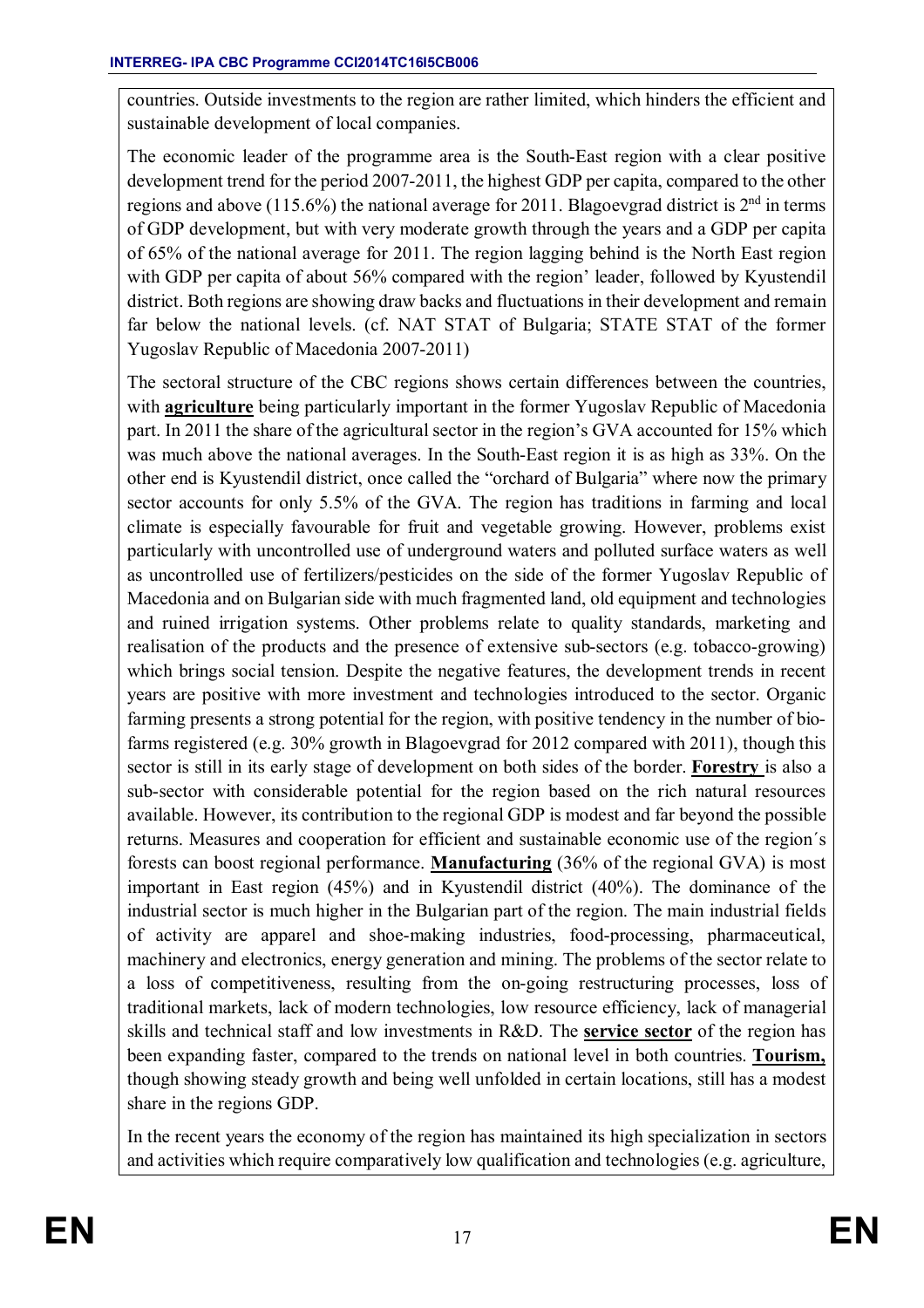countries. Outside investments to the region are rather limited, which hinders the efficient and sustainable development of local companies.

The economic leader of the programme area is the South-East region with a clear positive development trend for the period 2007-2011, the highest GDP per capita, compared to the other regions and above (115.6%) the national average for 2011. Blagoevgrad district is 2nd in terms of GDP development, but with very moderate growth through the years and a GDP per capita of 65% of the national average for 2011. The region lagging behind is the North East region with GDP per capita of about 56% compared with the region' leader, followed by Kyustendil district. Both regions are showing draw backs and fluctuations in their development and remain far below the national levels. (cf. NAT STAT of Bulgaria; STATE STAT of the former Yugoslav Republic of Macedonia 2007-2011)

The sectoral structure of the CBC regions shows certain differences between the countries, with **agriculture** being particularly important in the former Yugoslav Republic of Macedonia part. In 2011 the share of the agricultural sector in the region's GVA accounted for 15% which was much above the national averages. In the South-East region it is as high as 33%. On the other end is Kyustendil district, once called the "orchard of Bulgaria" where now the primary sector accounts for only 5.5% of the GVA. The region has traditions in farming and local climate is especially favourable for fruit and vegetable growing. However, problems exist particularly with uncontrolled use of underground waters and polluted surface waters as well as uncontrolled use of fertilizers/pesticides on the side of the former Yugoslav Republic of Macedonia and on Bulgarian side with much fragmented land, old equipment and technologies and ruined irrigation systems. Other problems relate to quality standards, marketing and realisation of the products and the presence of extensive sub-sectors (e.g. tobacco-growing) which brings social tension. Despite the negative features, the development trends in recent years are positive with more investment and technologies introduced to the sector. Organic farming presents a strong potential for the region, with positive tendency in the number of bio-farms registered (e.g. 30% growth in Blagoevgrad for 2012 compared with 2011), though this sector is still in its early stage of development on both sides of the border. **Forestry** is also a sub-sector with considerable potential for the region based on the rich natural resources available. However, its contribution to the regional GDP is modest and far beyond the possible returns. Measures and cooperation for efficient and sustainable economic use of the region´s forests can boost regional performance. **Manufacturing** (36% of the regional GVA) is most important in East region (45%) and in Kyustendil district (40%). The dominance of the industrial sector is much higher in the Bulgarian part of the region. The main industrial fields of activity are apparel and shoe-making industries, food-processing, pharmaceutical, machinery and electronics, energy generation and mining. The problems of the sector relate to a loss of competitiveness, resulting from the on-going restructuring processes, loss of traditional markets, lack of modern technologies, low resource efficiency, lack of managerial skills and technical staff and low investments in R&D. The **service sector** of the region has been expanding faster, compared to the trends on national level in both countries. **Tourism,** though showing steady growth and being well unfolded in certain locations, still has a modest share in the regions GDP.

In the recent years the economy of the region has maintained its high specialization in sectors and activities which require comparatively low qualification and technologies (e.g. agriculture,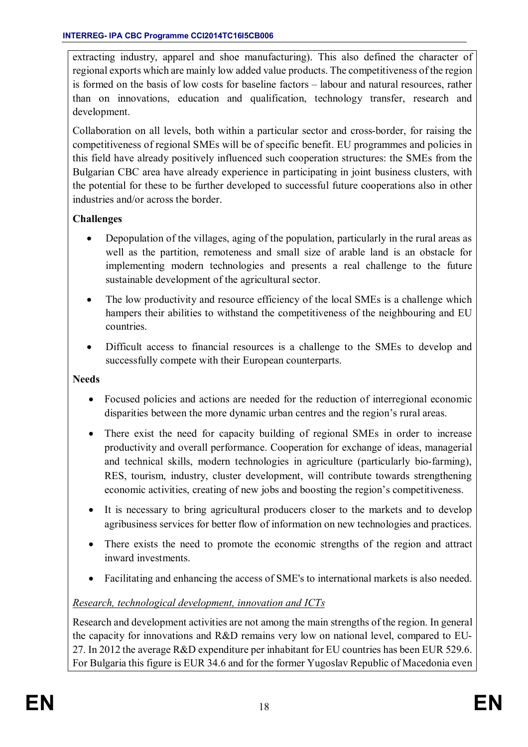extracting industry, apparel and shoe manufacturing). This also defined the character of regional exports which are mainly low added value products. The competitiveness of the region is formed on the basis of low costs for baseline factors – labour and natural resources, rather than on innovations, education and qualification, technology transfer, research and development.

Collaboration on all levels, both within a particular sector and cross-border, for raising the competitiveness of regional SMEs will be of specific benefit. EU programmes and policies in this field have already positively influenced such cooperation structures: the SMEs from the Bulgarian CBC area have already experience in participating in joint business clusters, with the potential for these to be further developed to successful future cooperations also in other industries and/or across the border.

**Challenges**

- Depopulation of the villages, aging of the population, particularly in the rural areas as well as the partition, remoteness and small size of arable land is an obstacle for implementing modern technologies and presents a real challenge to the future sustainable development of the agricultural sector.
- The low productivity and resource efficiency of the local SMEs is a challenge which hampers their abilities to withstand the competitiveness of the neighbouring and EU countries.
- Difficult access to financial resources is a challenge to the SMEs to develop and successfully compete with their European counterparts.

**Needs**

- Focused policies and actions are needed for the reduction of interregional economic disparities between the more dynamic urban centres and the region's rural areas.
- There exist the need for capacity building of regional SMEs in order to increase productivity and overall performance. Cooperation for exchange of ideas, managerial and technical skills, modern technologies in agriculture (particularly bio-farming), RES, tourism, industry, cluster development, will contribute towards strengthening economic activities, creating of new jobs and boosting the region's competitiveness.
- It is necessary to bring agricultural producers closer to the markets and to develop agribusiness services for better flow of information on new technologies and practices.
- There exists the need to promote the economic strengths of the region and attract inward investments.
- Facilitating and enhancing the access of SME's to international markets is also needed.

*Research, technological development, innovation and ICTs*

Research and development activities are not among the main strengths of the region. In general the capacity for innovations and R&D remains very low on national level, compared to EU-27. In 2012 the average R&D expenditure per inhabitant for EU countries has been EUR 529.6. For Bulgaria this figure is EUR 34.6 and for the former Yugoslav Republic of Macedonia even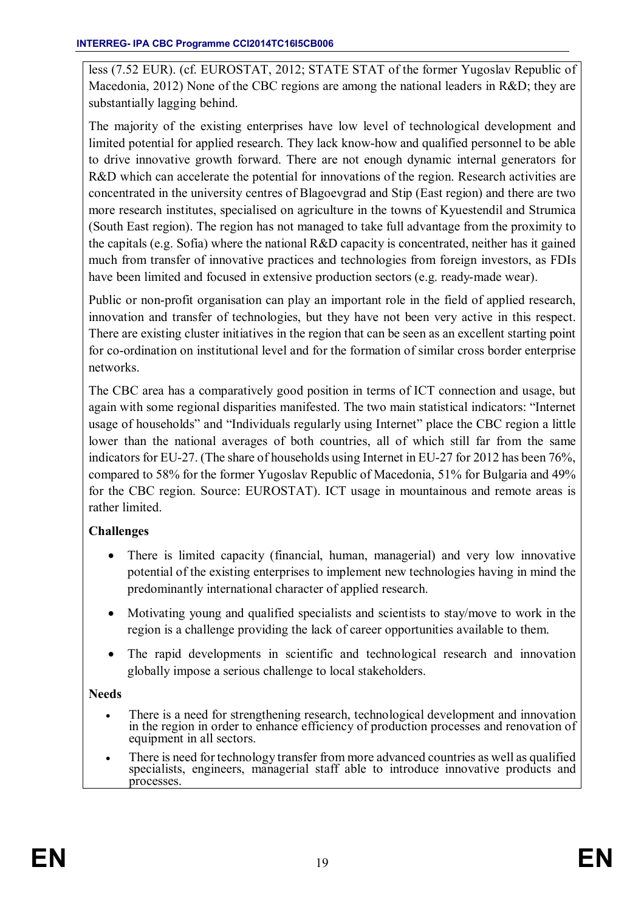less (7.52 EUR). (cf. EUROSTAT, 2012; STATE STAT of the former Yugoslav Republic of Macedonia, 2012) None of the CBC regions are among the national leaders in R&D; they are substantially lagging behind.

The majority of the existing enterprises have low level of technological development and limited potential for applied research. They lack know-how and qualified personnel to be able to drive innovative growth forward. There are not enough dynamic internal generators for R&D which can accelerate the potential for innovations of the region. Research activities are concentrated in the university centres of Blagoevgrad and Stip (East region) and there are two more research institutes, specialised on agriculture in the towns of Kyuestendil and Strumica (South East region). The region has not managed to take full advantage from the proximity to the capitals (e.g. Sofia) where the national R&D capacity is concentrated, neither has it gained much from transfer of innovative practices and technologies from foreign investors, as FDIs have been limited and focused in extensive production sectors (e.g. ready-made wear).

Public or non-profit organisation can play an important role in the field of applied research, innovation and transfer of technologies, but they have not been very active in this respect. There are existing cluster initiatives in the region that can be seen as an excellent starting point for co-ordination on institutional level and for the formation of similar cross border enterprise networks.

The CBC area has a comparatively good position in terms of ICT connection and usage, but again with some regional disparities manifested. The two main statistical indicators: "Internet usage of households" and "Individuals regularly using Internet" place the CBC region a little lower than the national averages of both countries, all of which still far from the same indicators for EU-27. (The share of households using Internet in EU-27 for 2012 has been 76%, compared to 58% for the former Yugoslav Republic of Macedonia, 51% for Bulgaria and 49% for the CBC region. Source: EUROSTAT). ICT usage in mountainous and remote areas is rather limited.

**Challenges**

- There is limited capacity (financial, human, managerial) and very low innovative potential of the existing enterprises to implement new technologies having in mind the predominantly international character of applied research.
- Motivating young and qualified specialists and scientists to stay/move to work in the region is a challenge providing the lack of career opportunities available to them.
- The rapid developments in scientific and technological research and innovation globally impose a serious challenge to local stakeholders.

**Needs**

- There is a need for strengthening research, technological development and innovation in the region in order to enhance efficiency of production processes and renovation of equipment in all sectors.
- There is need for technology transfer from more advanced countries as well as qualified specialists, engineers, managerial staff able to introduce innovative products and processes.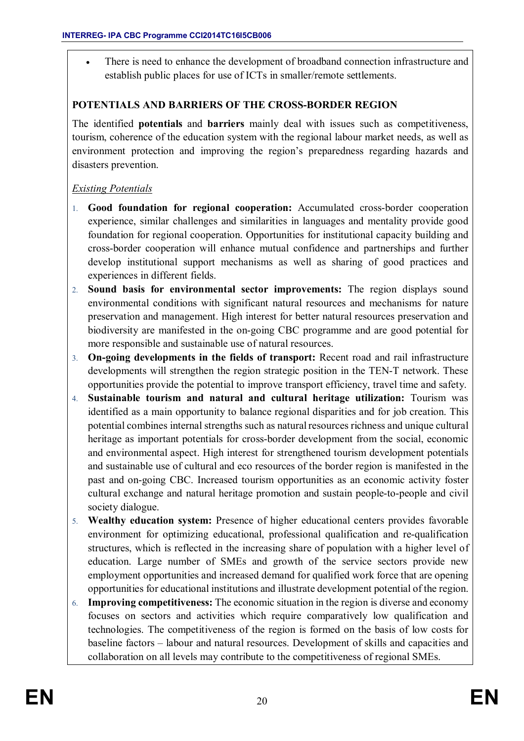- There is need to enhance the development of broadband connection infrastructure and establish public places for use of ICTs in smaller/remote settlements.

**POTENTIALS AND BARRIERS OF THE CROSS-BORDER REGION**

The identified **potentials** and **barriers** mainly deal with issues such as competitiveness, tourism, coherence of the education system with the regional labour market needs, as well as environment protection and improving the region's preparedness regarding hazards and disasters prevention.

*Existing Potentials*

1. **Good foundation for regional cooperation:** Accumulated cross-border cooperation experience, similar challenges and similarities in languages and mentality provide good foundation for regional cooperation. Opportunities for institutional capacity building and cross-border cooperation will enhance mutual confidence and partnerships and further develop institutional support mechanisms as well as sharing of good practices and experiences in different fields.
2. **Sound basis for environmental sector improvements:** The region displays sound environmental conditions with significant natural resources and mechanisms for nature preservation and management. High interest for better natural resources preservation and biodiversity are manifested in the on-going CBC programme and are good potential for more responsible and sustainable use of natural resources.
3. **On-going developments in the fields of transport:** Recent road and rail infrastructure developments will strengthen the region strategic position in the TEN-T network. These opportunities provide the potential to improve transport efficiency, travel time and safety.
4. **Sustainable tourism and natural and cultural heritage utilization:** Tourism was identified as a main opportunity to balance regional disparities and for job creation. This potential combines internal strengths such as natural resources richness and unique cultural heritage as important potentials for cross-border development from the social, economic and environmental aspect. High interest for strengthened tourism development potentials and sustainable use of cultural and eco resources of the border region is manifested in the past and on-going CBC. Increased tourism opportunities as an economic activity foster cultural exchange and natural heritage promotion and sustain people-to-people and civil society dialogue.
5. **Wealthy education system:** Presence of higher educational centers provides favorable environment for optimizing educational, professional qualification and re-qualification structures, which is reflected in the increasing share of population with a higher level of education. Large number of SMEs and growth of the service sectors provide new employment opportunities and increased demand for qualified work force that are opening opportunities for educational institutions and illustrate development potential of the region.
6. **Improving competitiveness:** The economic situation in the region is diverse and economy focuses on sectors and activities which require comparatively low qualification and technologies. The competitiveness of the region is formed on the basis of low costs for baseline factors – labour and natural resources. Development of skills and capacities and collaboration on all levels may contribute to the competitiveness of regional SMEs.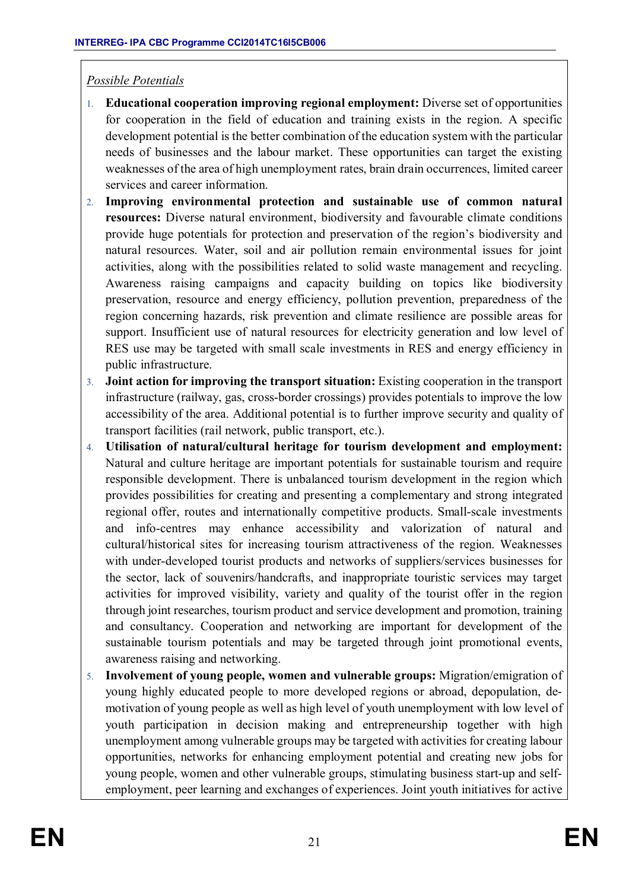*Possible Potentials*

1. **Educational cooperation improving regional employment:** Diverse set of opportunities for cooperation in the field of education and training exists in the region. A specific development potential is the better combination of the education system with the particular needs of businesses and the labour market. These opportunities can target the existing weaknesses of the area of high unemployment rates, brain drain occurrences, limited career services and career information.
2. **Improving environmental protection and sustainable use of common natural resources:** Diverse natural environment, biodiversity and favourable climate conditions provide huge potentials for protection and preservation of the region's biodiversity and natural resources. Water, soil and air pollution remain environmental issues for joint activities, along with the possibilities related to solid waste management and recycling. Awareness raising campaigns and capacity building on topics like biodiversity preservation, resource and energy efficiency, pollution prevention, preparedness of the region concerning hazards, risk prevention and climate resilience are possible areas for support. Insufficient use of natural resources for electricity generation and low level of RES use may be targeted with small scale investments in RES and energy efficiency in public infrastructure.
3. **Joint action for improving the transport situation:** Existing cooperation in the transport infrastructure (railway, gas, cross-border crossings) provides potentials to improve the low accessibility of the area. Additional potential is to further improve security and quality of transport facilities (rail network, public transport, etc.).
4. **Utilisation of natural/cultural heritage for tourism development and employment:** Natural and culture heritage are important potentials for sustainable tourism and require responsible development. There is unbalanced tourism development in the region which provides possibilities for creating and presenting a complementary and strong integrated regional offer, routes and internationally competitive products. Small-scale investments and info-centres may enhance accessibility and valorization of natural and cultural/historical sites for increasing tourism attractiveness of the region. Weaknesses with under-developed tourist products and networks of suppliers/services businesses for the sector, lack of souvenirs/handcrafts, and inappropriate touristic services may target activities for improved visibility, variety and quality of the tourist offer in the region through joint researches, tourism product and service development and promotion, training and consultancy. Cooperation and networking are important for development of the sustainable tourism potentials and may be targeted through joint promotional events, awareness raising and networking.
5. **Involvement of young people, women and vulnerable groups:** Migration/emigration of young highly educated people to more developed regions or abroad, depopulation, de-motivation of young people as well as high level of youth unemployment with low level of youth participation in decision making and entrepreneurship together with high unemployment among vulnerable groups may be targeted with activities for creating labour opportunities, networks for enhancing employment potential and creating new jobs for young people, women and other vulnerable groups, stimulating business start-up and self-employment, peer learning and exchanges of experiences. Joint youth initiatives for active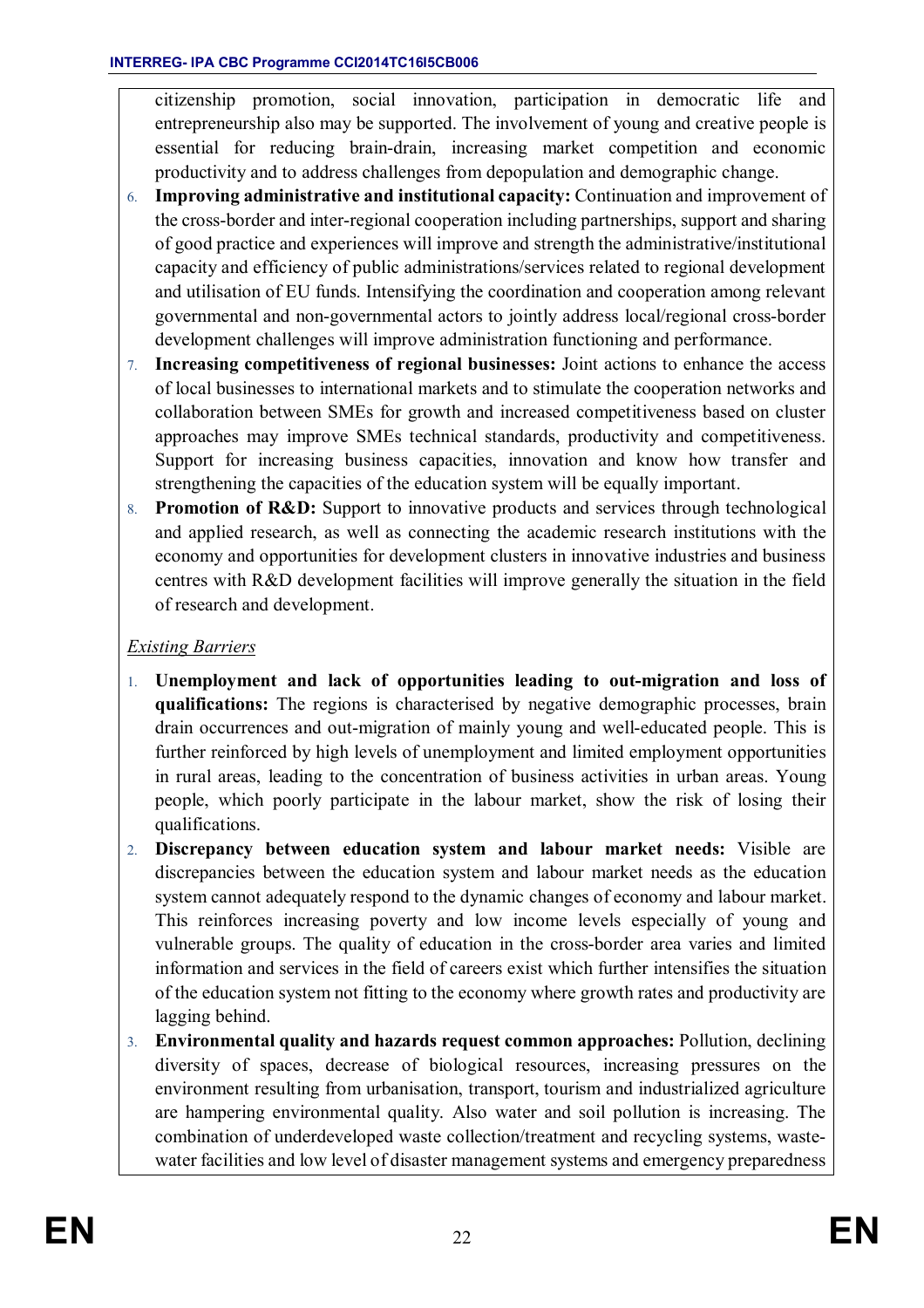citizenship promotion, social innovation, participation in democratic life and entrepreneurship also may be supported. The involvement of young and creative people is essential for reducing brain-drain, increasing market competition and economic productivity and to address challenges from depopulation and demographic change.

6. **Improving administrative and institutional capacity:** Continuation and improvement of the cross-border and inter-regional cooperation including partnerships, support and sharing of good practice and experiences will improve and strength the administrative/institutional capacity and efficiency of public administrations/services related to regional development and utilisation of EU funds. Intensifying the coordination and cooperation among relevant governmental and non-governmental actors to jointly address local/regional cross-border development challenges will improve administration functioning and performance.
7. **Increasing competitiveness of regional businesses:** Joint actions to enhance the access of local businesses to international markets and to stimulate the cooperation networks and collaboration between SMEs for growth and increased competitiveness based on cluster approaches may improve SMEs technical standards, productivity and competitiveness. Support for increasing business capacities, innovation and know how transfer and strengthening the capacities of the education system will be equally important.
8. **Promotion of R&D:** Support to innovative products and services through technological and applied research, as well as connecting the academic research institutions with the economy and opportunities for development clusters in innovative industries and business centres with R&D development facilities will improve generally the situation in the field of research and development.

*Existing Barriers*

1. **Unemployment and lack of opportunities leading to out-migration and loss of qualifications:** The regions is characterised by negative demographic processes, brain drain occurrences and out-migration of mainly young and well-educated people. This is further reinforced by high levels of unemployment and limited employment opportunities in rural areas, leading to the concentration of business activities in urban areas. Young people, which poorly participate in the labour market, show the risk of losing their qualifications.
2. **Discrepancy between education system and labour market needs:** Visible are discrepancies between the education system and labour market needs as the education system cannot adequately respond to the dynamic changes of economy and labour market. This reinforces increasing poverty and low income levels especially of young and vulnerable groups. The quality of education in the cross-border area varies and limited information and services in the field of careers exist which further intensifies the situation of the education system not fitting to the economy where growth rates and productivity are lagging behind.
3. **Environmental quality and hazards request common approaches:** Pollution, declining diversity of spaces, decrease of biological resources, increasing pressures on the environment resulting from urbanisation, transport, tourism and industrialized agriculture are hampering environmental quality. Also water and soil pollution is increasing. The combination of underdeveloped waste collection/treatment and recycling systems, waste-water facilities and low level of disaster management systems and emergency preparedness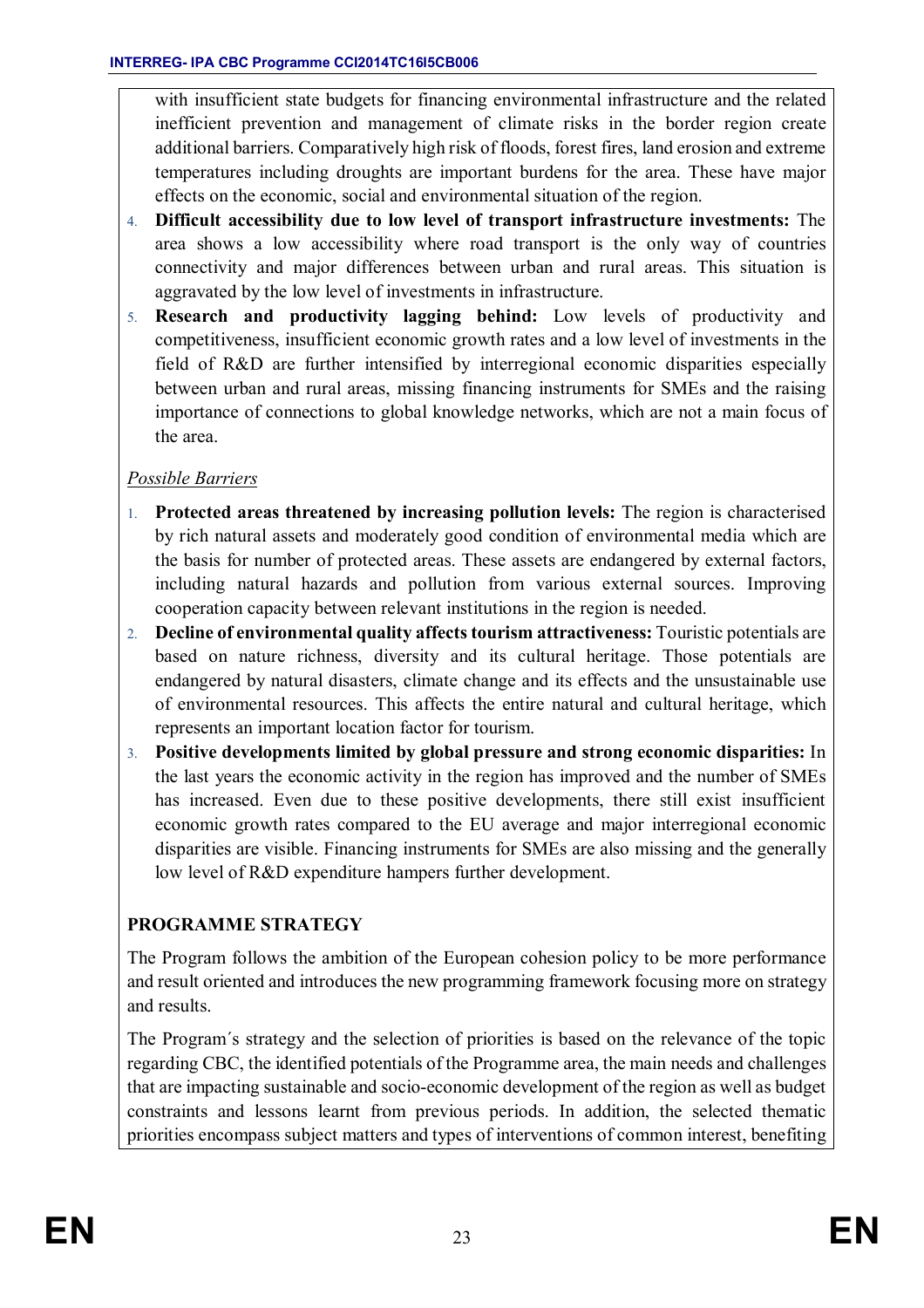with insufficient state budgets for financing environmental infrastructure and the related inefficient prevention and management of climate risks in the border region create additional barriers. Comparatively high risk of floods, forest fires, land erosion and extreme temperatures including droughts are important burdens for the area. These have major effects on the economic, social and environmental situation of the region.

4. **Difficult accessibility due to low level of transport infrastructure investments:** The area shows a low accessibility where road transport is the only way of countries connectivity and major differences between urban and rural areas. This situation is aggravated by the low level of investments in infrastructure.
5. **Research and productivity lagging behind:** Low levels of productivity and competitiveness, insufficient economic growth rates and a low level of investments in the field of R&D are further intensified by interregional economic disparities especially between urban and rural areas, missing financing instruments for SMEs and the raising importance of connections to global knowledge networks, which are not a main focus of the area.

*Possible Barriers*

1. **Protected areas threatened by increasing pollution levels:** The region is characterised by rich natural assets and moderately good condition of environmental media which are the basis for number of protected areas. These assets are endangered by external factors, including natural hazards and pollution from various external sources. Improving cooperation capacity between relevant institutions in the region is needed.
2. **Decline of environmental quality affects tourism attractiveness:** Touristic potentials are based on nature richness, diversity and its cultural heritage. Those potentials are endangered by natural disasters, climate change and its effects and the unsustainable use of environmental resources. This affects the entire natural and cultural heritage, which represents an important location factor for tourism.
3. **Positive developments limited by global pressure and strong economic disparities:** In the last years the economic activity in the region has improved and the number of SMEs has increased. Even due to these positive developments, there still exist insufficient economic growth rates compared to the EU average and major interregional economic disparities are visible. Financing instruments for SMEs are also missing and the generally low level of R&D expenditure hampers further development.

**PROGRAMME STRATEGY**

The Program follows the ambition of the European cohesion policy to be more performance and result oriented and introduces the new programming framework focusing more on strategy and results.

The Program´s strategy and the selection of priorities is based on the relevance of the topic regarding CBC, the identified potentials of the Programme area, the main needs and challenges that are impacting sustainable and socio-economic development of the region as well as budget constraints and lessons learnt from previous periods. In addition, the selected thematic priorities encompass subject matters and types of interventions of common interest, benefiting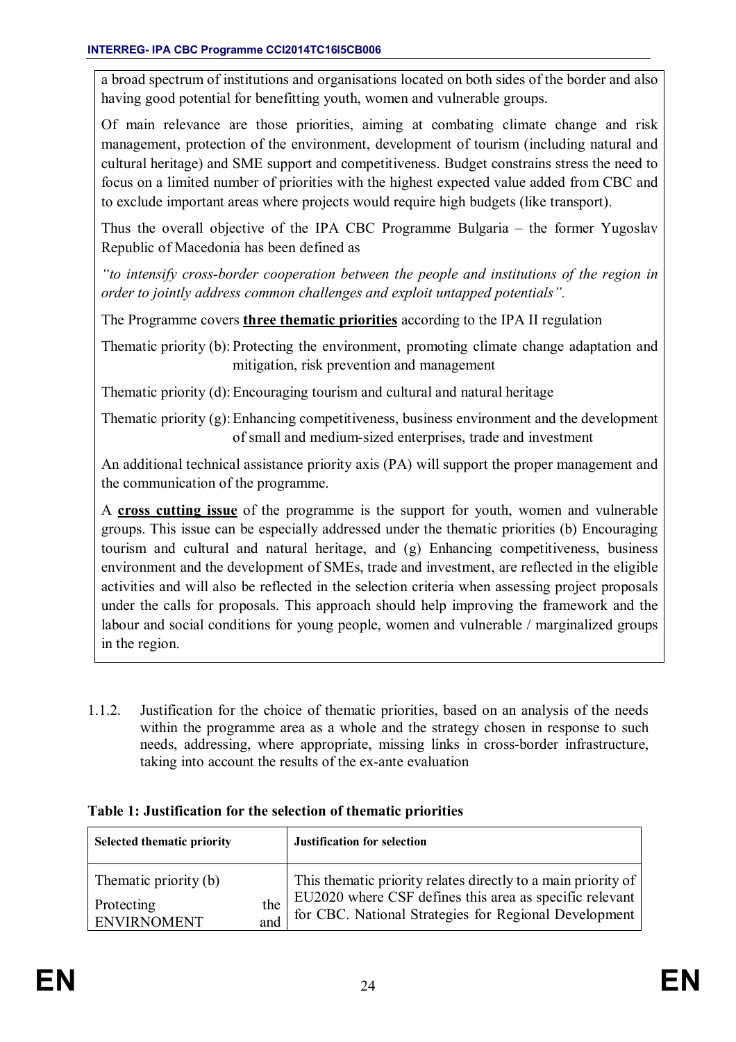a broad spectrum of institutions and organisations located on both sides of the border and also having good potential for benefitting youth, women and vulnerable groups.

Of main relevance are those priorities, aiming at combating climate change and risk management, protection of the environment, development of tourism (including natural and cultural heritage) and SME support and competitiveness. Budget constrains stress the need to focus on a limited number of priorities with the highest expected value added from CBC and to exclude important areas where projects would require high budgets (like transport).

Thus the overall objective of the IPA CBC Programme Bulgaria – the former Yugoslav Republic of Macedonia has been defined as

*"to intensify cross-border cooperation between the people and institutions of the region in order to jointly address common challenges and exploit untapped potentials".*

The Programme covers **three thematic priorities** according to the IPA II regulation

Thematic priority (b): Protecting the environment, promoting climate change adaptation and mitigation, risk prevention and management

Thematic priority (d): Encouraging tourism and cultural and natural heritage

Thematic priority (g): Enhancing competitiveness, business environment and the development of small and medium-sized enterprises, trade and investment

An additional technical assistance priority axis (PA) will support the proper management and the communication of the programme.

A **cross cutting issue** of the programme is the support for youth, women and vulnerable groups. This issue can be especially addressed under the thematic priorities (b) Encouraging tourism and cultural and natural heritage, and (g) Enhancing competitiveness, business environment and the development of SMEs, trade and investment, are reflected in the eligible activities and will also be reflected in the selection criteria when assessing project proposals under the calls for proposals. This approach should help improving the framework and the labour and social conditions for young people, women and vulnerable / marginalized groups in the region.

1.1.2. Justification for the choice of thematic priorities, based on an analysis of the needs within the programme area as a whole and the strategy chosen in response to such needs, addressing, where appropriate, missing links in cross-border infrastructure, taking into account the results of the ex-ante evaluation

**Table 1: Justification for the selection of thematic priorities**

| Selected thematic priority | Justification for selection |
| --- | --- |
| Thematic priority (b) Protecting the ENVIRONMENT and | This thematic priority relates directly to a main priority of EU2020 where CSF defines this area as specific relevant for CBC. National Strategies for Regional Development |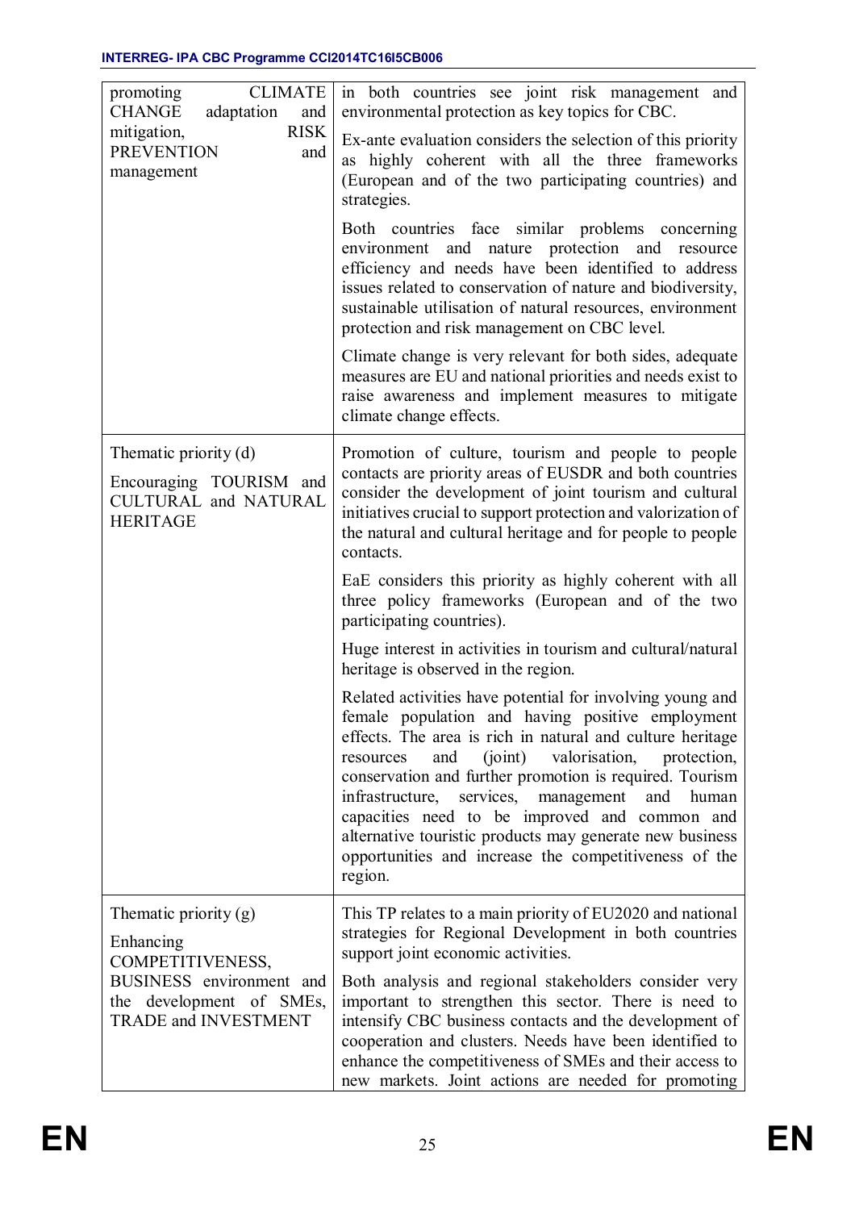| | |
|---|---|
| promoting CLIMATE CHANGE adaptation and mitigation, RISK PREVENTION and management | in both countries see joint risk management and environmental protection as key topics for CBC.<br><br>Ex-ante evaluation considers the selection of this priority as highly coherent with all the three frameworks (European and of the two participating countries) and strategies.<br><br>Both countries face similar problems concerning environment and nature protection and resource efficiency and needs have been identified to address issues related to conservation of nature and biodiversity, sustainable utilisation of natural resources, environment protection and risk management on CBC level.<br><br>Climate change is very relevant for both sides, adequate measures are EU and national priorities and needs exist to raise awareness and implement measures to mitigate climate change effects. |
| Thematic priority (d)<br><br>Encouraging TOURISM and CULTURAL and NATURAL HERITAGE | Promotion of culture, tourism and people to people contacts are priority areas of EUSDR and both countries consider the development of joint tourism and cultural initiatives crucial to support protection and valorization of the natural and cultural heritage and for people to people contacts.<br><br>EaE considers this priority as highly coherent with all three policy frameworks (European and of the two participating countries).<br><br>Huge interest in activities in tourism and cultural/natural heritage is observed in the region.<br><br>Related activities have potential for involving young and female population and having positive employment effects. The area is rich in natural and culture heritage resources and (joint) valorisation, protection, conservation and further promotion is required. Tourism infrastructure, services, management and human capacities need to be improved and common and alternative touristic products may generate new business opportunities and increase the competitiveness of the region. |
| Thematic priority (g)<br><br>Enhancing COMPETITIVENESS, BUSINESS environment and the development of SMEs, TRADE and INVESTMENT | This TP relates to a main priority of EU2020 and national strategies for Regional Development in both countries support joint economic activities.<br><br>Both analysis and regional stakeholders consider very important to strengthen this sector. There is need to intensify CBC business contacts and the development of cooperation and clusters. Needs have been identified to enhance the competitiveness of SMEs and their access to new markets. Joint actions are needed for promoting |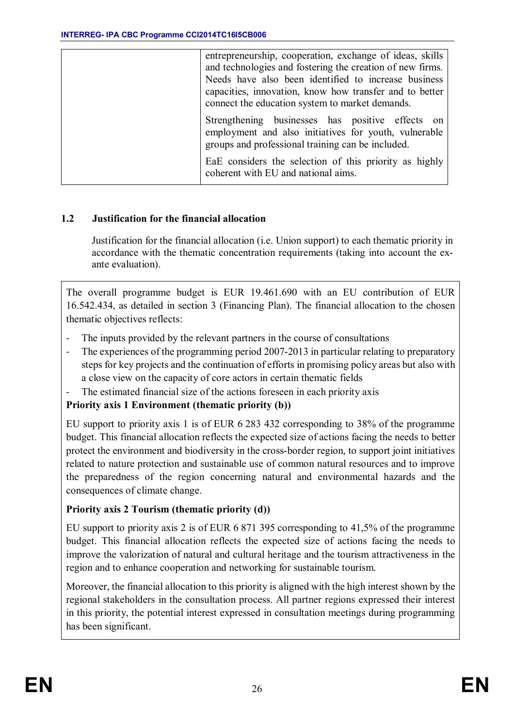| | entrepreneurship, cooperation, exchange of ideas, skills and technologies and fostering the creation of new firms. Needs have also been identified to increase business capacities, innovation, know how transfer and to better connect the education system to market demands.<br><br>Strengthening businesses has positive effects on employment and also initiatives for youth, vulnerable groups and professional training can be included.<br><br>EaE considers the selection of this priority as highly coherent with EU and national aims. |
|---|---|

### 1.2 Justification for the financial allocation

Justification for the financial allocation (i.e. Union support) to each thematic priority in accordance with the thematic concentration requirements (taking into account the ex-ante evaluation).

The overall programme budget is EUR 19.461.690 with an EU contribution of EUR 16.542.434, as detailed in section 3 (Financing Plan). The financial allocation to the chosen thematic objectives reflects:

- The inputs provided by the relevant partners in the course of consultations
- The experiences of the programming period 2007-2013 in particular relating to preparatory steps for key projects and the continuation of efforts in promising policy areas but also with a close view on the capacity of core actors in certain thematic fields
- The estimated financial size of the actions foreseen in each priority axis

**Priority axis 1 Environment (thematic priority (b))**

EU support to priority axis 1 is of EUR 6 283 432 corresponding to 38% of the programme budget. This financial allocation reflects the expected size of actions facing the needs to better protect the environment and biodiversity in the cross-border region, to support joint initiatives related to nature protection and sustainable use of common natural resources and to improve the preparedness of the region concerning natural and environmental hazards and the consequences of climate change.

**Priority axis 2 Tourism (thematic priority (d))**

EU support to priority axis 2 is of EUR 6 871 395 corresponding to 41,5% of the programme budget. This financial allocation reflects the expected size of actions facing the needs to improve the valorization of natural and cultural heritage and the tourism attractiveness in the region and to enhance cooperation and networking for sustainable tourism.

Moreover, the financial allocation to this priority is aligned with the high interest shown by the regional stakeholders in the consultation process. All partner regions expressed their interest in this priority, the potential interest expressed in consultation meetings during programming has been significant.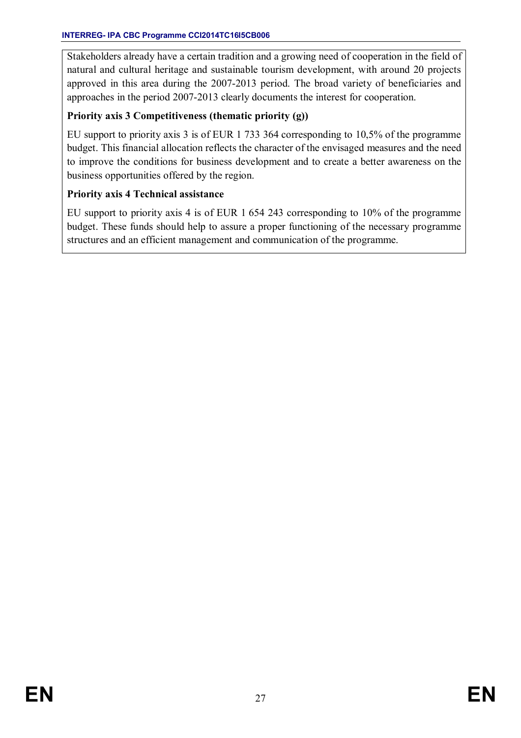Stakeholders already have a certain tradition and a growing need of cooperation in the field of natural and cultural heritage and sustainable tourism development, with around 20 projects approved in this area during the 2007-2013 period. The broad variety of beneficiaries and approaches in the period 2007-2013 clearly documents the interest for cooperation.

**Priority axis 3 Competitiveness (thematic priority (g))**

EU support to priority axis 3 is of EUR 1 733 364 corresponding to 10,5% of the programme budget. This financial allocation reflects the character of the envisaged measures and the need to improve the conditions for business development and to create a better awareness on the business opportunities offered by the region.

**Priority axis 4 Technical assistance**

EU support to priority axis 4 is of EUR 1 654 243 corresponding to 10% of the programme budget. These funds should help to assure a proper functioning of the necessary programme structures and an efficient management and communication of the programme.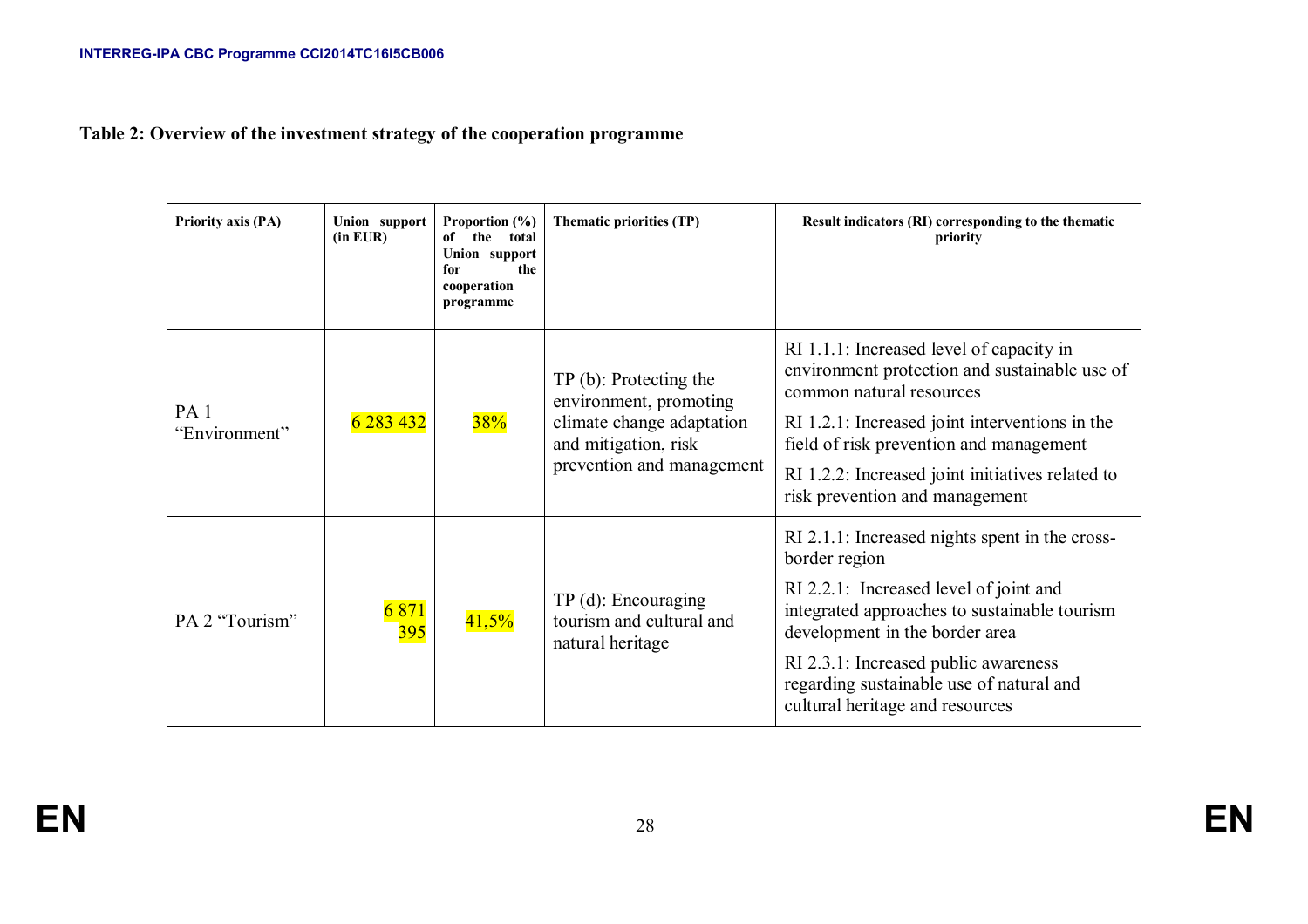**Table 2: Overview of the investment strategy of the cooperation programme**

| Priority axis (PA) | Union support (in EUR) | Proportion (%) of the total Union support for the cooperation programme | Thematic priorities (TP) | Result indicators (RI) corresponding to the thematic priority |
|---|---|---|---|---|
| PA 1 "Environment" | 6 283 432 | 38% | TP (b): Protecting the environment, promoting climate change adaptation and mitigation, risk prevention and management | RI 1.1.1: Increased level of capacity in environment protection and sustainable use of common natural resources<br>RI 1.2.1: Increased joint interventions in the field of risk prevention and management<br>RI 1.2.2: Increased joint initiatives related to risk prevention and management |
| PA 2 "Tourism" | 6 871 395 | 41,5% | TP (d): Encouraging tourism and cultural and natural heritage | RI 2.1.1: Increased nights spent in the cross-border region<br>RI 2.2.1: Increased level of joint and integrated approaches to sustainable tourism development in the border area<br>RI 2.3.1: Increased public awareness regarding sustainable use of natural and cultural heritage and resources |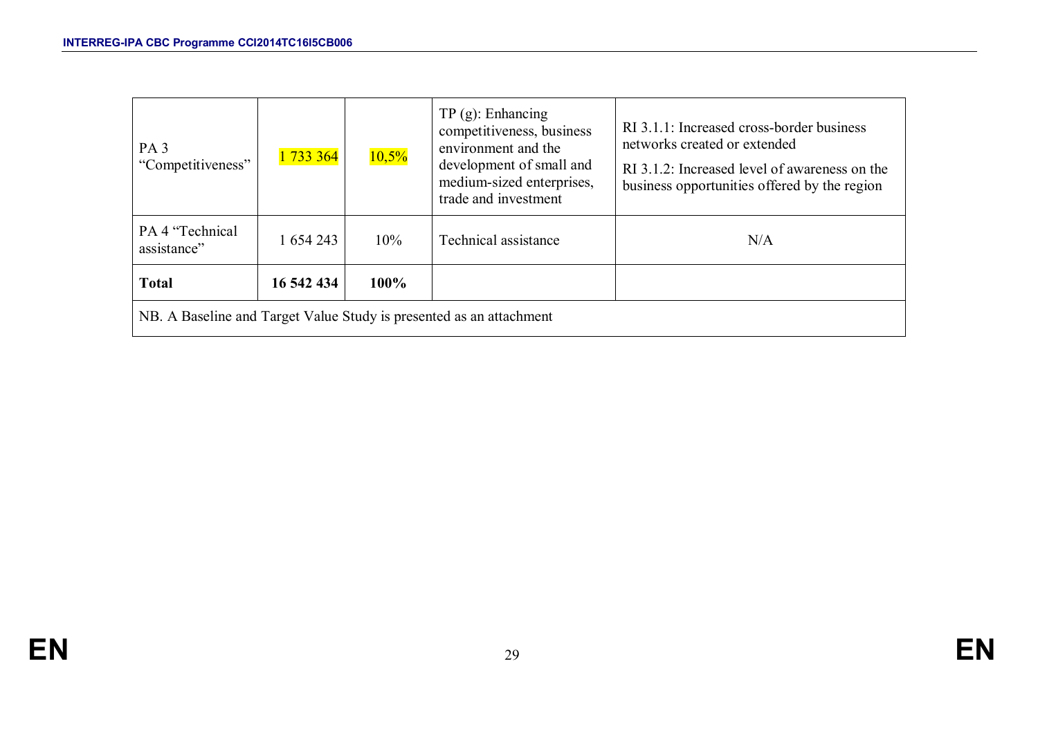| PA 3 "Competitiveness" | 1 733 364 | 10,5% | TP (g): Enhancing competitiveness, business environment and the development of small and medium-sized enterprises, trade and investment | RI 3.1.1: Increased cross-border business networks created or extended<br>RI 3.1.2: Increased level of awareness on the business opportunities offered by the region |
|---|---|---|---|---|
| PA 4 "Technical assistance" | 1 654 243 | 10% | Technical assistance | N/A |
| **Total** | **16 542 434** | **100%** | | |
| NB. A Baseline and Target Value Study is presented as an attachment | | | | |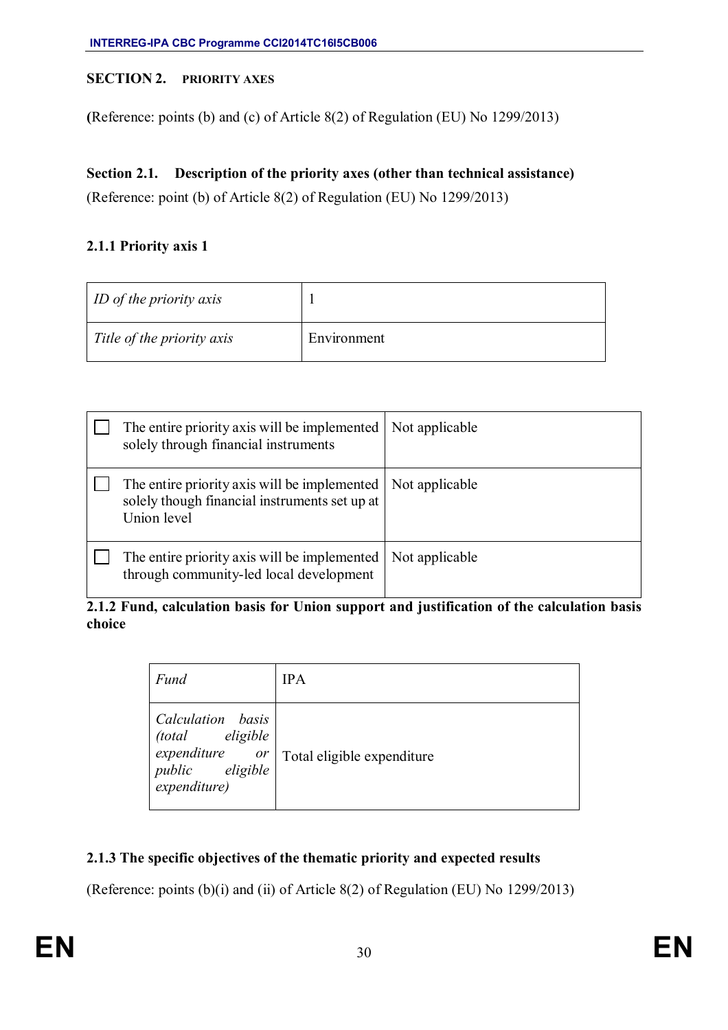## SECTION 2. PRIORITY AXES

(Reference: points (b) and (c) of Article 8(2) of Regulation (EU) No 1299/2013)

### Section 2.1. Description of the priority axes (other than technical assistance)

(Reference: point (b) of Article 8(2) of Regulation (EU) No 1299/2013)

#### 2.1.1 Priority axis 1

| *ID of the priority axis* | 1 |
|---|---|
| *Title of the priority axis* | Environment |

| | |
|---|---|
| ☐ The entire priority axis will be implemented solely through financial instruments | Not applicable |
| ☐ The entire priority axis will be implemented solely though financial instruments set up at Union level | Not applicable |
| ☐ The entire priority axis will be implemented through community-led local development | Not applicable |

#### 2.1.2 Fund, calculation basis for Union support and justification of the calculation basis choice

| *Fund* | IPA |
|---|---|
| *Calculation basis (total eligible expenditure or public eligible expenditure)* | Total eligible expenditure |

#### 2.1.3 The specific objectives of the thematic priority and expected results

(Reference: points (b)(i) and (ii) of Article 8(2) of Regulation (EU) No 1299/2013)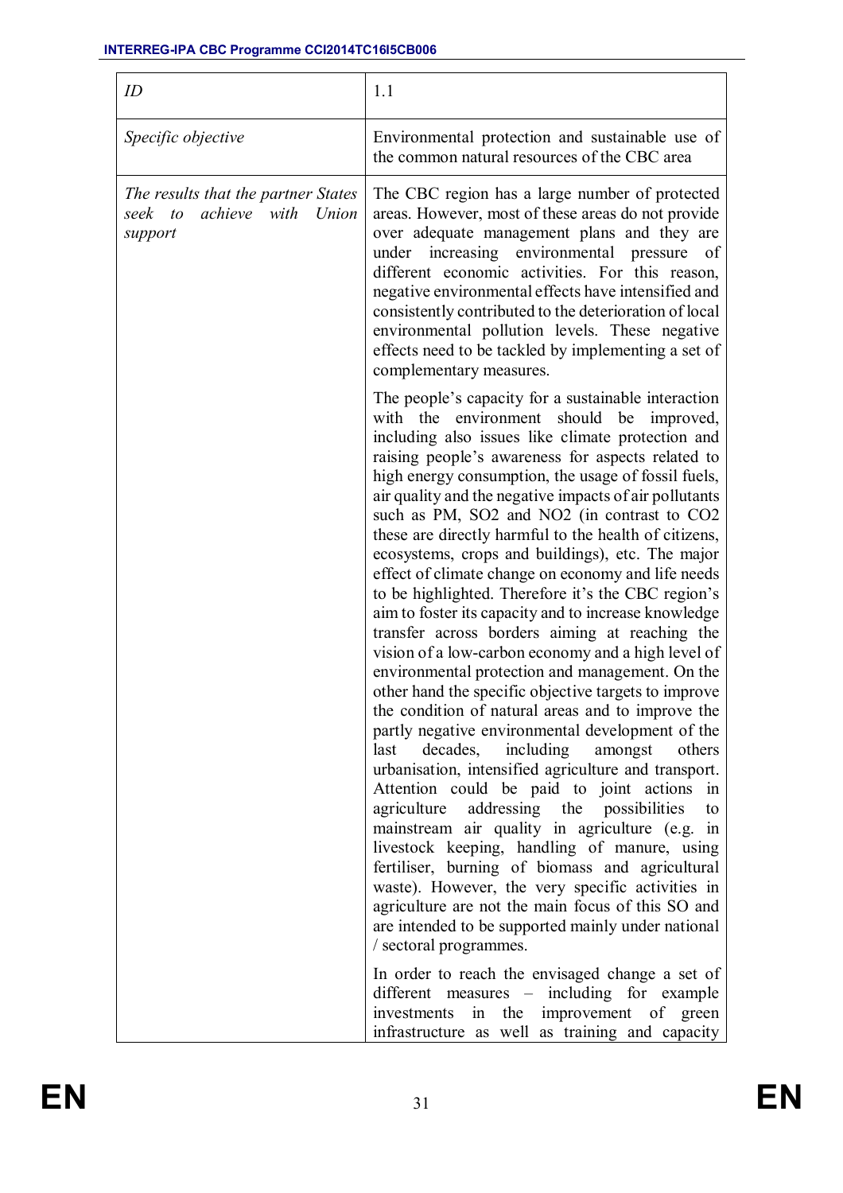| *ID* | 1.1 |
|---|---|
| *Specific objective* | Environmental protection and sustainable use of the common natural resources of the CBC area |
| *The results that the partner States seek to achieve with Union support* | The CBC region has a large number of protected areas. However, most of these areas do not provide over adequate management plans and they are under increasing environmental pressure of different economic activities. For this reason, negative environmental effects have intensified and consistently contributed to the deterioration of local environmental pollution levels. These negative effects need to be tackled by implementing a set of complementary measures.<br><br>The people's capacity for a sustainable interaction with the environment should be improved, including also issues like climate protection and raising people's awareness for aspects related to high energy consumption, the usage of fossil fuels, air quality and the negative impacts of air pollutants such as PM, $SO_2$ and $NO_2$ (in contrast to $CO_2$ these are directly harmful to the health of citizens, ecosystems, crops and buildings), etc. The major effect of climate change on economy and life needs to be highlighted. Therefore it's the CBC region's aim to foster its capacity and to increase knowledge transfer across borders aiming at reaching the vision of a low-carbon economy and a high level of environmental protection and management. On the other hand the specific objective targets to improve the condition of natural areas and to improve the partly negative environmental development of the last decades, including amongst others urbanisation, intensified agriculture and transport. Attention could be paid to joint actions in agriculture addressing the possibilities to mainstream air quality in agriculture (e.g. in livestock keeping, handling of manure, using fertiliser, burning of biomass and agricultural waste). However, the very specific activities in agriculture are not the main focus of this SO and are intended to be supported mainly under national / sectoral programmes.<br><br>In order to reach the envisaged change a set of different measures – including for example investments in the improvement of green infrastructure as well as training and capacity |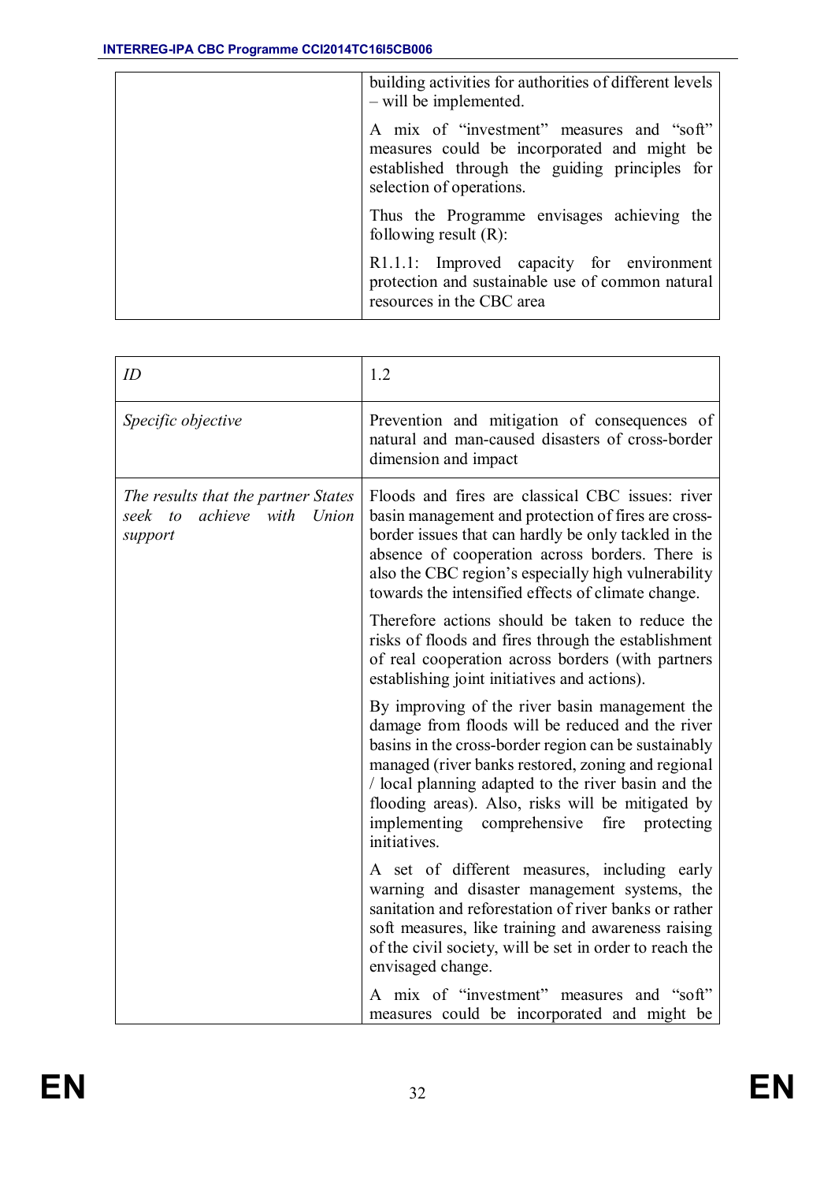| | |
|---|---|
| | building activities for authorities of different levels – will be implemented.<br><br>A mix of “investment” measures and “soft” measures could be incorporated and might be established through the guiding principles for selection of operations.<br><br>Thus the Programme envisages achieving the following result (R):<br><br>R1.1.1: Improved capacity for environment protection and sustainable use of common natural resources in the CBC area |

| | |
|---|---|
| *ID* | 1.2 |
| *Specific objective* | Prevention and mitigation of consequences of natural and man-caused disasters of cross-border dimension and impact |
| *The results that the partner States seek to achieve with Union support* | Floods and fires are classical CBC issues: river basin management and protection of fires are cross-border issues that can hardly be only tackled in the absence of cooperation across borders. There is also the CBC region’s especially high vulnerability towards the intensified effects of climate change.<br><br>Therefore actions should be taken to reduce the risks of floods and fires through the establishment of real cooperation across borders (with partners establishing joint initiatives and actions).<br><br>By improving of the river basin management the damage from floods will be reduced and the river basins in the cross-border region can be sustainably managed (river banks restored, zoning and regional / local planning adapted to the river basin and the flooding areas). Also, risks will be mitigated by implementing comprehensive fire protecting initiatives.<br><br>A set of different measures, including early warning and disaster management systems, the sanitation and reforestation of river banks or rather soft measures, like training and awareness raising of the civil society, will be set in order to reach the envisaged change.<br><br>A mix of “investment” measures and “soft” measures could be incorporated and might be |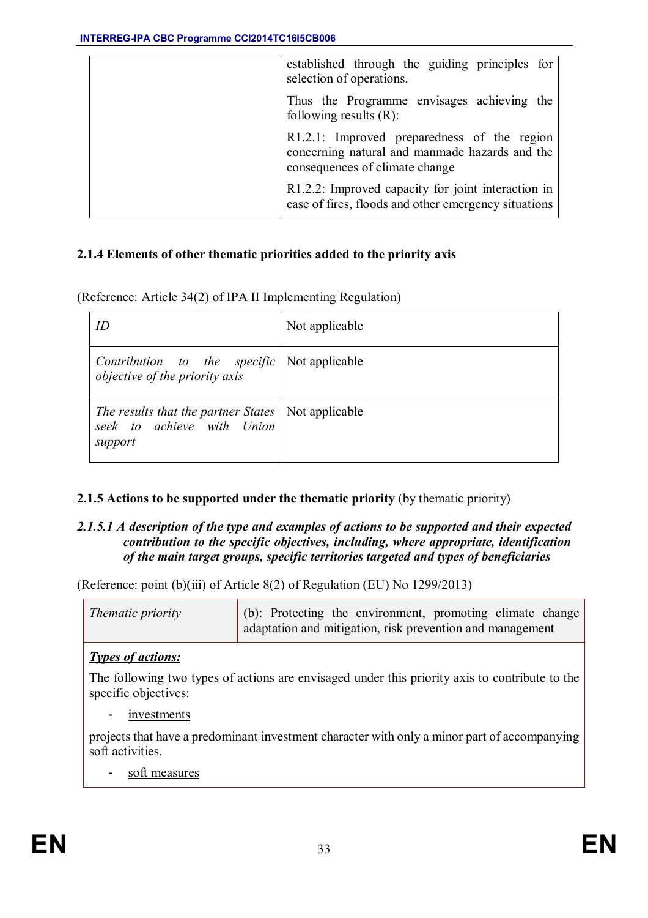| | established through the guiding principles for selection of operations.<br><br>Thus the Programme envisages achieving the following results (R):<br><br>R1.2.1: Improved preparedness of the region concerning natural and manmade hazards and the consequences of climate change<br><br>R1.2.2: Improved capacity for joint interaction in case of fires, floods and other emergency situations |
|---|---|

### 2.1.4 Elements of other thematic priorities added to the priority axis

(Reference: Article 34(2) of IPA II Implementing Regulation)

| *ID* | Not applicable |
|---|---|
| *Contribution to the specific objective of the priority axis* | Not applicable |
| *The results that the partner States seek to achieve with Union support* | Not applicable |

### 2.1.5 Actions to be supported under the thematic priority (by thematic priority)

#### *2.1.5.1 A description of the type and examples of actions to be supported and their expected contribution to the specific objectives, including, where appropriate, identification of the main target groups, specific territories targeted and types of beneficiaries*

(Reference: point (b)(iii) of Article 8(2) of Regulation (EU) No 1299/2013)

| *Thematic priority* | (b): Protecting the environment, promoting climate change adaptation and mitigation, risk prevention and management |
|---|---|

***Types of actions:***

The following two types of actions are envisaged under this priority axis to contribute to the specific objectives:

- investments

projects that have a predominant investment character with only a minor part of accompanying soft activities.

- soft measures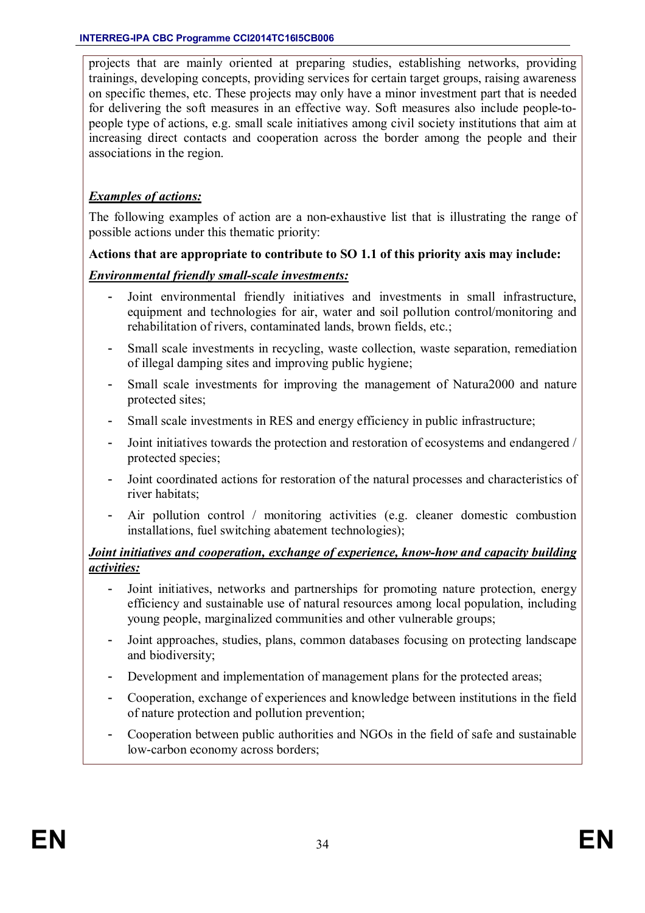projects that are mainly oriented at preparing studies, establishing networks, providing trainings, developing concepts, providing services for certain target groups, raising awareness on specific themes, etc. These projects may only have a minor investment part that is needed for delivering the soft measures in an effective way. Soft measures also include people-to-people type of actions, e.g. small scale initiatives among civil society institutions that aim at increasing direct contacts and cooperation across the border among the people and their associations in the region.

***Examples of actions:***

The following examples of action are a non-exhaustive list that is illustrating the range of possible actions under this thematic priority:

**Actions that are appropriate to contribute to SO 1.1 of this priority axis may include:**

***Environmental friendly small-scale investments:***

- Joint environmental friendly initiatives and investments in small infrastructure, equipment and technologies for air, water and soil pollution control/monitoring and rehabilitation of rivers, contaminated lands, brown fields, etc.;
- Small scale investments in recycling, waste collection, waste separation, remediation of illegal damping sites and improving public hygiene;
- Small scale investments for improving the management of Natura2000 and nature protected sites;
- Small scale investments in RES and energy efficiency in public infrastructure;
- Joint initiatives towards the protection and restoration of ecosystems and endangered / protected species;
- Joint coordinated actions for restoration of the natural processes and characteristics of river habitats;
- Air pollution control / monitoring activities (e.g. cleaner domestic combustion installations, fuel switching abatement technologies);

***Joint initiatives and cooperation, exchange of experience, know-how and capacity building activities:***

- Joint initiatives, networks and partnerships for promoting nature protection, energy efficiency and sustainable use of natural resources among local population, including young people, marginalized communities and other vulnerable groups;
- Joint approaches, studies, plans, common databases focusing on protecting landscape and biodiversity;
- Development and implementation of management plans for the protected areas;
- Cooperation, exchange of experiences and knowledge between institutions in the field of nature protection and pollution prevention;
- Cooperation between public authorities and NGOs in the field of safe and sustainable low-carbon economy across borders;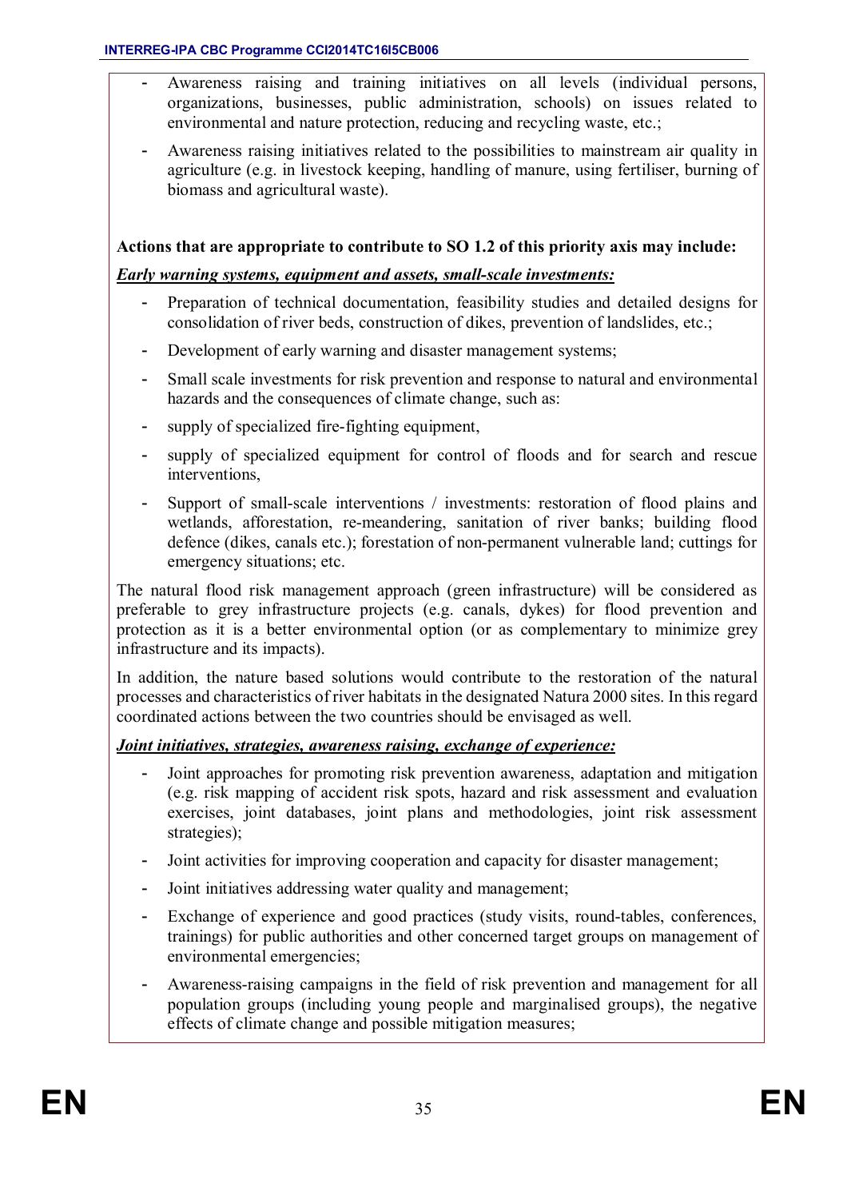- Awareness raising and training initiatives on all levels (individual persons, organizations, businesses, public administration, schools) on issues related to environmental and nature protection, reducing and recycling waste, etc.;
- Awareness raising initiatives related to the possibilities to mainstream air quality in agriculture (e.g. in livestock keeping, handling of manure, using fertiliser, burning of biomass and agricultural waste).

**Actions that are appropriate to contribute to SO 1.2 of this priority axis may include:**

***Early warning systems, equipment and assets, small-scale investments:***

- Preparation of technical documentation, feasibility studies and detailed designs for consolidation of river beds, construction of dikes, prevention of landslides, etc.;
- Development of early warning and disaster management systems;
- Small scale investments for risk prevention and response to natural and environmental hazards and the consequences of climate change, such as:
- supply of specialized fire-fighting equipment,
- supply of specialized equipment for control of floods and for search and rescue interventions,
- Support of small-scale interventions / investments: restoration of flood plains and wetlands, afforestation, re-meandering, sanitation of river banks; building flood defence (dikes, canals etc.); forestation of non-permanent vulnerable land; cuttings for emergency situations; etc.

The natural flood risk management approach (green infrastructure) will be considered as preferable to grey infrastructure projects (e.g. canals, dykes) for flood prevention and protection as it is a better environmental option (or as complementary to minimize grey infrastructure and its impacts).

In addition, the nature based solutions would contribute to the restoration of the natural processes and characteristics of river habitats in the designated Natura 2000 sites. In this regard coordinated actions between the two countries should be envisaged as well.

***Joint initiatives, strategies, awareness raising, exchange of experience:***

- Joint approaches for promoting risk prevention awareness, adaptation and mitigation (e.g. risk mapping of accident risk spots, hazard and risk assessment and evaluation exercises, joint databases, joint plans and methodologies, joint risk assessment strategies);
- Joint activities for improving cooperation and capacity for disaster management;
- Joint initiatives addressing water quality and management;
- Exchange of experience and good practices (study visits, round-tables, conferences, trainings) for public authorities and other concerned target groups on management of environmental emergencies;
- Awareness-raising campaigns in the field of risk prevention and management for all population groups (including young people and marginalised groups), the negative effects of climate change and possible mitigation measures;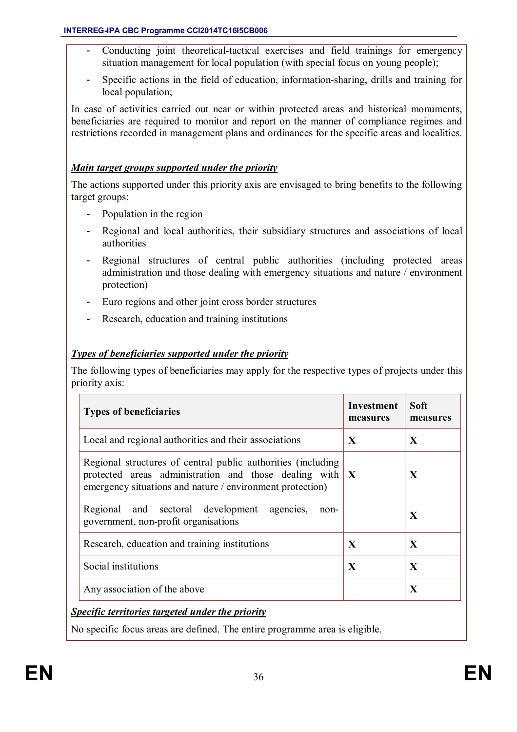- Conducting joint theoretical-tactical exercises and field trainings for emergency situation management for local population (with special focus on young people);
- Specific actions in the field of education, information-sharing, drills and training for local population;

In case of activities carried out near or within protected areas and historical monuments, beneficiaries are required to monitor and report on the manner of compliance regimes and restrictions recorded in management plans and ordinances for the specific areas and localities.

***Main target groups supported under the priority***

The actions supported under this priority axis are envisaged to bring benefits to the following target groups:

- Population in the region
- Regional and local authorities, their subsidiary structures and associations of local authorities
- Regional structures of central public authorities (including protected areas administration and those dealing with emergency situations and nature / environment protection)
- Euro regions and other joint cross border structures
- Research, education and training institutions

***Types of beneficiaries supported under the priority***

The following types of beneficiaries may apply for the respective types of projects under this priority axis:

| Types of beneficiaries | Investment measures | Soft measures |
|---|---|---|
| Local and regional authorities and their associations | X | X |
| Regional structures of central public authorities (including protected areas administration and those dealing with emergency situations and nature / environment protection) | X | X |
| Regional and sectoral development agencies, non-government, non-profit organisations | | X |
| Research, education and training institutions | X | X |
| Social institutions | X | X |
| Any association of the above | | X |

***Specific territories targeted under the priority***

No specific focus areas are defined. The entire programme area is eligible.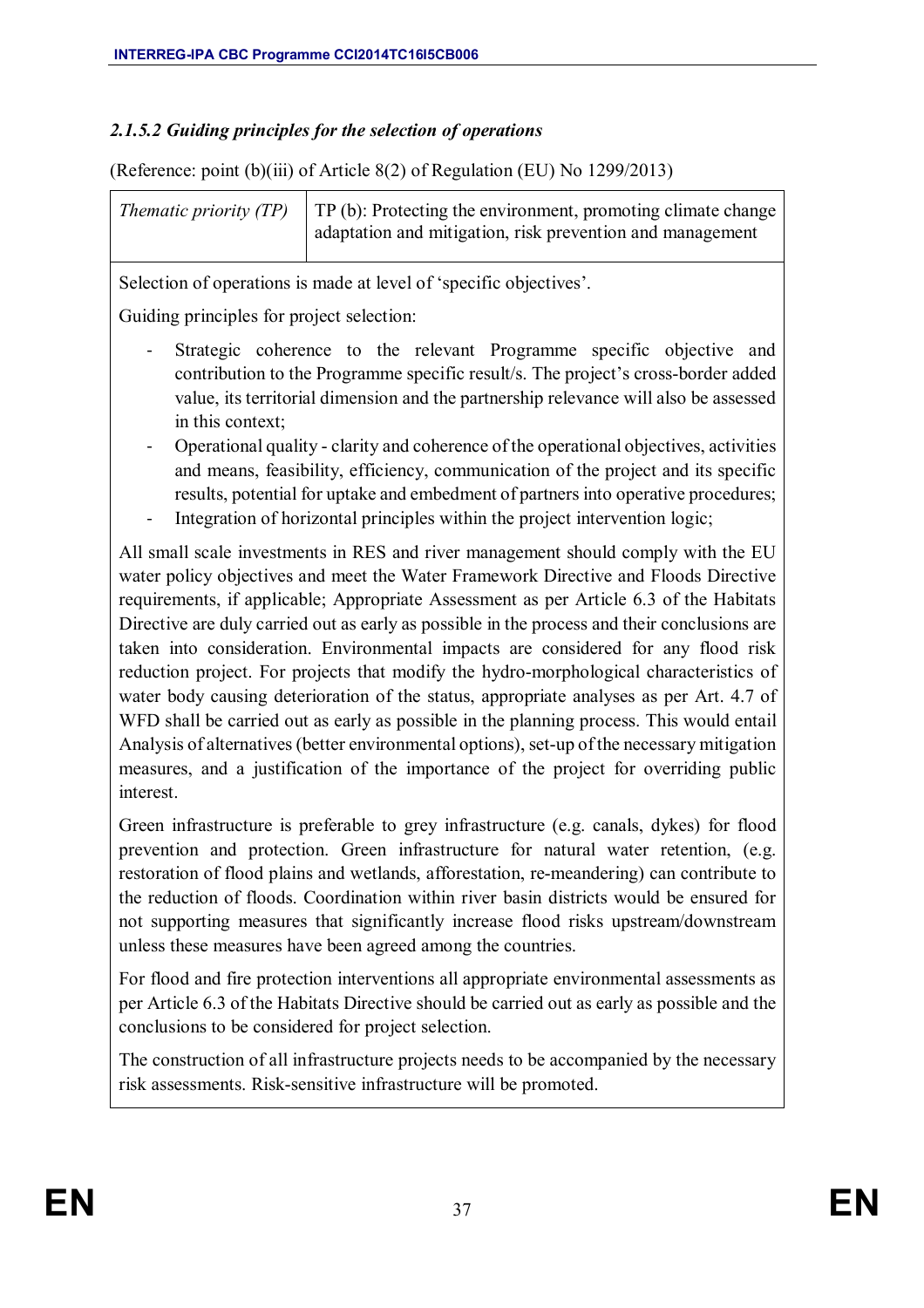#### *2.1.5.2 Guiding principles for the selection of operations*

(Reference: point (b)(iii) of Article 8(2) of Regulation (EU) No 1299/2013)

| *Thematic priority (TP)* | TP (b): Protecting the environment, promoting climate change adaptation and mitigation, risk prevention and management |
|---|---|

Selection of operations is made at level of 'specific objectives'.

Guiding principles for project selection:

- Strategic coherence to the relevant Programme specific objective and contribution to the Programme specific result/s. The project's cross-border added value, its territorial dimension and the partnership relevance will also be assessed in this context;
- Operational quality - clarity and coherence of the operational objectives, activities and means, feasibility, efficiency, communication of the project and its specific results, potential for uptake and embedment of partners into operative procedures;
- Integration of horizontal principles within the project intervention logic;

All small scale investments in RES and river management should comply with the EU water policy objectives and meet the Water Framework Directive and Floods Directive requirements, if applicable; Appropriate Assessment as per Article 6.3 of the Habitats Directive are duly carried out as early as possible in the process and their conclusions are taken into consideration. Environmental impacts are considered for any flood risk reduction project. For projects that modify the hydro-morphological characteristics of water body causing deterioration of the status, appropriate analyses as per Art. 4.7 of WFD shall be carried out as early as possible in the planning process. This would entail Analysis of alternatives (better environmental options), set-up of the necessary mitigation measures, and a justification of the importance of the project for overriding public interest.

Green infrastructure is preferable to grey infrastructure (e.g. canals, dykes) for flood prevention and protection. Green infrastructure for natural water retention, (e.g. restoration of flood plains and wetlands, afforestation, re-meandering) can contribute to the reduction of floods. Coordination within river basin districts would be ensured for not supporting measures that significantly increase flood risks upstream/downstream unless these measures have been agreed among the countries.

For flood and fire protection interventions all appropriate environmental assessments as per Article 6.3 of the Habitats Directive should be carried out as early as possible and the conclusions to be considered for project selection.

The construction of all infrastructure projects needs to be accompanied by the necessary risk assessments. Risk-sensitive infrastructure will be promoted.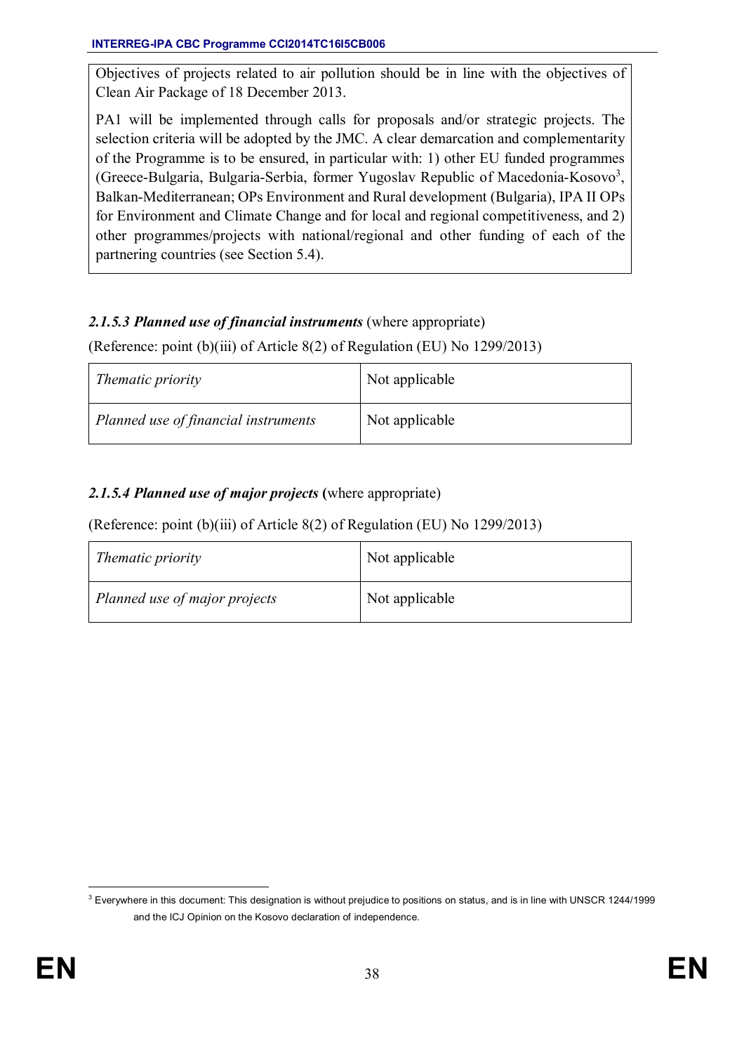Objectives of projects related to air pollution should be in line with the objectives of Clean Air Package of 18 December 2013.

PA1 will be implemented through calls for proposals and/or strategic projects. The selection criteria will be adopted by the JMC. A clear demarcation and complementarity of the Programme is to be ensured, in particular with: 1) other EU funded programmes (Greece-Bulgaria, Bulgaria-Serbia, former Yugoslav Republic of Macedonia-Kosovo[3], Balkan-Mediterranean; OPs Environment and Rural development (Bulgaria), IPA II OPs for Environment and Climate Change and for local and regional competitiveness, and 2) other programmes/projects with national/regional and other funding of each of the partnering countries (see Section 5.4).

#### *2.1.5.3 Planned use of financial instruments* (where appropriate)

(Reference: point (b)(iii) of Article 8(2) of Regulation (EU) No 1299/2013)

| *Thematic priority* | Not applicable |
|---|---|
| *Planned use of financial instruments* | Not applicable |

#### *2.1.5.4 Planned use of major projects* (where appropriate)

(Reference: point (b)(iii) of Article 8(2) of Regulation (EU) No 1299/2013)

| *Thematic priority* | Not applicable |
|---|---|
| *Planned use of major projects* | Not applicable |

[3] Everywhere in this document: This designation is without prejudice to positions on status, and is in line with UNSCR 1244/1999 and the ICJ Opinion on the Kosovo declaration of independence.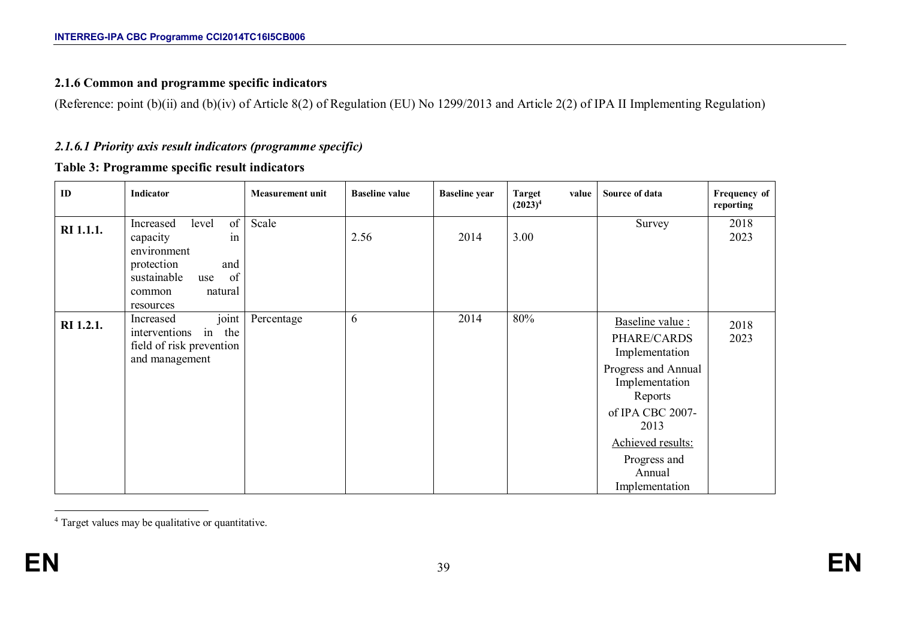### 2.1.6 Common and programme specific indicators

(Reference: point (b)(ii) and (b)(iv) of Article 8(2) of Regulation (EU) No 1299/2013 and Article 2(2) of IPA II Implementing Regulation)

#### *2.1.6.1 Priority axis result indicators (programme specific)*

**Table 3: Programme specific result indicators**

| ID | Indicator | Measurement unit | Baseline value | Baseline year | Target value (2023)[4] | Source of data | Frequency of reporting |
|---|---|---|---|---|---|---|---|
| **RI 1.1.1.** | Increased level of capacity in environment protection and sustainable use of common natural resources | Scale | 2.56 | 2014 | 3.00 | Survey | 2018<br>2023 |
| **RI 1.2.1.** | Increased joint interventions in the field of risk prevention and management | Percentage | 6 | 2014 | 80% | <u>Baseline value :</u><br>PHARE/CARDS Implementation<br>Progress and Annual Implementation Reports<br>of IPA CBC 2007-2013<br><u>Achieved results:</u><br>Progress and Annual Implementation | 2018<br>2023 |

[4] Target values may be qualitative or quantitative.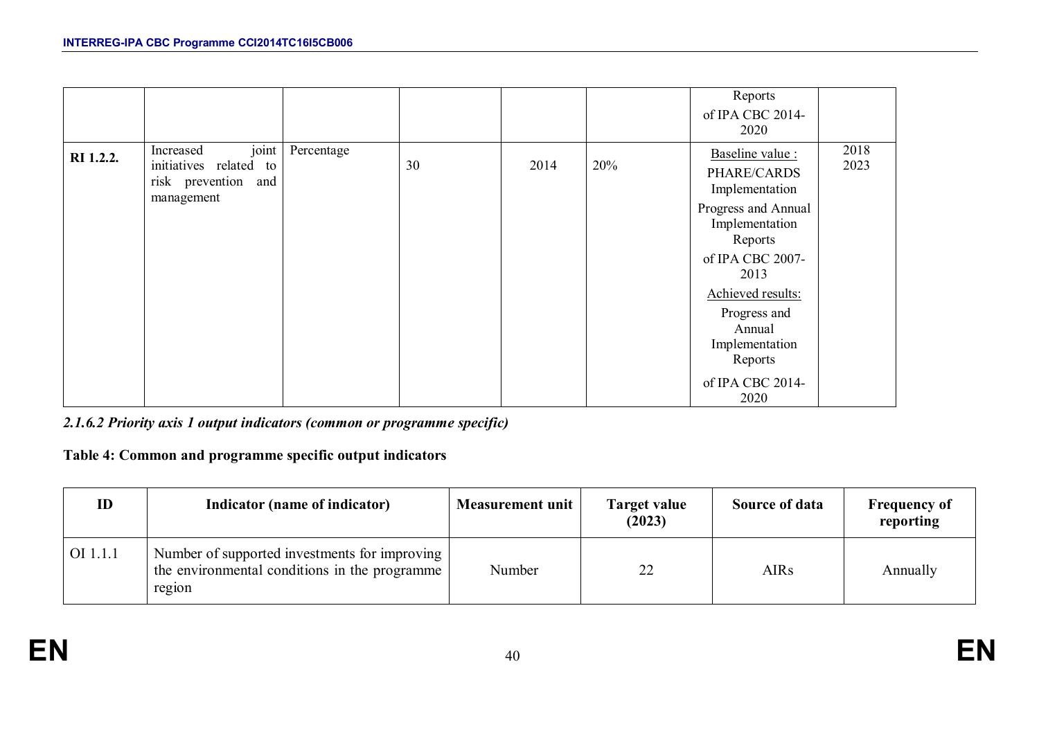| | | | | | | Reports of IPA CBC 2014-2020 | |
|---|---|---|---|---|---|---|---|
| **RI 1.2.2.** | Increased joint initiatives related to risk prevention and management | Percentage | 30 | 2014 | 20% | Baseline value : PHARE/CARDS Implementation Progress and Annual Implementation Reports of IPA CBC 2007-2013 Achieved results: Progress and Annual Implementation Reports of IPA CBC 2014-2020 | 2018 2023 |

*2.1.6.2 Priority axis 1 output indicators (common or programme specific)*

**Table 4: Common and programme specific output indicators**

| ID | Indicator (name of indicator) | Measurement unit | Target value (2023) | Source of data | Frequency of reporting |
|---|---|---|---|---|---|
| OI 1.1.1 | Number of supported investments for improving the environmental conditions in the programme region | Number | 22 | AIRs | Annually |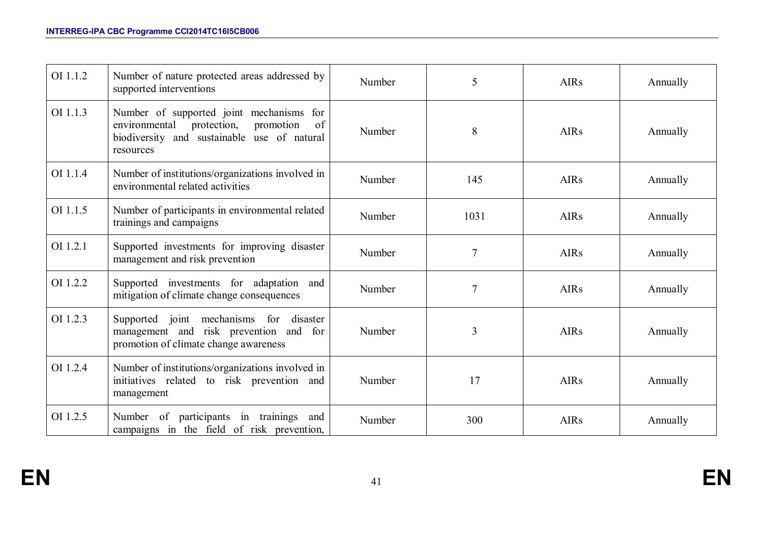| OI 1.1.2 | Number of nature protected areas addressed by supported interventions | Number | 5 | AIRs | Annually |
|---|---|---|---|---|---|
| OI 1.1.3 | Number of supported joint mechanisms for environmental protection, promotion of biodiversity and sustainable use of natural resources | Number | 8 | AIRs | Annually |
| OI 1.1.4 | Number of institutions/organizations involved in environmental related activities | Number | 145 | AIRs | Annually |
| OI 1.1.5 | Number of participants in environmental related trainings and campaigns | Number | 1031 | AIRs | Annually |
| OI 1.2.1 | Supported investments for improving disaster management and risk prevention | Number | 7 | AIRs | Annually |
| OI 1.2.2 | Supported investments for adaptation and mitigation of climate change consequences | Number | 7 | AIRs | Annually |
| OI 1.2.3 | Supported joint mechanisms for disaster management and risk prevention and for promotion of climate change awareness | Number | 3 | AIRs | Annually |
| OI 1.2.4 | Number of institutions/organizations involved in initiatives related to risk prevention and management | Number | 17 | AIRs | Annually |
| OI 1.2.5 | Number of participants in trainings and campaigns in the field of risk prevention, | Number | 300 | AIRs | Annually |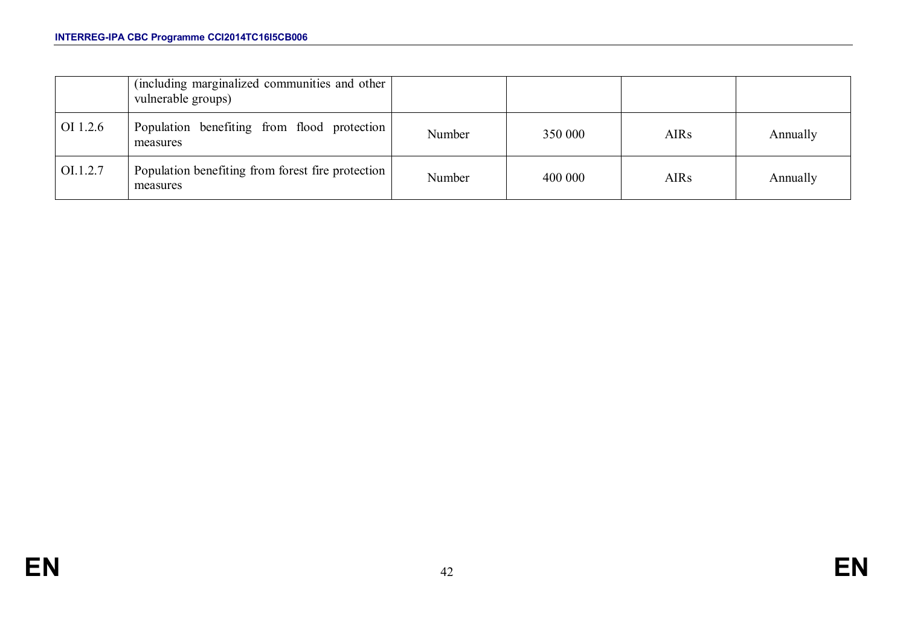| | | | | | |
|---|---|---|---|---|---|
| | (including marginalized communities and other vulnerable groups) | | | | |
| OI 1.2.6 | Population benefiting from flood protection measures | Number | 350 000 | AIRs | Annually |
| OI.1.2.7 | Population benefiting from forest fire protection measures | Number | 400 000 | AIRs | Annually |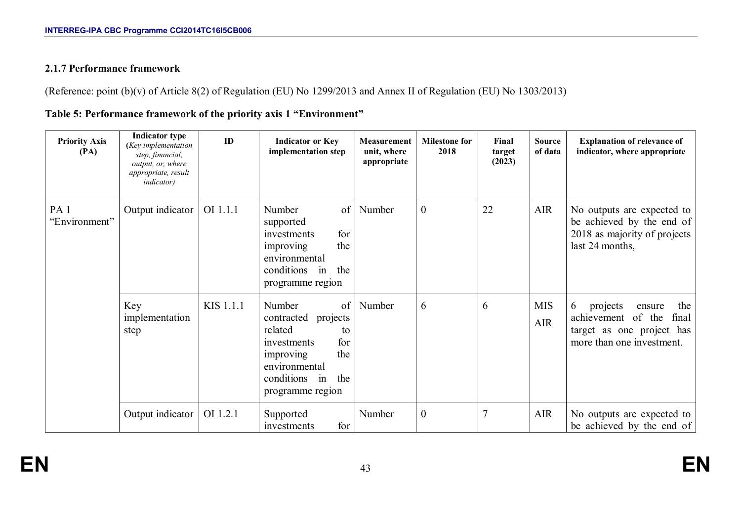### 2.1.7 Performance framework

(Reference: point (b)(v) of Article 8(2) of Regulation (EU) No 1299/2013 and Annex II of Regulation (EU) No 1303/2013)

**Table 5: Performance framework of the priority axis 1 "Environment"**

| Priority Axis (PA) | Indicator type (*Key implementation step, financial, output, or, where appropriate, result indicator*) | ID | Indicator or Key implementation step | Measurement unit, where appropriate | Milestone for 2018 | Final target (2023) | Source of data | Explanation of relevance of indicator, where appropriate |
|---|---|---|---|---|---|---|---|---|
| PA 1 "Environment" | Output indicator | OI 1.1.1 | Number of supported investments for improving the environmental conditions in the programme region | Number | 0 | 22 | AIR | No outputs are expected to be achieved by the end of 2018 as majority of projects last 24 months, |
| | Key implementation step | KIS 1.1.1 | Number of contracted projects related to investments for improving the environmental conditions in the programme region | Number | 6 | 6 | MIS AIR | 6 projects ensure the achievement of the final target as one project has more than one investment. |
| | Output indicator | OI 1.2.1 | Supported investments for | Number | 0 | 7 | AIR | No outputs are expected to be achieved by the end of |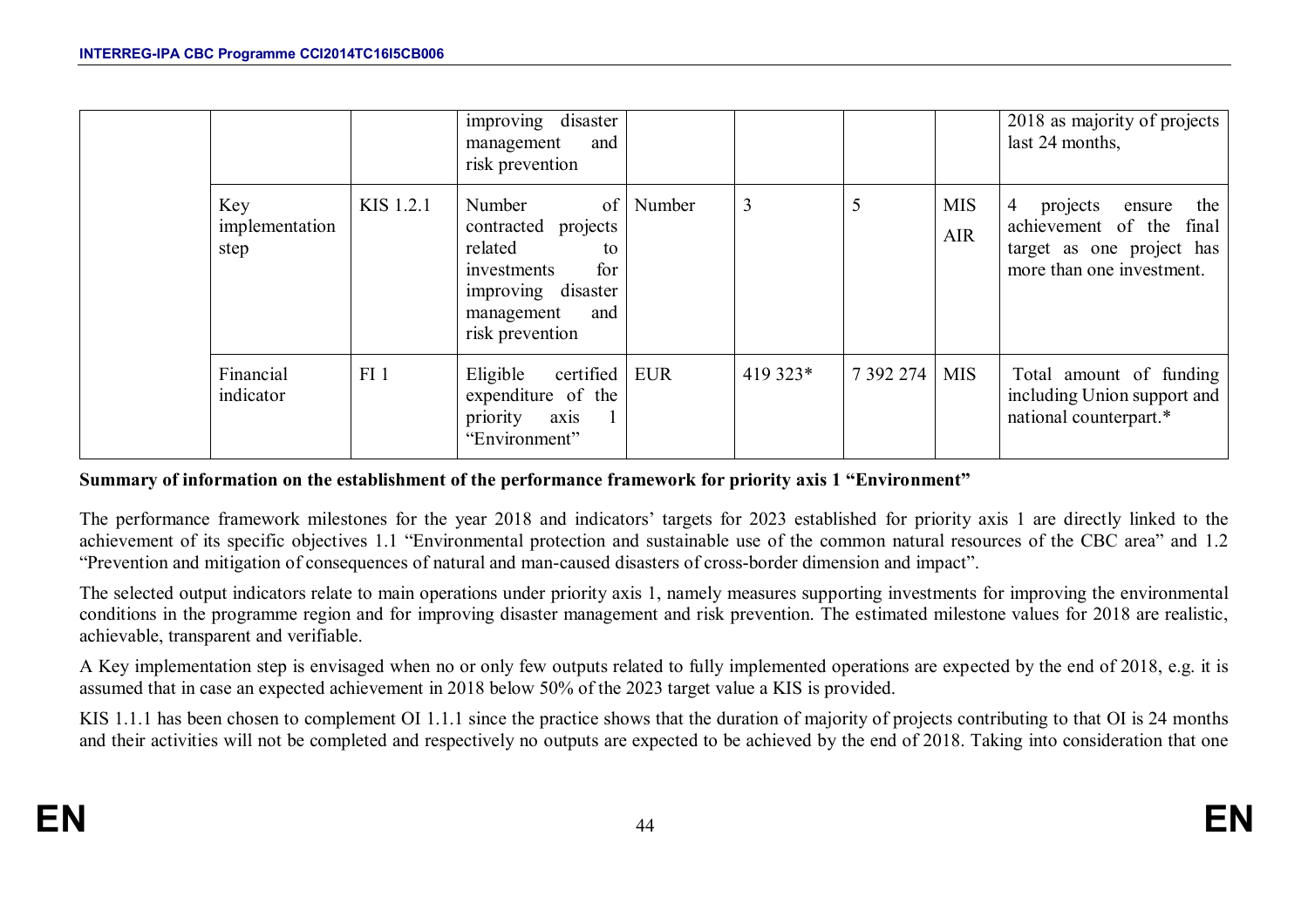| | | | | | | | | |
|---|---|---|---|---|---|---|---|---|
| | | | improving disaster management and risk prevention | | | | | 2018 as majority of projects last 24 months, |
| | Key implementation step | KIS 1.2.1 | Number of contracted projects related to investments for improving disaster management and risk prevention | Number | 3 | 5 | MIS AIR | 4 projects ensure the achievement of the final target as one project has more than one investment. |
| | Financial indicator | FI 1 | Eligible certified expenditure of the priority axis 1 "Environment" | EUR | 419 323* | 7 392 274 | MIS | Total amount of funding including Union support and national counterpart.* |

**Summary of information on the establishment of the performance framework for priority axis 1 "Environment"**

The performance framework milestones for the year 2018 and indicators' targets for 2023 established for priority axis 1 are directly linked to the achievement of its specific objectives 1.1 "Environmental protection and sustainable use of the common natural resources of the CBC area" and 1.2 "Prevention and mitigation of consequences of natural and man-caused disasters of cross-border dimension and impact".

The selected output indicators relate to main operations under priority axis 1, namely measures supporting investments for improving the environmental conditions in the programme region and for improving disaster management and risk prevention. The estimated milestone values for 2018 are realistic, achievable, transparent and verifiable.

A Key implementation step is envisaged when no or only few outputs related to fully implemented operations are expected by the end of 2018, e.g. it is assumed that in case an expected achievement in 2018 below 50% of the 2023 target value a KIS is provided.

KIS 1.1.1 has been chosen to complement OI 1.1.1 since the practice shows that the duration of majority of projects contributing to that OI is 24 months and their activities will not be completed and respectively no outputs are expected to be achieved by the end of 2018. Taking into consideration that one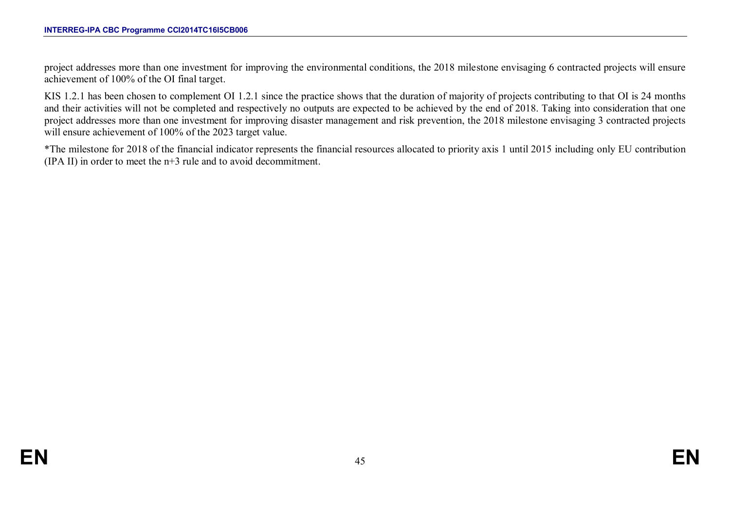project addresses more than one investment for improving the environmental conditions, the 2018 milestone envisaging 6 contracted projects will ensure achievement of 100% of the OI final target.

KIS 1.2.1 has been chosen to complement OI 1.2.1 since the practice shows that the duration of majority of projects contributing to that OI is 24 months and their activities will not be completed and respectively no outputs are expected to be achieved by the end of 2018. Taking into consideration that one project addresses more than one investment for improving disaster management and risk prevention, the 2018 milestone envisaging 3 contracted projects will ensure achievement of 100% of the 2023 target value.

*The milestone for 2018 of the financial indicator represents the financial resources allocated to priority axis 1 until 2015 including only EU contribution (IPA II) in order to meet the n+3 rule and to avoid decommitment.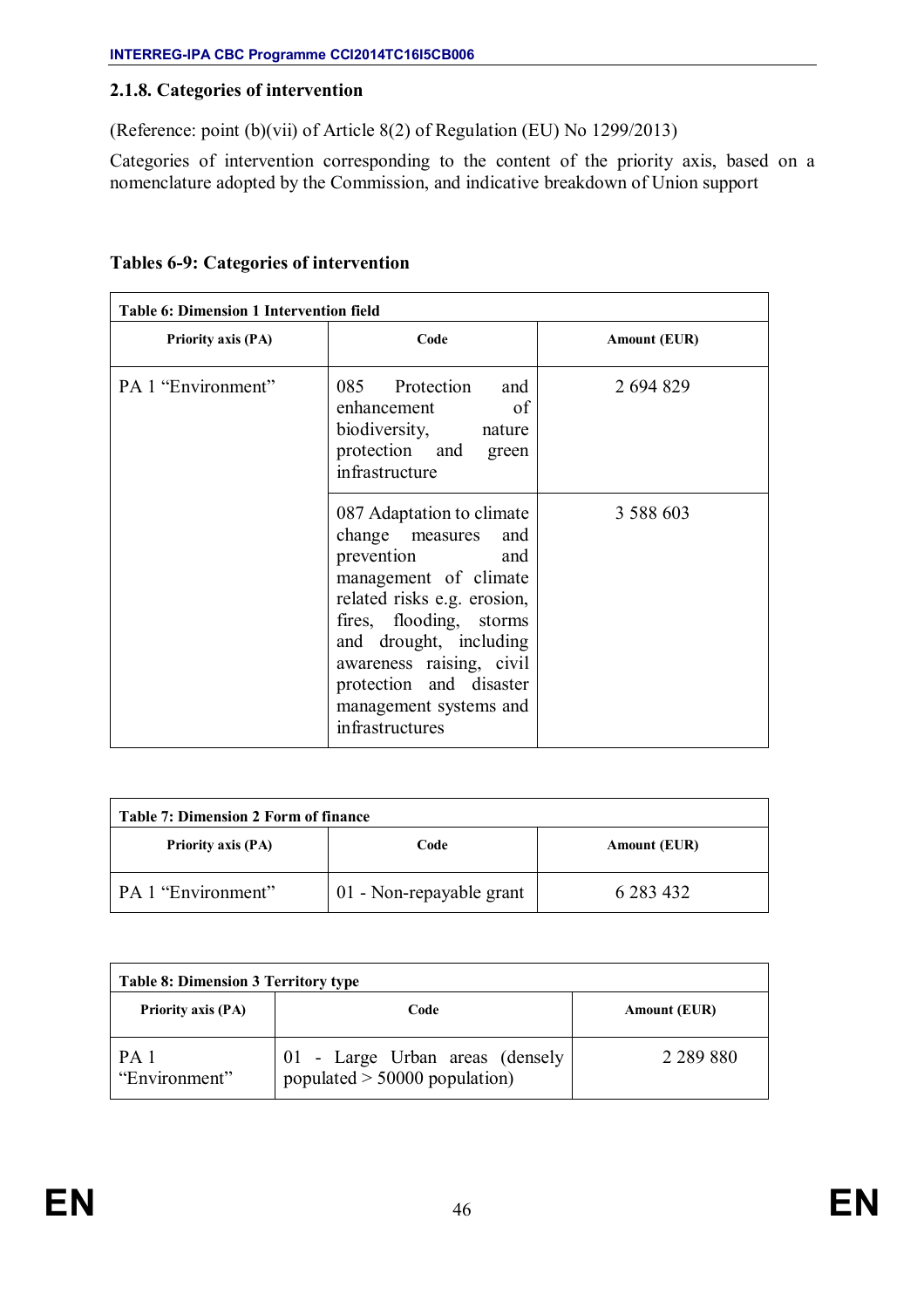### 2.1.8. Categories of intervention

(Reference: point (b)(vii) of Article 8(2) of Regulation (EU) No 1299/2013)

Categories of intervention corresponding to the content of the priority axis, based on a nomenclature adopted by the Commission, and indicative breakdown of Union support

**Tables 6-9: Categories of intervention**

| Table 6: Dimension 1 Intervention field | | |
|---|---|---|
| **Priority axis (PA)** | **Code** | **Amount (EUR)** |
| PA 1 “Environment” | 085 Protection and enhancement of biodiversity, nature protection and green infrastructure | 2 694 829 |
| | 087 Adaptation to climate change measures and prevention and management of climate related risks e.g. erosion, fires, flooding, storms and drought, including awareness raising, civil protection and disaster management systems and infrastructures | 3 588 603 |

| Table 7: Dimension 2 Form of finance | | |
|---|---|---|
| **Priority axis (PA)** | **Code** | **Amount (EUR)** |
| PA 1 “Environment” | 01 - Non-repayable grant | 6 283 432 |

| Table 8: Dimension 3 Territory type | | |
|---|---|---|
| **Priority axis (PA)** | **Code** | **Amount (EUR)** |
| PA 1 “Environment” | 01 - Large Urban areas (densely populated > 50000 population) | 2 289 880 |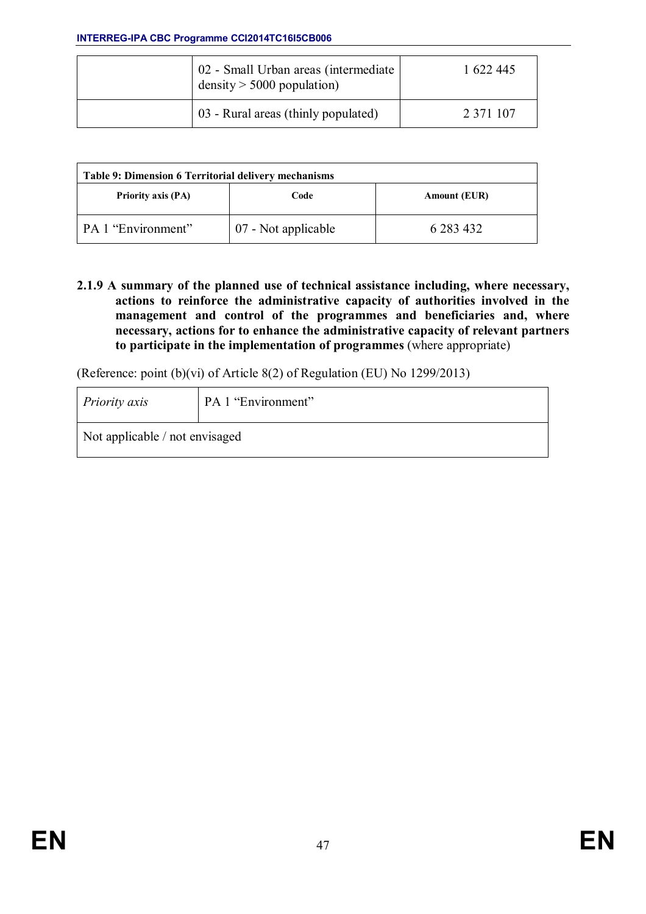| | 02 - Small Urban areas (intermediate density > 5000 population) | 1 622 445 |
|---|---|---|
| | 03 - Rural areas (thinly populated) | 2 371 107 |

| **Table 9: Dimension 6 Territorial delivery mechanisms** | | |
|---|---|---|
| **Priority axis (PA)** | **Code** | **Amount (EUR)** |
| PA 1 "Environment" | 07 - Not applicable | 6 283 432 |

### 2.1.9 A summary of the planned use of technical assistance including, where necessary, actions to reinforce the administrative capacity of authorities involved in the management and control of the programmes and beneficiaries and, where necessary, actions for to enhance the administrative capacity of relevant partners to participate in the implementation of programmes (where appropriate)

(Reference: point (b)(vi) of Article 8(2) of Regulation (EU) No 1299/2013)

| *Priority axis* | PA 1 "Environment" |
|---|---|
| Not applicable / not envisaged | |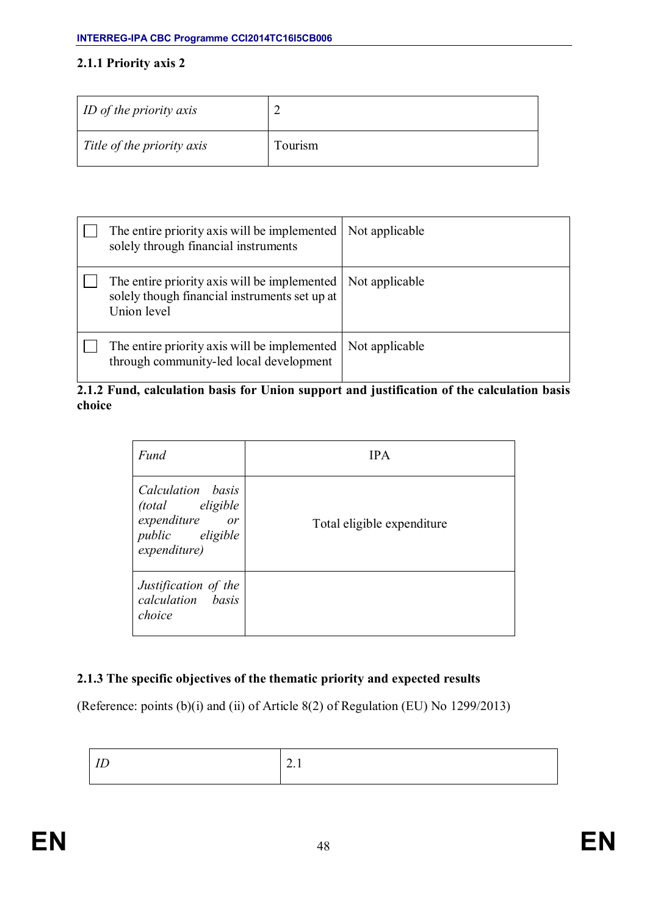### 2.1.1 Priority axis 2

| *ID of the priority axis* | 2 |
|---|---|
| *Title of the priority axis* | Tourism |

| | |
|---|---|
| ☐ The entire priority axis will be implemented solely through financial instruments | Not applicable |
| ☐ The entire priority axis will be implemented solely though financial instruments set up at Union level | Not applicable |
| ☐ The entire priority axis will be implemented through community-led local development | Not applicable |

### 2.1.2 Fund, calculation basis for Union support and justification of the calculation basis choice

| *Fund* | IPA |
|---|---|
| *Calculation basis (total eligible expenditure or public eligible expenditure)* | Total eligible expenditure |
| *Justification of the calculation basis choice* | |

### 2.1.3 The specific objectives of the thematic priority and expected results

(Reference: points (b)(i) and (ii) of Article 8(2) of Regulation (EU) No 1299/2013)

| *ID* | 2.1 |
|---|---|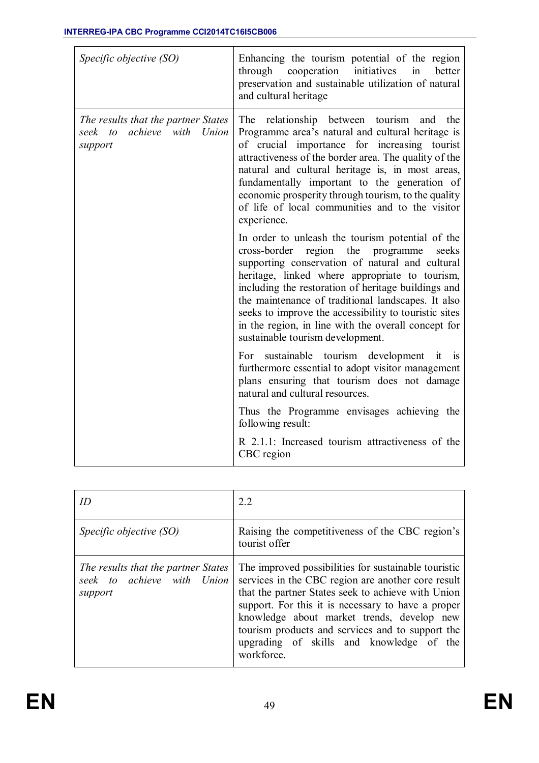| | |
|---|---|
| *Specific objective (SO)* | Enhancing the tourism potential of the region through cooperation initiatives in better preservation and sustainable utilization of natural and cultural heritage |
| *The results that the partner States seek to achieve with Union support* | The relationship between tourism and the Programme area's natural and cultural heritage is of crucial importance for increasing tourist attractiveness of the border area. The quality of the natural and cultural heritage is, in most areas, fundamentally important to the generation of economic prosperity through tourism, to the quality of life of local communities and to the visitor experience.<br><br>In order to unleash the tourism potential of the cross-border region the programme seeks supporting conservation of natural and cultural heritage, linked where appropriate to tourism, including the restoration of heritage buildings and the maintenance of traditional landscapes. It also seeks to improve the accessibility to touristic sites in the region, in line with the overall concept for sustainable tourism development.<br><br>For sustainable tourism development it is furthermore essential to adopt visitor management plans ensuring that tourism does not damage natural and cultural resources.<br><br>Thus the Programme envisages achieving the following result:<br><br>R 2.1.1: Increased tourism attractiveness of the CBC region |

| | |
|---|---|
| *ID* | 2.2 |
| *Specific objective (SO)* | Raising the competitiveness of the CBC region's tourist offer |
| *The results that the partner States seek to achieve with Union support* | The improved possibilities for sustainable touristic services in the CBC region are another core result that the partner States seek to achieve with Union support. For this it is necessary to have a proper knowledge about market trends, develop new tourism products and services and to support the upgrading of skills and knowledge of the workforce. |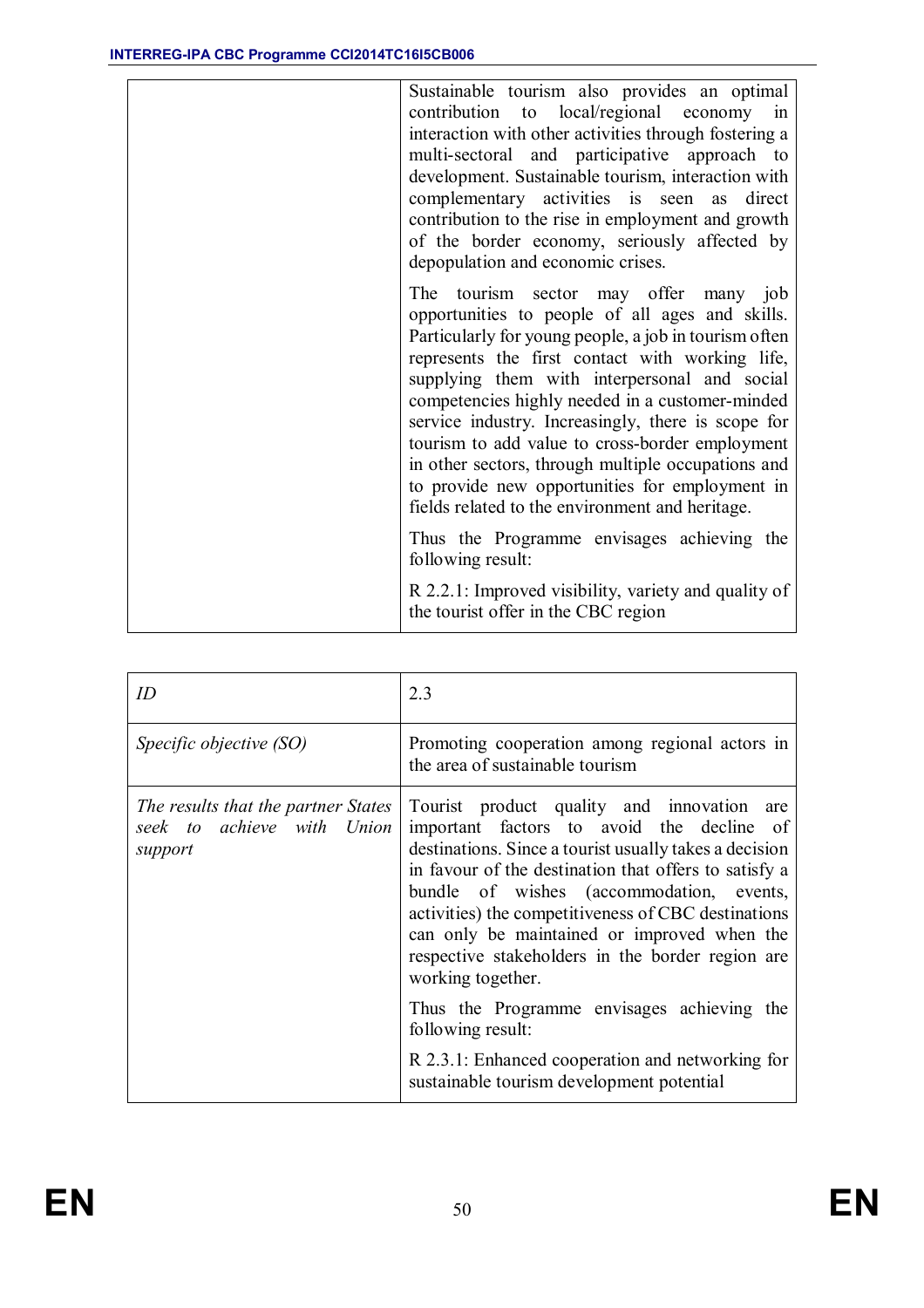| | |
|---|---|
| | Sustainable tourism also provides an optimal contribution to local/regional economy in interaction with other activities through fostering a multi-sectoral and participative approach to development. Sustainable tourism, interaction with complementary activities is seen as direct contribution to the rise in employment and growth of the border economy, seriously affected by depopulation and economic crises.<br><br>The tourism sector may offer many job opportunities to people of all ages and skills. Particularly for young people, a job in tourism often represents the first contact with working life, supplying them with interpersonal and social competencies highly needed in a customer-minded service industry. Increasingly, there is scope for tourism to add value to cross-border employment in other sectors, through multiple occupations and to provide new opportunities for employment in fields related to the environment and heritage.<br><br>Thus the Programme envisages achieving the following result:<br><br>R 2.2.1: Improved visibility, variety and quality of the tourist offer in the CBC region |

| | |
|---|---|
| *ID* | 2.3 |
| *Specific objective (SO)* | Promoting cooperation among regional actors in the area of sustainable tourism |
| *The results that the partner States seek to achieve with Union support* | Tourist product quality and innovation are important factors to avoid the decline of destinations. Since a tourist usually takes a decision in favour of the destination that offers to satisfy a bundle of wishes (accommodation, events, activities) the competitiveness of CBC destinations can only be maintained or improved when the respective stakeholders in the border region are working together.<br><br>Thus the Programme envisages achieving the following result:<br><br>R 2.3.1: Enhanced cooperation and networking for sustainable tourism development potential |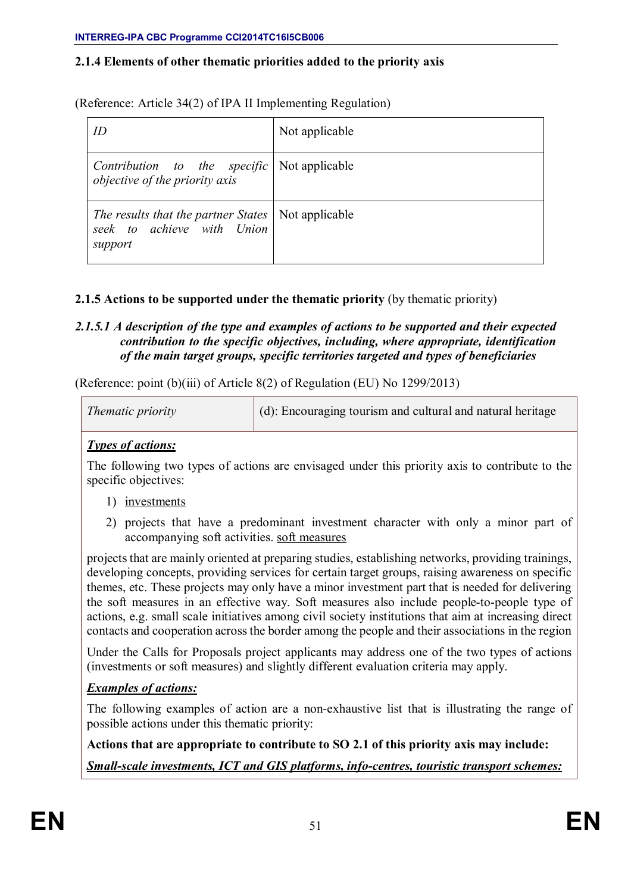### 2.1.4 Elements of other thematic priorities added to the priority axis

(Reference: Article 34(2) of IPA II Implementing Regulation)

| *ID* | Not applicable |
|---|---|
| *Contribution to the specific objective of the priority axis* | Not applicable |
| *The results that the partner States seek to achieve with Union support* | Not applicable |

### 2.1.5 Actions to be supported under the thematic priority (by thematic priority)

#### *2.1.5.1 A description of the type and examples of actions to be supported and their expected contribution to the specific objectives, including, where appropriate, identification of the main target groups, specific territories targeted and types of beneficiaries*

(Reference: point (b)(iii) of Article 8(2) of Regulation (EU) No 1299/2013)

| *Thematic priority* | (d): Encouraging tourism and cultural and natural heritage |
|---|---|

***Types of actions:***

The following two types of actions are envisaged under this priority axis to contribute to the specific objectives:

1) investments
2) projects that have a predominant investment character with only a minor part of accompanying soft activities. soft measures

projects that are mainly oriented at preparing studies, establishing networks, providing trainings, developing concepts, providing services for certain target groups, raising awareness on specific themes, etc. These projects may only have a minor investment part that is needed for delivering the soft measures in an effective way. Soft measures also include people-to-people type of actions, e.g. small scale initiatives among civil society institutions that aim at increasing direct contacts and cooperation across the border among the people and their associations in the region

Under the Calls for Proposals project applicants may address one of the two types of actions (investments or soft measures) and slightly different evaluation criteria may apply.

***Examples of actions:***

The following examples of action are a non-exhaustive list that is illustrating the range of possible actions under this thematic priority:

**Actions that are appropriate to contribute to SO 2.1 of this priority axis may include:**

***Small-scale investments, ICT and GIS platforms, info-centres, touristic transport schemes:***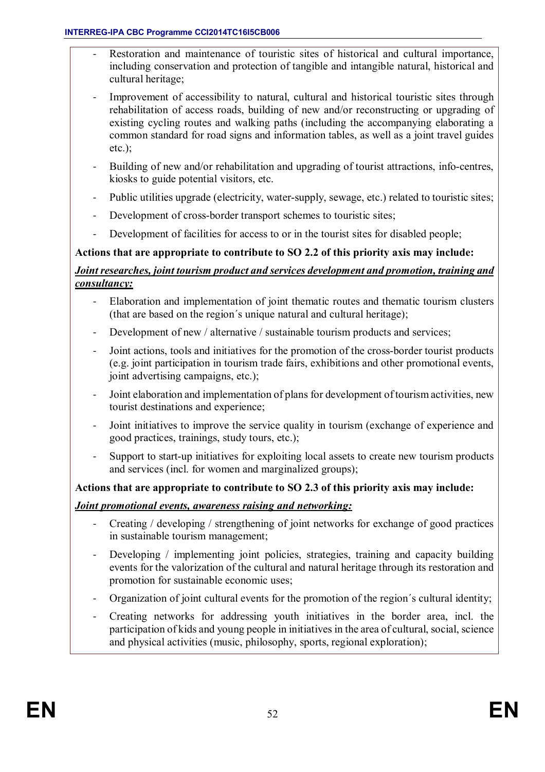- Restoration and maintenance of touristic sites of historical and cultural importance, including conservation and protection of tangible and intangible natural, historical and cultural heritage;
- Improvement of accessibility to natural, cultural and historical touristic sites through rehabilitation of access roads, building of new and/or reconstructing or upgrading of existing cycling routes and walking paths (including the accompanying elaborating a common standard for road signs and information tables, as well as a joint travel guides etc.);
- Building of new and/or rehabilitation and upgrading of tourist attractions, info-centres, kiosks to guide potential visitors, etc.
- Public utilities upgrade (electricity, water-supply, sewage, etc.) related to touristic sites;
- Development of cross-border transport schemes to touristic sites;
- Development of facilities for access to or in the tourist sites for disabled people;

**Actions that are appropriate to contribute to SO 2.2 of this priority axis may include:**

***Joint researches, joint tourism product and services development and promotion, training and consultancy:***

- Elaboration and implementation of joint thematic routes and thematic tourism clusters (that are based on the region´s unique natural and cultural heritage);
- Development of new / alternative / sustainable tourism products and services;
- Joint actions, tools and initiatives for the promotion of the cross-border tourist products (e.g. joint participation in tourism trade fairs, exhibitions and other promotional events, joint advertising campaigns, etc.);
- Joint elaboration and implementation of plans for development of tourism activities, new tourist destinations and experience;
- Joint initiatives to improve the service quality in tourism (exchange of experience and good practices, trainings, study tours, etc.);
- Support to start-up initiatives for exploiting local assets to create new tourism products and services (incl. for women and marginalized groups);

**Actions that are appropriate to contribute to SO 2.3 of this priority axis may include:**

***Joint promotional events, awareness raising and networking:***

- Creating / developing / strengthening of joint networks for exchange of good practices in sustainable tourism management;
- Developing / implementing joint policies, strategies, training and capacity building events for the valorization of the cultural and natural heritage through its restoration and promotion for sustainable economic uses;
- Organization of joint cultural events for the promotion of the region´s cultural identity;
- Creating networks for addressing youth initiatives in the border area, incl. the participation of kids and young people in initiatives in the area of cultural, social, science and physical activities (music, philosophy, sports, regional exploration);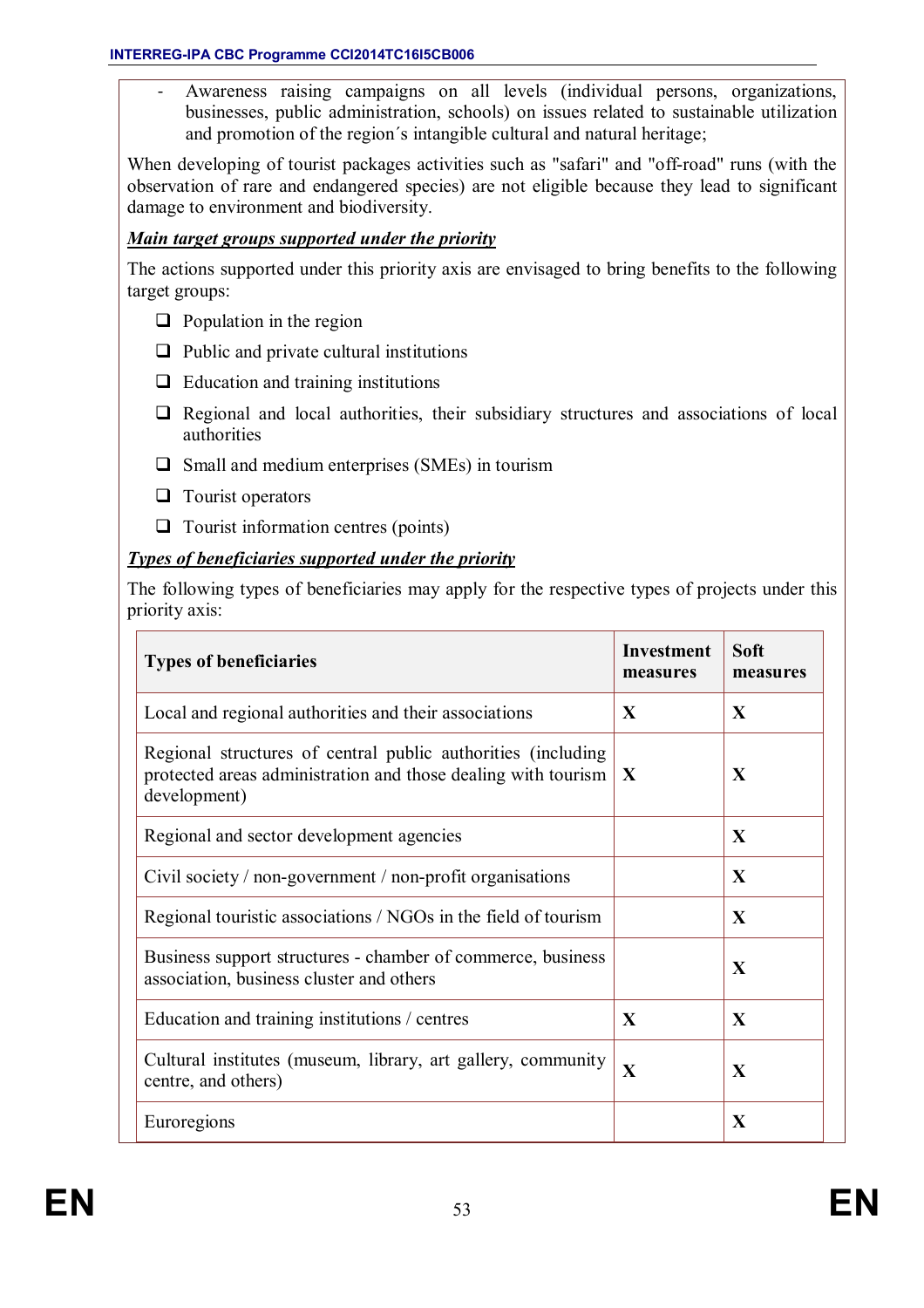- Awareness raising campaigns on all levels (individual persons, organizations, businesses, public administration, schools) on issues related to sustainable utilization and promotion of the region´s intangible cultural and natural heritage;

When developing of tourist packages activities such as "safari" and "off-road" runs (with the observation of rare and endangered species) are not eligible because they lead to significant damage to environment and biodiversity.

***Main target groups supported under the priority***

The actions supported under this priority axis are envisaged to bring benefits to the following target groups:

- Population in the region
- Public and private cultural institutions
- Education and training institutions
- Regional and local authorities, their subsidiary structures and associations of local authorities
- Small and medium enterprises (SMEs) in tourism
- Tourist operators
- Tourist information centres (points)

***Types of beneficiaries supported under the priority***

The following types of beneficiaries may apply for the respective types of projects under this priority axis:

| Types of beneficiaries | Investment measures | Soft measures |
|---|---|---|
| Local and regional authorities and their associations | X | X |
| Regional structures of central public authorities (including protected areas administration and those dealing with tourism development) | X | X |
| Regional and sector development agencies | | X |
| Civil society / non-government / non-profit organisations | | X |
| Regional touristic associations / NGOs in the field of tourism | | X |
| Business support structures - chamber of commerce, business association, business cluster and others | | X |
| Education and training institutions / centres | X | X |
| Cultural institutes (museum, library, art gallery, community centre, and others) | X | X |
| Euroregions | | X |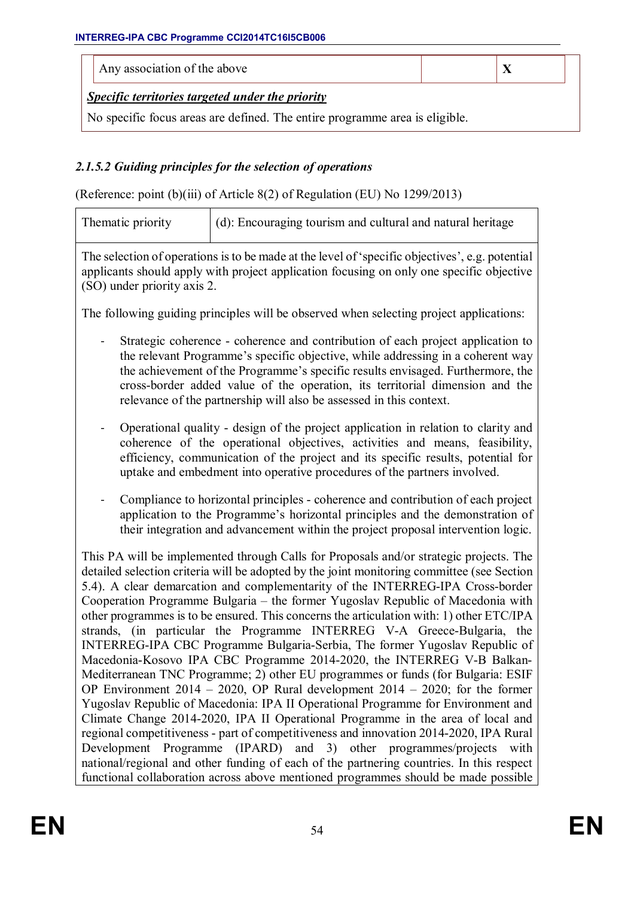| Any association of the above | | X |
|---|---|---|

***Specific territories targeted under the priority***

No specific focus areas are defined. The entire programme area is eligible.

### *2.1.5.2 Guiding principles for the selection of operations*

(Reference: point (b)(iii) of Article 8(2) of Regulation (EU) No 1299/2013)

| Thematic priority | (d): Encouraging tourism and cultural and natural heritage |
|---|---|

The selection of operations is to be made at the level of 'specific objectives', e.g. potential applicants should apply with project application focusing on only one specific objective (SO) under priority axis 2.

The following guiding principles will be observed when selecting project applications:

- Strategic coherence - coherence and contribution of each project application to the relevant Programme's specific objective, while addressing in a coherent way the achievement of the Programme's specific results envisaged. Furthermore, the cross-border added value of the operation, its territorial dimension and the relevance of the partnership will also be assessed in this context.

- Operational quality - design of the project application in relation to clarity and coherence of the operational objectives, activities and means, feasibility, efficiency, communication of the project and its specific results, potential for uptake and embedment into operative procedures of the partners involved.

- Compliance to horizontal principles - coherence and contribution of each project application to the Programme's horizontal principles and the demonstration of their integration and advancement within the project proposal intervention logic.

This PA will be implemented through Calls for Proposals and/or strategic projects. The detailed selection criteria will be adopted by the joint monitoring committee (see Section 5.4). A clear demarcation and complementarity of the INTERREG-IPA Cross-border Cooperation Programme Bulgaria – the former Yugoslav Republic of Macedonia with other programmes is to be ensured. This concerns the articulation with: 1) other ETC/IPA strands, (in particular the Programme INTERREG V-A Greece-Bulgaria, the INTERREG-IPA CBC Programme Bulgaria-Serbia, The former Yugoslav Republic of Macedonia-Kosovo IPA CBC Programme 2014-2020, the INTERREG V-B Balkan-Mediterranean TNC Programme; 2) other EU programmes or funds (for Bulgaria: ESIF OP Environment 2014 – 2020, OP Rural development 2014 – 2020; for the former Yugoslav Republic of Macedonia: IPA II Operational Programme for Environment and Climate Change 2014-2020, IPA II Operational Programme in the area of local and regional competitiveness - part of competitiveness and innovation 2014-2020, IPA Rural Development Programme (IPARD) and 3) other programmes/projects with national/regional and other funding of each of the partnering countries. In this respect functional collaboration across above mentioned programmes should be made possible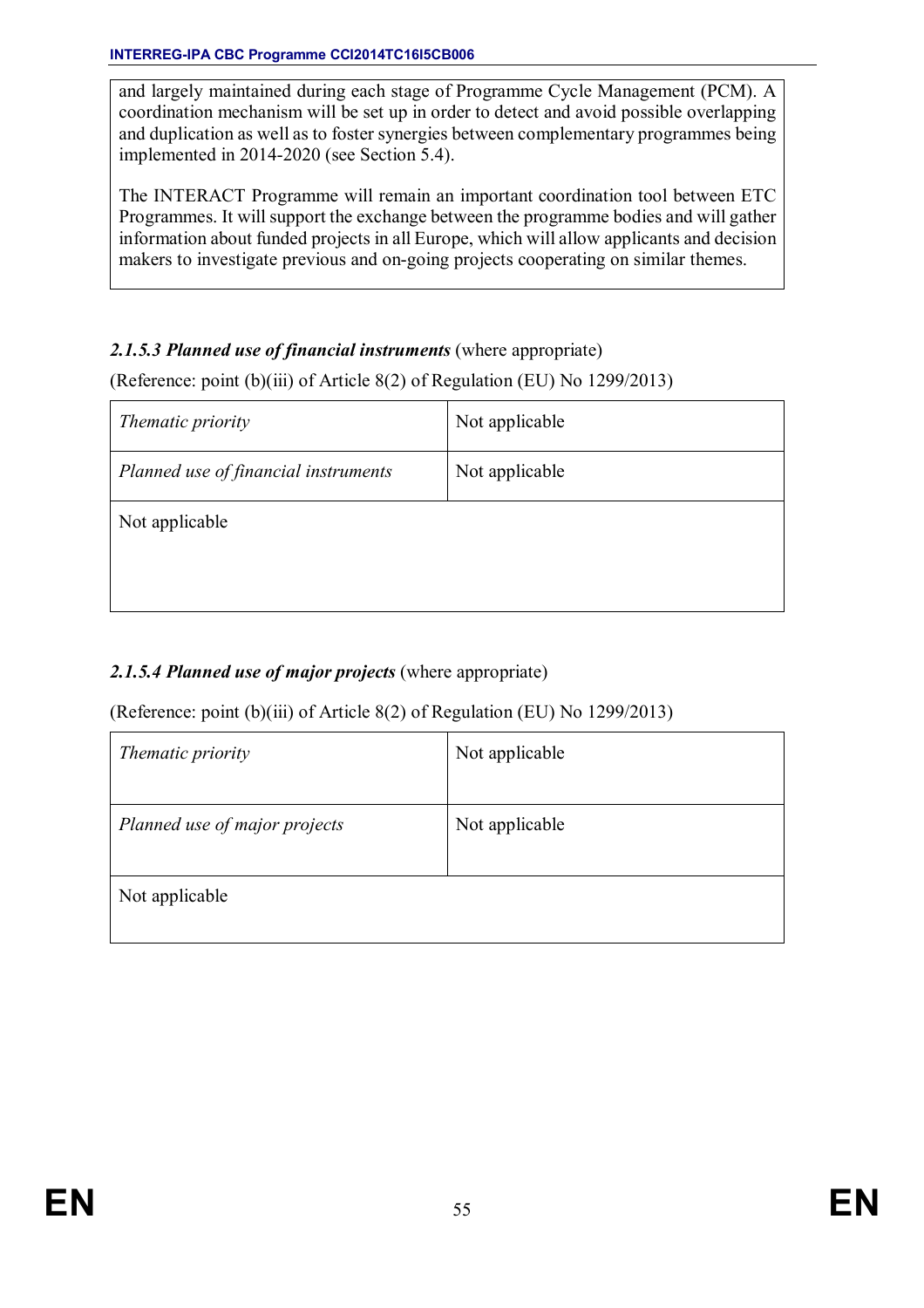and largely maintained during each stage of Programme Cycle Management (PCM). A coordination mechanism will be set up in order to detect and avoid possible overlapping and duplication as well as to foster synergies between complementary programmes being implemented in 2014-2020 (see Section 5.4).

The INTERACT Programme will remain an important coordination tool between ETC Programmes. It will support the exchange between the programme bodies and will gather information about funded projects in all Europe, which will allow applicants and decision makers to investigate previous and on-going projects cooperating on similar themes.

#### *2.1.5.3 Planned use of financial instruments* (where appropriate)

(Reference: point (b)(iii) of Article 8(2) of Regulation (EU) No 1299/2013)

| *Thematic priority* | Not applicable |
|---|---|
| *Planned use of financial instruments* | Not applicable |
| Not applicable | |

#### *2.1.5.4 Planned use of major projects* (where appropriate)

(Reference: point (b)(iii) of Article 8(2) of Regulation (EU) No 1299/2013)

| *Thematic priority* | Not applicable |
|---|---|
| *Planned use of major projects* | Not applicable |
| Not applicable | |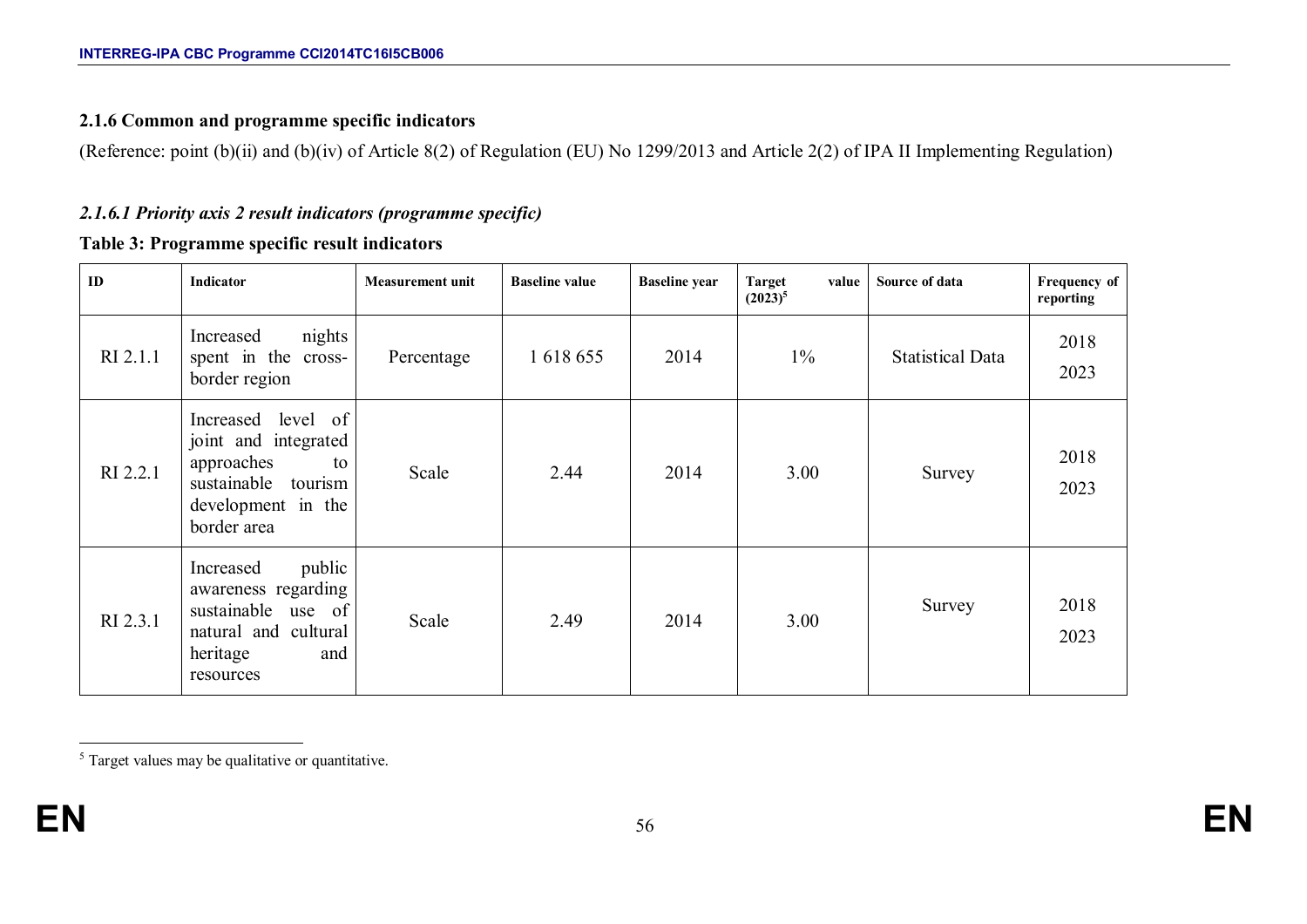### 2.1.6 Common and programme specific indicators

(Reference: point (b)(ii) and (b)(iv) of Article 8(2) of Regulation (EU) No 1299/2013 and Article 2(2) of IPA II Implementing Regulation)

#### *2.1.6.1 Priority axis 2 result indicators (programme specific)*

**Table 3: Programme specific result indicators**

| ID | Indicator | Measurement unit | Baseline value | Baseline year | Target value (2023)[5] | Source of data | Frequency of reporting |
|---|---|---|---|---|---|---|---|
| RI 2.1.1 | Increased nights spent in the cross-border region | Percentage | 1 618 655 | 2014 | 1% | Statistical Data | 2018<br>2023 |
| RI 2.2.1 | Increased level of joint and integrated approaches to sustainable tourism development in the border area | Scale | 2.44 | 2014 | 3.00 | Survey | 2018<br>2023 |
| RI 2.3.1 | Increased public awareness regarding sustainable use of natural and cultural heritage and resources | Scale | 2.49 | 2014 | 3.00 | Survey | 2018<br>2023 |

[5] Target values may be qualitative or quantitative.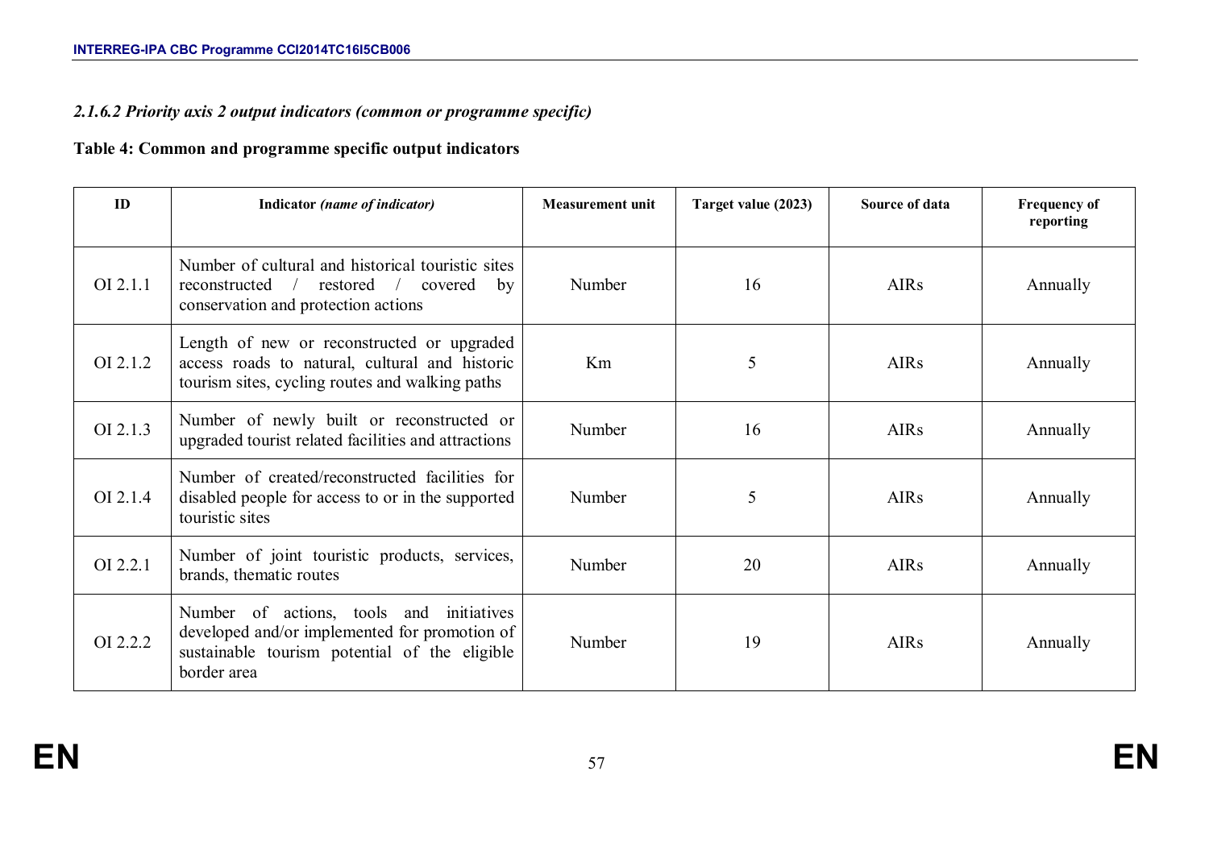*2.1.6.2 Priority axis 2 output indicators (common or programme specific)*

**Table 4: Common and programme specific output indicators**

| ID | Indicator *(name of indicator)* | Measurement unit | Target value (2023) | Source of data | Frequency of reporting |
|---|---|---|---|---|---|
| OI 2.1.1 | Number of cultural and historical touristic sites reconstructed / restored / covered by conservation and protection actions | Number | 16 | AIRs | Annually |
| OI 2.1.2 | Length of new or reconstructed or upgraded access roads to natural, cultural and historic tourism sites, cycling routes and walking paths | Km | 5 | AIRs | Annually |
| OI 2.1.3 | Number of newly built or reconstructed or upgraded tourist related facilities and attractions | Number | 16 | AIRs | Annually |
| OI 2.1.4 | Number of created/reconstructed facilities for disabled people for access to or in the supported touristic sites | Number | 5 | AIRs | Annually |
| OI 2.2.1 | Number of joint touristic products, services, brands, thematic routes | Number | 20 | AIRs | Annually |
| OI 2.2.2 | Number of actions, tools and initiatives developed and/or implemented for promotion of sustainable tourism potential of the eligible border area | Number | 19 | AIRs | Annually |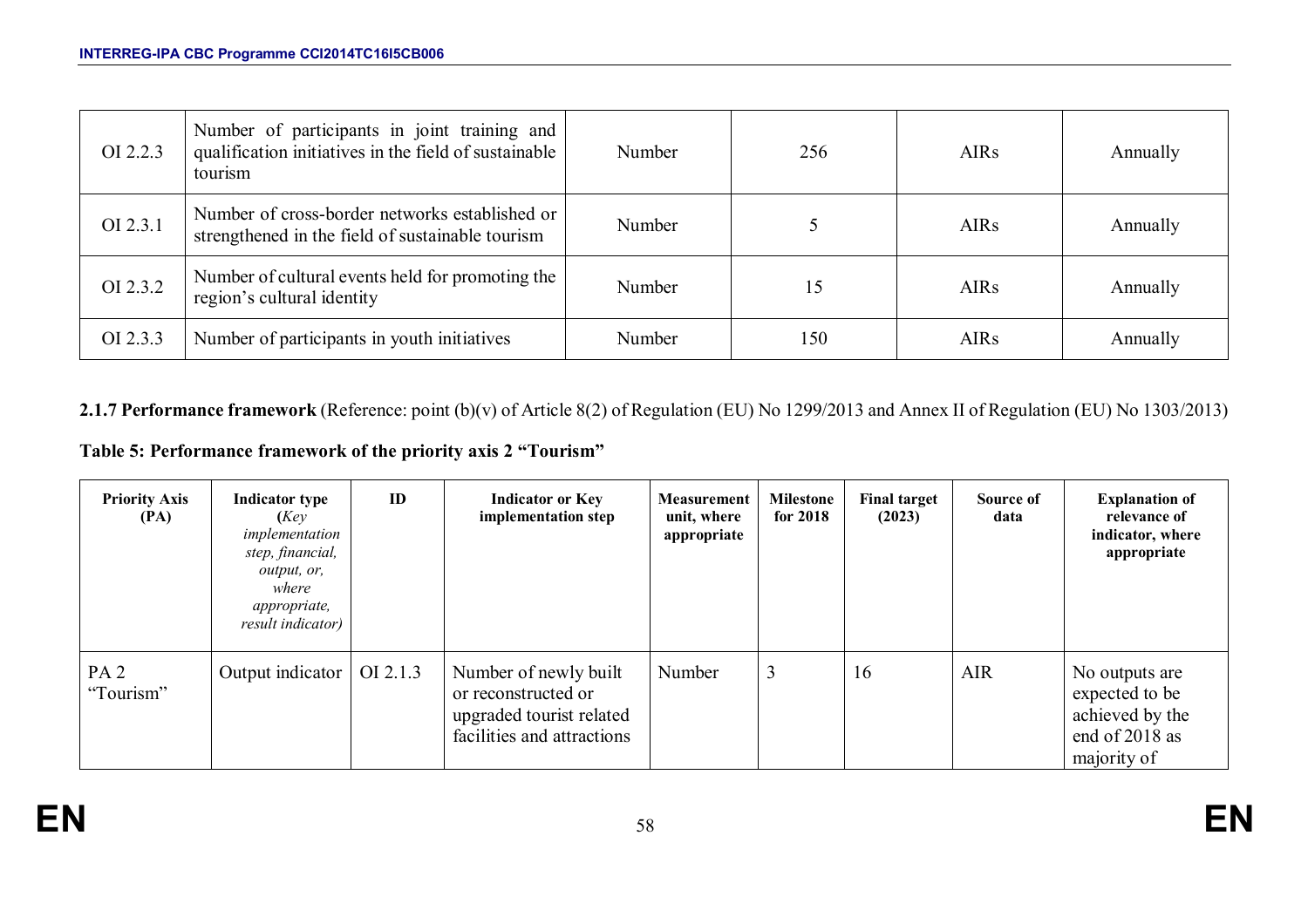| OI 2.2.3 | Number of participants in joint training and qualification initiatives in the field of sustainable tourism | Number | 256 | AIRs | Annually |
|---|---|---|---|---|---|
| OI 2.3.1 | Number of cross-border networks established or strengthened in the field of sustainable tourism | Number | 5 | AIRs | Annually |
| OI 2.3.2 | Number of cultural events held for promoting the region's cultural identity | Number | 15 | AIRs | Annually |
| OI 2.3.3 | Number of participants in youth initiatives | Number | 150 | AIRs | Annually |

**2.1.7 Performance framework** (Reference: point (b)(v) of Article 8(2) of Regulation (EU) No 1299/2013 and Annex II of Regulation (EU) No 1303/2013)

**Table 5: Performance framework of the priority axis 2 "Tourism"**

| Priority Axis (PA) | Indicator type (*Key implementation step, financial, output, or, where appropriate, result indicator)* | ID | Indicator or Key implementation step | Measurement unit, where appropriate | Milestone for 2018 | Final target (2023) | Source of data | Explanation of relevance of indicator, where appropriate |
|---|---|---|---|---|---|---|---|---|
| PA 2 "Tourism" | Output indicator | OI 2.1.3 | Number of newly built or reconstructed or upgraded tourist related facilities and attractions | Number | 3 | 16 | AIR | No outputs are expected to be achieved by the end of 2018 as majority of |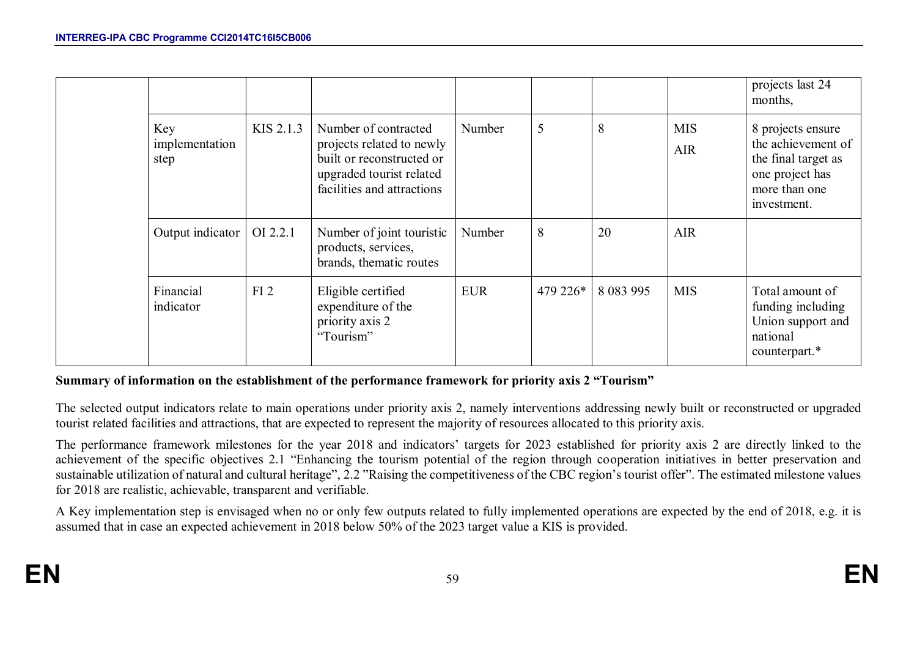| | | | | | | | | |
|---|---|---|---|---|---|---|---|---|
| | | | | | | | | projects last 24 months, |
| | Key implementation step | KIS 2.1.3 | Number of contracted projects related to newly built or reconstructed or upgraded tourist related facilities and attractions | Number | 5 | 8 | MIS AIR | 8 projects ensure the achievement of the final target as one project has more than one investment. |
| | Output indicator | OI 2.2.1 | Number of joint touristic products, services, brands, thematic routes | Number | 8 | 20 | AIR | |
| | Financial indicator | FI 2 | Eligible certified expenditure of the priority axis 2 "Tourism" | EUR | 479 226* | 8 083 995 | MIS | Total amount of funding including Union support and national counterpart.* |

**Summary of information on the establishment of the performance framework for priority axis 2 "Tourism"**

The selected output indicators relate to main operations under priority axis 2, namely interventions addressing newly built or reconstructed or upgraded tourist related facilities and attractions, that are expected to represent the majority of resources allocated to this priority axis.

The performance framework milestones for the year 2018 and indicators' targets for 2023 established for priority axis 2 are directly linked to the achievement of the specific objectives 2.1 "Enhancing the tourism potential of the region through cooperation initiatives in better preservation and sustainable utilization of natural and cultural heritage", 2.2 "Raising the competitiveness of the CBC region's tourist offer". The estimated milestone values for 2018 are realistic, achievable, transparent and verifiable.

A Key implementation step is envisaged when no or only few outputs related to fully implemented operations are expected by the end of 2018, e.g. it is assumed that in case an expected achievement in 2018 below 50% of the 2023 target value a KIS is provided.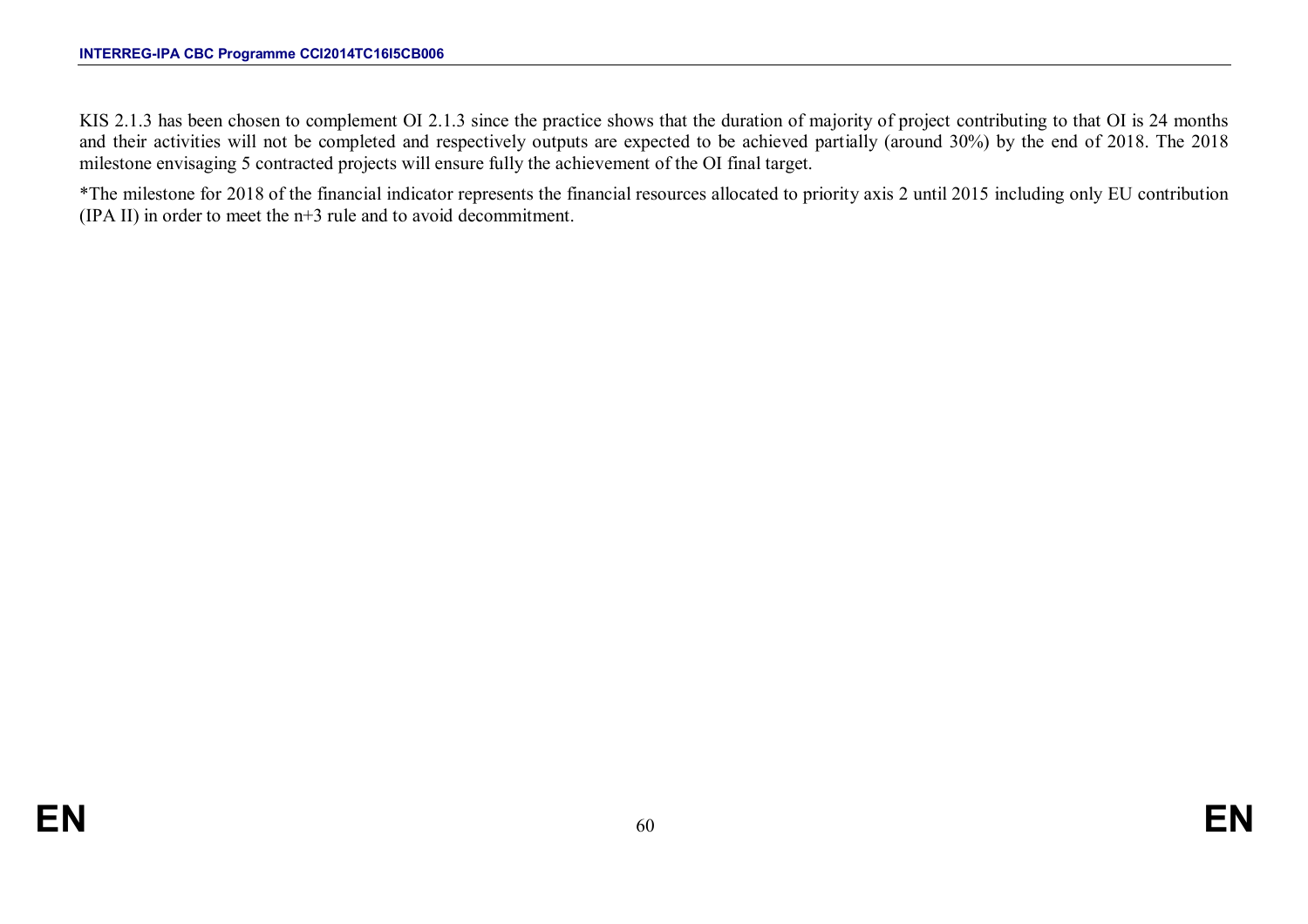KIS 2.1.3 has been chosen to complement OI 2.1.3 since the practice shows that the duration of majority of project contributing to that OI is 24 months and their activities will not be completed and respectively outputs are expected to be achieved partially (around 30%) by the end of 2018. The 2018 milestone envisaging 5 contracted projects will ensure fully the achievement of the OI final target.

*The milestone for 2018 of the financial indicator represents the financial resources allocated to priority axis 2 until 2015 including only EU contribution (IPA II) in order to meet the n+3 rule and to avoid decommitment.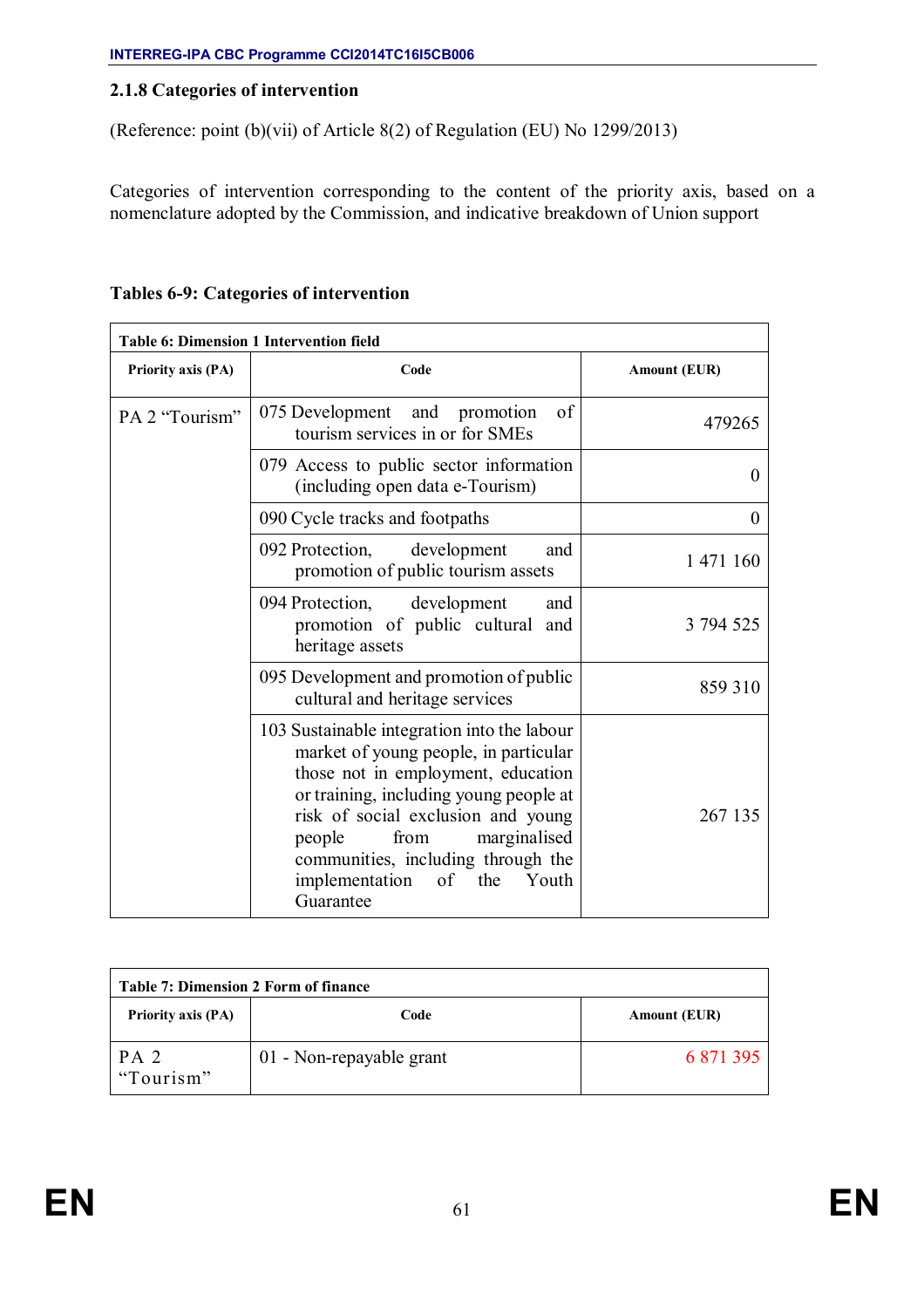### 2.1.8 Categories of intervention

(Reference: point (b)(vii) of Article 8(2) of Regulation (EU) No 1299/2013)

Categories of intervention corresponding to the content of the priority axis, based on a nomenclature adopted by the Commission, and indicative breakdown of Union support

**Tables 6-9: Categories of intervention**

| Table 6: Dimension 1 Intervention field | | |
|---|---|---|
| **Priority axis (PA)** | **Code** | **Amount (EUR)** |
| PA 2 "Tourism" | 075 Development and promotion of tourism services in or for SMEs | 479265 |
| | 079 Access to public sector information (including open data e-Tourism) | 0 |
| | 090 Cycle tracks and footpaths | 0 |
| | 092 Protection, development and promotion of public tourism assets | 1 471 160 |
| | 094 Protection, development and promotion of public cultural and heritage assets | 3 794 525 |
| | 095 Development and promotion of public cultural and heritage services | 859 310 |
| | 103 Sustainable integration into the labour market of young people, in particular those not in employment, education or training, including young people at risk of social exclusion and young people from marginalised communities, including through the implementation of the Youth Guarantee | 267 135 |

| Table 7: Dimension 2 Form of finance | | |
|---|---|---|
| **Priority axis (PA)** | **Code** | **Amount (EUR)** |
| PA 2 "Tourism" | 01 - Non-repayable grant | 6 871 395 |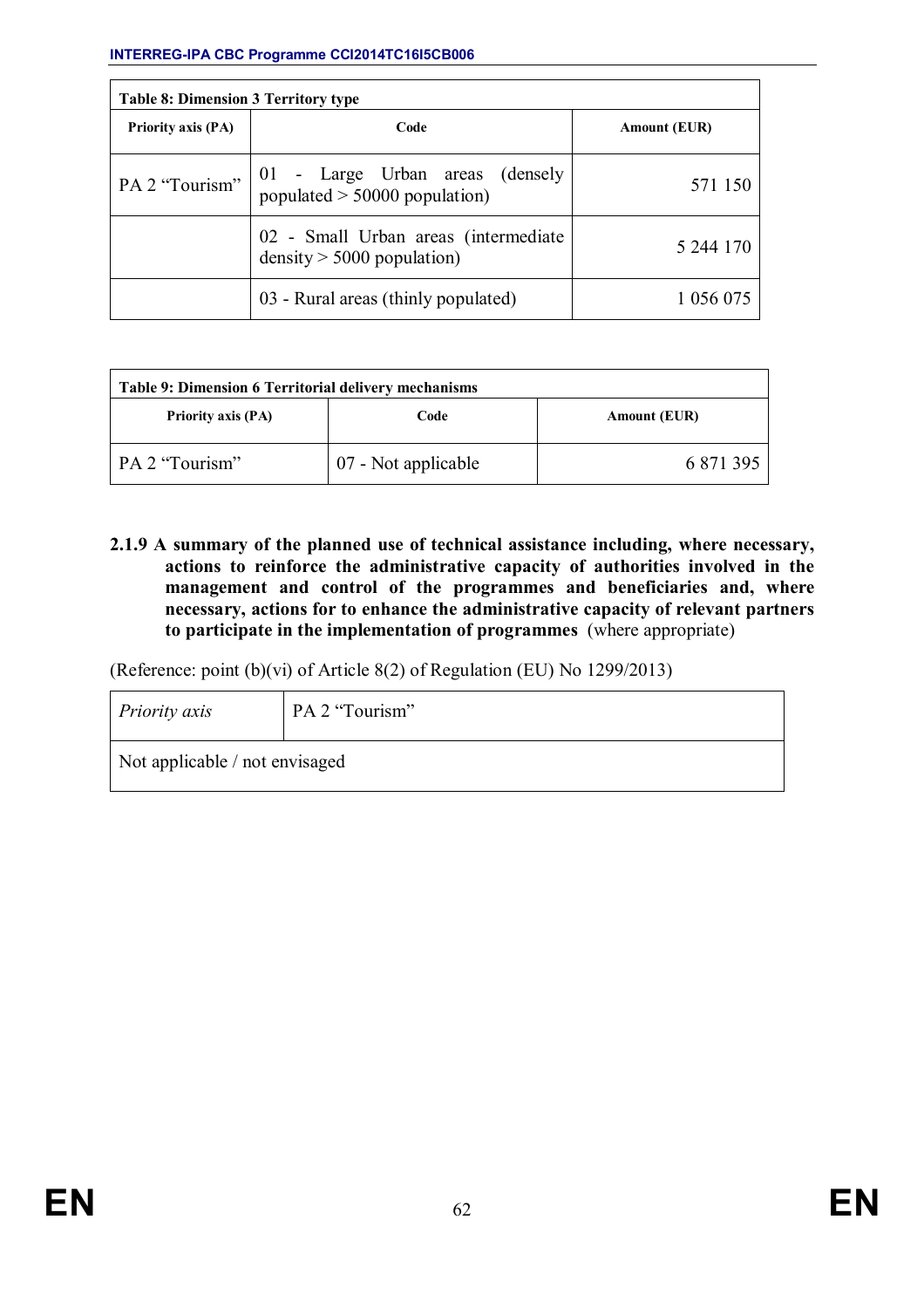| Table 8: Dimension 3 Territory type | | |
|---|---|---|
| **Priority axis (PA)** | **Code** | **Amount (EUR)** |
| PA 2 "Tourism" | 01 - Large Urban areas (densely populated > 50000 population) | 571 150 |
| | 02 - Small Urban areas (intermediate density > 5000 population) | 5 244 170 |
| | 03 - Rural areas (thinly populated) | 1 056 075 |

| Table 9: Dimension 6 Territorial delivery mechanisms | | |
|---|---|---|
| **Priority axis (PA)** | **Code** | **Amount (EUR)** |
| PA 2 "Tourism" | 07 - Not applicable | 6 871 395 |

### 2.1.9 A summary of the planned use of technical assistance including, where necessary, actions to reinforce the administrative capacity of authorities involved in the management and control of the programmes and beneficiaries and, where necessary, actions for to enhance the administrative capacity of relevant partners to participate in the implementation of programmes (where appropriate)

(Reference: point (b)(vi) of Article 8(2) of Regulation (EU) No 1299/2013)

| *Priority axis* | PA 2 "Tourism" |
|---|---|
| Not applicable / not envisaged | |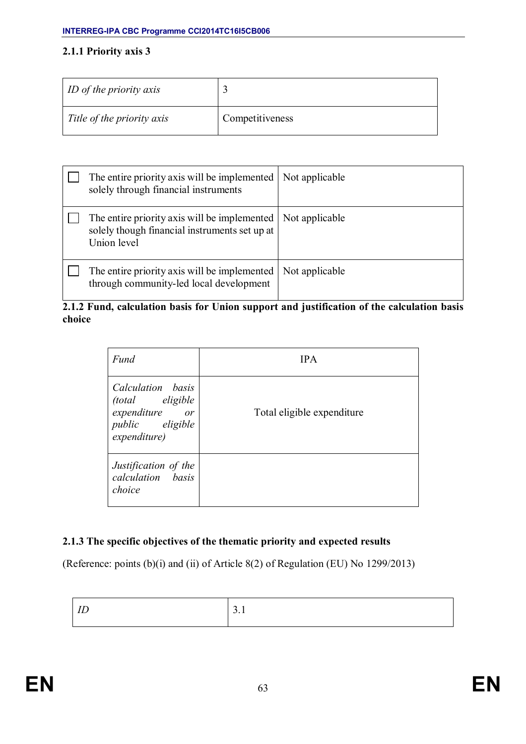### 2.1.1 Priority axis 3

| *ID of the priority axis* | 3 |
|---|---|
| *Title of the priority axis* | Competitiveness |

| | |
|---|---|
| ☐ The entire priority axis will be implemented solely through financial instruments | Not applicable |
| ☐ The entire priority axis will be implemented solely though financial instruments set up at Union level | Not applicable |
| ☐ The entire priority axis will be implemented through community-led local development | Not applicable |

### 2.1.2 Fund, calculation basis for Union support and justification of the calculation basis choice

| *Fund* | IPA |
|---|---|
| *Calculation basis (total eligible expenditure or public eligible expenditure)* | Total eligible expenditure |
| *Justification of the calculation basis choice* | |

### 2.1.3 The specific objectives of the thematic priority and expected results

(Reference: points (b)(i) and (ii) of Article 8(2) of Regulation (EU) No 1299/2013)

| *ID* | 3.1 |
|---|---|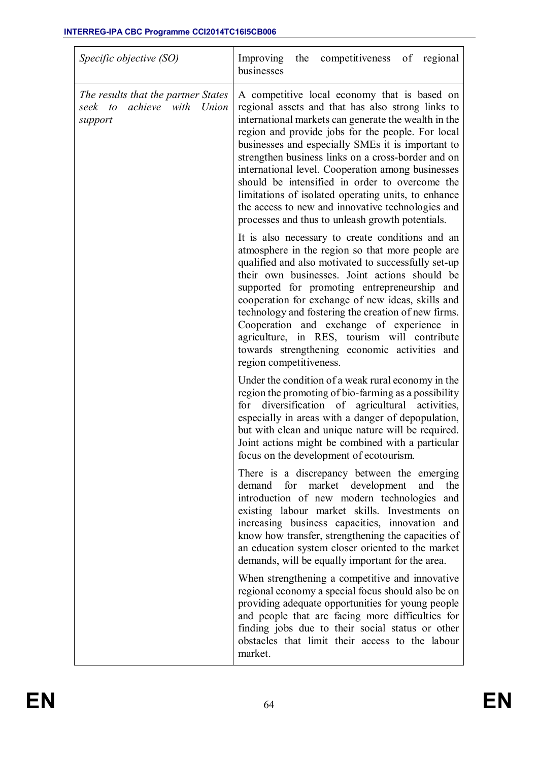| *Specific objective (SO)* | Improving the competitiveness of regional businesses |
|---|---|
| *The results that the partner States seek to achieve with Union support* | A competitive local economy that is based on regional assets and that has also strong links to international markets can generate the wealth in the region and provide jobs for the people. For local businesses and especially SMEs it is important to strengthen business links on a cross-border and on international level. Cooperation among businesses should be intensified in order to overcome the limitations of isolated operating units, to enhance the access to new and innovative technologies and processes and thus to unleash growth potentials.<br><br>It is also necessary to create conditions and an atmosphere in the region so that more people are qualified and also motivated to successfully set-up their own businesses. Joint actions should be supported for promoting entrepreneurship and cooperation for exchange of new ideas, skills and technology and fostering the creation of new firms. Cooperation and exchange of experience in agriculture, in RES, tourism will contribute towards strengthening economic activities and region competitiveness.<br><br>Under the condition of a weak rural economy in the region the promoting of bio-farming as a possibility for diversification of agricultural activities, especially in areas with a danger of depopulation, but with clean and unique nature will be required. Joint actions might be combined with a particular focus on the development of ecotourism.<br><br>There is a discrepancy between the emerging demand for market development and the introduction of new modern technologies and existing labour market skills. Investments on increasing business capacities, innovation and know how transfer, strengthening the capacities of an education system closer oriented to the market demands, will be equally important for the area.<br><br>When strengthening a competitive and innovative regional economy a special focus should also be on providing adequate opportunities for young people and people that are facing more difficulties for finding jobs due to their social status or other obstacles that limit their access to the labour market. |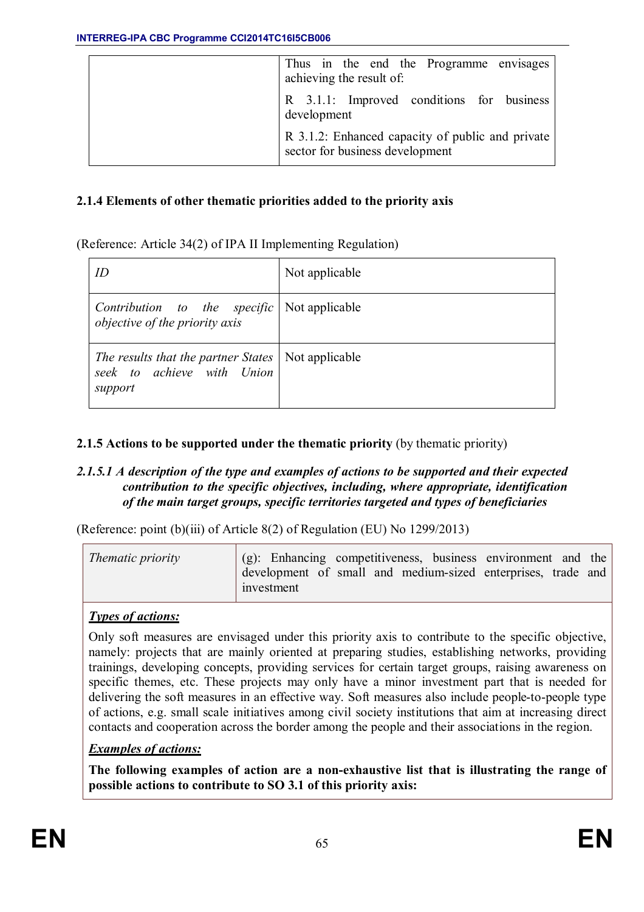| | |
|---|---|
| | Thus in the end the Programme envisages achieving the result of:<br><br>R 3.1.1: Improved conditions for business development<br><br>R 3.1.2: Enhanced capacity of public and private sector for business development |

### 2.1.4 Elements of other thematic priorities added to the priority axis

(Reference: Article 34(2) of IPA II Implementing Regulation)

| | |
|---|---|
| *ID* | Not applicable |
| *Contribution to the specific objective of the priority axis* | Not applicable |
| *The results that the partner States seek to achieve with Union support* | Not applicable |

### 2.1.5 Actions to be supported under the thematic priority (by thematic priority)

#### *2.1.5.1 A description of the type and examples of actions to be supported and their expected contribution to the specific objectives, including, where appropriate, identification of the main target groups, specific territories targeted and types of beneficiaries*

(Reference: point (b)(iii) of Article 8(2) of Regulation (EU) No 1299/2013)

| *Thematic priority* | (g): Enhancing competitiveness, business environment and the development of small and medium-sized enterprises, trade and investment |
|---|---|

***Types of actions:***

Only soft measures are envisaged under this priority axis to contribute to the specific objective, namely: projects that are mainly oriented at preparing studies, establishing networks, providing trainings, developing concepts, providing services for certain target groups, raising awareness on specific themes, etc. These projects may only have a minor investment part that is needed for delivering the soft measures in an effective way. Soft measures also include people-to-people type of actions, e.g. small scale initiatives among civil society institutions that aim at increasing direct contacts and cooperation across the border among the people and their associations in the region.

***Examples of actions:***

**The following examples of action are a non-exhaustive list that is illustrating the range of possible actions to contribute to SO 3.1 of this priority axis:**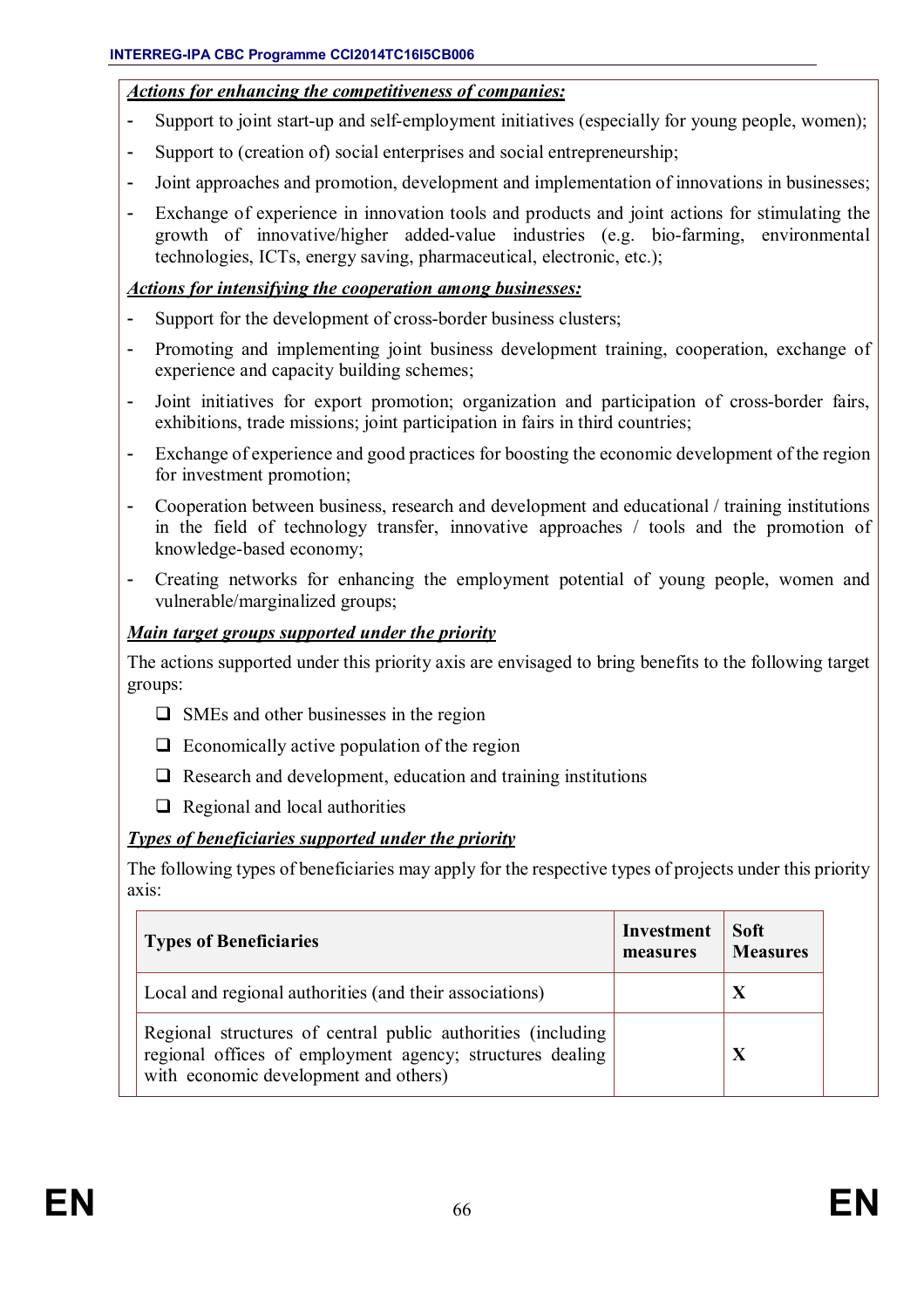***Actions for enhancing the competitiveness of companies:***

- Support to joint start-up and self-employment initiatives (especially for young people, women);
- Support to (creation of) social enterprises and social entrepreneurship;
- Joint approaches and promotion, development and implementation of innovations in businesses;
- Exchange of experience in innovation tools and products and joint actions for stimulating the growth of innovative/higher added-value industries (e.g. bio-farming, environmental technologies, ICTs, energy saving, pharmaceutical, electronic, etc.);

***Actions for intensifying the cooperation among businesses:***

- Support for the development of cross-border business clusters;
- Promoting and implementing joint business development training, cooperation, exchange of experience and capacity building schemes;
- Joint initiatives for export promotion; organization and participation of cross-border fairs, exhibitions, trade missions; joint participation in fairs in third countries;
- Exchange of experience and good practices for boosting the economic development of the region for investment promotion;
- Cooperation between business, research and development and educational / training institutions in the field of technology transfer, innovative approaches / tools and the promotion of knowledge-based economy;
- Creating networks for enhancing the employment potential of young people, women and vulnerable/marginalized groups;

***Main target groups supported under the priority***

The actions supported under this priority axis are envisaged to bring benefits to the following target groups:

- ❑ SMEs and other businesses in the region
- ❑ Economically active population of the region
- ❑ Research and development, education and training institutions
- ❑ Regional and local authorities

***Types of beneficiaries supported under the priority***

The following types of beneficiaries may apply for the respective types of projects under this priority axis:

| Types of Beneficiaries | Investment measures | Soft Measures |
|---|---|---|
| Local and regional authorities (and their associations) | | X |
| Regional structures of central public authorities (including regional offices of employment agency; structures dealing with economic development and others) | | X |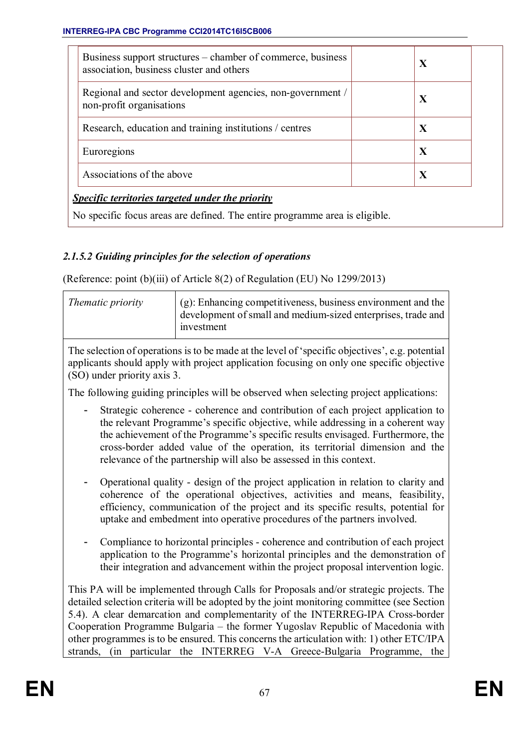| | | |
|---|---|---|
| Business support structures – chamber of commerce, business association, business cluster and others | | X |
| Regional and sector development agencies, non-government / non-profit organisations | | X |
| Research, education and training institutions / centres | | X |
| Euroregions | | X |
| Associations of the above | | X |

***Specific territories targeted under the priority***

No specific focus areas are defined. The entire programme area is eligible.

#### *2.1.5.2 Guiding principles for the selection of operations*

(Reference: point (b)(iii) of Article 8(2) of Regulation (EU) No 1299/2013)

| *Thematic priority* | (g): Enhancing competitiveness, business environment and the development of small and medium-sized enterprises, trade and investment |
|---|---|

The selection of operations is to be made at the level of 'specific objectives', e.g. potential applicants should apply with project application focusing on only one specific objective (SO) under priority axis 3.

The following guiding principles will be observed when selecting project applications:

- Strategic coherence - coherence and contribution of each project application to the relevant Programme's specific objective, while addressing in a coherent way the achievement of the Programme's specific results envisaged. Furthermore, the cross-border added value of the operation, its territorial dimension and the relevance of the partnership will also be assessed in this context.

- Operational quality - design of the project application in relation to clarity and coherence of the operational objectives, activities and means, feasibility, efficiency, communication of the project and its specific results, potential for uptake and embedment into operative procedures of the partners involved.

- Compliance to horizontal principles - coherence and contribution of each project application to the Programme's horizontal principles and the demonstration of their integration and advancement within the project proposal intervention logic.

This PA will be implemented through Calls for Proposals and/or strategic projects. The detailed selection criteria will be adopted by the joint monitoring committee (see Section 5.4). A clear demarcation and complementarity of the INTERREG-IPA Cross-border Cooperation Programme Bulgaria – the former Yugoslav Republic of Macedonia with other programmes is to be ensured. This concerns the articulation with: 1) other ETC/IPA strands, (in particular the INTERREG V-A Greece-Bulgaria Programme, the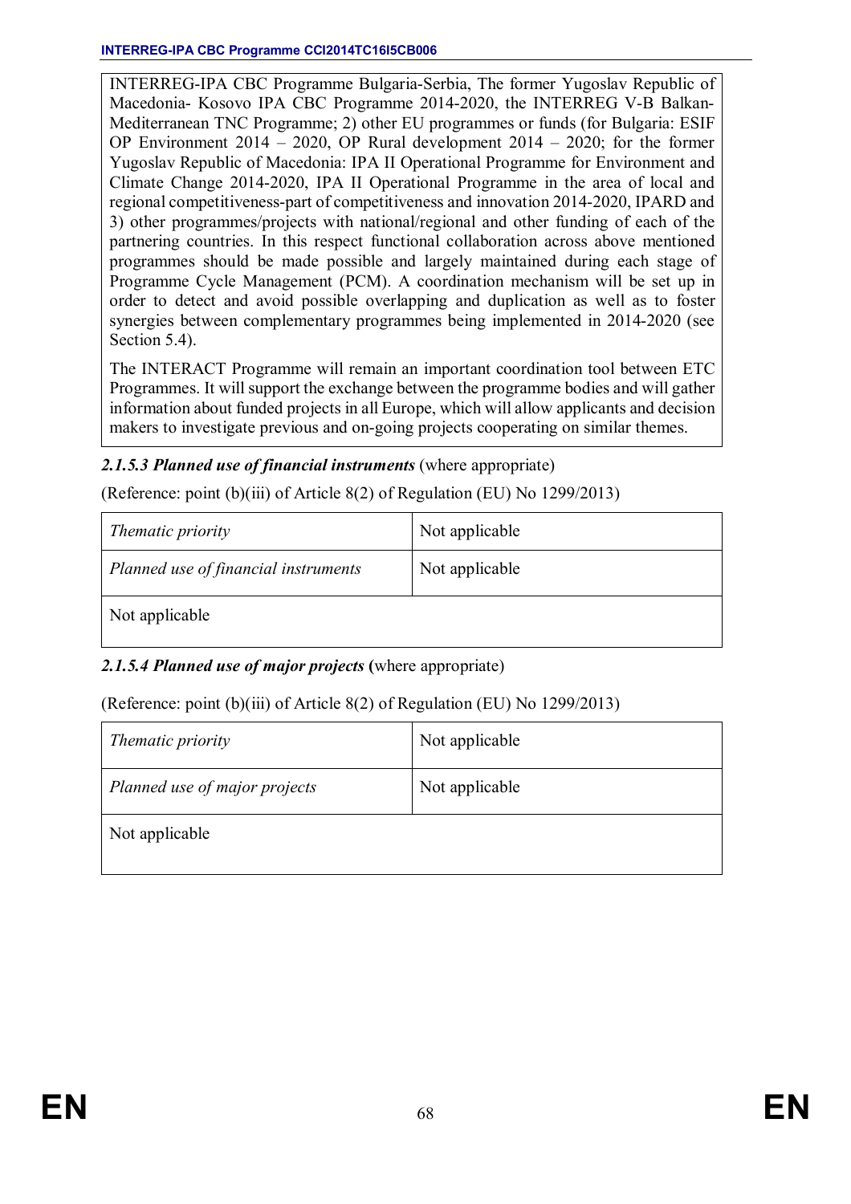INTERREG-IPA CBC Programme Bulgaria-Serbia, The former Yugoslav Republic of Macedonia- Kosovo IPA CBC Programme 2014-2020, the INTERREG V-B Balkan-Mediterranean TNC Programme; 2) other EU programmes or funds (for Bulgaria: ESIF OP Environment 2014 – 2020, OP Rural development 2014 – 2020; for the former Yugoslav Republic of Macedonia: IPA II Operational Programme for Environment and Climate Change 2014-2020, IPA II Operational Programme in the area of local and regional competitiveness-part of competitiveness and innovation 2014-2020, IPARD and 3) other programmes/projects with national/regional and other funding of each of the partnering countries. In this respect functional collaboration across above mentioned programmes should be made possible and largely maintained during each stage of Programme Cycle Management (PCM). A coordination mechanism will be set up in order to detect and avoid possible overlapping and duplication as well as to foster synergies between complementary programmes being implemented in 2014-2020 (see Section 5.4).

The INTERACT Programme will remain an important coordination tool between ETC Programmes. It will support the exchange between the programme bodies and will gather information about funded projects in all Europe, which will allow applicants and decision makers to investigate previous and on-going projects cooperating on similar themes.

#### ***2.1.5.3 Planned use of financial instruments*** (where appropriate)

(Reference: point (b)(iii) of Article 8(2) of Regulation (EU) No 1299/2013)

| *Thematic priority* | Not applicable |
|---|---|
| *Planned use of financial instruments* | Not applicable |
| Not applicable | |

#### ***2.1.5.4 Planned use of major projects*** **(**where appropriate)

(Reference: point (b)(iii) of Article 8(2) of Regulation (EU) No 1299/2013)

| *Thematic priority* | Not applicable |
|---|---|
| *Planned use of major projects* | Not applicable |
| Not applicable | |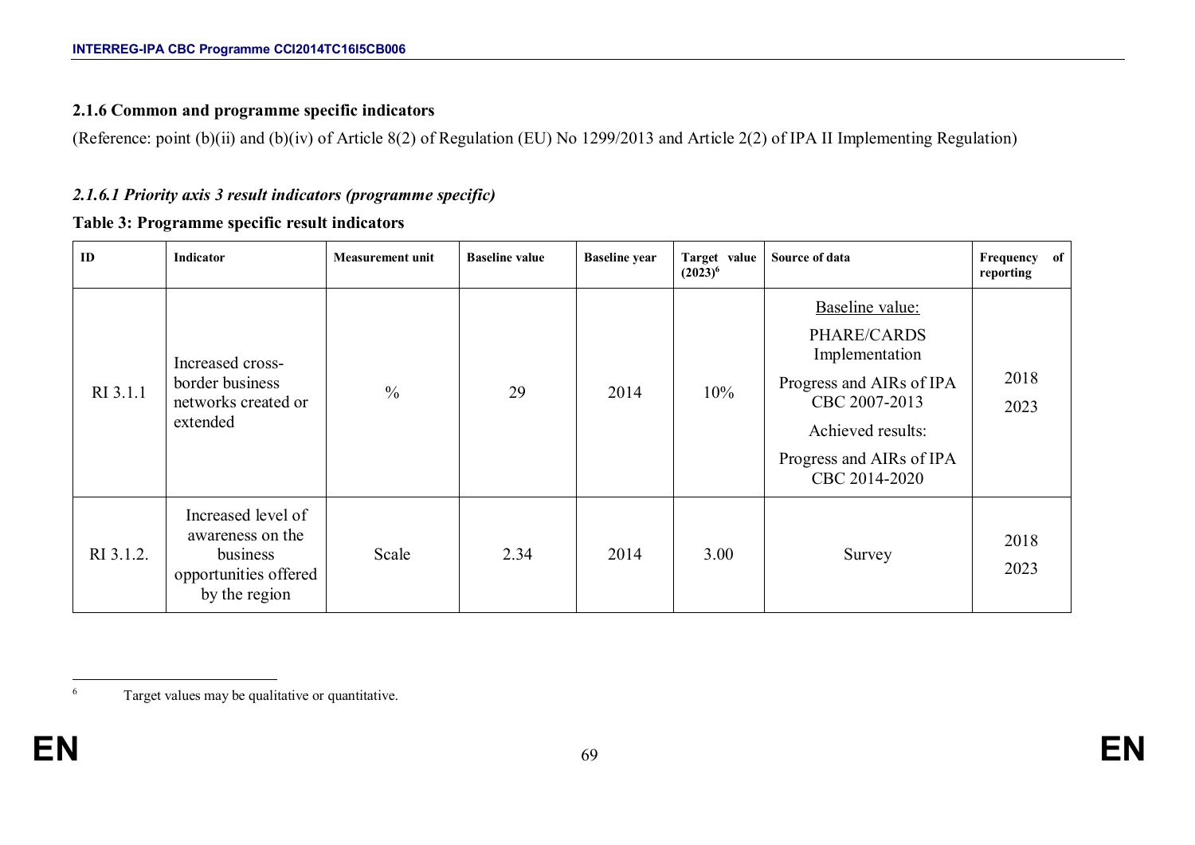### 2.1.6 Common and programme specific indicators

(Reference: point (b)(ii) and (b)(iv) of Article 8(2) of Regulation (EU) No 1299/2013 and Article 2(2) of IPA II Implementing Regulation)

#### *2.1.6.1 Priority axis 3 result indicators (programme specific)*

**Table 3: Programme specific result indicators**

| ID | Indicator | Measurement unit | Baseline value | Baseline year | Target value (2023)[6] | Source of data | Frequency of reporting |
|---|---|---|---|---|---|---|---|
| RI 3.1.1 | Increased cross-border business networks created or extended | % | 29 | 2014 | 10% | Baseline value: PHARE/CARDS Implementation Progress and AIRs of IPA CBC 2007-2013 Achieved results: Progress and AIRs of IPA CBC 2014-2020 | 2018 2023 |
| RI 3.1.2. | Increased level of awareness on the business opportunities offered by the region | Scale | 2.34 | 2014 | 3.00 | Survey | 2018 2023 |

[6] Target values may be qualitative or quantitative.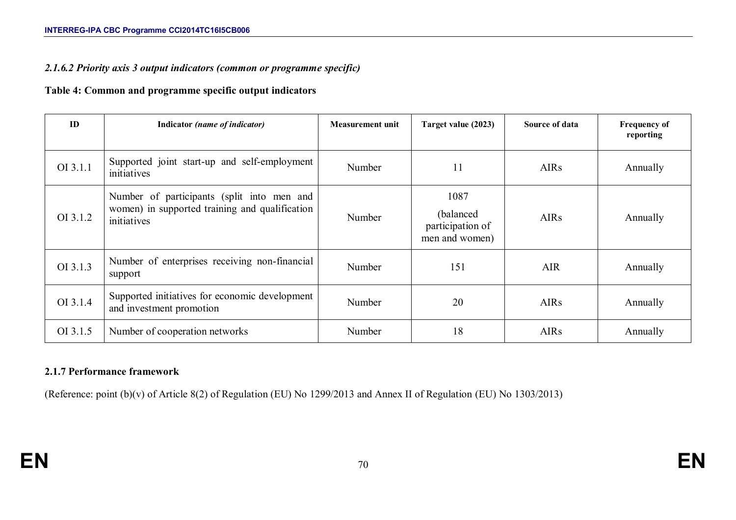#### *2.1.6.2 Priority axis 3 output indicators (common or programme specific)*

**Table 4: Common and programme specific output indicators**

| ID | Indicator *(name of indicator)* | Measurement unit | Target value (2023) | Source of data | Frequency of reporting |
|---|---|---|---|---|---|
| OI 3.1.1 | Supported joint start-up and self-employment initiatives | Number | 11 | AIRs | Annually |
| OI 3.1.2 | Number of participants (split into men and women) in supported training and qualification initiatives | Number | 1087 (balanced participation of men and women) | AIRs | Annually |
| OI 3.1.3 | Number of enterprises receiving non-financial support | Number | 151 | AIR | Annually |
| OI 3.1.4 | Supported initiatives for economic development and investment promotion | Number | 20 | AIRs | Annually |
| OI 3.1.5 | Number of cooperation networks | Number | 18 | AIRs | Annually |

### 2.1.7 Performance framework

(Reference: point (b)(v) of Article 8(2) of Regulation (EU) No 1299/2013 and Annex II of Regulation (EU) No 1303/2013)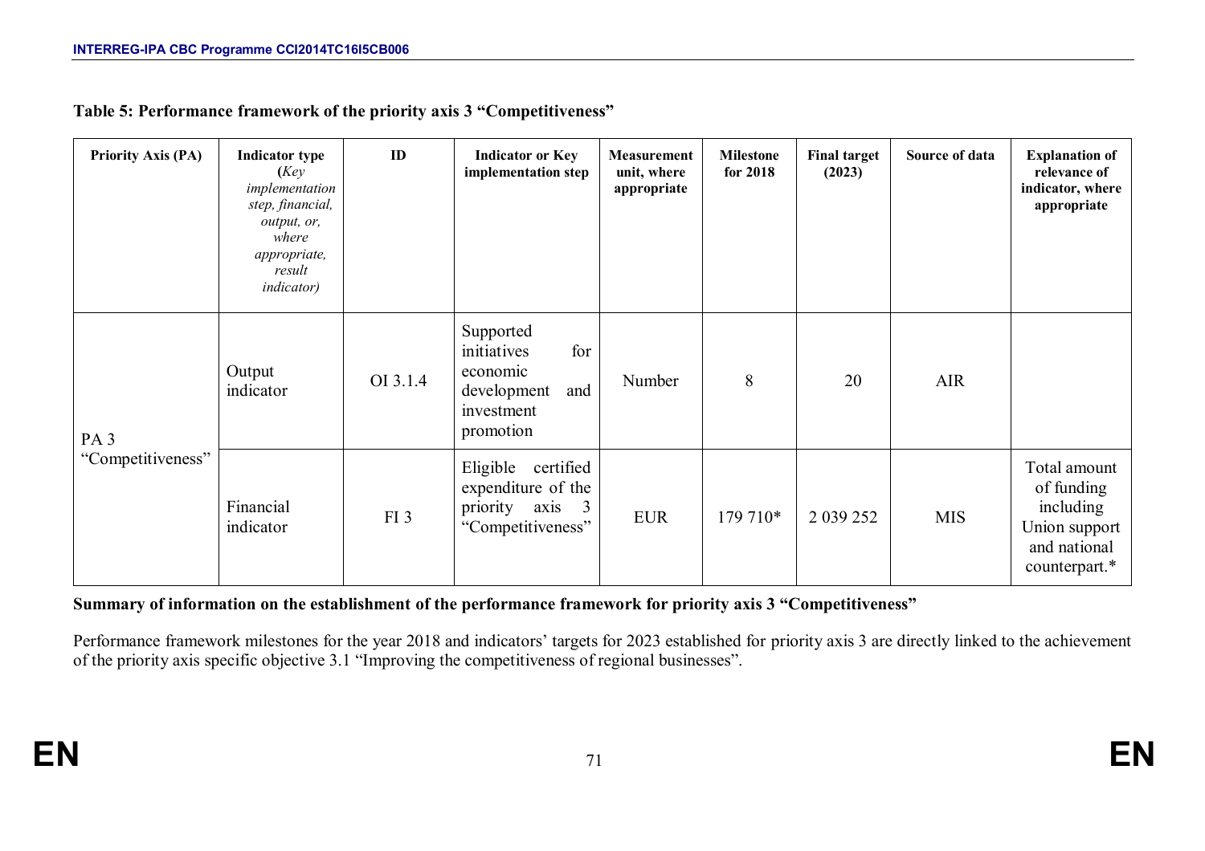**Table 5: Performance framework of the priority axis 3 "Competitiveness"**

| Priority Axis (PA) | Indicator type (*Key implementation step, financial, output, or, where appropriate, result indicator)* | ID | Indicator or Key implementation step | Measurement unit, where appropriate | Milestone for 2018 | Final target (2023) | Source of data | Explanation of relevance of indicator, where appropriate |
|---|---|---|---|---|---|---|---|---|
| PA 3 "Competitiveness" | Output indicator | OI 3.1.4 | Supported initiatives for economic development and investment promotion | Number | 8 | 20 | AIR | |
| | Financial indicator | FI 3 | Eligible certified expenditure of the priority axis 3 "Competitiveness" | EUR | 179 710* | 2 039 252 | MIS | Total amount of funding including Union support and national counterpart.* |

**Summary of information on the establishment of the performance framework for priority axis 3 "Competitiveness"**

Performance framework milestones for the year 2018 and indicators' targets for 2023 established for priority axis 3 are directly linked to the achievement of the priority axis specific objective 3.1 "Improving the competitiveness of regional businesses".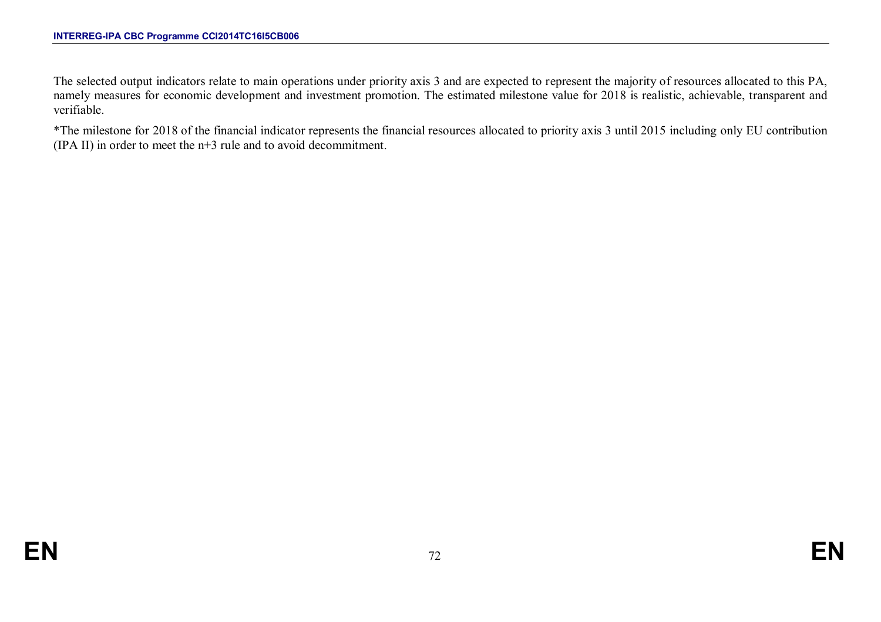The selected output indicators relate to main operations under priority axis 3 and are expected to represent the majority of resources allocated to this PA, namely measures for economic development and investment promotion. The estimated milestone value for 2018 is realistic, achievable, transparent and verifiable.

*The milestone for 2018 of the financial indicator represents the financial resources allocated to priority axis 3 until 2015 including only EU contribution (IPA II) in order to meet the n+3 rule and to avoid decommitment.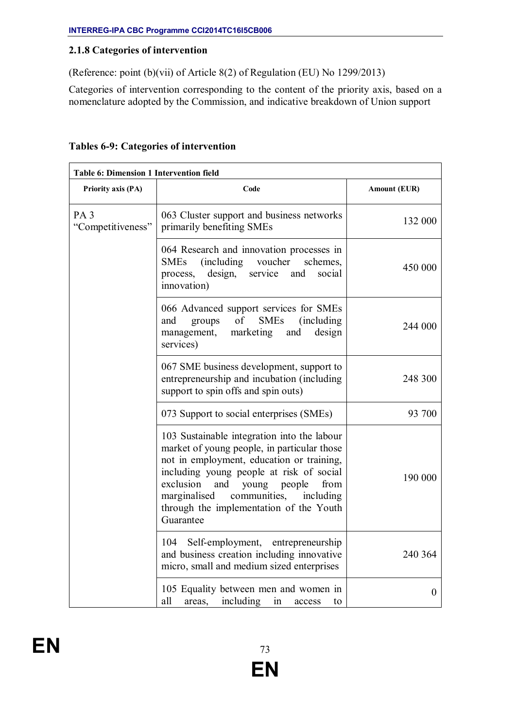### 2.1.8 Categories of intervention

(Reference: point (b)(vii) of Article 8(2) of Regulation (EU) No 1299/2013)

Categories of intervention corresponding to the content of the priority axis, based on a nomenclature adopted by the Commission, and indicative breakdown of Union support

**Tables 6-9: Categories of intervention**

| **Table 6: Dimension 1 Intervention field** | | |
|---|---|---|
| **Priority axis (PA)** | **Code** | **Amount (EUR)** |
| PA 3 "Competitiveness" | 063 Cluster support and business networks primarily benefiting SMEs | 132 000 |
| | 064 Research and innovation processes in SMEs (including voucher schemes, process, design, service and social innovation) | 450 000 |
| | 066 Advanced support services for SMEs and groups of SMEs (including management, marketing and design services) | 244 000 |
| | 067 SME business development, support to entrepreneurship and incubation (including support to spin offs and spin outs) | 248 300 |
| | 073 Support to social enterprises (SMEs) | 93 700 |
| | 103 Sustainable integration into the labour market of young people, in particular those not in employment, education or training, including young people at risk of social exclusion and young people from marginalised communities, including through the implementation of the Youth Guarantee | 190 000 |
| | 104 Self-employment, entrepreneurship and business creation including innovative micro, small and medium sized enterprises | 240 364 |
| | 105 Equality between men and women in all areas, including in access to | 0 |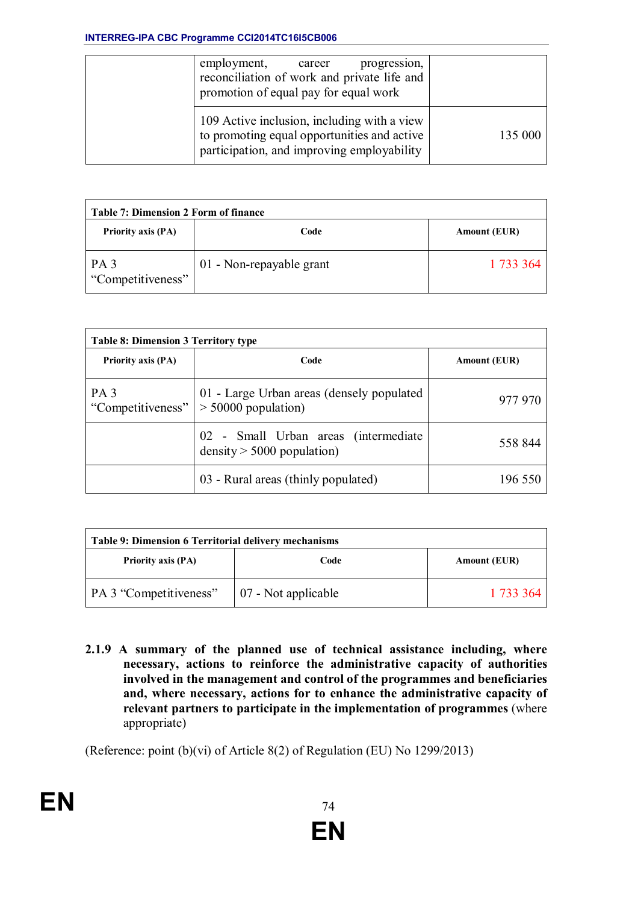| | employment, career progression, reconciliation of work and private life and promotion of equal pay for equal work | |
|---|---|---|
| | 109 Active inclusion, including with a view to promoting equal opportunities and active participation, and improving employability | 135 000 |

| Table 7: Dimension 2 Form of finance | | |
|---|---|---|
| **Priority axis (PA)** | **Code** | **Amount (EUR)** |
| PA 3 “Competitiveness” | 01 - Non-repayable grant | 1 733 364 |

| Table 8: Dimension 3 Territory type | | |
|---|---|---|
| **Priority axis (PA)** | **Code** | **Amount (EUR)** |
| PA 3 “Competitiveness” | 01 - Large Urban areas (densely populated > 50000 population) | 977 970 |
| | 02 - Small Urban areas (intermediate density > 5000 population) | 558 844 |
| | 03 - Rural areas (thinly populated) | 196 550 |

| Table 9: Dimension 6 Territorial delivery mechanisms | | |
|---|---|---|
| **Priority axis (PA)** | **Code** | **Amount (EUR)** |
| PA 3 “Competitiveness” | 07 - Not applicable | 1 733 364 |

#### 2.1.9 A summary of the planned use of technical assistance including, where necessary, actions to reinforce the administrative capacity of authorities involved in the management and control of the programmes and beneficiaries and, where necessary, actions for to enhance the administrative capacity of relevant partners to participate in the implementation of programmes (where appropriate)

(Reference: point (b)(vi) of Article 8(2) of Regulation (EU) No 1299/2013)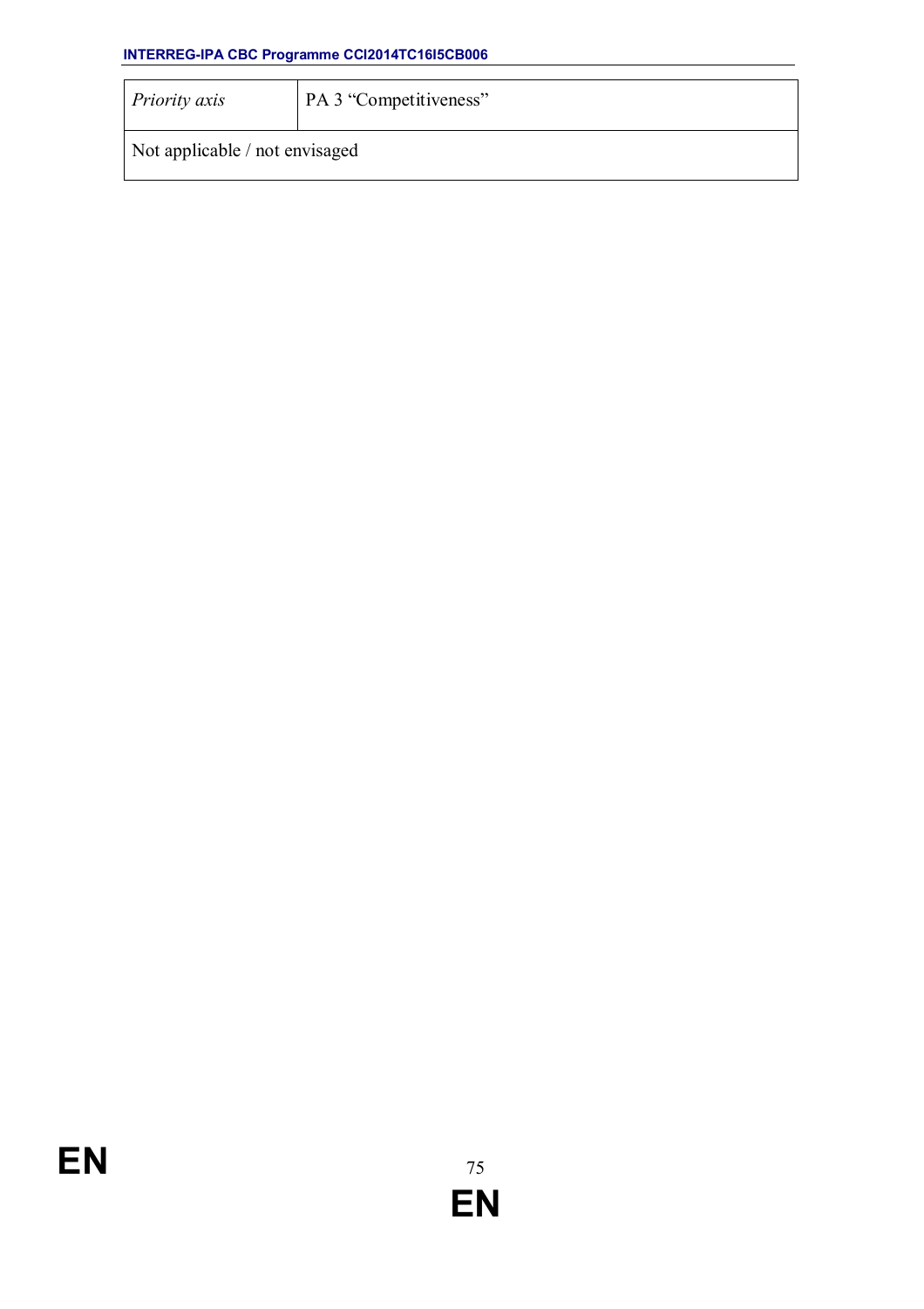| *Priority axis* | PA 3 “Competitiveness” |
| --- | --- |
| Not applicable / not envisaged | |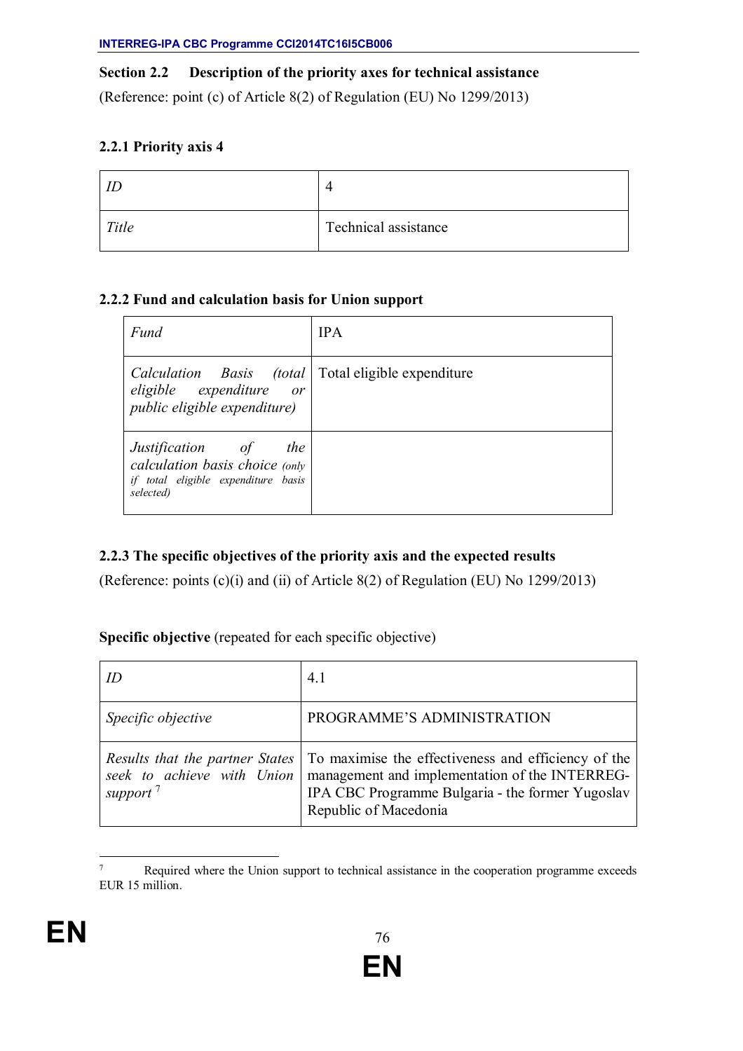## Section 2.2 Description of the priority axes for technical assistance

(Reference: point (c) of Article 8(2) of Regulation (EU) No 1299/2013)

### 2.2.1 Priority axis 4

| | |
|---|---|
| *ID* | 4 |
| *Title* | Technical assistance |

### 2.2.2 Fund and calculation basis for Union support

| | |
|---|---|
| *Fund* | IPA |
| *Calculation Basis (total eligible expenditure or public eligible expenditure)* | Total eligible expenditure |
| *Justification of the calculation basis choice (only if total eligible expenditure basis selected)* | |

### 2.2.3 The specific objectives of the priority axis and the expected results

(Reference: points (c)(i) and (ii) of Article 8(2) of Regulation (EU) No 1299/2013)

**Specific objective** (repeated for each specific objective)

| | |
|---|---|
| *ID* | 4.1 |
| *Specific objective* | PROGRAMME'S ADMINISTRATION |
| *Results that the partner States seek to achieve with Union support* [7] | To maximise the effectiveness and efficiency of the management and implementation of the INTERREG-IPA CBC Programme Bulgaria - the former Yugoslav Republic of Macedonia |

[7] Required where the Union support to technical assistance in the cooperation programme exceeds EUR 15 million.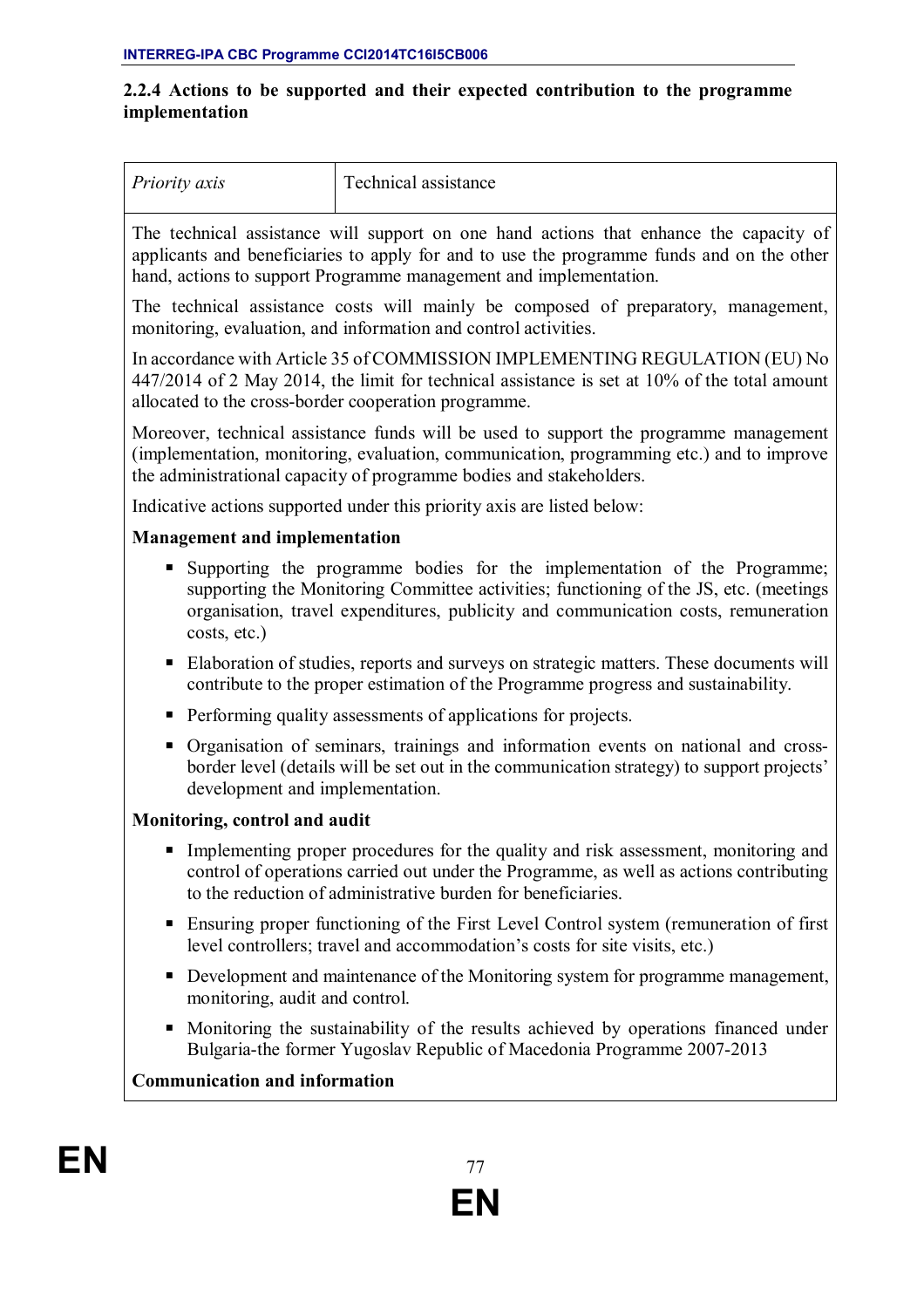**2.2.4 Actions to be supported and their expected contribution to the programme implementation**

| *Priority axis* | Technical assistance |
| --- | --- |

The technical assistance will support on one hand actions that enhance the capacity of applicants and beneficiaries to apply for and to use the programme funds and on the other hand, actions to support Programme management and implementation.

The technical assistance costs will mainly be composed of preparatory, management, monitoring, evaluation, and information and control activities.

In accordance with Article 35 of COMMISSION IMPLEMENTING REGULATION (EU) No 447/2014 of 2 May 2014, the limit for technical assistance is set at 10% of the total amount allocated to the cross-border cooperation programme.

Moreover, technical assistance funds will be used to support the programme management (implementation, monitoring, evaluation, communication, programming etc.) and to improve the administrational capacity of programme bodies and stakeholders.

Indicative actions supported under this priority axis are listed below:

**Management and implementation**

- Supporting the programme bodies for the implementation of the Programme; supporting the Monitoring Committee activities; functioning of the JS, etc. (meetings organisation, travel expenditures, publicity and communication costs, remuneration costs, etc.)
- Elaboration of studies, reports and surveys on strategic matters. These documents will contribute to the proper estimation of the Programme progress and sustainability.
- Performing quality assessments of applications for projects.
- Organisation of seminars, trainings and information events on national and cross-border level (details will be set out in the communication strategy) to support projects' development and implementation.

**Monitoring, control and audit**

- Implementing proper procedures for the quality and risk assessment, monitoring and control of operations carried out under the Programme, as well as actions contributing to the reduction of administrative burden for beneficiaries.
- Ensuring proper functioning of the First Level Control system (remuneration of first level controllers; travel and accommodation's costs for site visits, etc.)
- Development and maintenance of the Monitoring system for programme management, monitoring, audit and control.
- Monitoring the sustainability of the results achieved by operations financed under Bulgaria-the former Yugoslav Republic of Macedonia Programme 2007-2013

**Communication and information**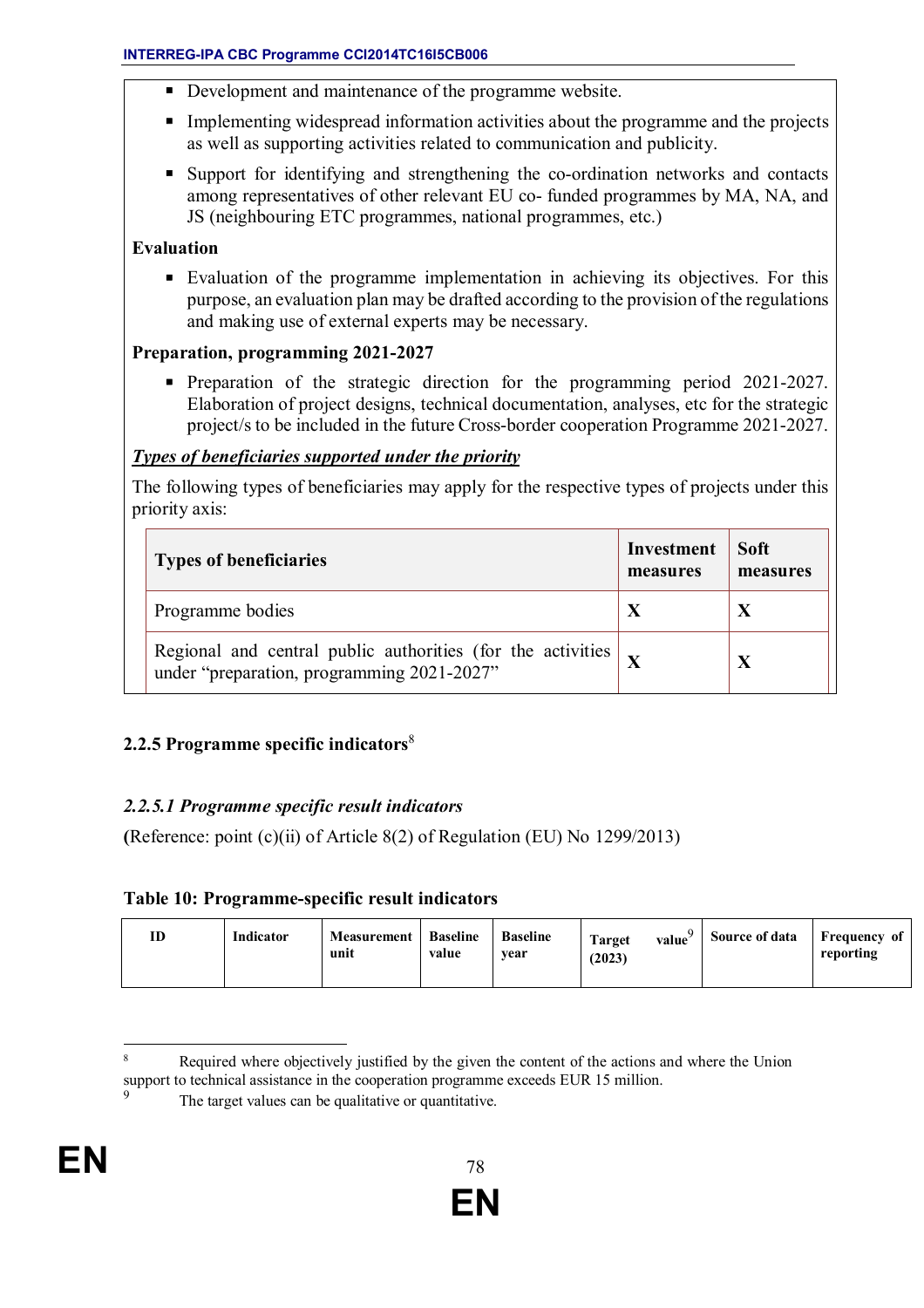- Development and maintenance of the programme website.
- Implementing widespread information activities about the programme and the projects as well as supporting activities related to communication and publicity.
- Support for identifying and strengthening the co-ordination networks and contacts among representatives of other relevant EU co- funded programmes by MA, NA, and JS (neighbouring ETC programmes, national programmes, etc.)

**Evaluation**

- Evaluation of the programme implementation in achieving its objectives. For this purpose, an evaluation plan may be drafted according to the provision of the regulations and making use of external experts may be necessary.

**Preparation, programming 2021-2027**

- Preparation of the strategic direction for the programming period 2021-2027. Elaboration of project designs, technical documentation, analyses, etc for the strategic project/s to be included in the future Cross-border cooperation Programme 2021-2027.

***Types of beneficiaries supported under the priority***

The following types of beneficiaries may apply for the respective types of projects under this priority axis:

| Types of beneficiaries | Investment measures | Soft measures |
|---|---|---|
| Programme bodies | X | X |
| Regional and central public authorities (for the activities under "preparation, programming 2021-2027" | X | X |

### 2.2.5 Programme specific indicators[8]

#### *2.2.5.1 Programme specific result indicators*

(Reference: point (c)(ii) of Article 8(2) of Regulation (EU) No 1299/2013)

**Table 10: Programme-specific result indicators**

| ID | Indicator | Measurement unit | Baseline value | Baseline year | Target value[9] (2023) | Source of data | Frequency of reporting |
|---|---|---|---|---|---|---|---|

[8] Required where objectively justified by the given the content of the actions and where the Union support to technical assistance in the cooperation programme exceeds EUR 15 million.

[9] The target values can be qualitative or quantitative.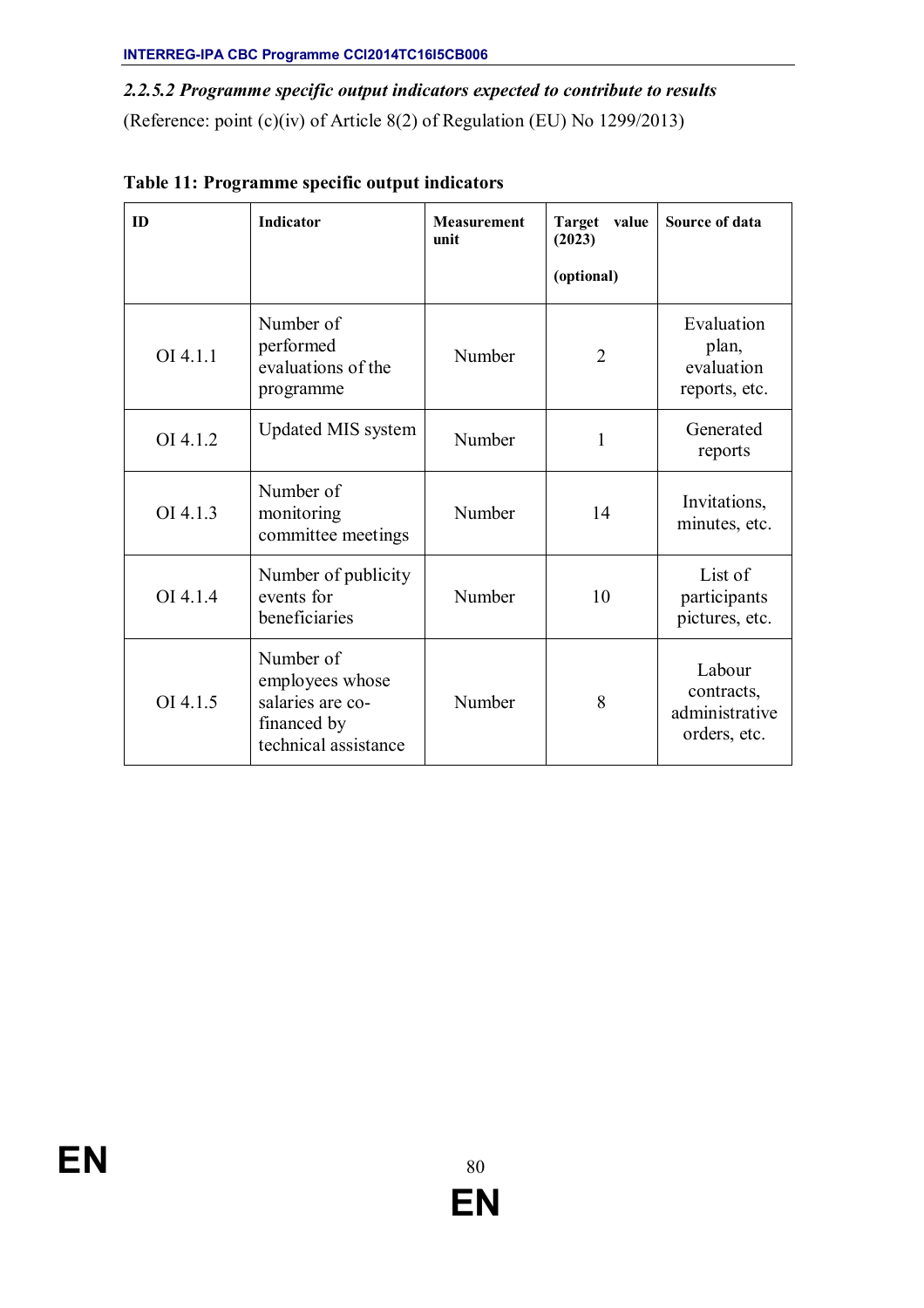*2.2.5.2 Programme specific output indicators expected to contribute to results*

(Reference: point (c)(iv) of Article 8(2) of Regulation (EU) No 1299/2013)

**Table 11: Programme specific output indicators**

| ID | Indicator | Measurement unit | Target value (2023) (optional) | Source of data |
|---|---|---|---|---|
| OI 4.1.1 | Number of performed evaluations of the programme | Number | 2 | Evaluation plan, evaluation reports, etc. |
| OI 4.1.2 | Updated MIS system | Number | 1 | Generated reports |
| OI 4.1.3 | Number of monitoring committee meetings | Number | 14 | Invitations, minutes, etc. |
| OI 4.1.4 | Number of publicity events for beneficiaries | Number | 10 | List of participants pictures, etc. |
| OI 4.1.5 | Number of employees whose salaries are co-financed by technical assistance | Number | 8 | Labour contracts, administrative orders, etc. |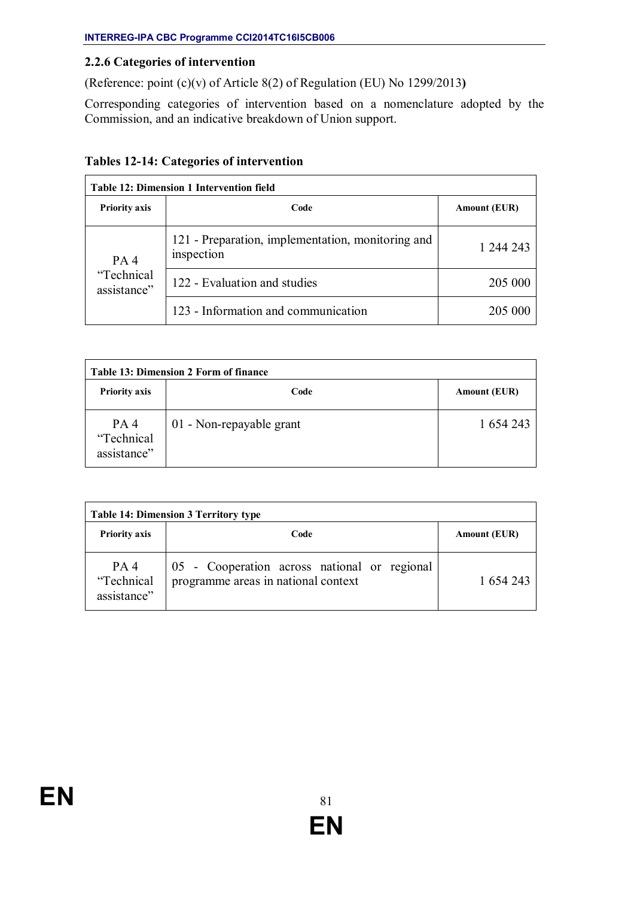### 2.2.6 Categories of intervention

(Reference: point (c)(v) of Article 8(2) of Regulation (EU) No 1299/2013**)**

Corresponding categories of intervention based on a nomenclature adopted by the Commission, and an indicative breakdown of Union support.

**Tables 12-14: Categories of intervention**

| Table 12: Dimension 1 Intervention field | | |
|---|---|---|
| **Priority axis** | **Code** | **Amount (EUR)** |
| PA 4 "Technical assistance" | 121 - Preparation, implementation, monitoring and inspection | 1 244 243 |
| | 122 - Evaluation and studies | 205 000 |
| | 123 - Information and communication | 205 000 |

| Table 13: Dimension 2 Form of finance | | |
|---|---|---|
| **Priority axis** | **Code** | **Amount (EUR)** |
| PA 4 "Technical assistance" | 01 - Non-repayable grant | 1 654 243 |

| Table 14: Dimension 3 Territory type | | |
|---|---|---|
| **Priority axis** | **Code** | **Amount (EUR)** |
| PA 4 "Technical assistance" | 05 - Cooperation across national or regional programme areas in national context | 1 654 243 |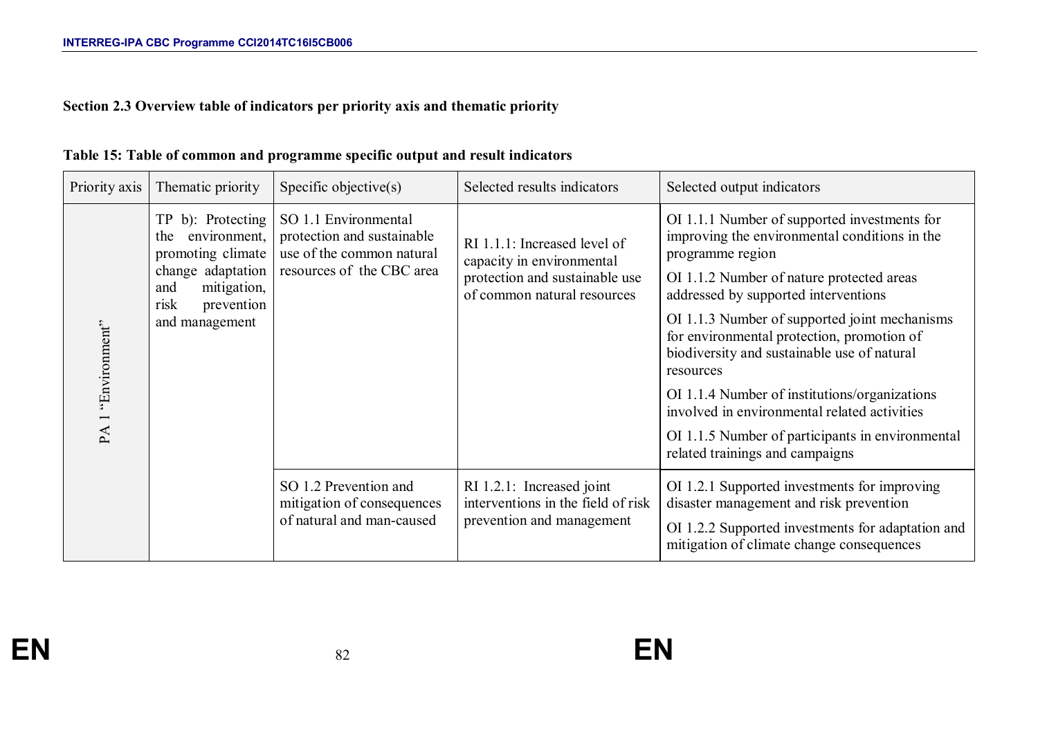**Section 2.3 Overview table of indicators per priority axis and thematic priority**

**Table 15: Table of common and programme specific output and result indicators**

| Priority axis | Thematic priority | Specific objective(s) | Selected results indicators | Selected output indicators |
|---|---|---|---|---|
| PA 1 "Environment" | TP b): Protecting the environment, promoting climate change adaptation and mitigation, risk prevention and management | SO 1.1 Environmental protection and sustainable use of the common natural resources of the CBC area | RI 1.1.1: Increased level of capacity in environmental protection and sustainable use of common natural resources | OI 1.1.1 Number of supported investments for improving the environmental conditions in the programme region<br>OI 1.1.2 Number of nature protected areas addressed by supported interventions<br>OI 1.1.3 Number of supported joint mechanisms for environmental protection, promotion of biodiversity and sustainable use of natural resources<br>OI 1.1.4 Number of institutions/organizations involved in environmental related activities<br>OI 1.1.5 Number of participants in environmental related trainings and campaigns |
| | | SO 1.2 Prevention and mitigation of consequences of natural and man-caused | RI 1.2.1: Increased joint interventions in the field of risk prevention and management | OI 1.2.1 Supported investments for improving disaster management and risk prevention<br>OI 1.2.2 Supported investments for adaptation and mitigation of climate change consequences |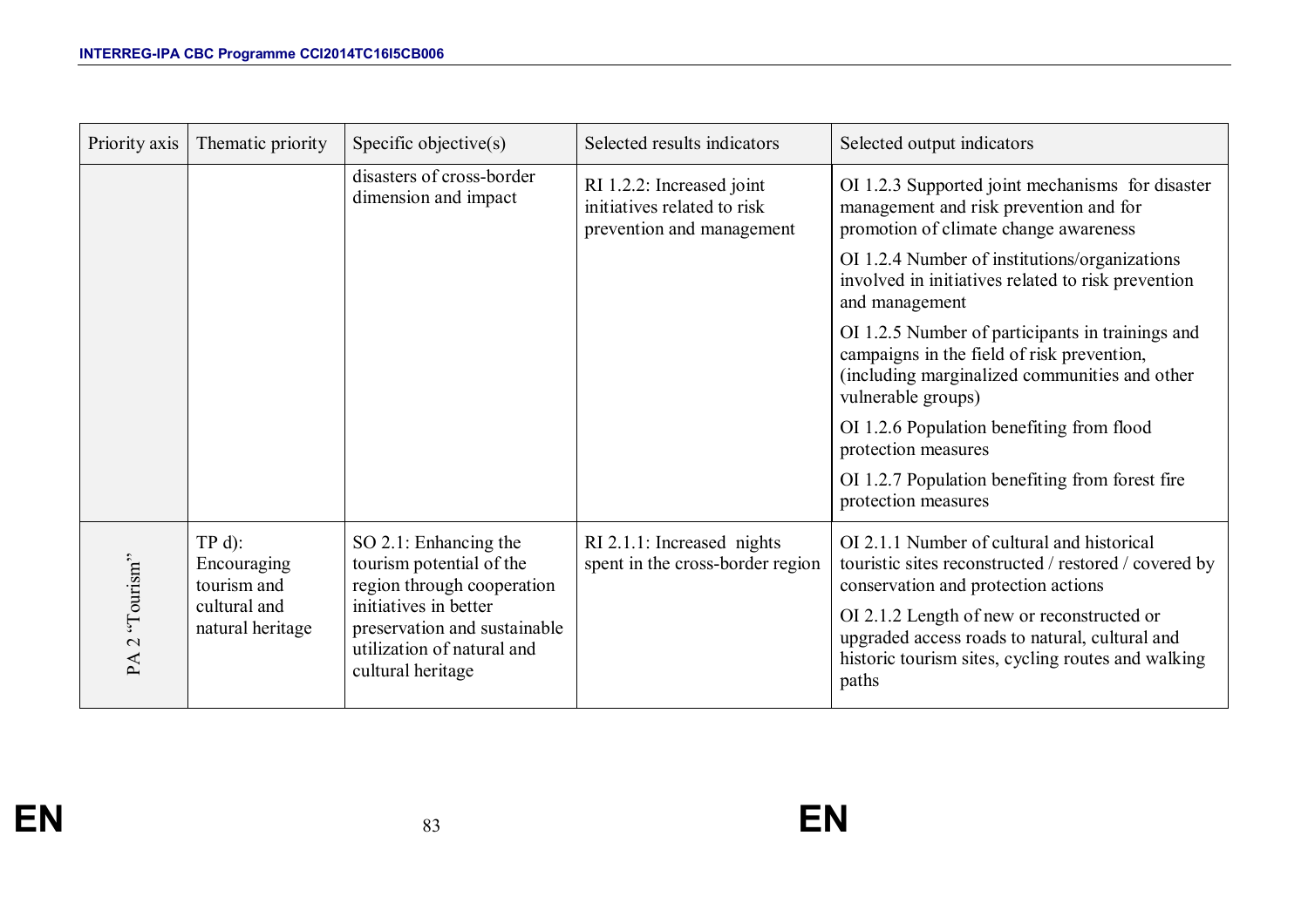| Priority axis | Thematic priority | Specific objective(s) | Selected results indicators | Selected output indicators |
|---|---|---|---|---|
| | | disasters of cross-border dimension and impact | RI 1.2.2: Increased joint initiatives related to risk prevention and management | OI 1.2.3 Supported joint mechanisms for disaster management and risk prevention and for promotion of climate change awareness |
| | | | | OI 1.2.4 Number of institutions/organizations involved in initiatives related to risk prevention and management |
| | | | | OI 1.2.5 Number of participants in trainings and campaigns in the field of risk prevention, (including marginalized communities and other vulnerable groups) |
| | | | | OI 1.2.6 Population benefiting from flood protection measures |
| | | | | OI 1.2.7 Population benefiting from forest fire protection measures |
| PA 2 "Tourism" | TP d): Encouraging tourism and cultural and natural heritage | SO 2.1: Enhancing the tourism potential of the region through cooperation initiatives in better preservation and sustainable utilization of natural and cultural heritage | RI 2.1.1: Increased nights spent in the cross-border region | OI 2.1.1 Number of cultural and historical touristic sites reconstructed / restored / covered by conservation and protection actions |
| | | | | OI 2.1.2 Length of new or reconstructed or upgraded access roads to natural, cultural and historic tourism sites, cycling routes and walking paths |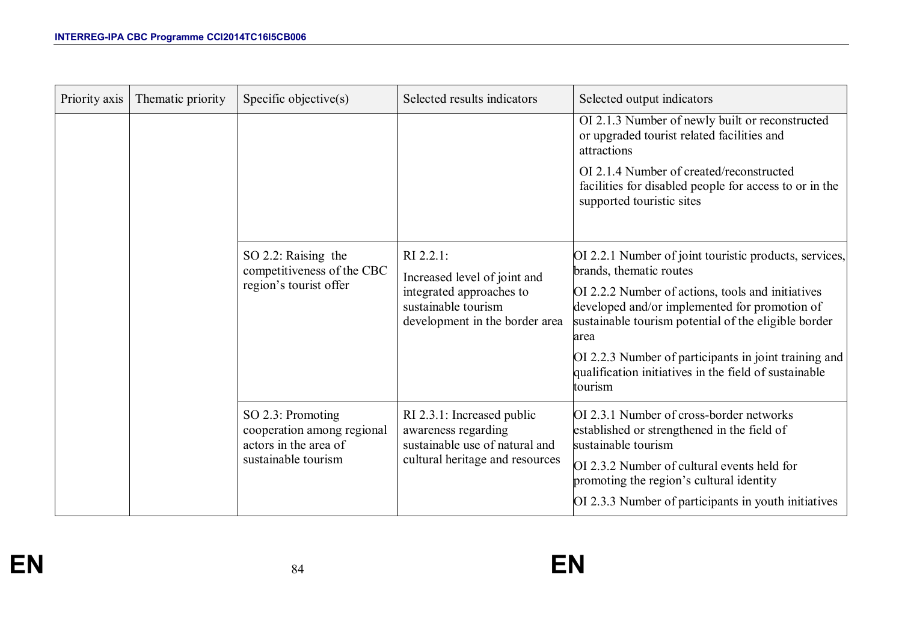| Priority axis | Thematic priority | Specific objective(s) | Selected results indicators | Selected output indicators |
|---|---|---|---|---|
| | | | | OI 2.1.3 Number of newly built or reconstructed or upgraded tourist related facilities and attractions<br><br>OI 2.1.4 Number of created/reconstructed facilities for disabled people for access to or in the supported touristic sites |
| | | SO 2.2: Raising the competitiveness of the CBC region's tourist offer | RI 2.2.1:<br><br>Increased level of joint and integrated approaches to sustainable tourism development in the border area | OI 2.2.1 Number of joint touristic products, services, brands, thematic routes<br><br>OI 2.2.2 Number of actions, tools and initiatives developed and/or implemented for promotion of sustainable tourism potential of the eligible border area<br><br>OI 2.2.3 Number of participants in joint training and qualification initiatives in the field of sustainable tourism |
| | | SO 2.3: Promoting cooperation among regional actors in the area of sustainable tourism | RI 2.3.1: Increased public awareness regarding sustainable use of natural and cultural heritage and resources | OI 2.3.1 Number of cross-border networks established or strengthened in the field of sustainable tourism<br><br>OI 2.3.2 Number of cultural events held for promoting the region's cultural identity<br><br>OI 2.3.3 Number of participants in youth initiatives |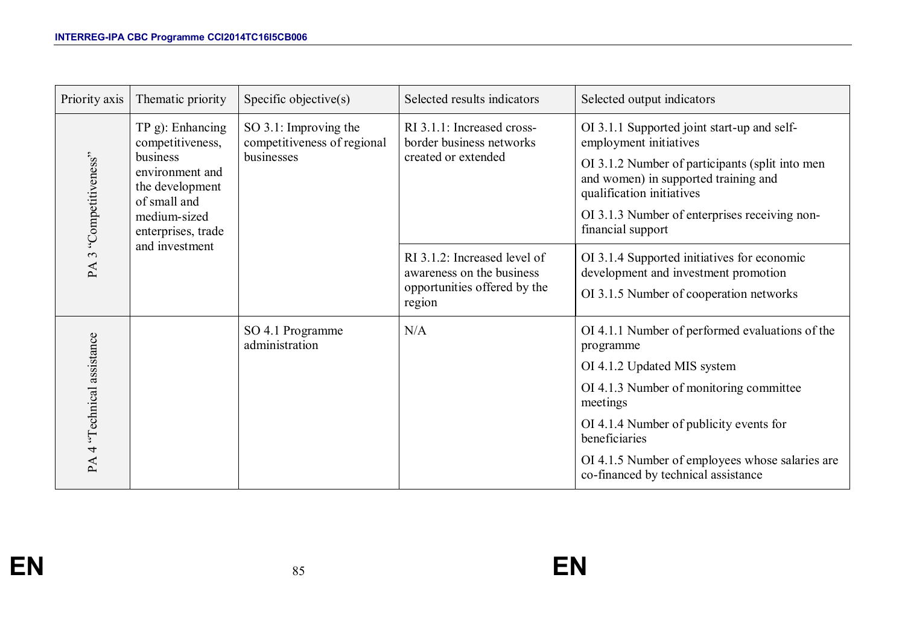| Priority axis | Thematic priority | Specific objective(s) | Selected results indicators | Selected output indicators |
|---|---|---|---|---|
| PA 3 “Competitiveness” | TP g): Enhancing competitiveness, business environment and the development of small and medium-sized enterprises, trade and investment | SO 3.1: Improving the competitiveness of regional businesses | RI 3.1.1: Increased cross-border business networks created or extended | OI 3.1.1 Supported joint start-up and self-employment initiatives<br><br>OI 3.1.2 Number of participants (split into men and women) in supported training and qualification initiatives<br><br>OI 3.1.3 Number of enterprises receiving non-financial support |
| | | | RI 3.1.2: Increased level of awareness on the business opportunities offered by the region | OI 3.1.4 Supported initiatives for economic development and investment promotion<br><br>OI 3.1.5 Number of cooperation networks |
| PA 4 “Technical assistance | | SO 4.1 Programme administration | N/A | OI 4.1.1 Number of performed evaluations of the programme<br><br>OI 4.1.2 Updated MIS system<br><br>OI 4.1.3 Number of monitoring committee meetings<br><br>OI 4.1.4 Number of publicity events for beneficiaries<br><br>OI 4.1.5 Number of employees whose salaries are co-financed by technical assistance |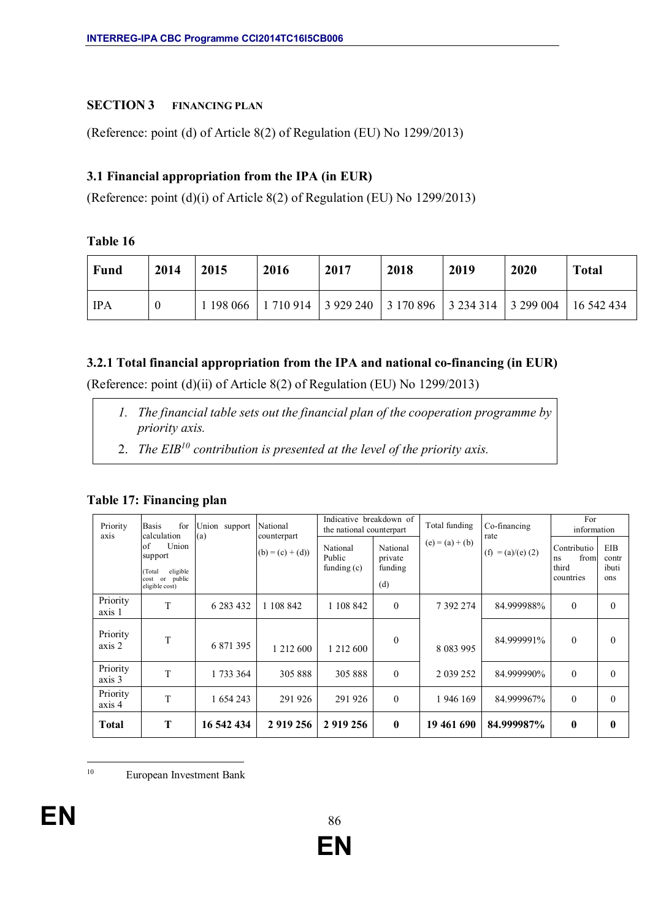## SECTION 3 FINANCING PLAN

(Reference: point (d) of Article 8(2) of Regulation (EU) No 1299/2013)

### 3.1 Financial appropriation from the IPA (in EUR)

(Reference: point (d)(i) of Article 8(2) of Regulation (EU) No 1299/2013)

**Table 16**

| Fund | 2014 | 2015 | 2016 | 2017 | 2018 | 2019 | 2020 | Total |
|---|---|---|---|---|---|---|---|---|
| IPA | 0 | 1 198 066 | 1 710 914 | 3 929 240 | 3 170 896 | 3 234 314 | 3 299 004 | 16 542 434 |

### 3.2.1 Total financial appropriation from the IPA and national co-financing (in EUR)

(Reference: point (d)(ii) of Article 8(2) of Regulation (EU) No 1299/2013)

1. *The financial table sets out the financial plan of the cooperation programme by priority axis.*
2. *The EIB[10] contribution is presented at the level of the priority axis.*

**Table 17: Financing plan**

| Priority axis | Basis for calculation of Union support (Total eligible cost or public eligible cost) | Union support (a) | National counterpart (b) = (c) + (d)) | Indicative breakdown of the national counterpart | | Total funding (e) = (a) + (b) | Co-financing rate (f) = (a)/(e) (2) | For information | |
|---|---|---|---|---|---|---|---|---|---|
| | | | | National Public funding (c) | National private funding (d) | | | Contributions from third countries | EIB contributions |
| Priority axis 1 | T | 6 283 432 | 1 108 842 | 1 108 842 | 0 | 7 392 274 | 84.999988% | 0 | 0 |
| Priority axis 2 | T | 6 871 395 | 1 212 600 | 1 212 600 | 0 | 8 083 995 | 84.999991% | 0 | 0 |
| Priority axis 3 | T | 1 733 364 | 305 888 | 305 888 | 0 | 2 039 252 | 84.999990% | 0 | 0 |
| Priority axis 4 | T | 1 654 243 | 291 926 | 291 926 | 0 | 1 946 169 | 84.999967% | 0 | 0 |
| **Total** | **T** | **16 542 434** | **2 919 256** | **2 919 256** | **0** | **19 461 690** | **84.999987%** | **0** | **0** |

[10] European Investment Bank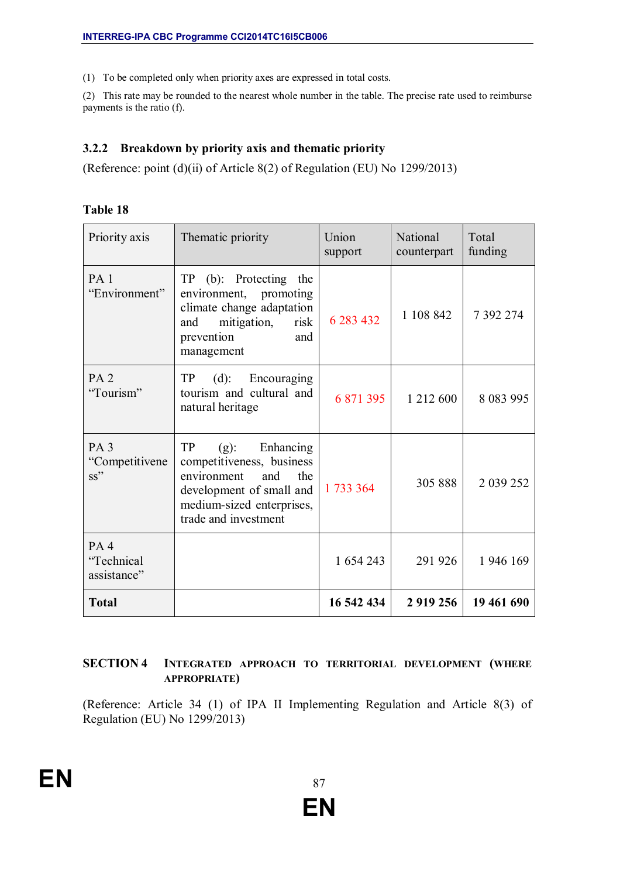(1) To be completed only when priority axes are expressed in total costs.

(2) This rate may be rounded to the nearest whole number in the table. The precise rate used to reimburse payments is the ratio (f).

### 3.2.2 Breakdown by priority axis and thematic priority

(Reference: point (d)(ii) of Article 8(2) of Regulation (EU) No 1299/2013)

**Table 18**

| Priority axis | Thematic priority | Union support | National counterpart | Total funding |
|---|---|---|---|---|
| PA 1 "Environment" | TP (b): Protecting the environment, promoting climate change adaptation and mitigation, risk prevention and management | 6 283 432 | 1 108 842 | 7 392 274 |
| PA 2 "Tourism" | TP (d): Encouraging tourism and cultural and natural heritage | 6 871 395 | 1 212 600 | 8 083 995 |
| PA 3 "Competitiveness" | TP (g): Enhancing competitiveness, business environment and the development of small and medium-sized enterprises, trade and investment | 1 733 364 | 305 888 | 2 039 252 |
| PA 4 "Technical assistance" | | 1 654 243 | 291 926 | 1 946 169 |
| **Total** | | **16 542 434** | **2 919 256** | **19 461 690** |

## SECTION 4 INTEGRATED APPROACH TO TERRITORIAL DEVELOPMENT (WHERE APPROPRIATE)

(Reference: Article 34 (1) of IPA II Implementing Regulation and Article 8(3) of Regulation (EU) No 1299/2013)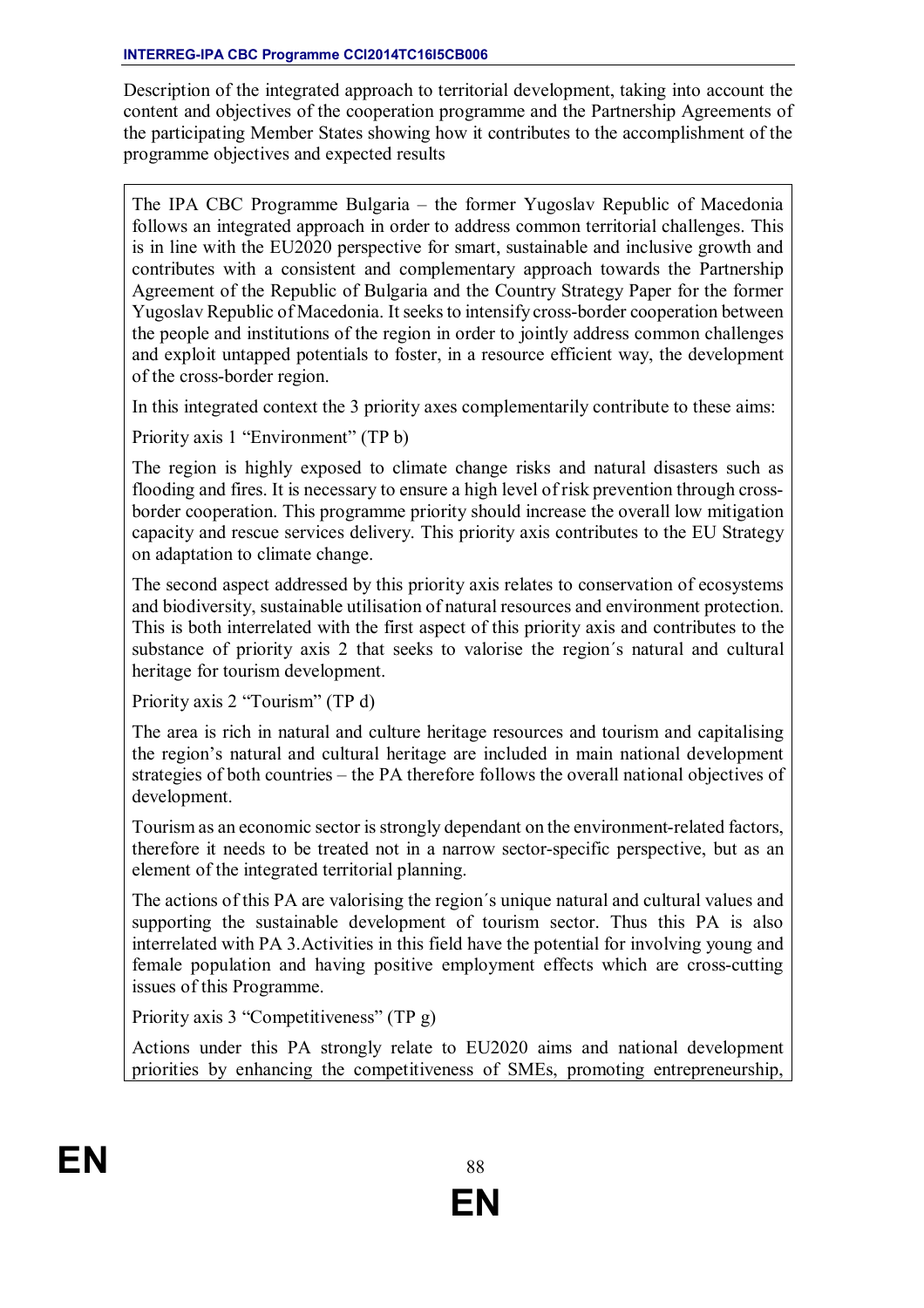Description of the integrated approach to territorial development, taking into account the content and objectives of the cooperation programme and the Partnership Agreements of the participating Member States showing how it contributes to the accomplishment of the programme objectives and expected results

The IPA CBC Programme Bulgaria – the former Yugoslav Republic of Macedonia follows an integrated approach in order to address common territorial challenges. This is in line with the EU2020 perspective for smart, sustainable and inclusive growth and contributes with a consistent and complementary approach towards the Partnership Agreement of the Republic of Bulgaria and the Country Strategy Paper for the former Yugoslav Republic of Macedonia. It seeks to intensify cross-border cooperation between the people and institutions of the region in order to jointly address common challenges and exploit untapped potentials to foster, in a resource efficient way, the development of the cross-border region.

In this integrated context the 3 priority axes complementarily contribute to these aims:

Priority axis 1 "Environment" (TP b)

The region is highly exposed to climate change risks and natural disasters such as flooding and fires. It is necessary to ensure a high level of risk prevention through cross-border cooperation. This programme priority should increase the overall low mitigation capacity and rescue services delivery. This priority axis contributes to the EU Strategy on adaptation to climate change.

The second aspect addressed by this priority axis relates to conservation of ecosystems and biodiversity, sustainable utilisation of natural resources and environment protection. This is both interrelated with the first aspect of this priority axis and contributes to the substance of priority axis 2 that seeks to valorise the region´s natural and cultural heritage for tourism development.

Priority axis 2 "Tourism" (TP d)

The area is rich in natural and culture heritage resources and tourism and capitalising the region's natural and cultural heritage are included in main national development strategies of both countries – the PA therefore follows the overall national objectives of development.

Tourism as an economic sector is strongly dependant on the environment-related factors, therefore it needs to be treated not in a narrow sector-specific perspective, but as an element of the integrated territorial planning.

The actions of this PA are valorising the region´s unique natural and cultural values and supporting the sustainable development of tourism sector. Thus this PA is also interrelated with PA 3.Activities in this field have the potential for involving young and female population and having positive employment effects which are cross-cutting issues of this Programme.

Priority axis 3 "Competitiveness" (TP g)

Actions under this PA strongly relate to EU2020 aims and national development priorities by enhancing the competitiveness of SMEs, promoting entrepreneurship,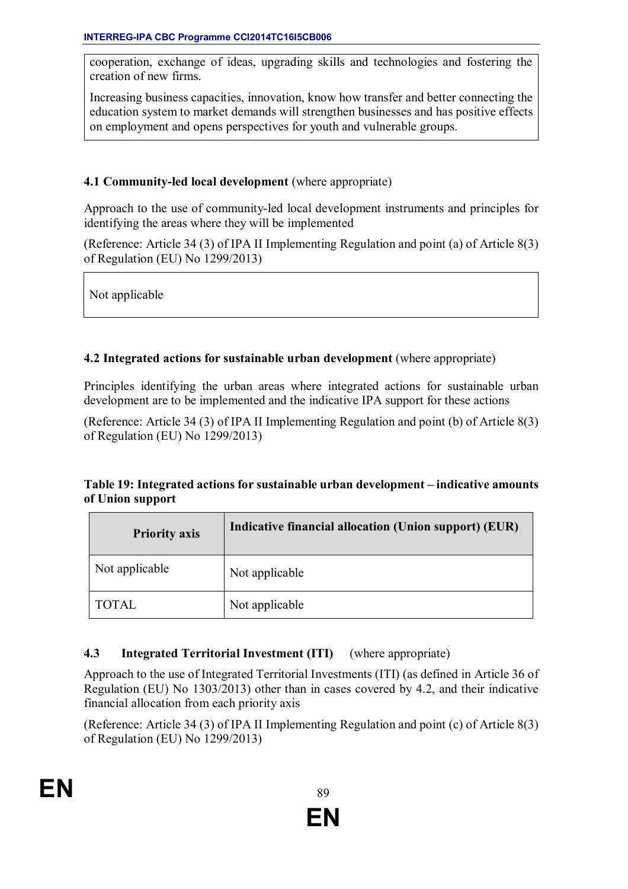cooperation, exchange of ideas, upgrading skills and technologies and fostering the creation of new firms.

Increasing business capacities, innovation, know how transfer and better connecting the education system to market demands will strengthen businesses and has positive effects on employment and opens perspectives for youth and vulnerable groups.

### 4.1 Community-led local development (where appropriate)

Approach to the use of community-led local development instruments and principles for identifying the areas where they will be implemented

(Reference: Article 34 (3) of IPA II Implementing Regulation and point (a) of Article 8(3) of Regulation (EU) No 1299/2013)

Not applicable

### 4.2 Integrated actions for sustainable urban development (where appropriate)

Principles identifying the urban areas where integrated actions for sustainable urban development are to be implemented and the indicative IPA support for these actions

(Reference: Article 34 (3) of IPA II Implementing Regulation and point (b) of Article 8(3) of Regulation (EU) No 1299/2013)

**Table 19: Integrated actions for sustainable urban development – indicative amounts of Union support**

| Priority axis | Indicative financial allocation (Union support) (EUR) |
|---|---|
| Not applicable | Not applicable |
| TOTAL | Not applicable |

### 4.3 Integrated Territorial Investment (ITI) (where appropriate)

Approach to the use of Integrated Territorial Investments (ITI) (as defined in Article 36 of Regulation (EU) No 1303/2013) other than in cases covered by 4.2, and their indicative financial allocation from each priority axis

(Reference: Article 34 (3) of IPA II Implementing Regulation and point (c) of Article 8(3) of Regulation (EU) No 1299/2013)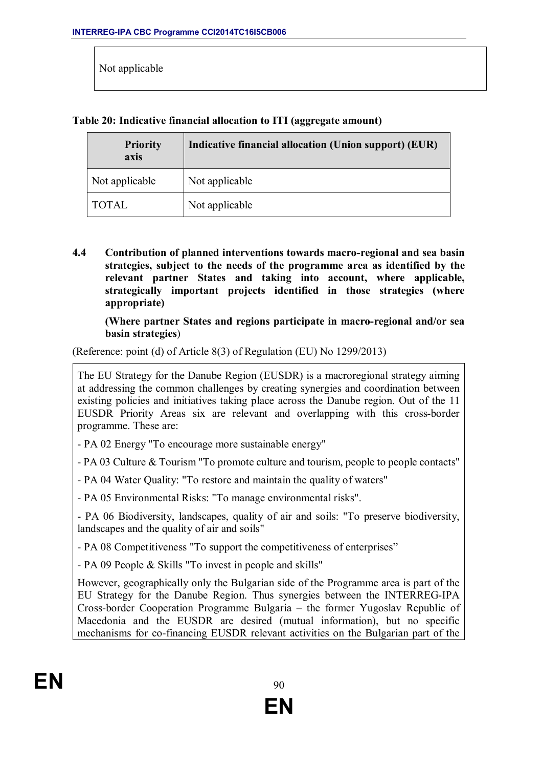Not applicable

**Table 20: Indicative financial allocation to ITI (aggregate amount)**

| Priority axis | Indicative financial allocation (Union support) (EUR) |
|---|---|
| Not applicable | Not applicable |
| TOTAL | Not applicable |

### 4.4 Contribution of planned interventions towards macro-regional and sea basin strategies, subject to the needs of the programme area as identified by the relevant partner States and taking into account, where applicable, strategically important projects identified in those strategies (where appropriate)

**(Where partner States and regions participate in macro-regional and/or sea basin strategies)**

(Reference: point (d) of Article 8(3) of Regulation (EU) No 1299/2013)

The EU Strategy for the Danube Region (EUSDR) is a macroregional strategy aiming at addressing the common challenges by creating synergies and coordination between existing policies and initiatives taking place across the Danube region. Out of the 11 EUSDR Priority Areas six are relevant and overlapping with this cross-border programme. These are:

- PA 02 Energy "To encourage more sustainable energy"
- PA 03 Culture & Tourism "To promote culture and tourism, people to people contacts"
- PA 04 Water Quality: "To restore and maintain the quality of waters"
- PA 05 Environmental Risks: "To manage environmental risks".
- PA 06 Biodiversity, landscapes, quality of air and soils: "To preserve biodiversity, landscapes and the quality of air and soils"
- PA 08 Competitiveness "To support the competitiveness of enterprises"
- PA 09 People & Skills "To invest in people and skills"

However, geographically only the Bulgarian side of the Programme area is part of the EU Strategy for the Danube Region. Thus synergies between the INTERREG-IPA Cross-border Cooperation Programme Bulgaria – the former Yugoslav Republic of Macedonia and the EUSDR are desired (mutual information), but no specific mechanisms for co-financing EUSDR relevant activities on the Bulgarian part of the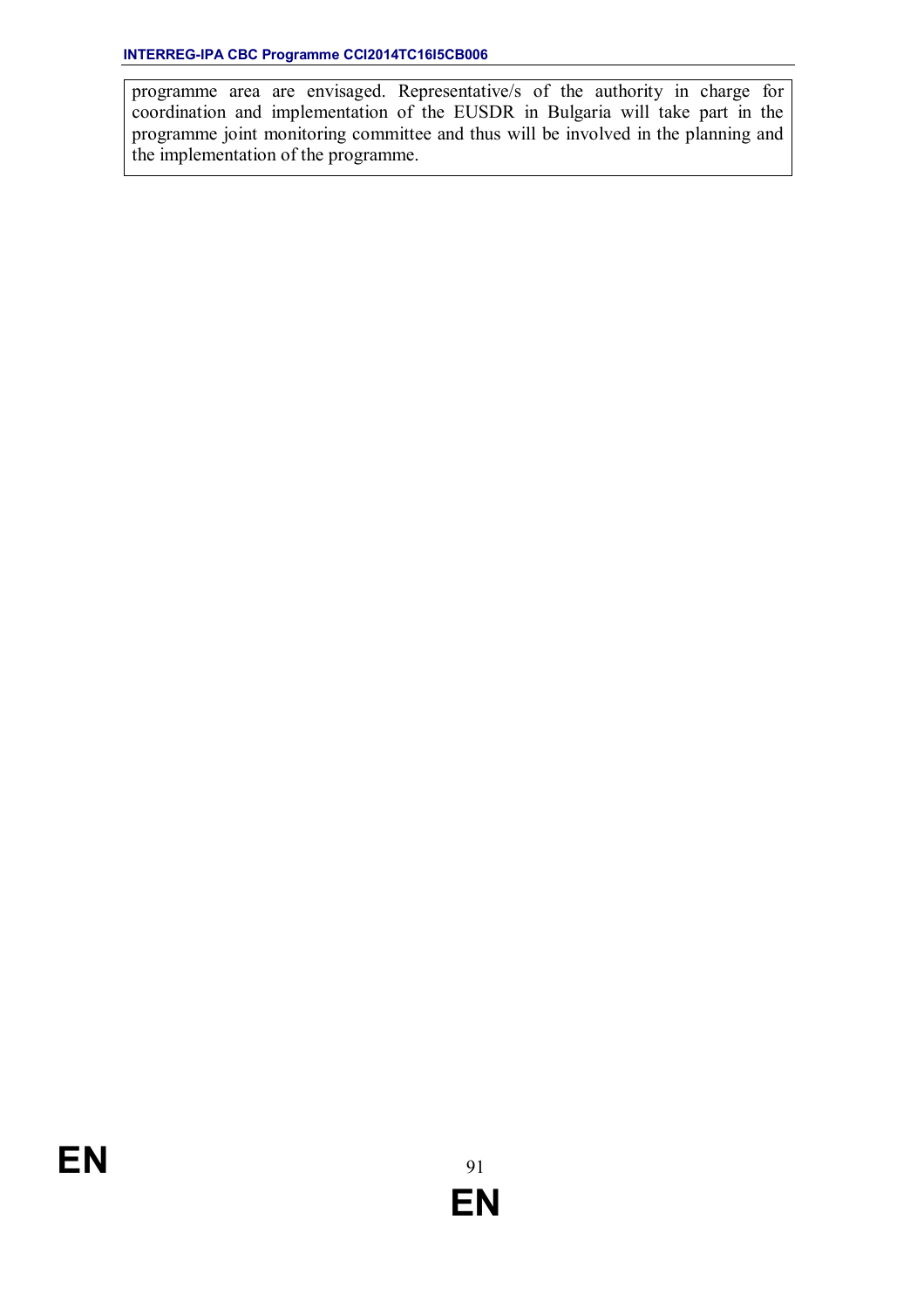programme area are envisaged. Representative/s of the authority in charge for coordination and implementation of the EUSDR in Bulgaria will take part in the programme joint monitoring committee and thus will be involved in the planning and the implementation of the programme.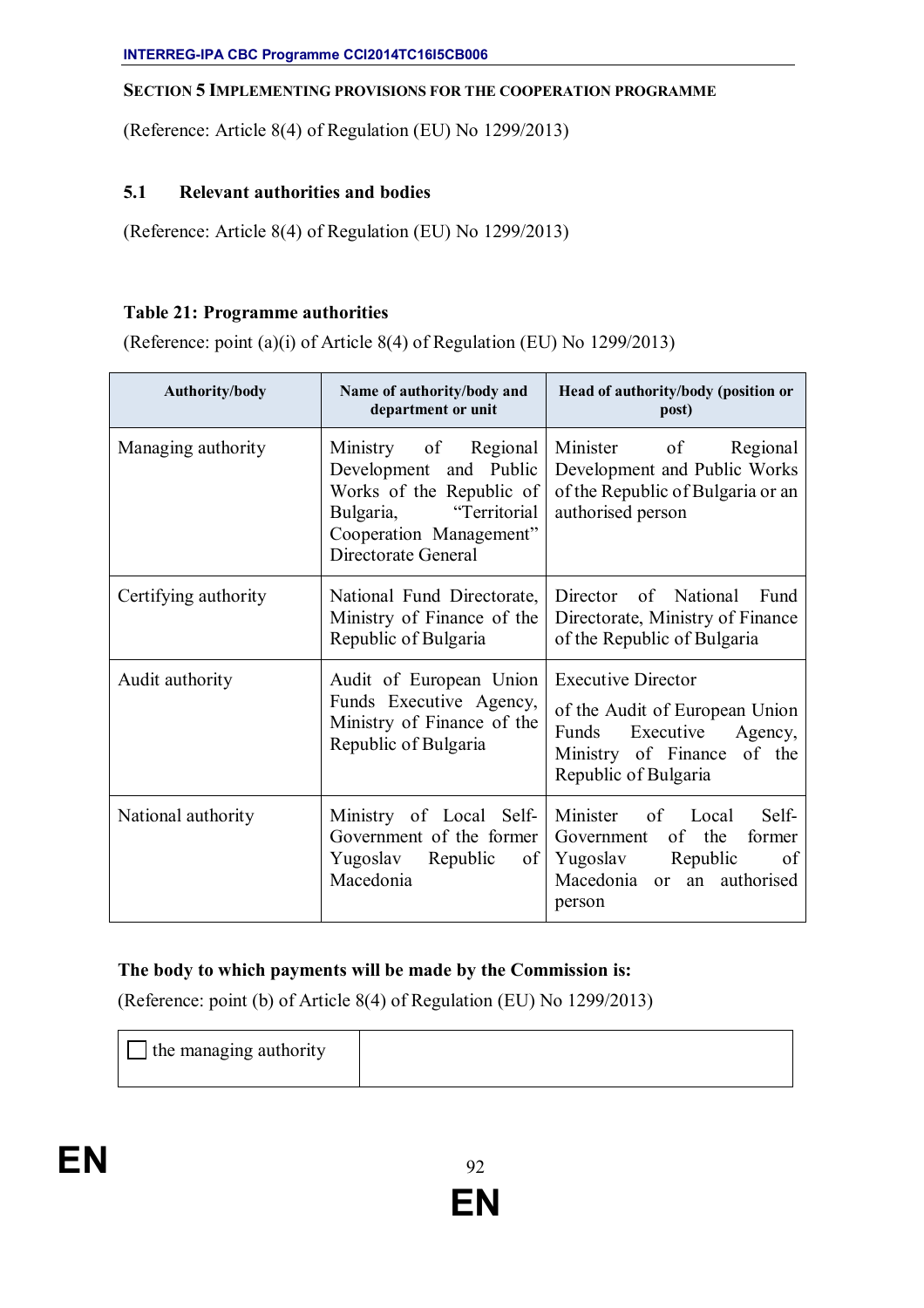## SECTION 5 IMPLEMENTING PROVISIONS FOR THE COOPERATION PROGRAMME

(Reference: Article 8(4) of Regulation (EU) No 1299/2013)

### 5.1 Relevant authorities and bodies

(Reference: Article 8(4) of Regulation (EU) No 1299/2013)

**Table 21: Programme authorities**

(Reference: point (a)(i) of Article 8(4) of Regulation (EU) No 1299/2013)

| Authority/body | Name of authority/body and department or unit | Head of authority/body (position or post) |
|---|---|---|
| Managing authority | Ministry of Regional Development and Public Works of the Republic of Bulgaria, "Territorial Cooperation Management" Directorate General | Minister of Regional Development and Public Works of the Republic of Bulgaria or an authorised person |
| Certifying authority | National Fund Directorate, Ministry of Finance of the Republic of Bulgaria | Director of National Fund Directorate, Ministry of Finance of the Republic of Bulgaria |
| Audit authority | Audit of European Union Funds Executive Agency, Ministry of Finance of the Republic of Bulgaria | Executive Director<br>of the Audit of European Union Funds Executive Agency, Ministry of Finance of the Republic of Bulgaria |
| National authority | Ministry of Local Self-Government of the former Yugoslav Republic of Macedonia | Minister of Local Self-Government of the former Yugoslav Republic of Macedonia or an authorised person |

**The body to which payments will be made by the Commission is:**

(Reference: point (b) of Article 8(4) of Regulation (EU) No 1299/2013)

| ☐ the managing authority | |
|---|---|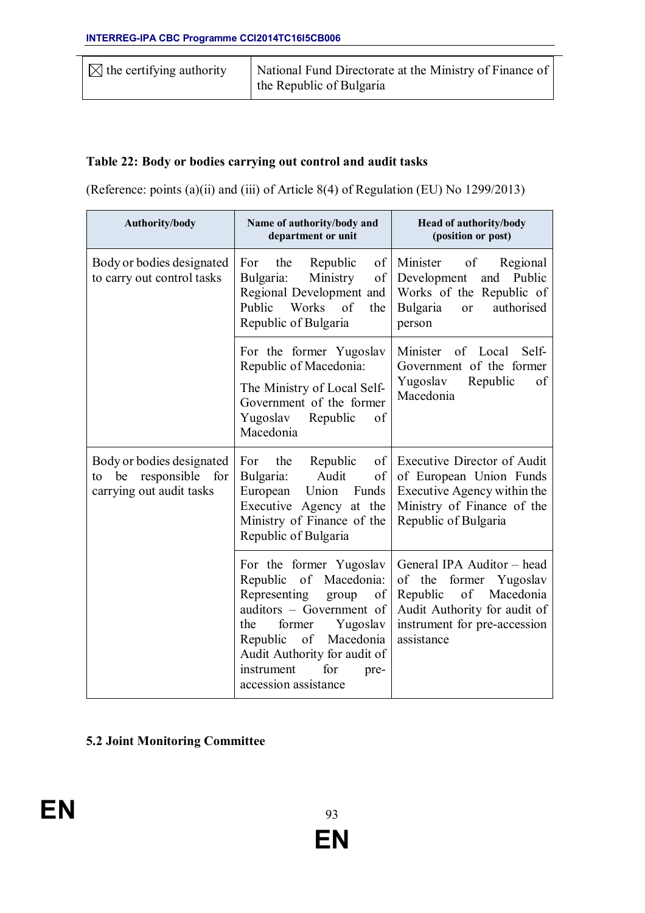| ☒ the certifying authority | National Fund Directorate at the Ministry of Finance of the Republic of Bulgaria |
|---|---|

**Table 22: Body or bodies carrying out control and audit tasks**

(Reference: points (a)(ii) and (iii) of Article 8(4) of Regulation (EU) No 1299/2013)

| Authority/body | Name of authority/body and department or unit | Head of authority/body (position or post) |
|---|---|---|
| Body or bodies designated to carry out control tasks | For the Republic of Bulgaria: Ministry of Regional Development and Public Works of the Republic of Bulgaria | Minister of Regional Development and Public Works of the Republic of Bulgaria or authorised person |
| | For the former Yugoslav Republic of Macedonia: The Ministry of Local Self-Government of the former Yugoslav Republic of Macedonia | Minister of Local Self-Government of the former Yugoslav Republic of Macedonia |
| Body or bodies designated to be responsible for carrying out audit tasks | For the Republic of Bulgaria: Audit of European Union Funds Executive Agency at the Ministry of Finance of the Republic of Bulgaria | Executive Director of Audit of European Union Funds Executive Agency within the Ministry of Finance of the Republic of Bulgaria |
| | For the former Yugoslav Republic of Macedonia: Representing group of auditors – Government of the former Yugoslav Republic of Macedonia Audit Authority for audit of instrument for pre-accession assistance | General IPA Auditor – head of the former Yugoslav Republic of Macedonia Audit Authority for audit of instrument for pre-accession assistance |

**5.2 Joint Monitoring Committee**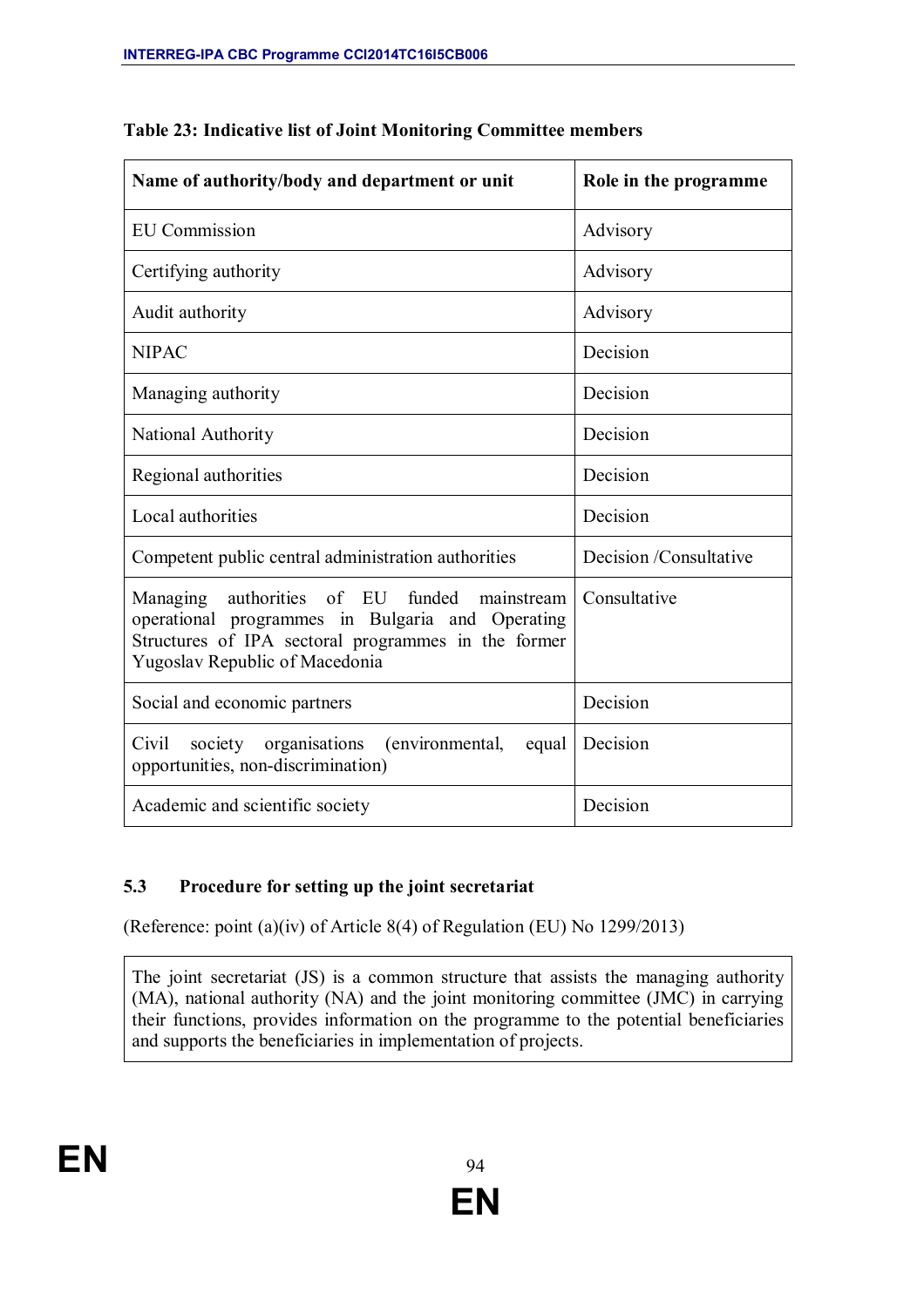**Table 23: Indicative list of Joint Monitoring Committee members**

| Name of authority/body and department or unit | Role in the programme |
|---|---|
| EU Commission | Advisory |
| Certifying authority | Advisory |
| Audit authority | Advisory |
| NIPAC | Decision |
| Managing authority | Decision |
| National Authority | Decision |
| Regional authorities | Decision |
| Local authorities | Decision |
| Competent public central administration authorities | Decision /Consultative |
| Managing authorities of EU funded mainstream operational programmes in Bulgaria and Operating Structures of IPA sectoral programmes in the former Yugoslav Republic of Macedonia | Consultative |
| Social and economic partners | Decision |
| Civil society organisations (environmental, equal opportunities, non-discrimination) | Decision |
| Academic and scientific society | Decision |

## 5.3 Procedure for setting up the joint secretariat

(Reference: point (a)(iv) of Article 8(4) of Regulation (EU) No 1299/2013)

The joint secretariat (JS) is a common structure that assists the managing authority (MA), national authority (NA) and the joint monitoring committee (JMC) in carrying their functions, provides information on the programme to the potential beneficiaries and supports the beneficiaries in implementation of projects.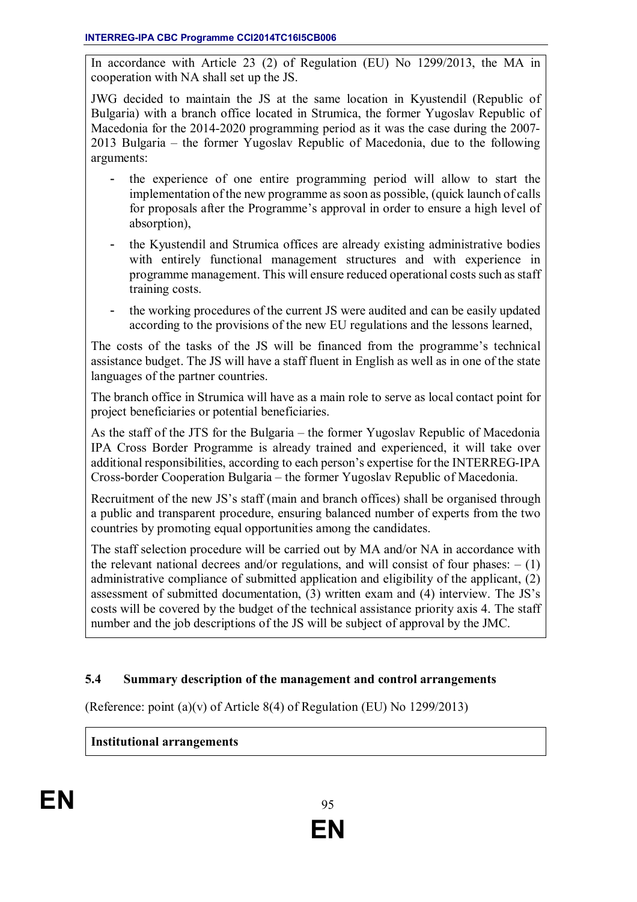In accordance with Article 23 (2) of Regulation (EU) No 1299/2013, the MA in cooperation with NA shall set up the JS.

JWG decided to maintain the JS at the same location in Kyustendil (Republic of Bulgaria) with a branch office located in Strumica, the former Yugoslav Republic of Macedonia for the 2014-2020 programming period as it was the case during the 2007-2013 Bulgaria – the former Yugoslav Republic of Macedonia, due to the following arguments:

- the experience of one entire programming period will allow to start the implementation of the new programme as soon as possible, (quick launch of calls for proposals after the Programme's approval in order to ensure a high level of absorption),
- the Kyustendil and Strumica offices are already existing administrative bodies with entirely functional management structures and with experience in programme management. This will ensure reduced operational costs such as staff training costs.
- the working procedures of the current JS were audited and can be easily updated according to the provisions of the new EU regulations and the lessons learned,

The costs of the tasks of the JS will be financed from the programme's technical assistance budget. The JS will have a staff fluent in English as well as in one of the state languages of the partner countries.

The branch office in Strumica will have as a main role to serve as local contact point for project beneficiaries or potential beneficiaries.

As the staff of the JTS for the Bulgaria – the former Yugoslav Republic of Macedonia IPA Cross Border Programme is already trained and experienced, it will take over additional responsibilities, according to each person's expertise for the INTERREG-IPA Cross-border Cooperation Bulgaria – the former Yugoslav Republic of Macedonia.

Recruitment of the new JS's staff (main and branch offices) shall be organised through a public and transparent procedure, ensuring balanced number of experts from the two countries by promoting equal opportunities among the candidates.

The staff selection procedure will be carried out by MA and/or NA in accordance with the relevant national decrees and/or regulations, and will consist of four phases: – (1) administrative compliance of submitted application and eligibility of the applicant, (2) assessment of submitted documentation, (3) written exam and (4) interview. The JS's costs will be covered by the budget of the technical assistance priority axis 4. The staff number and the job descriptions of the JS will be subject of approval by the JMC.

### 5.4 Summary description of the management and control arrangements

(Reference: point (a)(v) of Article 8(4) of Regulation (EU) No 1299/2013)

**Institutional arrangements**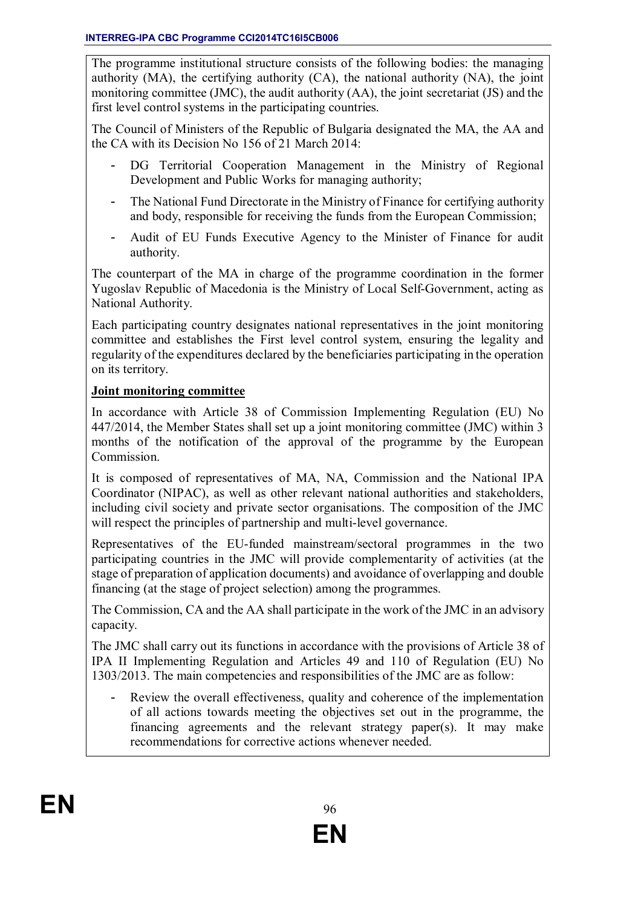The programme institutional structure consists of the following bodies: the managing authority (MA), the certifying authority (CA), the national authority (NA), the joint monitoring committee (JMC), the audit authority (AA), the joint secretariat (JS) and the first level control systems in the participating countries.

The Council of Ministers of the Republic of Bulgaria designated the MA, the AA and the CA with its Decision No 156 of 21 March 2014:

- DG Territorial Cooperation Management in the Ministry of Regional Development and Public Works for managing authority;
- The National Fund Directorate in the Ministry of Finance for certifying authority and body, responsible for receiving the funds from the European Commission;
- Audit of EU Funds Executive Agency to the Minister of Finance for audit authority.

The counterpart of the MA in charge of the programme coordination in the former Yugoslav Republic of Macedonia is the Ministry of Local Self-Government, acting as National Authority.

Each participating country designates national representatives in the joint monitoring committee and establishes the First level control system, ensuring the legality and regularity of the expenditures declared by the beneficiaries participating in the operation on its territory.

**Joint monitoring committee**

In accordance with Article 38 of Commission Implementing Regulation (EU) No 447/2014, the Member States shall set up a joint monitoring committee (JMC) within 3 months of the notification of the approval of the programme by the European Commission.

It is composed of representatives of MA, NA, Commission and the National IPA Coordinator (NIPAC), as well as other relevant national authorities and stakeholders, including civil society and private sector organisations. The composition of the JMC will respect the principles of partnership and multi-level governance.

Representatives of the EU-funded mainstream/sectoral programmes in the two participating countries in the JMC will provide complementarity of activities (at the stage of preparation of application documents) and avoidance of overlapping and double financing (at the stage of project selection) among the programmes.

The Commission, CA and the AA shall participate in the work of the JMC in an advisory capacity.

The JMC shall carry out its functions in accordance with the provisions of Article 38 of IPA II Implementing Regulation and Articles 49 and 110 of Regulation (EU) No 1303/2013. The main competencies and responsibilities of the JMC are as follow:

- Review the overall effectiveness, quality and coherence of the implementation of all actions towards meeting the objectives set out in the programme, the financing agreements and the relevant strategy paper(s). It may make recommendations for corrective actions whenever needed.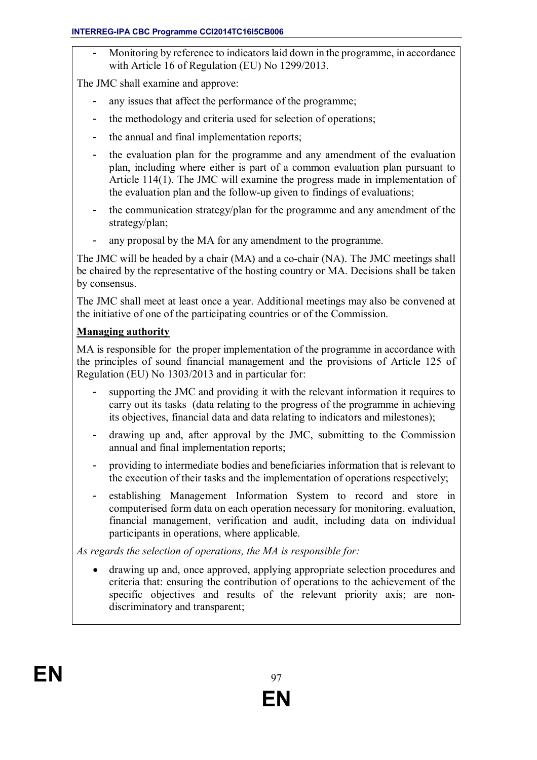- Monitoring by reference to indicators laid down in the programme, in accordance with Article 16 of Regulation (EU) No 1299/2013.

The JMC shall examine and approve:

- any issues that affect the performance of the programme;
- the methodology and criteria used for selection of operations;
- the annual and final implementation reports;
- the evaluation plan for the programme and any amendment of the evaluation plan, including where either is part of a common evaluation plan pursuant to Article 114(1). The JMC will examine the progress made in implementation of the evaluation plan and the follow-up given to findings of evaluations;
- the communication strategy/plan for the programme and any amendment of the strategy/plan;
- any proposal by the MA for any amendment to the programme.

The JMC will be headed by a chair (MA) and a co-chair (NA). The JMC meetings shall be chaired by the representative of the hosting country or MA. Decisions shall be taken by consensus.

The JMC shall meet at least once a year. Additional meetings may also be convened at the initiative of one of the participating countries or of the Commission.

**Managing authority**

MA is responsible for the proper implementation of the programme in accordance with the principles of sound financial management and the provisions of Article 125 of Regulation (EU) No 1303/2013 and in particular for:

- supporting the JMC and providing it with the relevant information it requires to carry out its tasks (data relating to the progress of the programme in achieving its objectives, financial data and data relating to indicators and milestones);
- drawing up and, after approval by the JMC, submitting to the Commission annual and final implementation reports;
- providing to intermediate bodies and beneficiaries information that is relevant to the execution of their tasks and the implementation of operations respectively;
- establishing Management Information System to record and store in computerised form data on each operation necessary for monitoring, evaluation, financial management, verification and audit, including data on individual participants in operations, where applicable.

*As regards the selection of operations, the MA is responsible for:*

- drawing up and, once approved, applying appropriate selection procedures and criteria that: ensuring the contribution of operations to the achievement of the specific objectives and results of the relevant priority axis; are non-discriminatory and transparent;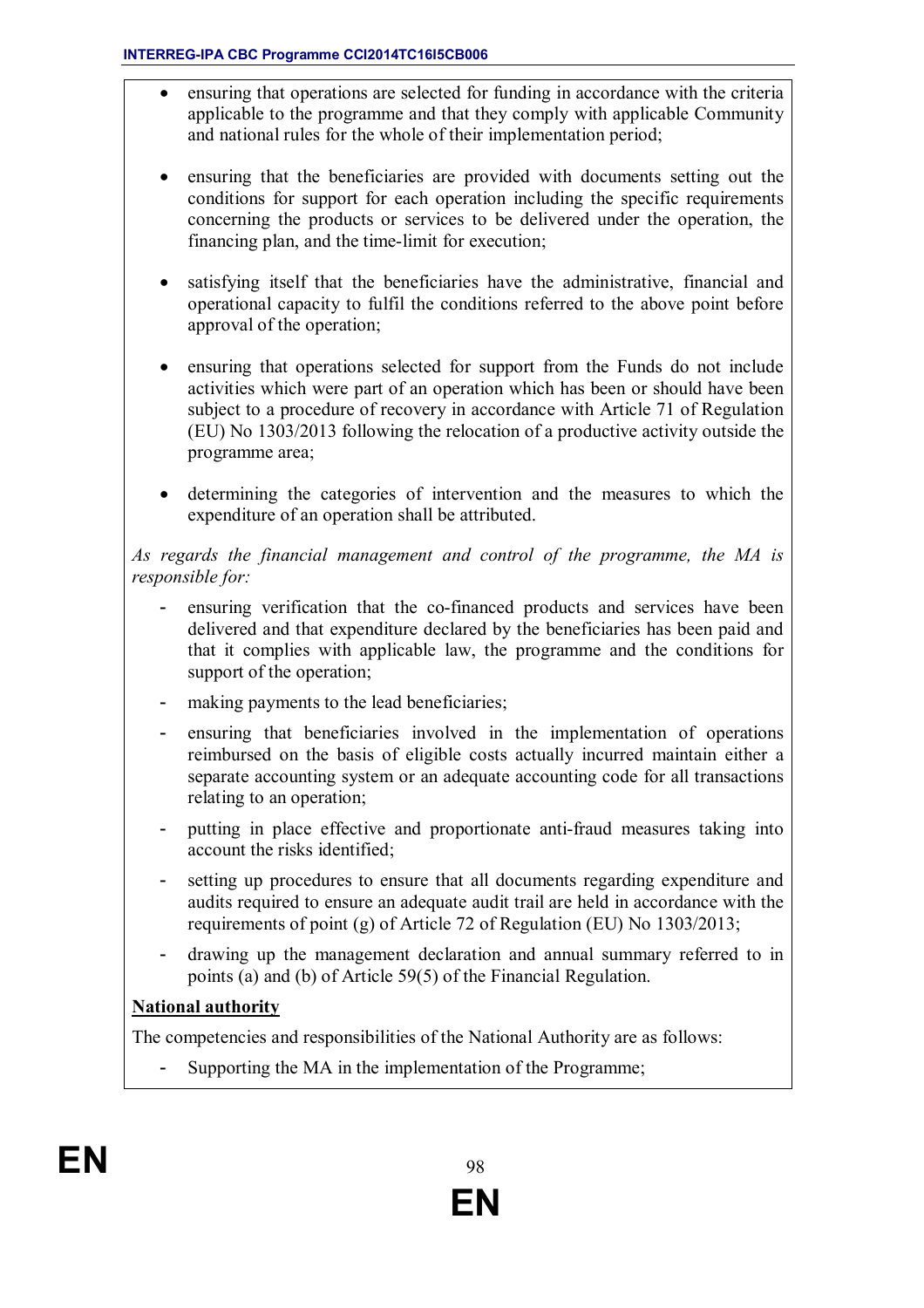- ensuring that operations are selected for funding in accordance with the criteria applicable to the programme and that they comply with applicable Community and national rules for the whole of their implementation period;

- ensuring that the beneficiaries are provided with documents setting out the conditions for support for each operation including the specific requirements concerning the products or services to be delivered under the operation, the financing plan, and the time-limit for execution;

- satisfying itself that the beneficiaries have the administrative, financial and operational capacity to fulfil the conditions referred to the above point before approval of the operation;

- ensuring that operations selected for support from the Funds do not include activities which were part of an operation which has been or should have been subject to a procedure of recovery in accordance with Article 71 of Regulation (EU) No 1303/2013 following the relocation of a productive activity outside the programme area;

- determining the categories of intervention and the measures to which the expenditure of an operation shall be attributed.

*As regards the financial management and control of the programme, the MA is responsible for:*

- ensuring verification that the co-financed products and services have been delivered and that expenditure declared by the beneficiaries has been paid and that it complies with applicable law, the programme and the conditions for support of the operation;
- making payments to the lead beneficiaries;
- ensuring that beneficiaries involved in the implementation of operations reimbursed on the basis of eligible costs actually incurred maintain either a separate accounting system or an adequate accounting code for all transactions relating to an operation;
- putting in place effective and proportionate anti-fraud measures taking into account the risks identified;
- setting up procedures to ensure that all documents regarding expenditure and audits required to ensure an adequate audit trail are held in accordance with the requirements of point (g) of Article 72 of Regulation (EU) No 1303/2013;
- drawing up the management declaration and annual summary referred to in points (a) and (b) of Article 59(5) of the Financial Regulation.

**National authority**

The competencies and responsibilities of the National Authority are as follows:

- Supporting the MA in the implementation of the Programme;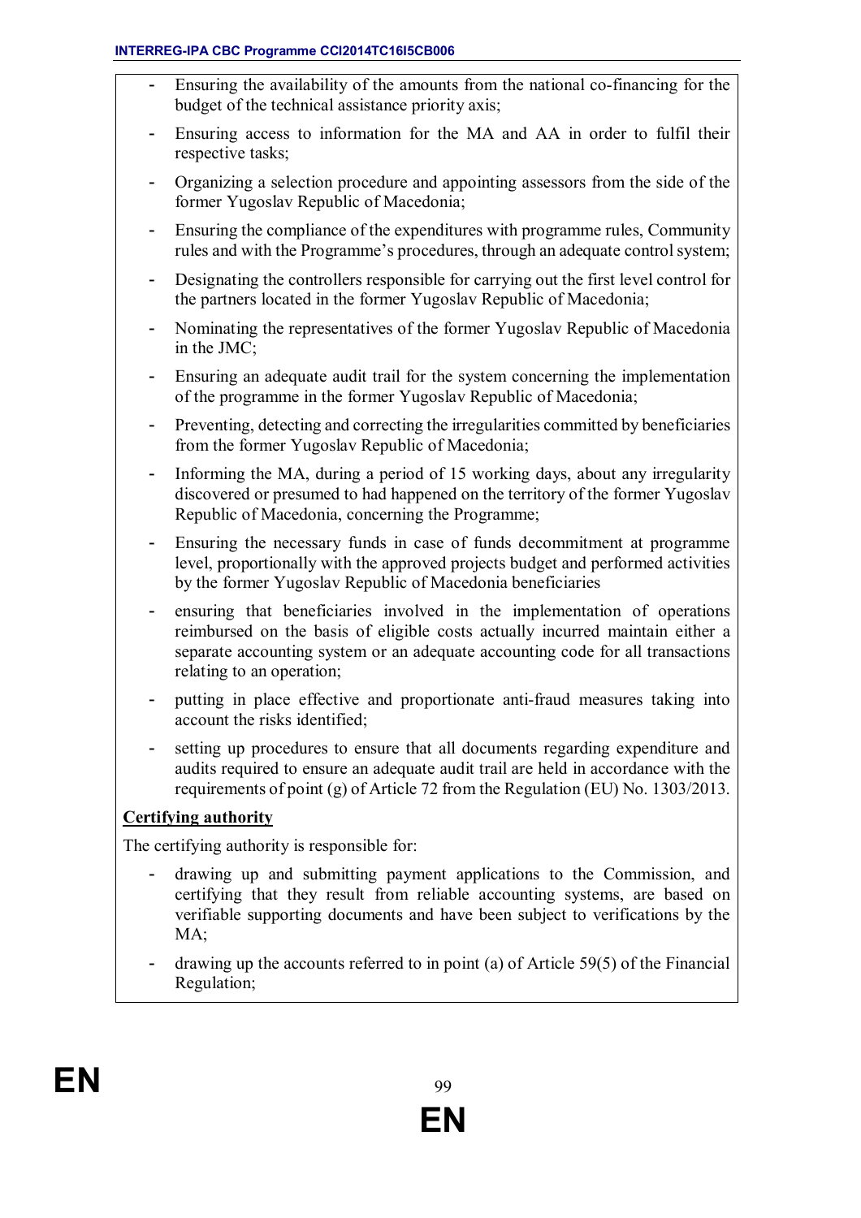- Ensuring the availability of the amounts from the national co-financing for the budget of the technical assistance priority axis;
- Ensuring access to information for the MA and AA in order to fulfil their respective tasks;
- Organizing a selection procedure and appointing assessors from the side of the former Yugoslav Republic of Macedonia;
- Ensuring the compliance of the expenditures with programme rules, Community rules and with the Programme's procedures, through an adequate control system;
- Designating the controllers responsible for carrying out the first level control for the partners located in the former Yugoslav Republic of Macedonia;
- Nominating the representatives of the former Yugoslav Republic of Macedonia in the JMC;
- Ensuring an adequate audit trail for the system concerning the implementation of the programme in the former Yugoslav Republic of Macedonia;
- Preventing, detecting and correcting the irregularities committed by beneficiaries from the former Yugoslav Republic of Macedonia;
- Informing the MA, during a period of 15 working days, about any irregularity discovered or presumed to had happened on the territory of the former Yugoslav Republic of Macedonia, concerning the Programme;
- Ensuring the necessary funds in case of funds decommitment at programme level, proportionally with the approved projects budget and performed activities by the former Yugoslav Republic of Macedonia beneficiaries
- ensuring that beneficiaries involved in the implementation of operations reimbursed on the basis of eligible costs actually incurred maintain either a separate accounting system or an adequate accounting code for all transactions relating to an operation;
- putting in place effective and proportionate anti-fraud measures taking into account the risks identified;
- setting up procedures to ensure that all documents regarding expenditure and audits required to ensure an adequate audit trail are held in accordance with the requirements of point (g) of Article 72 from the Regulation (EU) No. 1303/2013.

**Certifying authority**

The certifying authority is responsible for:

- drawing up and submitting payment applications to the Commission, and certifying that they result from reliable accounting systems, are based on verifiable supporting documents and have been subject to verifications by the MA;
- drawing up the accounts referred to in point (a) of Article 59(5) of the Financial Regulation;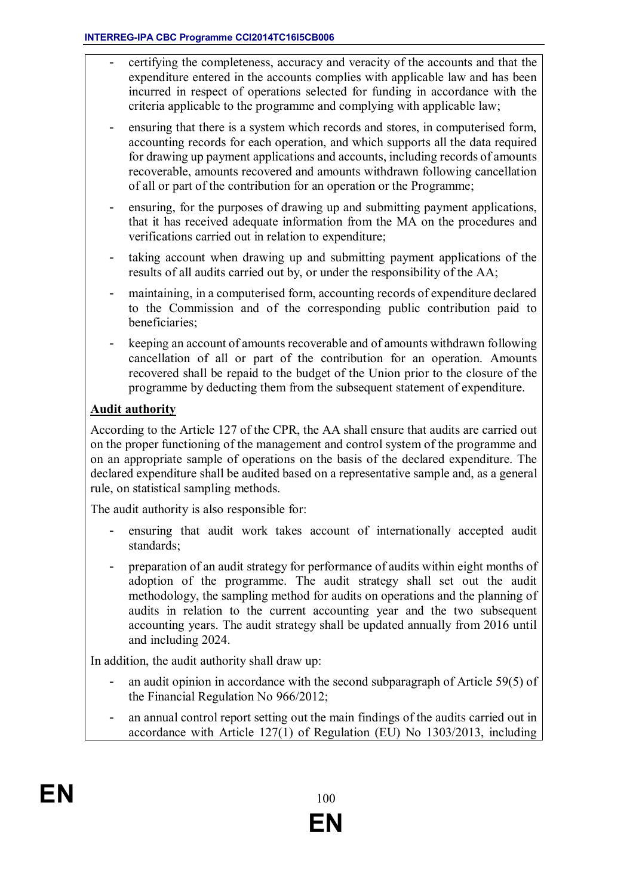- certifying the completeness, accuracy and veracity of the accounts and that the expenditure entered in the accounts complies with applicable law and has been incurred in respect of operations selected for funding in accordance with the criteria applicable to the programme and complying with applicable law;
- ensuring that there is a system which records and stores, in computerised form, accounting records for each operation, and which supports all the data required for drawing up payment applications and accounts, including records of amounts recoverable, amounts recovered and amounts withdrawn following cancellation of all or part of the contribution for an operation or the Programme;
- ensuring, for the purposes of drawing up and submitting payment applications, that it has received adequate information from the MA on the procedures and verifications carried out in relation to expenditure;
- taking account when drawing up and submitting payment applications of the results of all audits carried out by, or under the responsibility of the AA;
- maintaining, in a computerised form, accounting records of expenditure declared to the Commission and of the corresponding public contribution paid to beneficiaries;
- keeping an account of amounts recoverable and of amounts withdrawn following cancellation of all or part of the contribution for an operation. Amounts recovered shall be repaid to the budget of the Union prior to the closure of the programme by deducting them from the subsequent statement of expenditure.

**Audit authority**

According to the Article 127 of the CPR, the AA shall ensure that audits are carried out on the proper functioning of the management and control system of the programme and on an appropriate sample of operations on the basis of the declared expenditure. The declared expenditure shall be audited based on a representative sample and, as a general rule, on statistical sampling methods.

The audit authority is also responsible for:

- ensuring that audit work takes account of internationally accepted audit standards;
- preparation of an audit strategy for performance of audits within eight months of adoption of the programme. The audit strategy shall set out the audit methodology, the sampling method for audits on operations and the planning of audits in relation to the current accounting year and the two subsequent accounting years. The audit strategy shall be updated annually from 2016 until and including 2024.

In addition, the audit authority shall draw up:

- an audit opinion in accordance with the second subparagraph of Article 59(5) of the Financial Regulation No 966/2012;
- an annual control report setting out the main findings of the audits carried out in accordance with Article 127(1) of Regulation (EU) No 1303/2013, including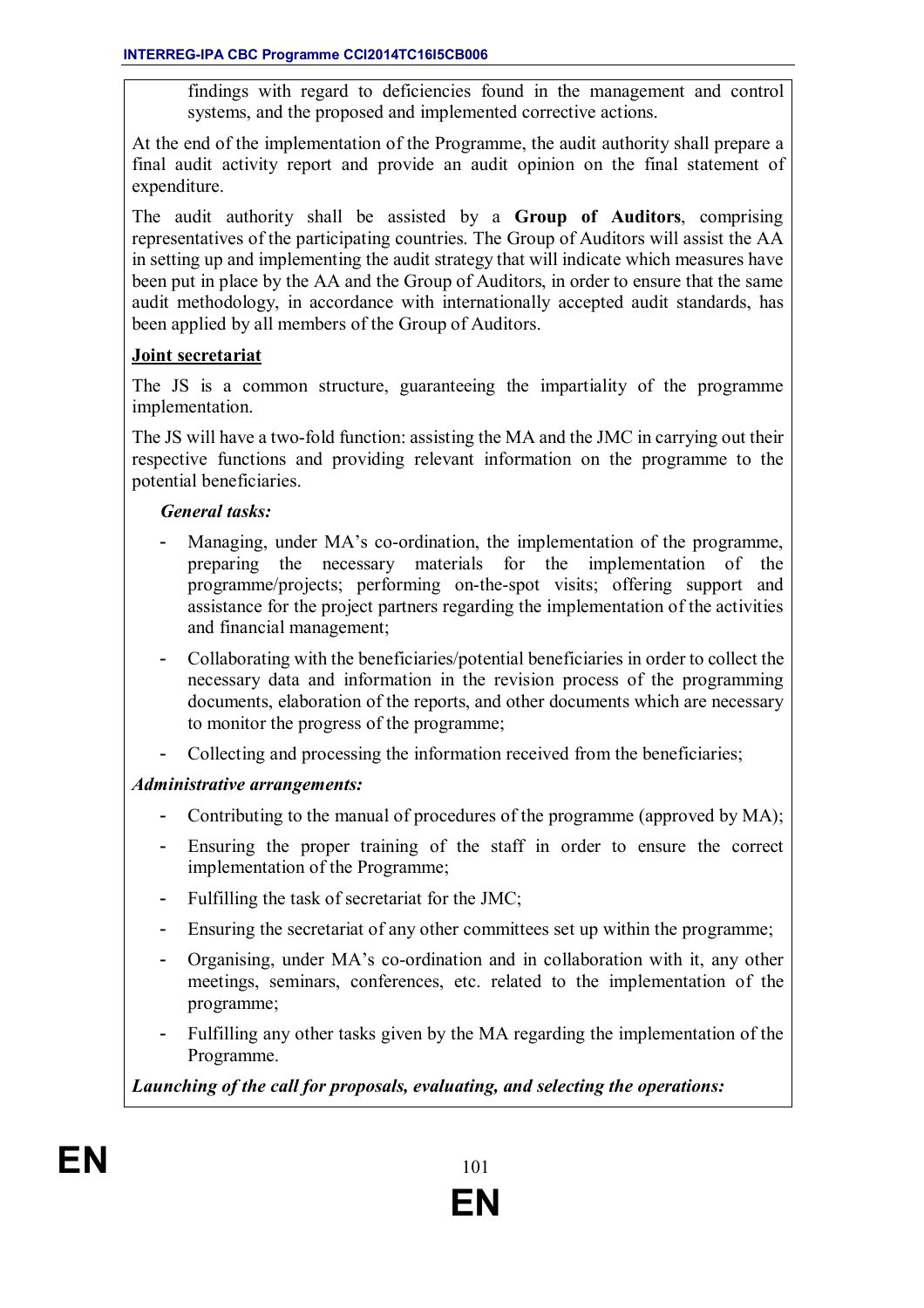findings with regard to deficiencies found in the management and control systems, and the proposed and implemented corrective actions.

At the end of the implementation of the Programme, the audit authority shall prepare a final audit activity report and provide an audit opinion on the final statement of expenditure.

The audit authority shall be assisted by a **Group of Auditors**, comprising representatives of the participating countries. The Group of Auditors will assist the AA in setting up and implementing the audit strategy that will indicate which measures have been put in place by the AA and the Group of Auditors, in order to ensure that the same audit methodology, in accordance with internationally accepted audit standards, has been applied by all members of the Group of Auditors.

**Joint secretariat**

The JS is a common structure, guaranteeing the impartiality of the programme implementation.

The JS will have a two-fold function: assisting the MA and the JMC in carrying out their respective functions and providing relevant information on the programme to the potential beneficiaries.

***General tasks:***

- Managing, under MA's co-ordination, the implementation of the programme, preparing the necessary materials for the implementation of the programme/projects; performing on-the-spot visits; offering support and assistance for the project partners regarding the implementation of the activities and financial management;
- Collaborating with the beneficiaries/potential beneficiaries in order to collect the necessary data and information in the revision process of the programming documents, elaboration of the reports, and other documents which are necessary to monitor the progress of the programme;
- Collecting and processing the information received from the beneficiaries;

***Administrative arrangements:***

- Contributing to the manual of procedures of the programme (approved by MA);
- Ensuring the proper training of the staff in order to ensure the correct implementation of the Programme;
- Fulfilling the task of secretariat for the JMC;
- Ensuring the secretariat of any other committees set up within the programme;
- Organising, under MA's co-ordination and in collaboration with it, any other meetings, seminars, conferences, etc. related to the implementation of the programme;
- Fulfilling any other tasks given by the MA regarding the implementation of the Programme.

***Launching of the call for proposals, evaluating, and selecting the operations:***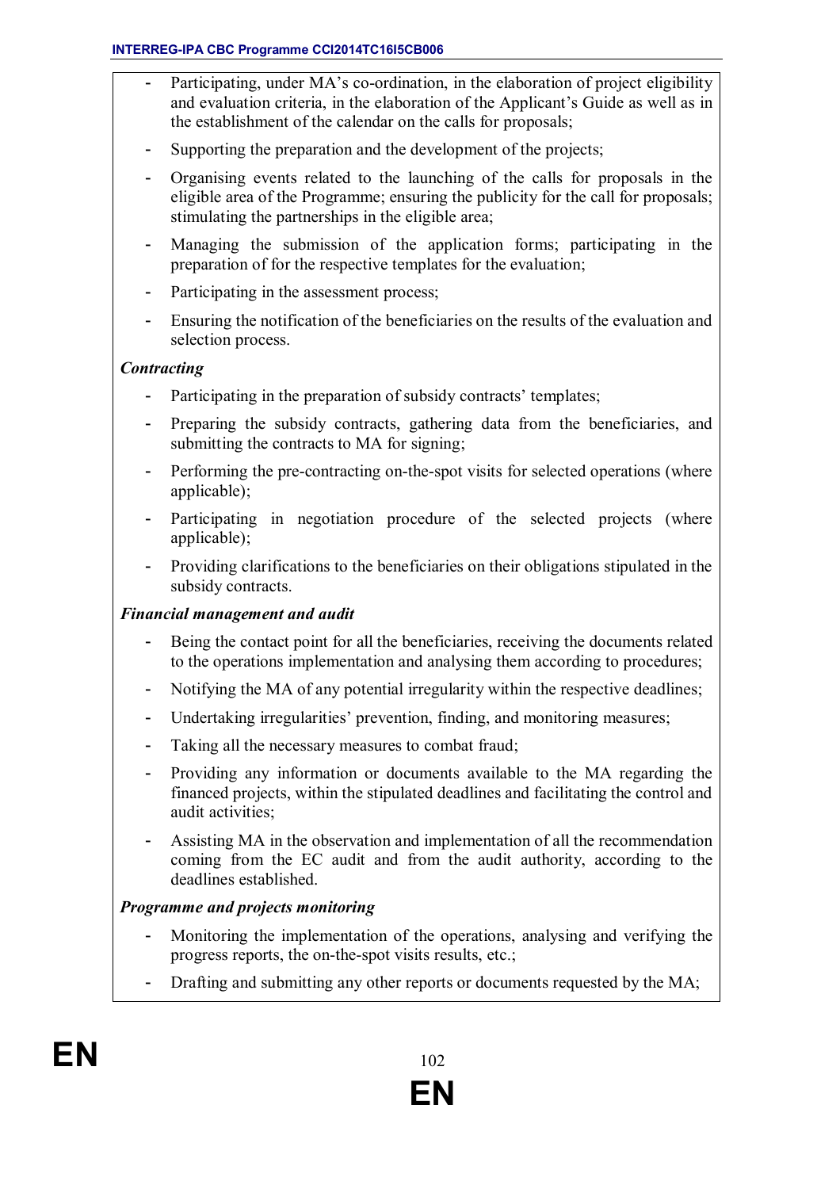- Participating, under MA's co-ordination, in the elaboration of project eligibility and evaluation criteria, in the elaboration of the Applicant's Guide as well as in the establishment of the calendar on the calls for proposals;
- Supporting the preparation and the development of the projects;
- Organising events related to the launching of the calls for proposals in the eligible area of the Programme; ensuring the publicity for the call for proposals; stimulating the partnerships in the eligible area;
- Managing the submission of the application forms; participating in the preparation of for the respective templates for the evaluation;
- Participating in the assessment process;
- Ensuring the notification of the beneficiaries on the results of the evaluation and selection process.

***Contracting***

- Participating in the preparation of subsidy contracts' templates;
- Preparing the subsidy contracts, gathering data from the beneficiaries, and submitting the contracts to MA for signing;
- Performing the pre-contracting on-the-spot visits for selected operations (where applicable);
- Participating in negotiation procedure of the selected projects (where applicable);
- Providing clarifications to the beneficiaries on their obligations stipulated in the subsidy contracts.

***Financial management and audit***

- Being the contact point for all the beneficiaries, receiving the documents related to the operations implementation and analysing them according to procedures;
- Notifying the MA of any potential irregularity within the respective deadlines;
- Undertaking irregularities' prevention, finding, and monitoring measures;
- Taking all the necessary measures to combat fraud;
- Providing any information or documents available to the MA regarding the financed projects, within the stipulated deadlines and facilitating the control and audit activities;
- Assisting MA in the observation and implementation of all the recommendation coming from the EC audit and from the audit authority, according to the deadlines established.

***Programme and projects monitoring***

- Monitoring the implementation of the operations, analysing and verifying the progress reports, the on-the-spot visits results, etc.;
- Drafting and submitting any other reports or documents requested by the MA;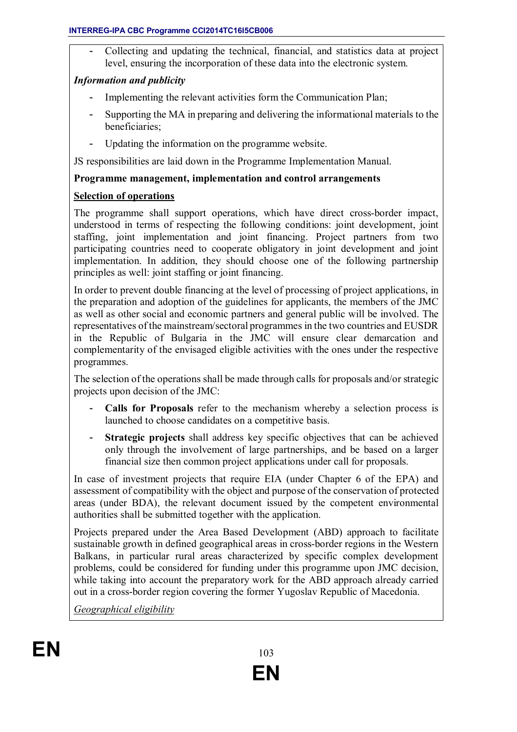- Collecting and updating the technical, financial, and statistics data at project level, ensuring the incorporation of these data into the electronic system.

***Information and publicity***

- Implementing the relevant activities form the Communication Plan;
- Supporting the MA in preparing and delivering the informational materials to the beneficiaries;
- Updating the information on the programme website.

JS responsibilities are laid down in the Programme Implementation Manual.

**Programme management, implementation and control arrangements**

**<u>Selection of operations</u>**

The programme shall support operations, which have direct cross-border impact, understood in terms of respecting the following conditions: joint development, joint staffing, joint implementation and joint financing. Project partners from two participating countries need to cooperate obligatory in joint development and joint implementation. In addition, they should choose one of the following partnership principles as well: joint staffing or joint financing.

In order to prevent double financing at the level of processing of project applications, in the preparation and adoption of the guidelines for applicants, the members of the JMC as well as other social and economic partners and general public will be involved. The representatives of the mainstream/sectoral programmes in the two countries and EUSDR in the Republic of Bulgaria in the JMC will ensure clear demarcation and complementarity of the envisaged eligible activities with the ones under the respective programmes.

The selection of the operations shall be made through calls for proposals and/or strategic projects upon decision of the JMC:

- **Calls for Proposals** refer to the mechanism whereby a selection process is launched to choose candidates on a competitive basis.
- **Strategic projects** shall address key specific objectives that can be achieved only through the involvement of large partnerships, and be based on a larger financial size then common project applications under call for proposals.

In case of investment projects that require EIA (under Chapter 6 of the EPA) and assessment of compatibility with the object and purpose of the conservation of protected areas (under BDA), the relevant document issued by the competent environmental authorities shall be submitted together with the application.

Projects prepared under the Area Based Development (ABD) approach to facilitate sustainable growth in defined geographical areas in cross-border regions in the Western Balkans, in particular rural areas characterized by specific complex development problems, could be considered for funding under this programme upon JMC decision, while taking into account the preparatory work for the ABD approach already carried out in a cross-border region covering the former Yugoslav Republic of Macedonia.

*<u>Geographical eligibility</u>*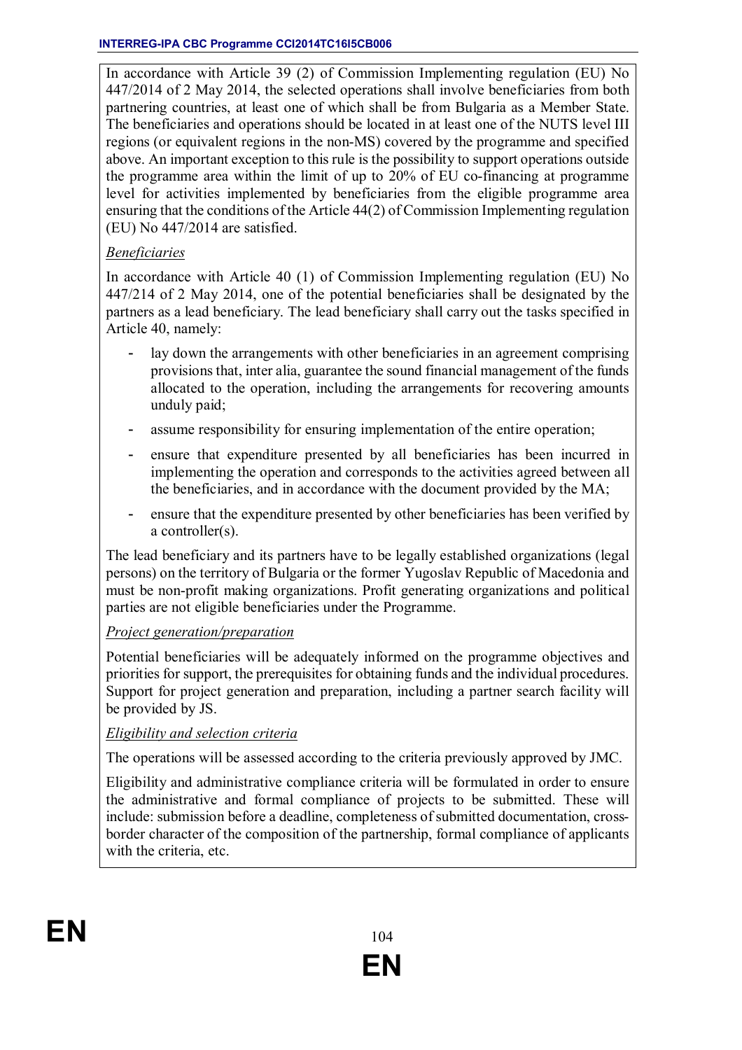In accordance with Article 39 (2) of Commission Implementing regulation (EU) No 447/2014 of 2 May 2014, the selected operations shall involve beneficiaries from both partnering countries, at least one of which shall be from Bulgaria as a Member State. The beneficiaries and operations should be located in at least one of the NUTS level III regions (or equivalent regions in the non-MS) covered by the programme and specified above. An important exception to this rule is the possibility to support operations outside the programme area within the limit of up to 20% of EU co-financing at programme level for activities implemented by beneficiaries from the eligible programme area ensuring that the conditions of the Article 44(2) of Commission Implementing regulation (EU) No 447/2014 are satisfied.

*Beneficiaries*

In accordance with Article 40 (1) of Commission Implementing regulation (EU) No 447/214 of 2 May 2014, one of the potential beneficiaries shall be designated by the partners as a lead beneficiary. The lead beneficiary shall carry out the tasks specified in Article 40, namely:

- lay down the arrangements with other beneficiaries in an agreement comprising provisions that, inter alia, guarantee the sound financial management of the funds allocated to the operation, including the arrangements for recovering amounts unduly paid;
- assume responsibility for ensuring implementation of the entire operation;
- ensure that expenditure presented by all beneficiaries has been incurred in implementing the operation and corresponds to the activities agreed between all the beneficiaries, and in accordance with the document provided by the MA;
- ensure that the expenditure presented by other beneficiaries has been verified by a controller(s).

The lead beneficiary and its partners have to be legally established organizations (legal persons) on the territory of Bulgaria or the former Yugoslav Republic of Macedonia and must be non-profit making organizations. Profit generating organizations and political parties are not eligible beneficiaries under the Programme.

*Project generation/preparation*

Potential beneficiaries will be adequately informed on the programme objectives and priorities for support, the prerequisites for obtaining funds and the individual procedures. Support for project generation and preparation, including a partner search facility will be provided by JS.

*Eligibility and selection criteria*

The operations will be assessed according to the criteria previously approved by JMC.

Eligibility and administrative compliance criteria will be formulated in order to ensure the administrative and formal compliance of projects to be submitted. These will include: submission before a deadline, completeness of submitted documentation, cross-border character of the composition of the partnership, formal compliance of applicants with the criteria, etc.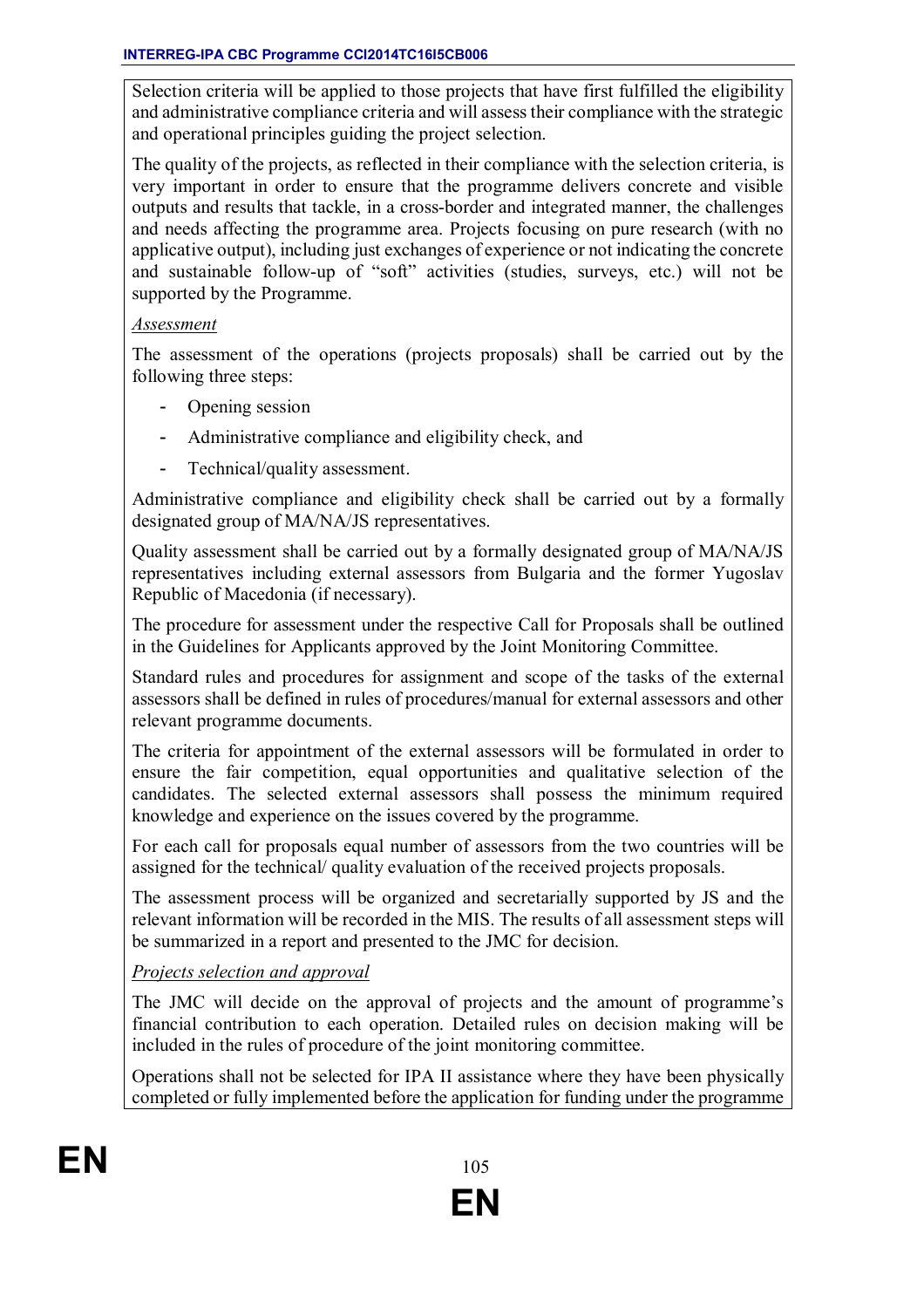Selection criteria will be applied to those projects that have first fulfilled the eligibility and administrative compliance criteria and will assess their compliance with the strategic and operational principles guiding the project selection.

The quality of the projects, as reflected in their compliance with the selection criteria, is very important in order to ensure that the programme delivers concrete and visible outputs and results that tackle, in a cross-border and integrated manner, the challenges and needs affecting the programme area. Projects focusing on pure research (with no applicative output), including just exchanges of experience or not indicating the concrete and sustainable follow-up of "soft" activities (studies, surveys, etc.) will not be supported by the Programme.

*Assessment*

The assessment of the operations (projects proposals) shall be carried out by the following three steps:

- Opening session
- Administrative compliance and eligibility check, and
- Technical/quality assessment.

Administrative compliance and eligibility check shall be carried out by a formally designated group of MA/NA/JS representatives.

Quality assessment shall be carried out by a formally designated group of MA/NA/JS representatives including external assessors from Bulgaria and the former Yugoslav Republic of Macedonia (if necessary).

The procedure for assessment under the respective Call for Proposals shall be outlined in the Guidelines for Applicants approved by the Joint Monitoring Committee.

Standard rules and procedures for assignment and scope of the tasks of the external assessors shall be defined in rules of procedures/manual for external assessors and other relevant programme documents.

The criteria for appointment of the external assessors will be formulated in order to ensure the fair competition, equal opportunities and qualitative selection of the candidates. The selected external assessors shall possess the minimum required knowledge and experience on the issues covered by the programme.

For each call for proposals equal number of assessors from the two countries will be assigned for the technical/ quality evaluation of the received projects proposals.

The assessment process will be organized and secretarially supported by JS and the relevant information will be recorded in the MIS. The results of all assessment steps will be summarized in a report and presented to the JMC for decision.

*Projects selection and approval*

The JMC will decide on the approval of projects and the amount of programme's financial contribution to each operation. Detailed rules on decision making will be included in the rules of procedure of the joint monitoring committee.

Operations shall not be selected for IPA II assistance where they have been physically completed or fully implemented before the application for funding under the programme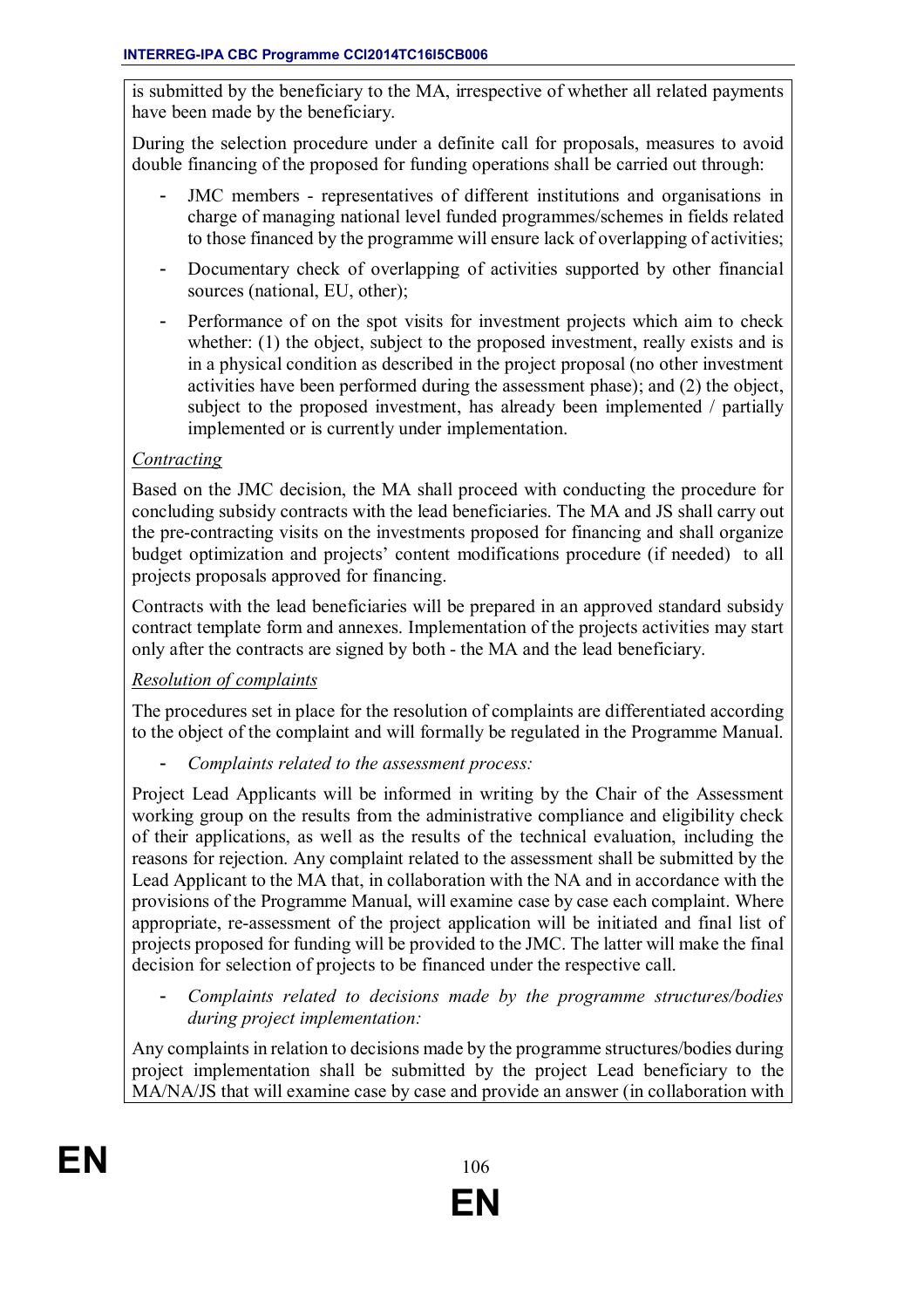is submitted by the beneficiary to the MA, irrespective of whether all related payments have been made by the beneficiary.

During the selection procedure under a definite call for proposals, measures to avoid double financing of the proposed for funding operations shall be carried out through:

- JMC members - representatives of different institutions and organisations in charge of managing national level funded programmes/schemes in fields related to those financed by the programme will ensure lack of overlapping of activities;
- Documentary check of overlapping of activities supported by other financial sources (national, EU, other);
- Performance of on the spot visits for investment projects which aim to check whether: (1) the object, subject to the proposed investment, really exists and is in a physical condition as described in the project proposal (no other investment activities have been performed during the assessment phase); and (2) the object, subject to the proposed investment, has already been implemented / partially implemented or is currently under implementation.

<u>*Contracting*</u>

Based on the JMC decision, the MA shall proceed with conducting the procedure for concluding subsidy contracts with the lead beneficiaries. The MA and JS shall carry out the pre-contracting visits on the investments proposed for financing and shall organize budget optimization and projects' content modifications procedure (if needed) to all projects proposals approved for financing.

Contracts with the lead beneficiaries will be prepared in an approved standard subsidy contract template form and annexes. Implementation of the projects activities may start only after the contracts are signed by both - the MA and the lead beneficiary.

<u>*Resolution of complaints*</u>

The procedures set in place for the resolution of complaints are differentiated according to the object of the complaint and will formally be regulated in the Programme Manual.

- *Complaints related to the assessment process:*

Project Lead Applicants will be informed in writing by the Chair of the Assessment working group on the results from the administrative compliance and eligibility check of their applications, as well as the results of the technical evaluation, including the reasons for rejection. Any complaint related to the assessment shall be submitted by the Lead Applicant to the MA that, in collaboration with the NA and in accordance with the provisions of the Programme Manual, will examine case by case each complaint. Where appropriate, re-assessment of the project application will be initiated and final list of projects proposed for funding will be provided to the JMC. The latter will make the final decision for selection of projects to be financed under the respective call.

- *Complaints related to decisions made by the programme structures/bodies during project implementation:*

Any complaints in relation to decisions made by the programme structures/bodies during project implementation shall be submitted by the project Lead beneficiary to the MA/NA/JS that will examine case by case and provide an answer (in collaboration with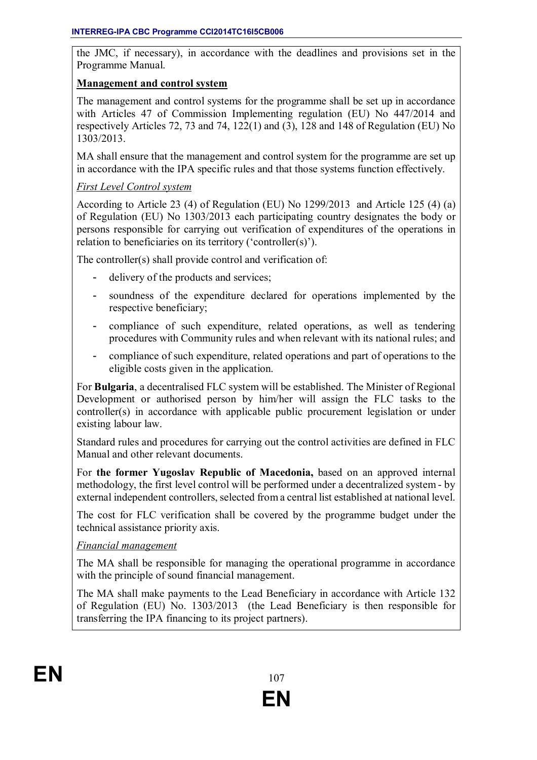the JMC, if necessary), in accordance with the deadlines and provisions set in the Programme Manual.

**Management and control system**

The management and control systems for the programme shall be set up in accordance with Articles 47 of Commission Implementing regulation (EU) No 447/2014 and respectively Articles 72, 73 and 74, 122(1) and (3), 128 and 148 of Regulation (EU) No 1303/2013.

MA shall ensure that the management and control system for the programme are set up in accordance with the IPA specific rules and that those systems function effectively.

*First Level Control system*

According to Article 23 (4) of Regulation (EU) No 1299/2013 and Article 125 (4) (a) of Regulation (EU) No 1303/2013 each participating country designates the body or persons responsible for carrying out verification of expenditures of the operations in relation to beneficiaries on its territory ('controller(s)').

The controller(s) shall provide control and verification of:

- delivery of the products and services;
- soundness of the expenditure declared for operations implemented by the respective beneficiary;
- compliance of such expenditure, related operations, as well as tendering procedures with Community rules and when relevant with its national rules; and
- compliance of such expenditure, related operations and part of operations to the eligible costs given in the application.

For **Bulgaria**, a decentralised FLC system will be established. The Minister of Regional Development or authorised person by him/her will assign the FLC tasks to the controller(s) in accordance with applicable public procurement legislation or under existing labour law.

Standard rules and procedures for carrying out the control activities are defined in FLC Manual and other relevant documents.

For **the former Yugoslav Republic of Macedonia,** based on an approved internal methodology, the first level control will be performed under a decentralized system - by external independent controllers, selected from a central list established at national level.

The cost for FLC verification shall be covered by the programme budget under the technical assistance priority axis.

*Financial management*

The MA shall be responsible for managing the operational programme in accordance with the principle of sound financial management.

The MA shall make payments to the Lead Beneficiary in accordance with Article 132 of Regulation (EU) No. 1303/2013 (the Lead Beneficiary is then responsible for transferring the IPA financing to its project partners).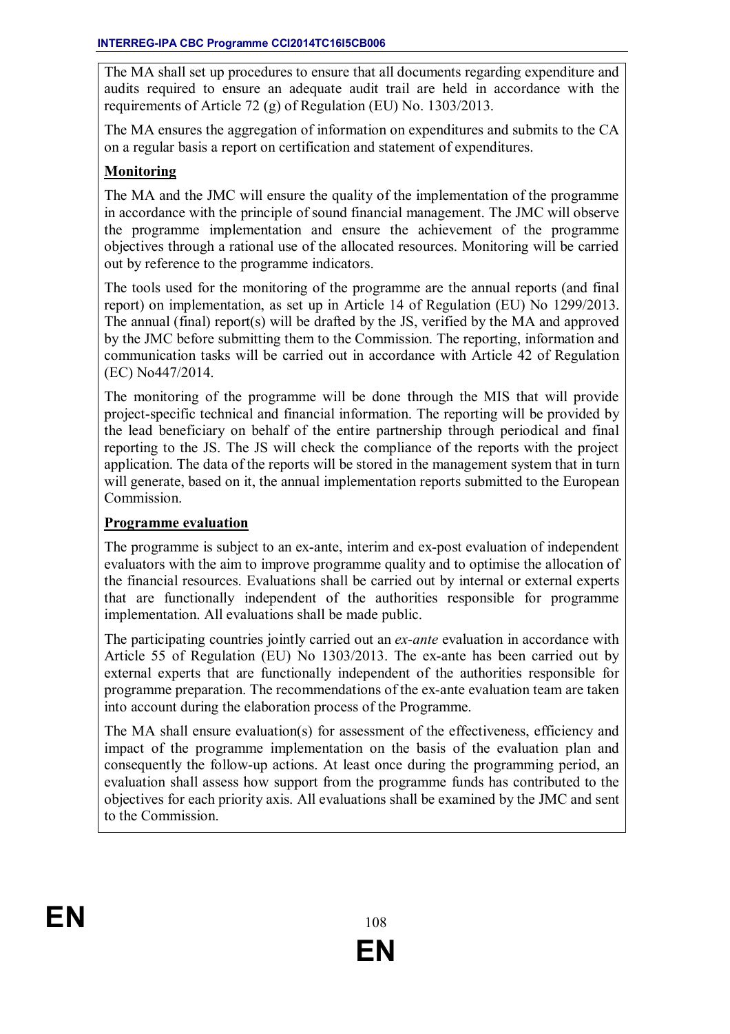The MA shall set up procedures to ensure that all documents regarding expenditure and audits required to ensure an adequate audit trail are held in accordance with the requirements of Article 72 (g) of Regulation (EU) No. 1303/2013.

The MA ensures the aggregation of information on expenditures and submits to the CA on a regular basis a report on certification and statement of expenditures.

**Monitoring**

The MA and the JMC will ensure the quality of the implementation of the programme in accordance with the principle of sound financial management. The JMC will observe the programme implementation and ensure the achievement of the programme objectives through a rational use of the allocated resources. Monitoring will be carried out by reference to the programme indicators.

The tools used for the monitoring of the programme are the annual reports (and final report) on implementation, as set up in Article 14 of Regulation (EU) No 1299/2013. The annual (final) report(s) will be drafted by the JS, verified by the MA and approved by the JMC before submitting them to the Commission. The reporting, information and communication tasks will be carried out in accordance with Article 42 of Regulation (EC) No447/2014.

The monitoring of the programme will be done through the MIS that will provide project-specific technical and financial information. The reporting will be provided by the lead beneficiary on behalf of the entire partnership through periodical and final reporting to the JS. The JS will check the compliance of the reports with the project application. The data of the reports will be stored in the management system that in turn will generate, based on it, the annual implementation reports submitted to the European Commission.

**Programme evaluation**

The programme is subject to an ex-ante, interim and ex-post evaluation of independent evaluators with the aim to improve programme quality and to optimise the allocation of the financial resources. Evaluations shall be carried out by internal or external experts that are functionally independent of the authorities responsible for programme implementation. All evaluations shall be made public.

The participating countries jointly carried out an *ex-ante* evaluation in accordance with Article 55 of Regulation (EU) No 1303/2013. The ex-ante has been carried out by external experts that are functionally independent of the authorities responsible for programme preparation. The recommendations of the ex-ante evaluation team are taken into account during the elaboration process of the Programme.

The MA shall ensure evaluation(s) for assessment of the effectiveness, efficiency and impact of the programme implementation on the basis of the evaluation plan and consequently the follow-up actions. At least once during the programming period, an evaluation shall assess how support from the programme funds has contributed to the objectives for each priority axis. All evaluations shall be examined by the JMC and sent to the Commission.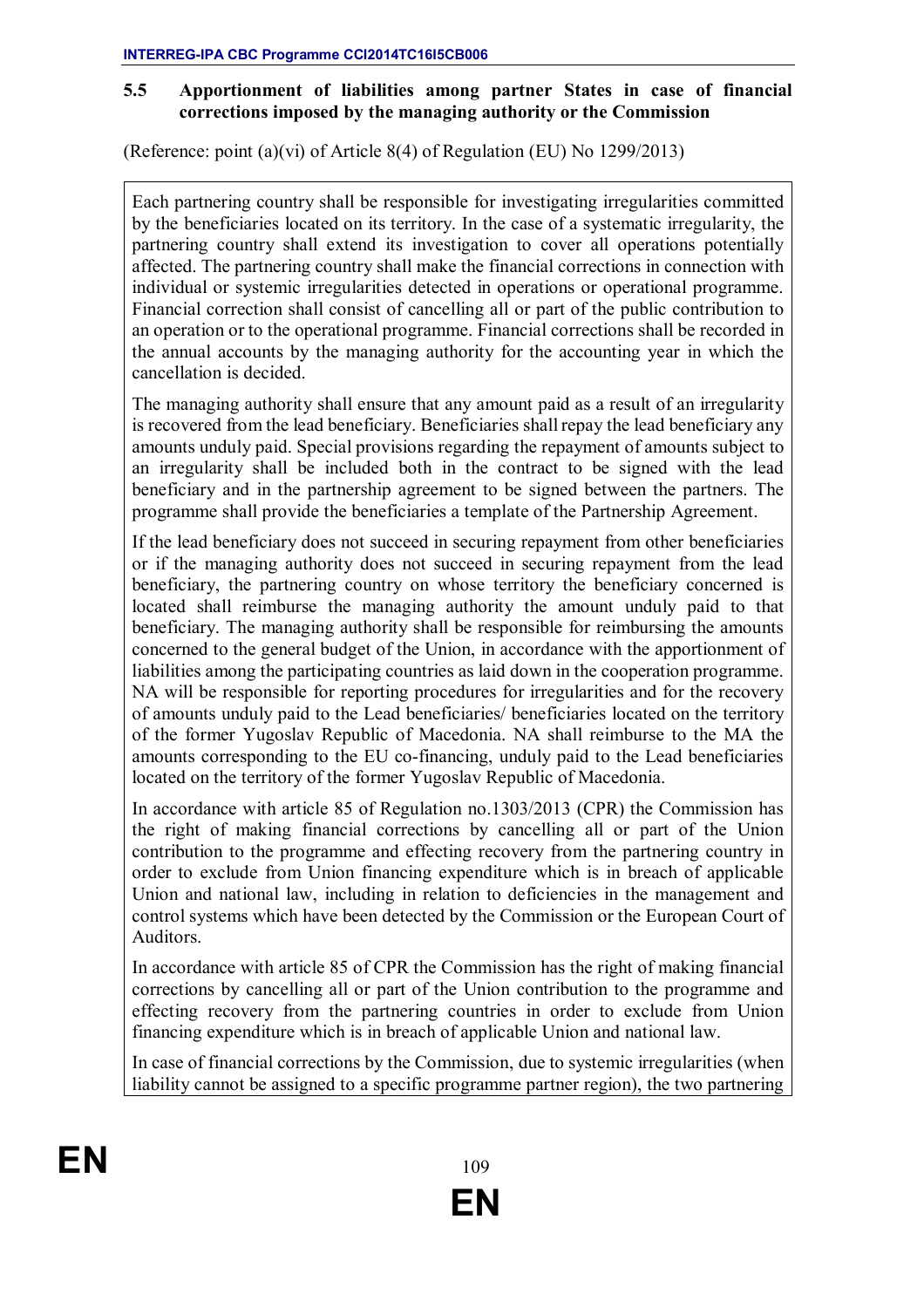### 5.5 Apportionment of liabilities among partner States in case of financial corrections imposed by the managing authority or the Commission

(Reference: point (a)(vi) of Article 8(4) of Regulation (EU) No 1299/2013)

Each partnering country shall be responsible for investigating irregularities committed by the beneficiaries located on its territory. In the case of a systematic irregularity, the partnering country shall extend its investigation to cover all operations potentially affected. The partnering country shall make the financial corrections in connection with individual or systemic irregularities detected in operations or operational programme. Financial correction shall consist of cancelling all or part of the public contribution to an operation or to the operational programme. Financial corrections shall be recorded in the annual accounts by the managing authority for the accounting year in which the cancellation is decided.

The managing authority shall ensure that any amount paid as a result of an irregularity is recovered from the lead beneficiary. Beneficiaries shall repay the lead beneficiary any amounts unduly paid. Special provisions regarding the repayment of amounts subject to an irregularity shall be included both in the contract to be signed with the lead beneficiary and in the partnership agreement to be signed between the partners. The programme shall provide the beneficiaries a template of the Partnership Agreement.

If the lead beneficiary does not succeed in securing repayment from other beneficiaries or if the managing authority does not succeed in securing repayment from the lead beneficiary, the partnering country on whose territory the beneficiary concerned is located shall reimburse the managing authority the amount unduly paid to that beneficiary. The managing authority shall be responsible for reimbursing the amounts concerned to the general budget of the Union, in accordance with the apportionment of liabilities among the participating countries as laid down in the cooperation programme. NA will be responsible for reporting procedures for irregularities and for the recovery of amounts unduly paid to the Lead beneficiaries/ beneficiaries located on the territory of the former Yugoslav Republic of Macedonia. NA shall reimburse to the MA the amounts corresponding to the EU co-financing, unduly paid to the Lead beneficiaries located on the territory of the former Yugoslav Republic of Macedonia.

In accordance with article 85 of Regulation no.1303/2013 (CPR) the Commission has the right of making financial corrections by cancelling all or part of the Union contribution to the programme and effecting recovery from the partnering country in order to exclude from Union financing expenditure which is in breach of applicable Union and national law, including in relation to deficiencies in the management and control systems which have been detected by the Commission or the European Court of Auditors.

In accordance with article 85 of CPR the Commission has the right of making financial corrections by cancelling all or part of the Union contribution to the programme and effecting recovery from the partnering countries in order to exclude from Union financing expenditure which is in breach of applicable Union and national law.

In case of financial corrections by the Commission, due to systemic irregularities (when liability cannot be assigned to a specific programme partner region), the two partnering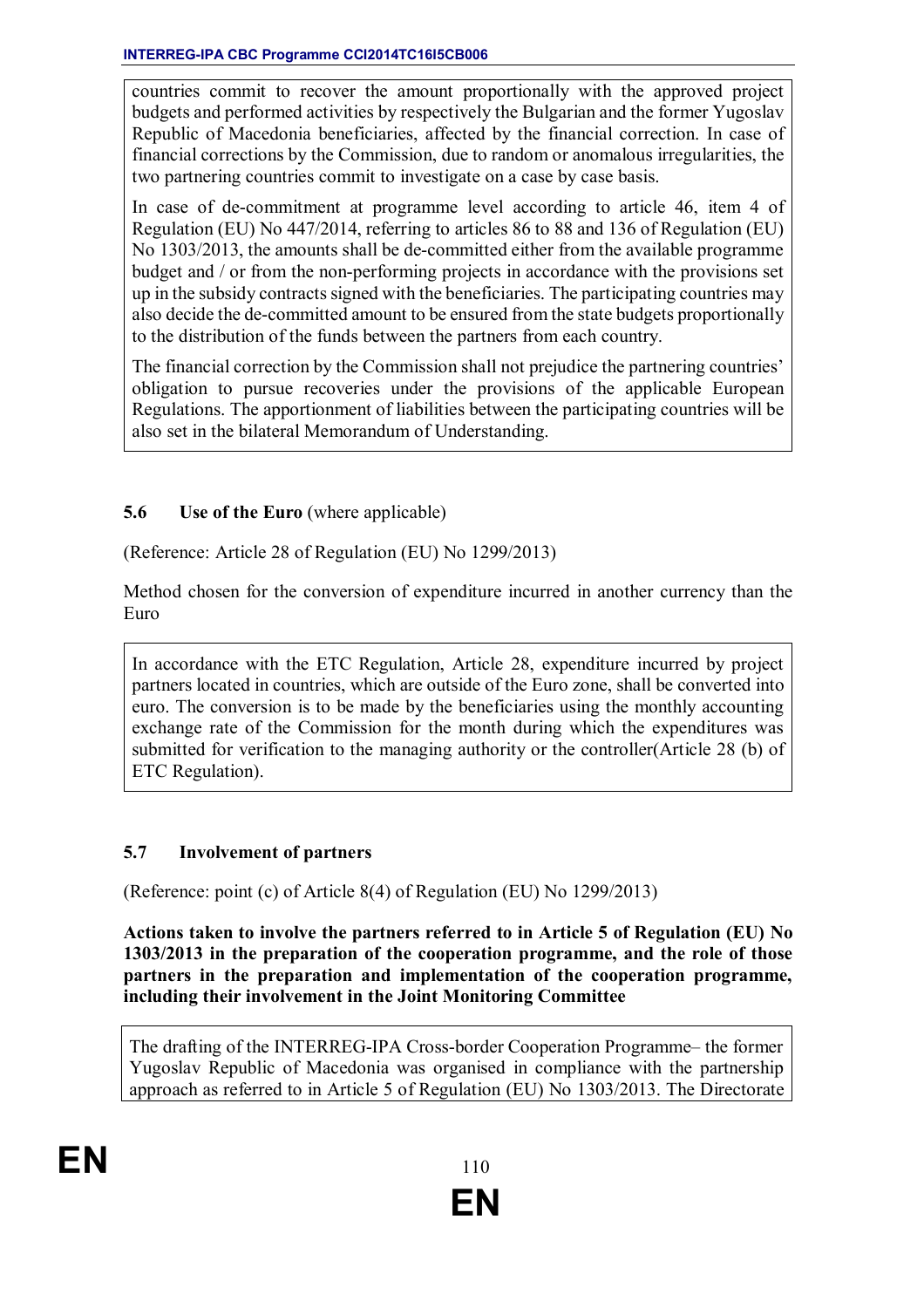countries commit to recover the amount proportionally with the approved project budgets and performed activities by respectively the Bulgarian and the former Yugoslav Republic of Macedonia beneficiaries, affected by the financial correction. In case of financial corrections by the Commission, due to random or anomalous irregularities, the two partnering countries commit to investigate on a case by case basis.

In case of de-commitment at programme level according to article 46, item 4 of Regulation (EU) No 447/2014, referring to articles 86 to 88 and 136 of Regulation (EU) No 1303/2013, the amounts shall be de-committed either from the available programme budget and / or from the non-performing projects in accordance with the provisions set up in the subsidy contracts signed with the beneficiaries. The participating countries may also decide the de-committed amount to be ensured from the state budgets proportionally to the distribution of the funds between the partners from each country.

The financial correction by the Commission shall not prejudice the partnering countries' obligation to pursue recoveries under the provisions of the applicable European Regulations. The apportionment of liabilities between the participating countries will be also set in the bilateral Memorandum of Understanding.

### 5.6 Use of the Euro (where applicable)

(Reference: Article 28 of Regulation (EU) No 1299/2013)

Method chosen for the conversion of expenditure incurred in another currency than the Euro

In accordance with the ETC Regulation, Article 28, expenditure incurred by project partners located in countries, which are outside of the Euro zone, shall be converted into euro. The conversion is to be made by the beneficiaries using the monthly accounting exchange rate of the Commission for the month during which the expenditures was submitted for verification to the managing authority or the controller(Article 28 (b) of ETC Regulation).

### 5.7 Involvement of partners

(Reference: point (c) of Article 8(4) of Regulation (EU) No 1299/2013)

**Actions taken to involve the partners referred to in Article 5 of Regulation (EU) No 1303/2013 in the preparation of the cooperation programme, and the role of those partners in the preparation and implementation of the cooperation programme, including their involvement in the Joint Monitoring Committee**

The drafting of the INTERREG-IPA Cross-border Cooperation Programme– the former Yugoslav Republic of Macedonia was organised in compliance with the partnership approach as referred to in Article 5 of Regulation (EU) No 1303/2013. The Directorate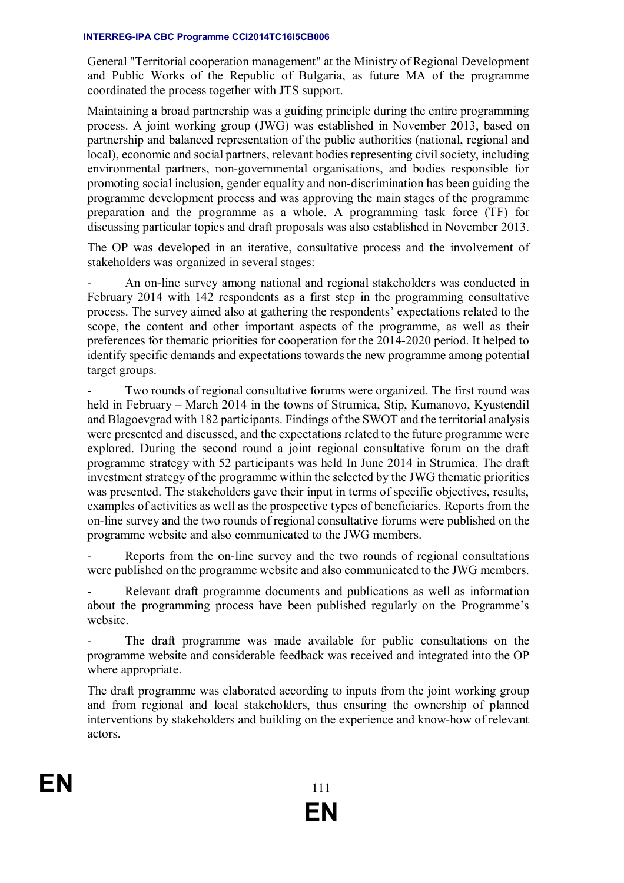General "Territorial cooperation management" at the Ministry of Regional Development and Public Works of the Republic of Bulgaria, as future MA of the programme coordinated the process together with JTS support.

Maintaining a broad partnership was a guiding principle during the entire programming process. A joint working group (JWG) was established in November 2013, based on partnership and balanced representation of the public authorities (national, regional and local), economic and social partners, relevant bodies representing civil society, including environmental partners, non-governmental organisations, and bodies responsible for promoting social inclusion, gender equality and non-discrimination has been guiding the programme development process and was approving the main stages of the programme preparation and the programme as a whole. A programming task force (TF) for discussing particular topics and draft proposals was also established in November 2013.

The OP was developed in an iterative, consultative process and the involvement of stakeholders was organized in several stages:

- An on-line survey among national and regional stakeholders was conducted in February 2014 with 142 respondents as a first step in the programming consultative process. The survey aimed also at gathering the respondents' expectations related to the scope, the content and other important aspects of the programme, as well as their preferences for thematic priorities for cooperation for the 2014-2020 period. It helped to identify specific demands and expectations towards the new programme among potential target groups.
- Two rounds of regional consultative forums were organized. The first round was held in February – March 2014 in the towns of Strumica, Stip, Kumanovo, Kyustendil and Blagoevgrad with 182 participants. Findings of the SWOT and the territorial analysis were presented and discussed, and the expectations related to the future programme were explored. During the second round a joint regional consultative forum on the draft programme strategy with 52 participants was held In June 2014 in Strumica. The draft investment strategy of the programme within the selected by the JWG thematic priorities was presented. The stakeholders gave their input in terms of specific objectives, results, examples of activities as well as the prospective types of beneficiaries. Reports from the on-line survey and the two rounds of regional consultative forums were published on the programme website and also communicated to the JWG members.
- Reports from the on-line survey and the two rounds of regional consultations were published on the programme website and also communicated to the JWG members.
- Relevant draft programme documents and publications as well as information about the programming process have been published regularly on the Programme's website.
- The draft programme was made available for public consultations on the programme website and considerable feedback was received and integrated into the OP where appropriate.

The draft programme was elaborated according to inputs from the joint working group and from regional and local stakeholders, thus ensuring the ownership of planned interventions by stakeholders and building on the experience and know-how of relevant actors.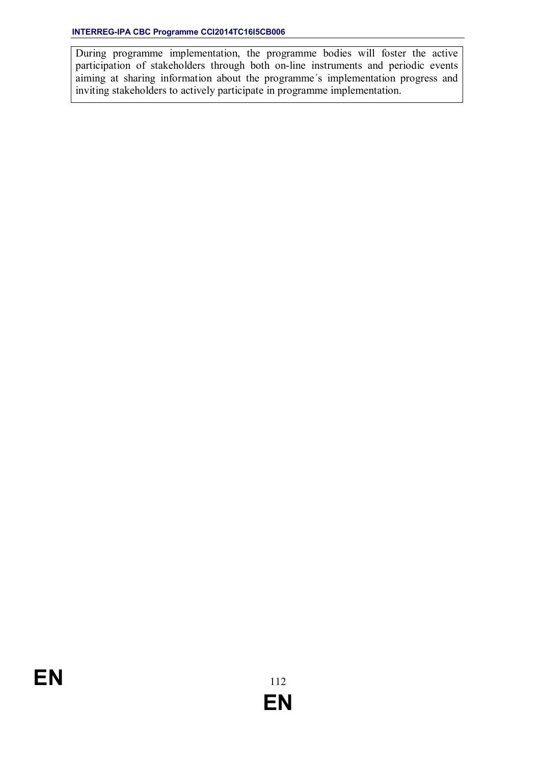| During programme implementation, the programme bodies will foster the active participation of stakeholders through both on-line instruments and periodic events aiming at sharing information about the programme´s implementation progress and inviting stakeholders to actively participate in programme implementation. |
| --- |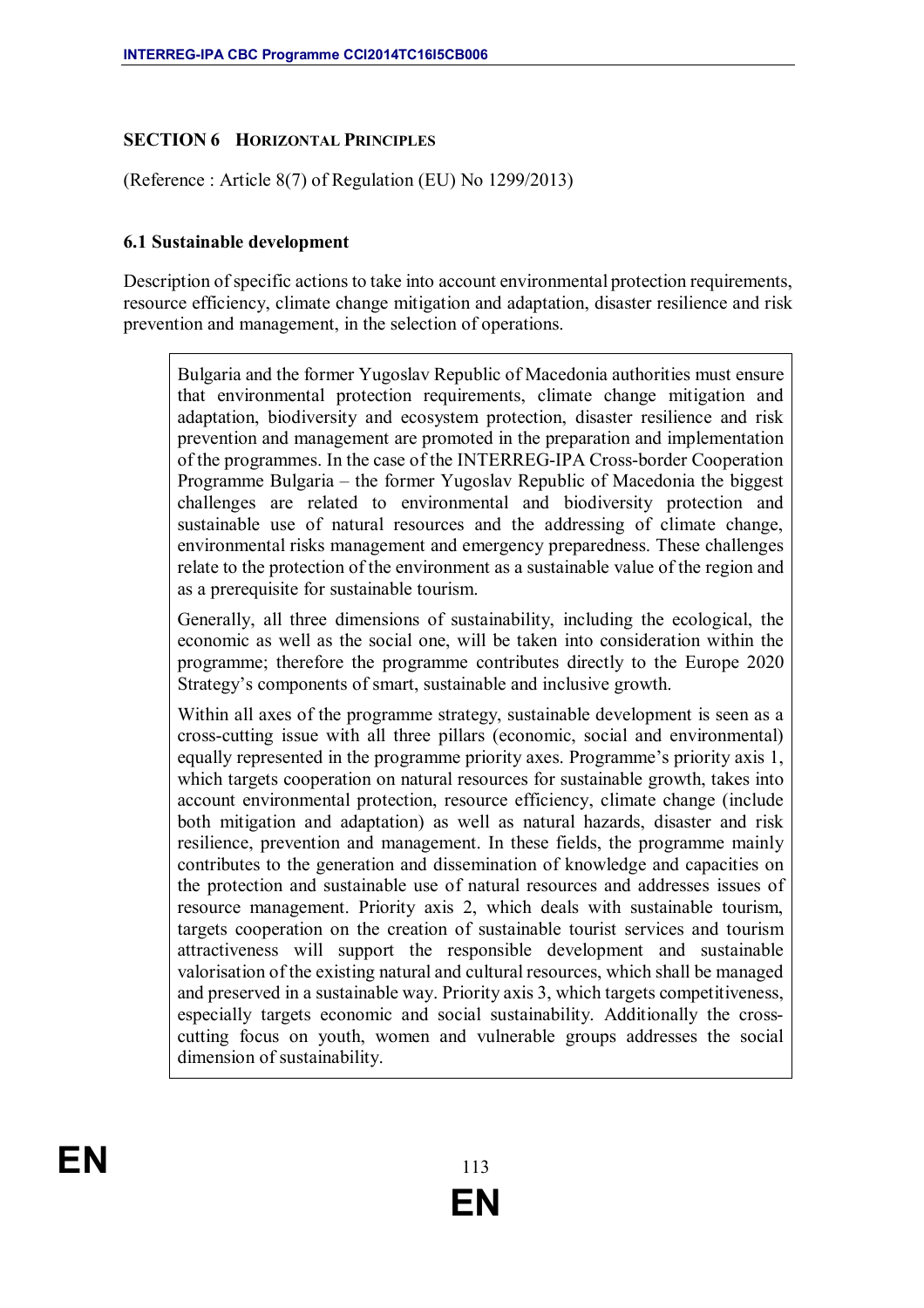## SECTION 6 HORIZONTAL PRINCIPLES

(Reference : Article 8(7) of Regulation (EU) No 1299/2013)

### 6.1 Sustainable development

Description of specific actions to take into account environmental protection requirements, resource efficiency, climate change mitigation and adaptation, disaster resilience and risk prevention and management, in the selection of operations.

Bulgaria and the former Yugoslav Republic of Macedonia authorities must ensure that environmental protection requirements, climate change mitigation and adaptation, biodiversity and ecosystem protection, disaster resilience and risk prevention and management are promoted in the preparation and implementation of the programmes. In the case of the INTERREG-IPA Cross-border Cooperation Programme Bulgaria – the former Yugoslav Republic of Macedonia the biggest challenges are related to environmental and biodiversity protection and sustainable use of natural resources and the addressing of climate change, environmental risks management and emergency preparedness. These challenges relate to the protection of the environment as a sustainable value of the region and as a prerequisite for sustainable tourism.

Generally, all three dimensions of sustainability, including the ecological, the economic as well as the social one, will be taken into consideration within the programme; therefore the programme contributes directly to the Europe 2020 Strategy's components of smart, sustainable and inclusive growth.

Within all axes of the programme strategy, sustainable development is seen as a cross-cutting issue with all three pillars (economic, social and environmental) equally represented in the programme priority axes. Programme's priority axis 1, which targets cooperation on natural resources for sustainable growth, takes into account environmental protection, resource efficiency, climate change (include both mitigation and adaptation) as well as natural hazards, disaster and risk resilience, prevention and management. In these fields, the programme mainly contributes to the generation and dissemination of knowledge and capacities on the protection and sustainable use of natural resources and addresses issues of resource management. Priority axis 2, which deals with sustainable tourism, targets cooperation on the creation of sustainable tourist services and tourism attractiveness will support the responsible development and sustainable valorisation of the existing natural and cultural resources, which shall be managed and preserved in a sustainable way. Priority axis 3, which targets competitiveness, especially targets economic and social sustainability. Additionally the cross-cutting focus on youth, women and vulnerable groups addresses the social dimension of sustainability.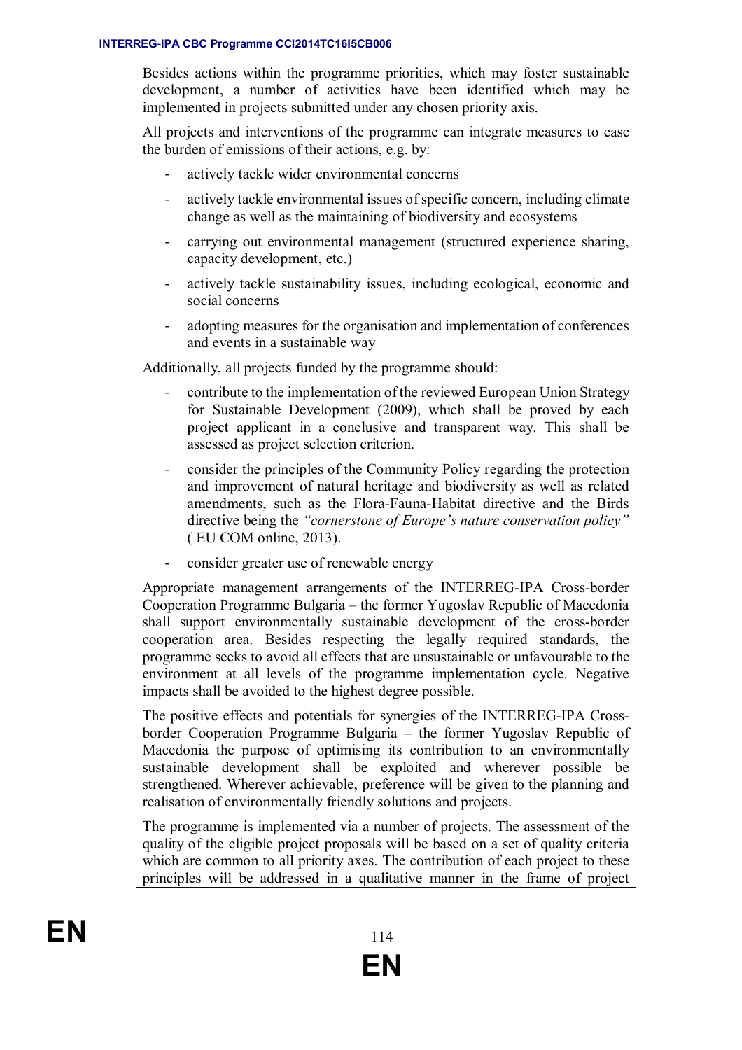Besides actions within the programme priorities, which may foster sustainable development, a number of activities have been identified which may be implemented in projects submitted under any chosen priority axis.

All projects and interventions of the programme can integrate measures to ease the burden of emissions of their actions, e.g. by:

- actively tackle wider environmental concerns
- actively tackle environmental issues of specific concern, including climate change as well as the maintaining of biodiversity and ecosystems
- carrying out environmental management (structured experience sharing, capacity development, etc.)
- actively tackle sustainability issues, including ecological, economic and social concerns
- adopting measures for the organisation and implementation of conferences and events in a sustainable way

Additionally, all projects funded by the programme should:

- contribute to the implementation of the reviewed European Union Strategy for Sustainable Development (2009), which shall be proved by each project applicant in a conclusive and transparent way. This shall be assessed as project selection criterion.
- consider the principles of the Community Policy regarding the protection and improvement of natural heritage and biodiversity as well as related amendments, such as the Flora-Fauna-Habitat directive and the Birds directive being the *"cornerstone of Europe's nature conservation policy"* ( EU COM online, 2013).
- consider greater use of renewable energy

Appropriate management arrangements of the INTERREG-IPA Cross-border Cooperation Programme Bulgaria – the former Yugoslav Republic of Macedonia shall support environmentally sustainable development of the cross-border cooperation area. Besides respecting the legally required standards, the programme seeks to avoid all effects that are unsustainable or unfavourable to the environment at all levels of the programme implementation cycle. Negative impacts shall be avoided to the highest degree possible.

The positive effects and potentials for synergies of the INTERREG-IPA Cross-border Cooperation Programme Bulgaria – the former Yugoslav Republic of Macedonia the purpose of optimising its contribution to an environmentally sustainable development shall be exploited and wherever possible be strengthened. Wherever achievable, preference will be given to the planning and realisation of environmentally friendly solutions and projects.

The programme is implemented via a number of projects. The assessment of the quality of the eligible project proposals will be based on a set of quality criteria which are common to all priority axes. The contribution of each project to these principles will be addressed in a qualitative manner in the frame of project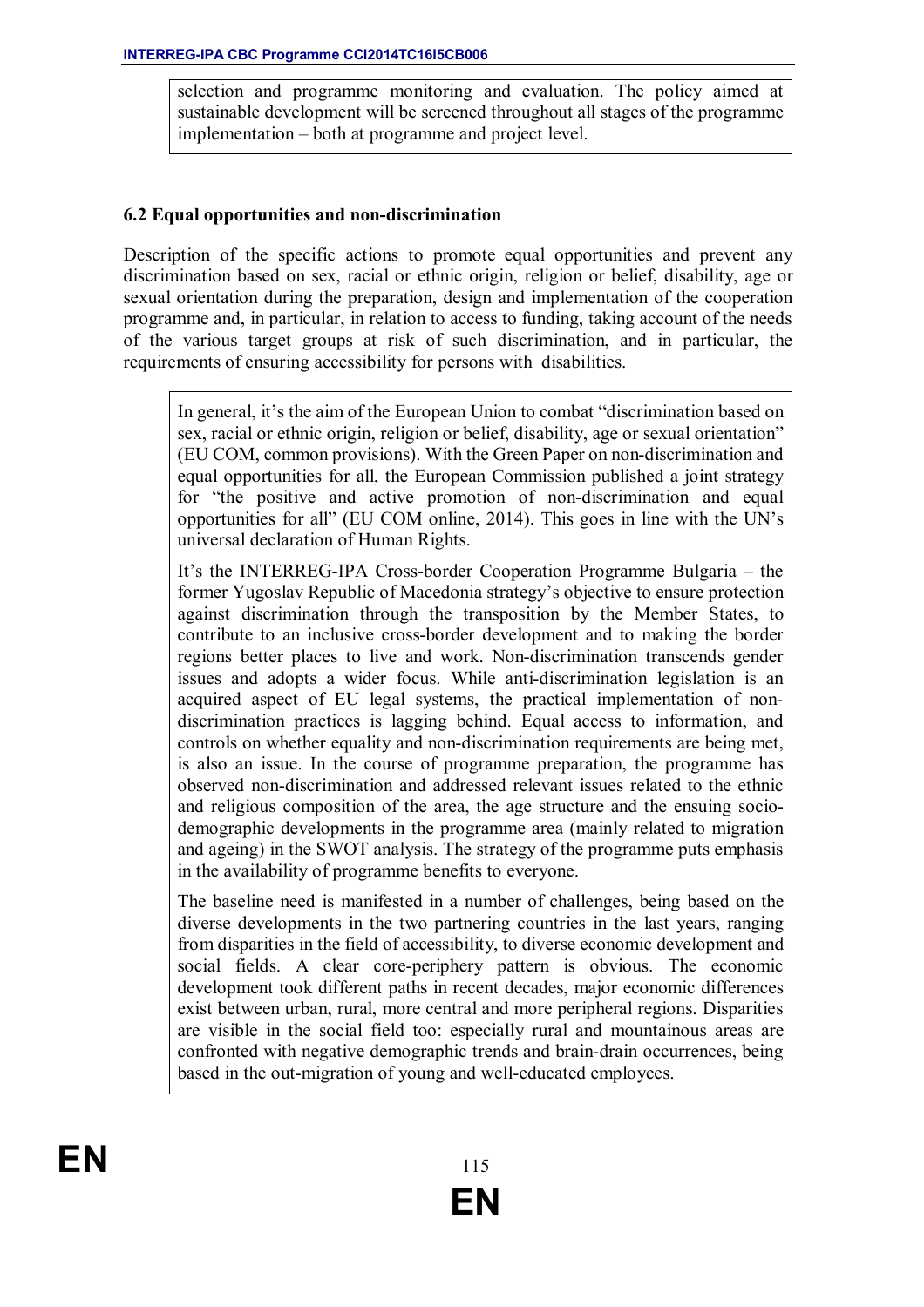selection and programme monitoring and evaluation. The policy aimed at sustainable development will be screened throughout all stages of the programme implementation – both at programme and project level.

## 6.2 Equal opportunities and non-discrimination

Description of the specific actions to promote equal opportunities and prevent any discrimination based on sex, racial or ethnic origin, religion or belief, disability, age or sexual orientation during the preparation, design and implementation of the cooperation programme and, in particular, in relation to access to funding, taking account of the needs of the various target groups at risk of such discrimination, and in particular, the requirements of ensuring accessibility for persons with disabilities.

In general, it's the aim of the European Union to combat "discrimination based on sex, racial or ethnic origin, religion or belief, disability, age or sexual orientation" (EU COM, common provisions). With the Green Paper on non-discrimination and equal opportunities for all, the European Commission published a joint strategy for "the positive and active promotion of non-discrimination and equal opportunities for all" (EU COM online, 2014). This goes in line with the UN's universal declaration of Human Rights.

It's the INTERREG-IPA Cross-border Cooperation Programme Bulgaria – the former Yugoslav Republic of Macedonia strategy's objective to ensure protection against discrimination through the transposition by the Member States, to contribute to an inclusive cross-border development and to making the border regions better places to live and work. Non-discrimination transcends gender issues and adopts a wider focus. While anti-discrimination legislation is an acquired aspect of EU legal systems, the practical implementation of non-discrimination practices is lagging behind. Equal access to information, and controls on whether equality and non-discrimination requirements are being met, is also an issue. In the course of programme preparation, the programme has observed non-discrimination and addressed relevant issues related to the ethnic and religious composition of the area, the age structure and the ensuing socio-demographic developments in the programme area (mainly related to migration and ageing) in the SWOT analysis. The strategy of the programme puts emphasis in the availability of programme benefits to everyone.

The baseline need is manifested in a number of challenges, being based on the diverse developments in the two partnering countries in the last years, ranging from disparities in the field of accessibility, to diverse economic development and social fields. A clear core-periphery pattern is obvious. The economic development took different paths in recent decades, major economic differences exist between urban, rural, more central and more peripheral regions. Disparities are visible in the social field too: especially rural and mountainous areas are confronted with negative demographic trends and brain-drain occurrences, being based in the out-migration of young and well-educated employees.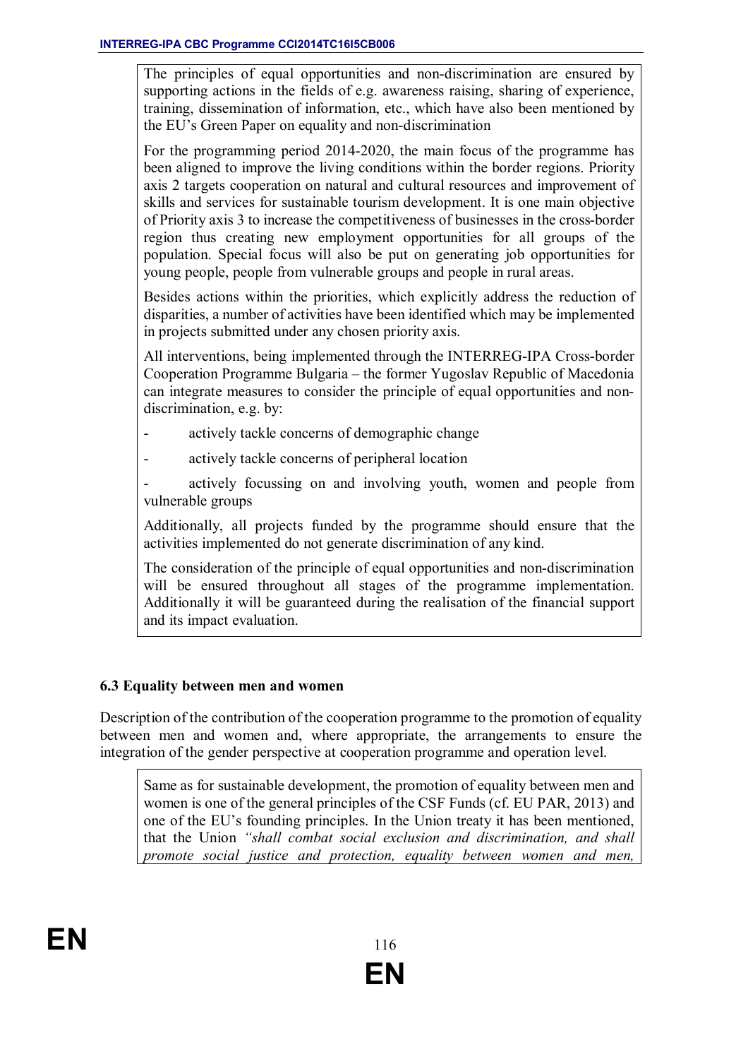The principles of equal opportunities and non-discrimination are ensured by supporting actions in the fields of e.g. awareness raising, sharing of experience, training, dissemination of information, etc., which have also been mentioned by the EU's Green Paper on equality and non-discrimination

For the programming period 2014-2020, the main focus of the programme has been aligned to improve the living conditions within the border regions. Priority axis 2 targets cooperation on natural and cultural resources and improvement of skills and services for sustainable tourism development. It is one main objective of Priority axis 3 to increase the competitiveness of businesses in the cross-border region thus creating new employment opportunities for all groups of the population. Special focus will also be put on generating job opportunities for young people, people from vulnerable groups and people in rural areas.

Besides actions within the priorities, which explicitly address the reduction of disparities, a number of activities have been identified which may be implemented in projects submitted under any chosen priority axis.

All interventions, being implemented through the INTERREG-IPA Cross-border Cooperation Programme Bulgaria – the former Yugoslav Republic of Macedonia can integrate measures to consider the principle of equal opportunities and non-discrimination, e.g. by:

- actively tackle concerns of demographic change
- actively tackle concerns of peripheral location
- actively focussing on and involving youth, women and people from vulnerable groups

Additionally, all projects funded by the programme should ensure that the activities implemented do not generate discrimination of any kind.

The consideration of the principle of equal opportunities and non-discrimination will be ensured throughout all stages of the programme implementation. Additionally it will be guaranteed during the realisation of the financial support and its impact evaluation.

### 6.3 Equality between men and women

Description of the contribution of the cooperation programme to the promotion of equality between men and women and, where appropriate, the arrangements to ensure the integration of the gender perspective at cooperation programme and operation level.

Same as for sustainable development, the promotion of equality between men and women is one of the general principles of the CSF Funds (cf. EU PAR, 2013) and one of the EU's founding principles. In the Union treaty it has been mentioned, that the Union *"shall combat social exclusion and discrimination, and shall promote social justice and protection, equality between women and men,*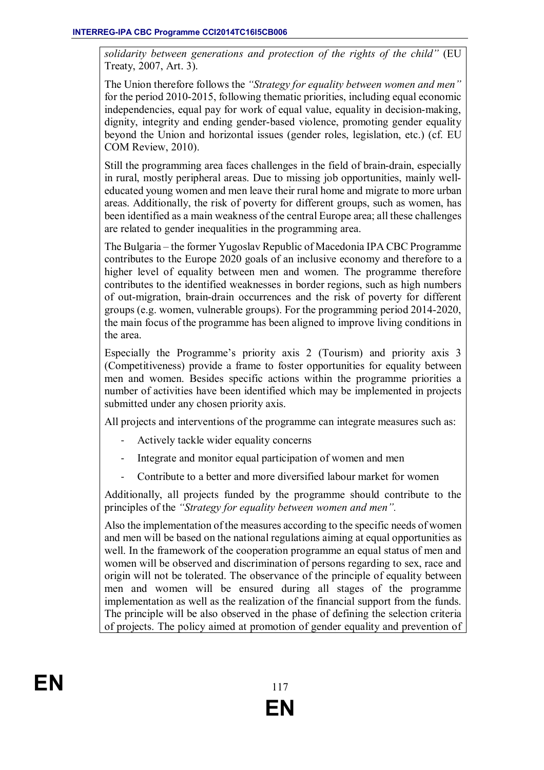*solidarity between generations and protection of the rights of the child"* (EU Treaty, 2007, Art. 3).

The Union therefore follows the *"Strategy for equality between women and men"* for the period 2010-2015, following thematic priorities, including equal economic independencies, equal pay for work of equal value, equality in decision-making, dignity, integrity and ending gender-based violence, promoting gender equality beyond the Union and horizontal issues (gender roles, legislation, etc.) (cf. EU COM Review, 2010).

Still the programming area faces challenges in the field of brain-drain, especially in rural, mostly peripheral areas. Due to missing job opportunities, mainly well-educated young women and men leave their rural home and migrate to more urban areas. Additionally, the risk of poverty for different groups, such as women, has been identified as a main weakness of the central Europe area; all these challenges are related to gender inequalities in the programming area.

The Bulgaria – the former Yugoslav Republic of Macedonia IPA CBC Programme contributes to the Europe 2020 goals of an inclusive economy and therefore to a higher level of equality between men and women. The programme therefore contributes to the identified weaknesses in border regions, such as high numbers of out-migration, brain-drain occurrences and the risk of poverty for different groups (e.g. women, vulnerable groups). For the programming period 2014-2020, the main focus of the programme has been aligned to improve living conditions in the area.

Especially the Programme's priority axis 2 (Tourism) and priority axis 3 (Competitiveness) provide a frame to foster opportunities for equality between men and women. Besides specific actions within the programme priorities a number of activities have been identified which may be implemented in projects submitted under any chosen priority axis.

All projects and interventions of the programme can integrate measures such as:

- Actively tackle wider equality concerns
- Integrate and monitor equal participation of women and men
- Contribute to a better and more diversified labour market for women

Additionally, all projects funded by the programme should contribute to the principles of the *"Strategy for equality between women and men".*

Also the implementation of the measures according to the specific needs of women and men will be based on the national regulations aiming at equal opportunities as well. In the framework of the cooperation programme an equal status of men and women will be observed and discrimination of persons regarding to sex, race and origin will not be tolerated. The observance of the principle of equality between men and women will be ensured during all stages of the programme implementation as well as the realization of the financial support from the funds. The principle will be also observed in the phase of defining the selection criteria of projects. The policy aimed at promotion of gender equality and prevention of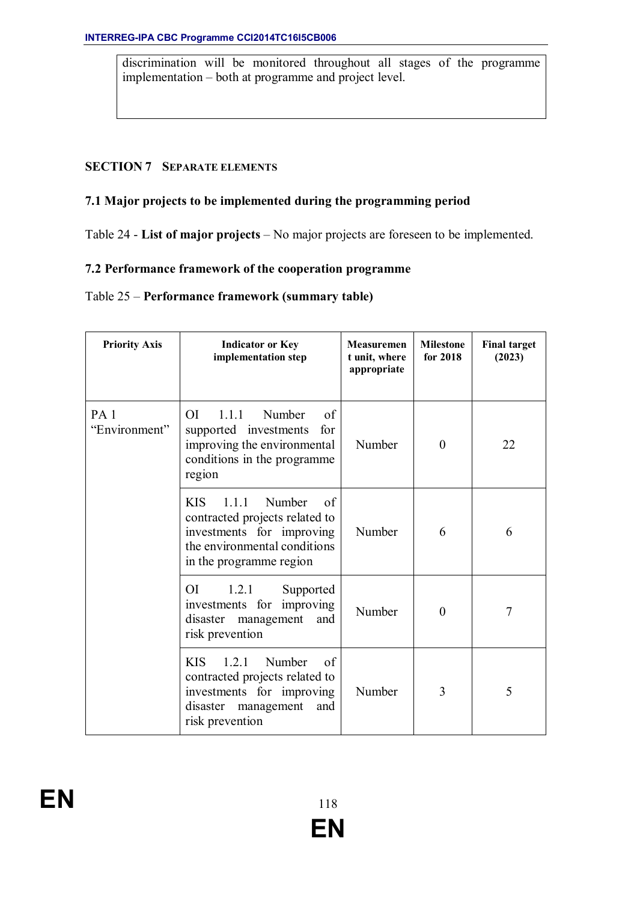discrimination will be monitored throughout all stages of the programme implementation – both at programme and project level.

## SECTION 7 SEPARATE ELEMENTS

### 7.1 Major projects to be implemented during the programming period

Table 24 - **List of major projects** – No major projects are foreseen to be implemented.

### 7.2 Performance framework of the cooperation programme

Table 25 – **Performance framework (summary table)**

| Priority Axis | Indicator or Key implementation step | Measurement unit, where appropriate | Milestone for 2018 | Final target (2023) |
|---|---|---|---|---|
| PA 1 “Environment” | OI 1.1.1 Number of supported investments for improving the environmental conditions in the programme region | Number | 0 | 22 |
| | KIS 1.1.1 Number of contracted projects related to investments for improving the environmental conditions in the programme region | Number | 6 | 6 |
| | OI 1.2.1 Supported investments for improving disaster management and risk prevention | Number | 0 | 7 |
| | KIS 1.2.1 Number of contracted projects related to investments for improving disaster management and risk prevention | Number | 3 | 5 |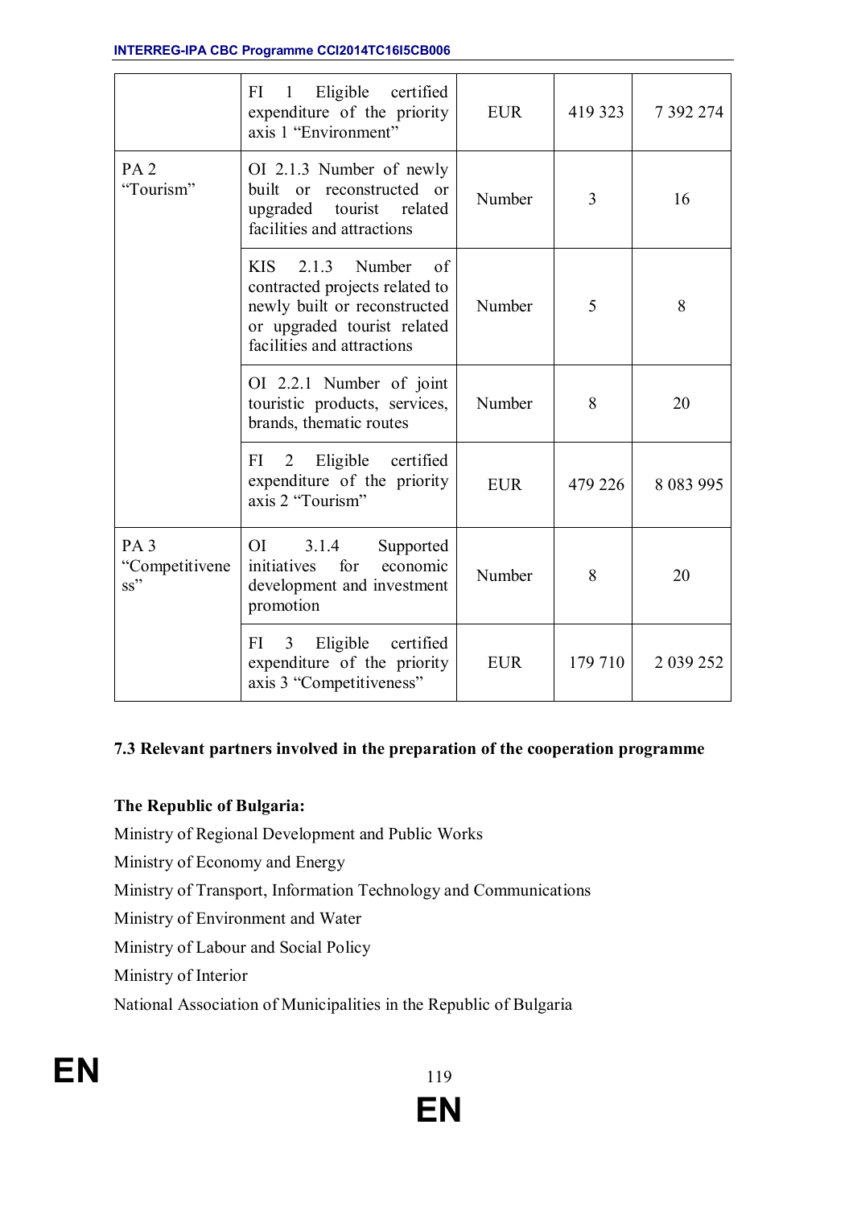| | | | | |
|---|---|---|---|---|
| | FI 1 Eligible certified expenditure of the priority axis 1 “Environment” | EUR | 419 323 | 7 392 274 |
| PA 2 “Tourism” | OI 2.1.3 Number of newly built or reconstructed or upgraded tourist related facilities and attractions | Number | 3 | 16 |
| | KIS 2.1.3 Number of contracted projects related to newly built or reconstructed or upgraded tourist related facilities and attractions | Number | 5 | 8 |
| | OI 2.2.1 Number of joint touristic products, services, brands, thematic routes | Number | 8 | 20 |
| | FI 2 Eligible certified expenditure of the priority axis 2 “Tourism” | EUR | 479 226 | 8 083 995 |
| PA 3 “Competitiveness” | OI 3.1.4 Supported initiatives for economic development and investment promotion | Number | 8 | 20 |
| | FI 3 Eligible certified expenditure of the priority axis 3 “Competitiveness” | EUR | 179 710 | 2 039 252 |

### 7.3 Relevant partners involved in the preparation of the cooperation programme

**The Republic of Bulgaria:**

Ministry of Regional Development and Public Works

Ministry of Economy and Energy

Ministry of Transport, Information Technology and Communications

Ministry of Environment and Water

Ministry of Labour and Social Policy

Ministry of Interior

National Association of Municipalities in the Republic of Bulgaria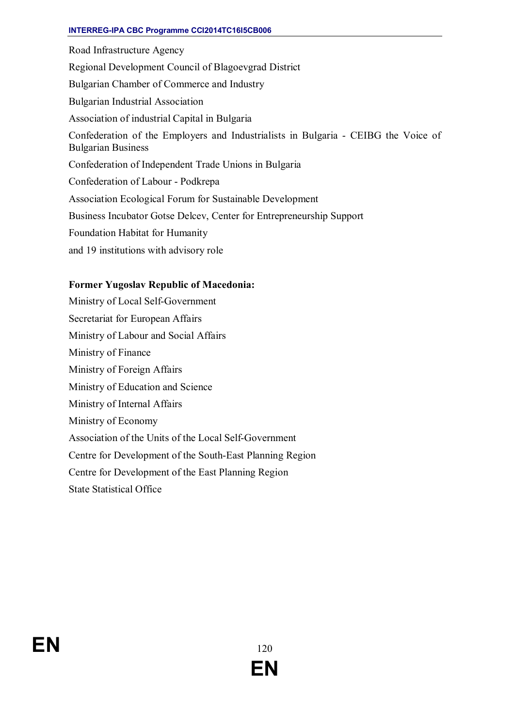Road Infrastructure Agency

Regional Development Council of Blagoevgrad District

Bulgarian Chamber of Commerce and Industry

Bulgarian Industrial Association

Association of industrial Capital in Bulgaria

Confederation of the Employers and Industrialists in Bulgaria - CEIBG the Voice of Bulgarian Business

Confederation of Independent Trade Unions in Bulgaria

Confederation of Labour - Podkrepa

Association Ecological Forum for Sustainable Development

Business Incubator Gotse Delcev, Center for Entrepreneurship Support

Foundation Habitat for Humanity

and 19 institutions with advisory role

**Former Yugoslav Republic of Macedonia:**

Ministry of Local Self-Government

Secretariat for European Affairs

Ministry of Labour and Social Affairs

Ministry of Finance

Ministry of Foreign Affairs

Ministry of Education and Science

Ministry of Internal Affairs

Ministry of Economy

Association of the Units of the Local Self-Government

Centre for Development of the South-East Planning Region

Centre for Development of the East Planning Region

State Statistical Office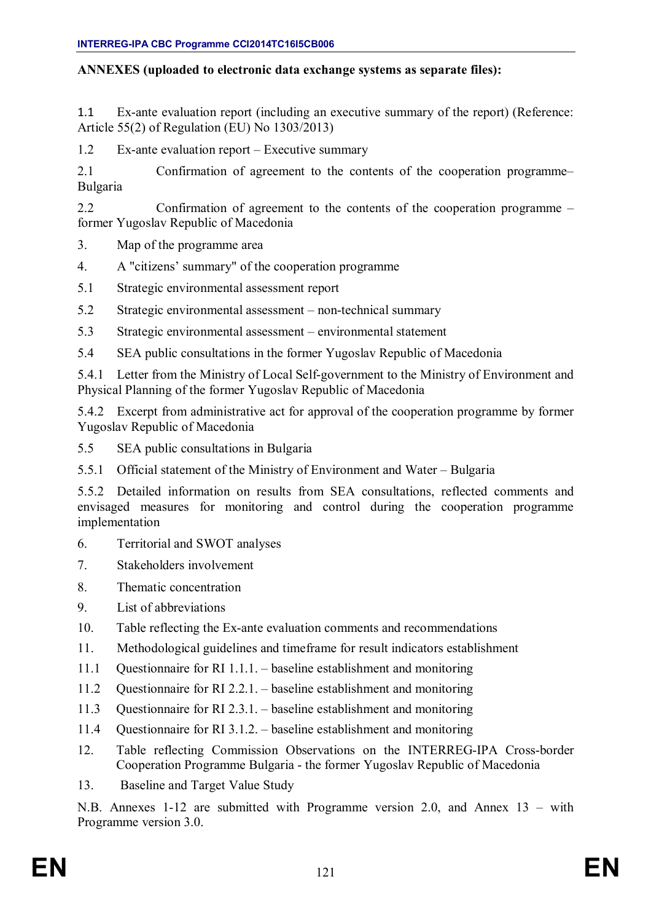**ANNEXES (uploaded to electronic data exchange systems as separate files):**

1.1 Ex-ante evaluation report (including an executive summary of the report) (Reference: Article 55(2) of Regulation (EU) No 1303/2013)

1.2 Ex-ante evaluation report – Executive summary

2.1 Confirmation of agreement to the contents of the cooperation programme– Bulgaria

2.2 Confirmation of agreement to the contents of the cooperation programme – former Yugoslav Republic of Macedonia

3. Map of the programme area

4. A "citizens' summary" of the cooperation programme

5.1 Strategic environmental assessment report

5.2 Strategic environmental assessment – non-technical summary

5.3 Strategic environmental assessment – environmental statement

5.4 SEA public consultations in the former Yugoslav Republic of Macedonia

5.4.1 Letter from the Ministry of Local Self-government to the Ministry of Environment and Physical Planning of the former Yugoslav Republic of Macedonia

5.4.2 Excerpt from administrative act for approval of the cooperation programme by former Yugoslav Republic of Macedonia

5.5 SEA public consultations in Bulgaria

5.5.1 Official statement of the Ministry of Environment and Water – Bulgaria

5.5.2 Detailed information on results from SEA consultations, reflected comments and envisaged measures for monitoring and control during the cooperation programme implementation

6. Territorial and SWOT analyses

7. Stakeholders involvement

8. Thematic concentration

9. List of abbreviations

10. Table reflecting the Ex-ante evaluation comments and recommendations

11. Methodological guidelines and timeframe for result indicators establishment

11.1 Questionnaire for RI 1.1.1. – baseline establishment and monitoring

11.2 Questionnaire for RI 2.2.1. – baseline establishment and monitoring

11.3 Questionnaire for RI 2.3.1. – baseline establishment and monitoring

11.4 Questionnaire for RI 3.1.2. – baseline establishment and monitoring

12. Table reflecting Commission Observations on the INTERREG-IPA Cross-border Cooperation Programme Bulgaria - the former Yugoslav Republic of Macedonia

13. Baseline and Target Value Study

N.B. Annexes 1-12 are submitted with Programme version 2.0, and Annex 13 – with Programme version 3.0.